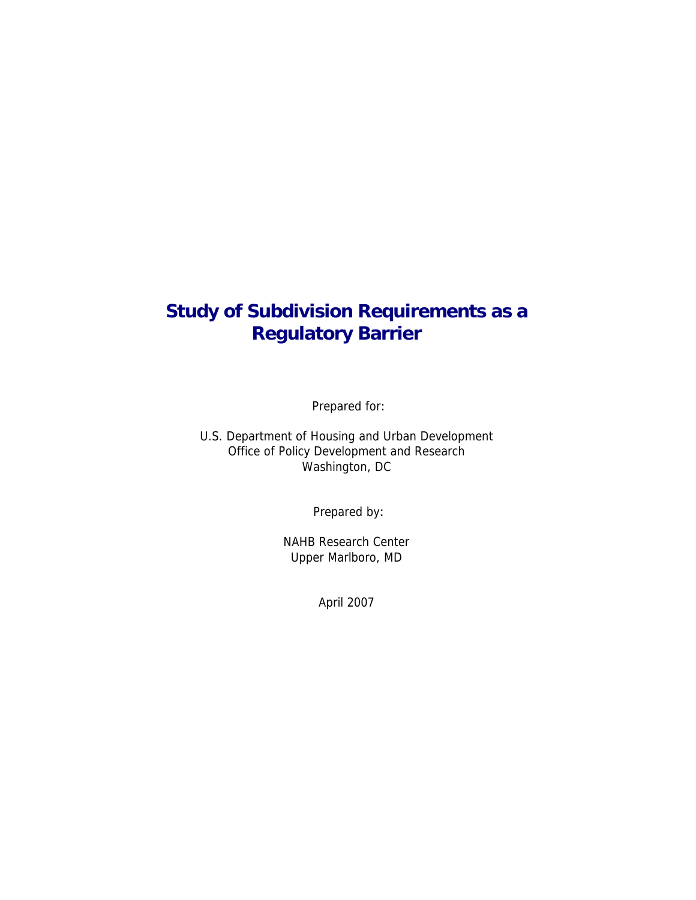# Study of Subdivision Requirements as a Regulatory Barrier

Prepared for:

U.S. Department of Housing and Urban Development
Office of Policy Development and Research
Washington, DC

Prepared by:

NAHB Research Center
Upper Marlboro, MD

April 2007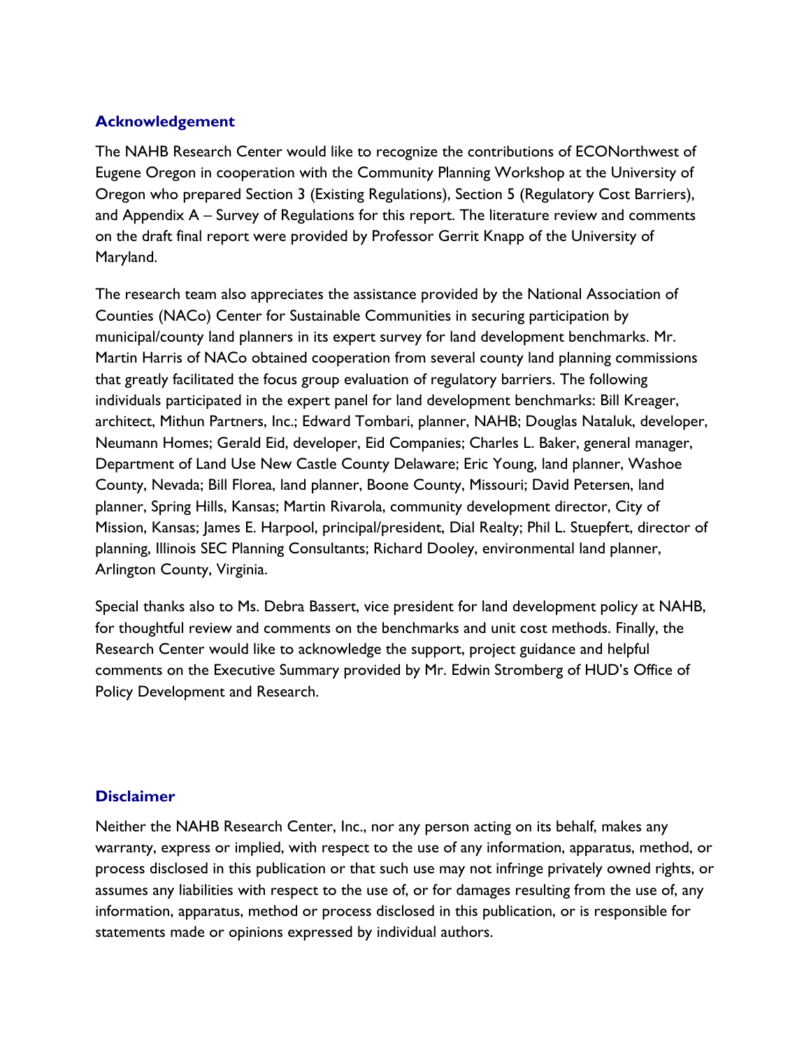## Acknowledgement

The NAHB Research Center would like to recognize the contributions of ECONorthwest of Eugene Oregon in cooperation with the Community Planning Workshop at the University of Oregon who prepared Section 3 (Existing Regulations), Section 5 (Regulatory Cost Barriers), and Appendix A – Survey of Regulations for this report. The literature review and comments on the draft final report were provided by Professor Gerrit Knapp of the University of Maryland.

The research team also appreciates the assistance provided by the National Association of Counties (NACo) Center for Sustainable Communities in securing participation by municipal/county land planners in its expert survey for land development benchmarks. Mr. Martin Harris of NACo obtained cooperation from several county land planning commissions that greatly facilitated the focus group evaluation of regulatory barriers. The following individuals participated in the expert panel for land development benchmarks: Bill Kreager, architect, Mithun Partners, Inc.; Edward Tombari, planner, NAHB; Douglas Nataluk, developer, Neumann Homes; Gerald Eid, developer, Eid Companies; Charles L. Baker, general manager, Department of Land Use New Castle County Delaware; Eric Young, land planner, Washoe County, Nevada; Bill Florea, land planner, Boone County, Missouri; David Petersen, land planner, Spring Hills, Kansas; Martin Rivarola, community development director, City of Mission, Kansas; James E. Harpool, principal/president, Dial Realty; Phil L. Stuepfert, director of planning, Illinois SEC Planning Consultants; Richard Dooley, environmental land planner, Arlington County, Virginia.

Special thanks also to Ms. Debra Bassert, vice president for land development policy at NAHB, for thoughtful review and comments on the benchmarks and unit cost methods. Finally, the Research Center would like to acknowledge the support, project guidance and helpful comments on the Executive Summary provided by Mr. Edwin Stromberg of HUD's Office of Policy Development and Research.

## Disclaimer

Neither the NAHB Research Center, Inc., nor any person acting on its behalf, makes any warranty, express or implied, with respect to the use of any information, apparatus, method, or process disclosed in this publication or that such use may not infringe privately owned rights, or assumes any liabilities with respect to the use of, or for damages resulting from the use of, any information, apparatus, method or process disclosed in this publication, or is responsible for statements made or opinions expressed by individual authors.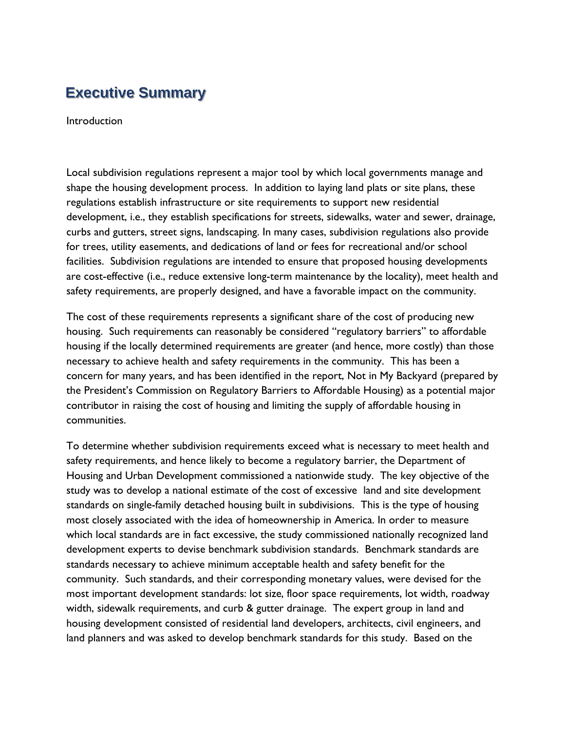# Executive Summary

Introduction

Local subdivision regulations represent a major tool by which local governments manage and shape the housing development process. In addition to laying land plats or site plans, these regulations establish infrastructure or site requirements to support new residential development, i.e., they establish specifications for streets, sidewalks, water and sewer, drainage, curbs and gutters, street signs, landscaping. In many cases, subdivision regulations also provide for trees, utility easements, and dedications of land or fees for recreational and/or school facilities. Subdivision regulations are intended to ensure that proposed housing developments are cost-effective (i.e., reduce extensive long-term maintenance by the locality), meet health and safety requirements, are properly designed, and have a favorable impact on the community.

The cost of these requirements represents a significant share of the cost of producing new housing. Such requirements can reasonably be considered "regulatory barriers" to affordable housing if the locally determined requirements are greater (and hence, more costly) than those necessary to achieve health and safety requirements in the community. This has been a concern for many years, and has been identified in the report, Not in My Backyard (prepared by the President's Commission on Regulatory Barriers to Affordable Housing) as a potential major contributor in raising the cost of housing and limiting the supply of affordable housing in communities.

To determine whether subdivision requirements exceed what is necessary to meet health and safety requirements, and hence likely to become a regulatory barrier, the Department of Housing and Urban Development commissioned a nationwide study. The key objective of the study was to develop a national estimate of the cost of excessive land and site development standards on single-family detached housing built in subdivisions. This is the type of housing most closely associated with the idea of homeownership in America. In order to measure which local standards are in fact excessive, the study commissioned nationally recognized land development experts to devise benchmark subdivision standards. Benchmark standards are standards necessary to achieve minimum acceptable health and safety benefit for the community. Such standards, and their corresponding monetary values, were devised for the most important development standards: lot size, floor space requirements, lot width, roadway width, sidewalk requirements, and curb & gutter drainage. The expert group in land and housing development consisted of residential land developers, architects, civil engineers, and land planners and was asked to develop benchmark standards for this study. Based on the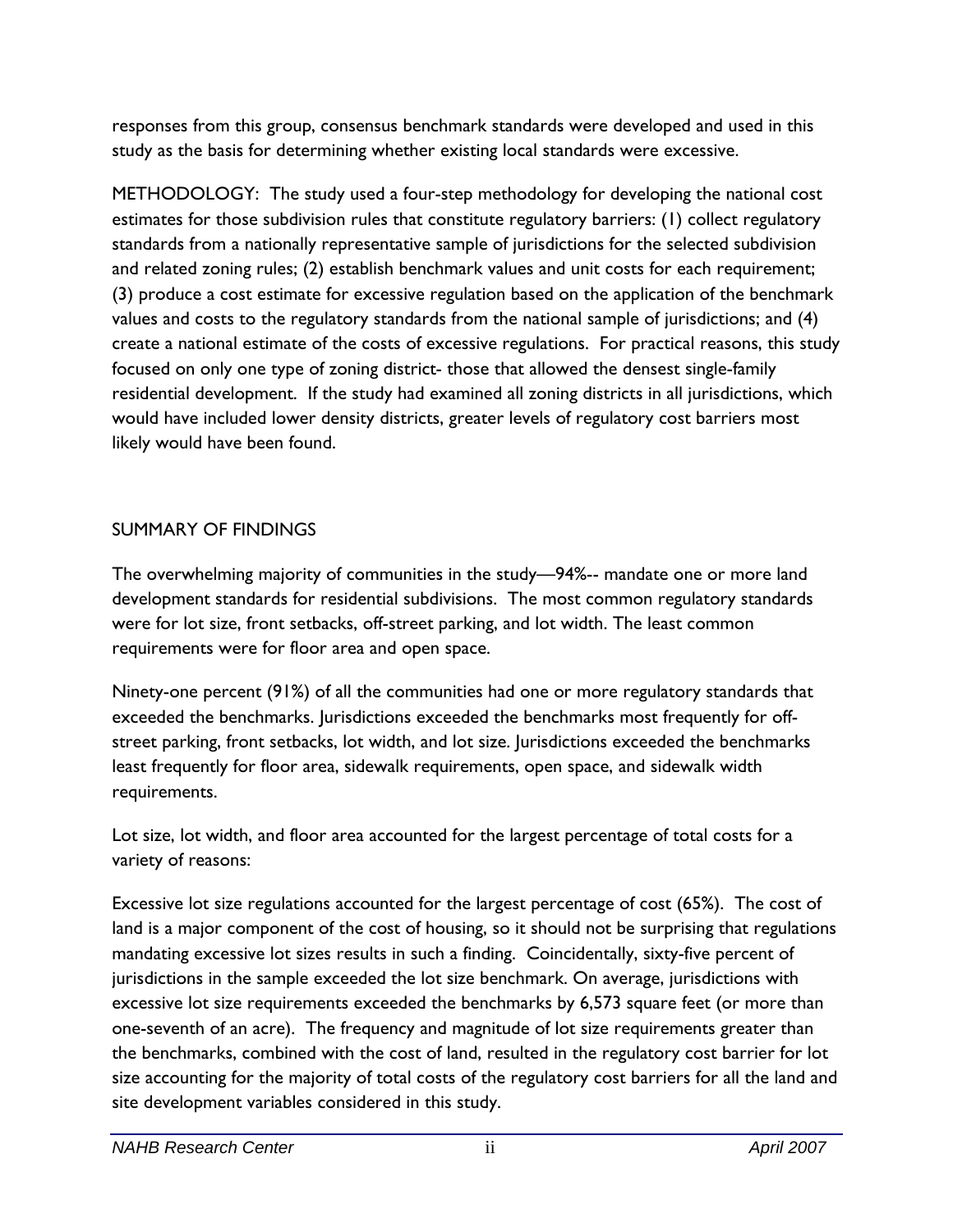responses from this group, consensus benchmark standards were developed and used in this study as the basis for determining whether existing local standards were excessive.

METHODOLOGY: The study used a four-step methodology for developing the national cost estimates for those subdivision rules that constitute regulatory barriers: (1) collect regulatory standards from a nationally representative sample of jurisdictions for the selected subdivision and related zoning rules; (2) establish benchmark values and unit costs for each requirement; (3) produce a cost estimate for excessive regulation based on the application of the benchmark values and costs to the regulatory standards from the national sample of jurisdictions; and (4) create a national estimate of the costs of excessive regulations. For practical reasons, this study focused on only one type of zoning district- those that allowed the densest single-family residential development. If the study had examined all zoning districts in all jurisdictions, which would have included lower density districts, greater levels of regulatory cost barriers most likely would have been found.

## SUMMARY OF FINDINGS

The overwhelming majority of communities in the study—94%-- mandate one or more land development standards for residential subdivisions. The most common regulatory standards were for lot size, front setbacks, off-street parking, and lot width. The least common requirements were for floor area and open space.

Ninety-one percent (91%) of all the communities had one or more regulatory standards that exceeded the benchmarks. Jurisdictions exceeded the benchmarks most frequently for off-street parking, front setbacks, lot width, and lot size. Jurisdictions exceeded the benchmarks least frequently for floor area, sidewalk requirements, open space, and sidewalk width requirements.

Lot size, lot width, and floor area accounted for the largest percentage of total costs for a variety of reasons:

Excessive lot size regulations accounted for the largest percentage of cost (65%). The cost of land is a major component of the cost of housing, so it should not be surprising that regulations mandating excessive lot sizes results in such a finding. Coincidentally, sixty-five percent of jurisdictions in the sample exceeded the lot size benchmark. On average, jurisdictions with excessive lot size requirements exceeded the benchmarks by 6,573 square feet (or more than one-seventh of an acre). The frequency and magnitude of lot size requirements greater than the benchmarks, combined with the cost of land, resulted in the regulatory cost barrier for lot size accounting for the majority of total costs of the regulatory cost barriers for all the land and site development variables considered in this study.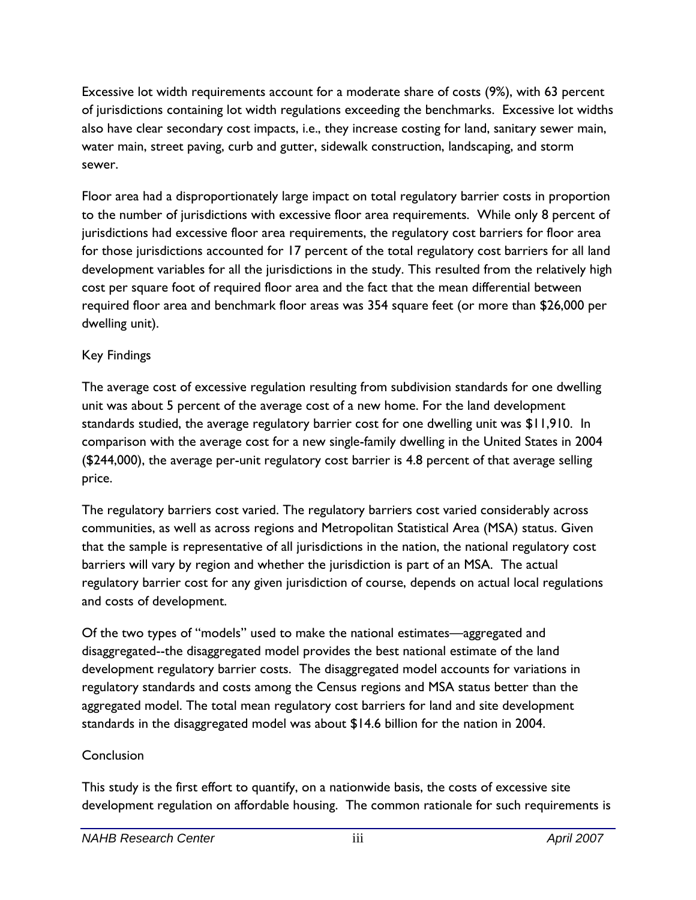Excessive lot width requirements account for a moderate share of costs (9%), with 63 percent of jurisdictions containing lot width regulations exceeding the benchmarks. Excessive lot widths also have clear secondary cost impacts, i.e., they increase costing for land, sanitary sewer main, water main, street paving, curb and gutter, sidewalk construction, landscaping, and storm sewer.

Floor area had a disproportionately large impact on total regulatory barrier costs in proportion to the number of jurisdictions with excessive floor area requirements. While only 8 percent of jurisdictions had excessive floor area requirements, the regulatory cost barriers for floor area for those jurisdictions accounted for 17 percent of the total regulatory cost barriers for all land development variables for all the jurisdictions in the study. This resulted from the relatively high cost per square foot of required floor area and the fact that the mean differential between required floor area and benchmark floor areas was 354 square feet (or more than $26,000 per dwelling unit).

## Key Findings

The average cost of excessive regulation resulting from subdivision standards for one dwelling unit was about 5 percent of the average cost of a new home. For the land development standards studied, the average regulatory barrier cost for one dwelling unit was $11,910. In comparison with the average cost for a new single-family dwelling in the United States in 2004 ($244,000), the average per-unit regulatory cost barrier is 4.8 percent of that average selling price.

The regulatory barriers cost varied. The regulatory barriers cost varied considerably across communities, as well as across regions and Metropolitan Statistical Area (MSA) status. Given that the sample is representative of all jurisdictions in the nation, the national regulatory cost barriers will vary by region and whether the jurisdiction is part of an MSA. The actual regulatory barrier cost for any given jurisdiction of course, depends on actual local regulations and costs of development.

Of the two types of "models" used to make the national estimates—aggregated and disaggregated--the disaggregated model provides the best national estimate of the land development regulatory barrier costs. The disaggregated model accounts for variations in regulatory standards and costs among the Census regions and MSA status better than the aggregated model. The total mean regulatory cost barriers for land and site development standards in the disaggregated model was about $14.6 billion for the nation in 2004.

## Conclusion

This study is the first effort to quantify, on a nationwide basis, the costs of excessive site development regulation on affordable housing. The common rationale for such requirements is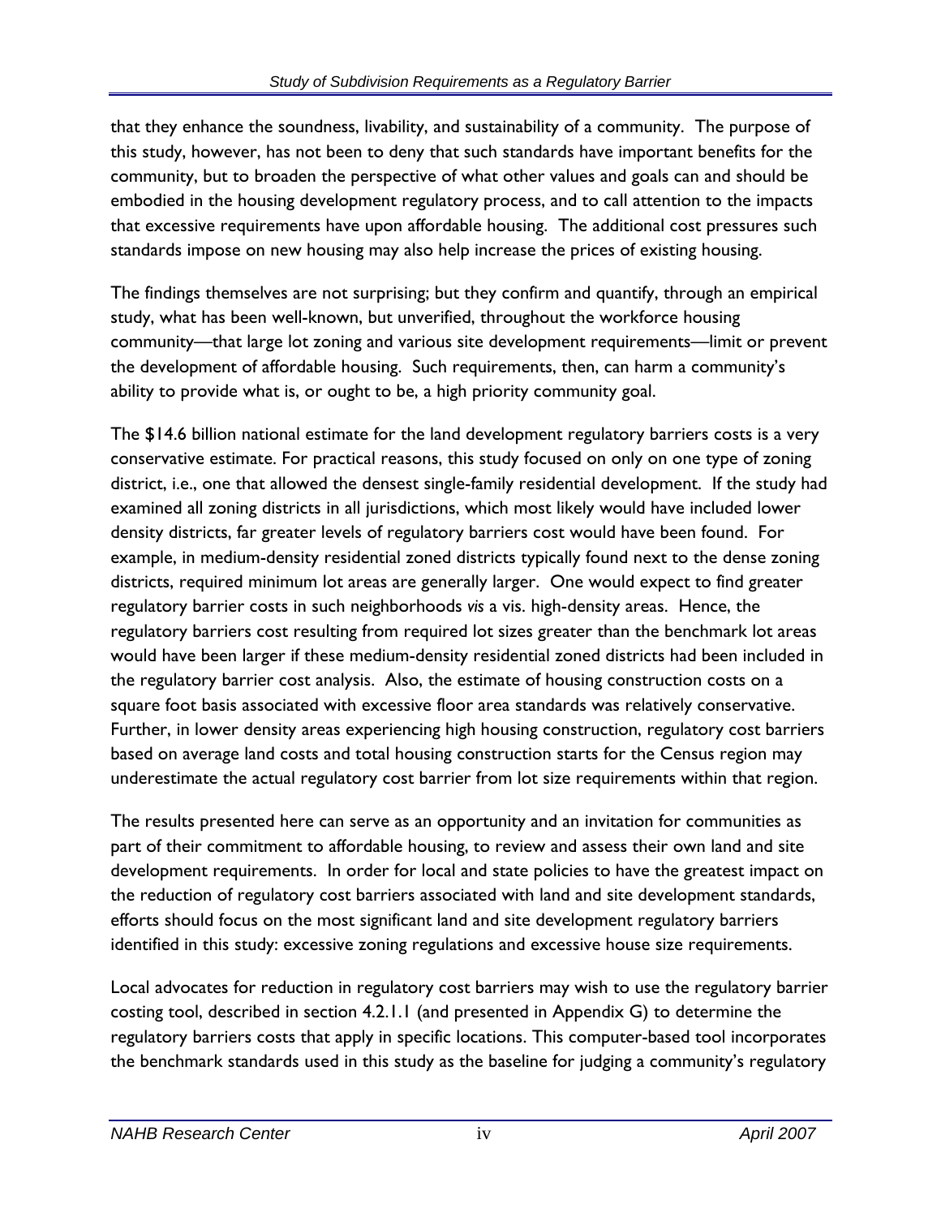that they enhance the soundness, livability, and sustainability of a community. The purpose of this study, however, has not been to deny that such standards have important benefits for the community, but to broaden the perspective of what other values and goals can and should be embodied in the housing development regulatory process, and to call attention to the impacts that excessive requirements have upon affordable housing. The additional cost pressures such standards impose on new housing may also help increase the prices of existing housing.

The findings themselves are not surprising; but they confirm and quantify, through an empirical study, what has been well-known, but unverified, throughout the workforce housing community—that large lot zoning and various site development requirements—limit or prevent the development of affordable housing. Such requirements, then, can harm a community's ability to provide what is, or ought to be, a high priority community goal.

The $14.6 billion national estimate for the land development regulatory barriers costs is a very conservative estimate. For practical reasons, this study focused on only on one type of zoning district, i.e., one that allowed the densest single-family residential development. If the study had examined all zoning districts in all jurisdictions, which most likely would have included lower density districts, far greater levels of regulatory barriers cost would have been found. For example, in medium-density residential zoned districts typically found next to the dense zoning districts, required minimum lot areas are generally larger. One would expect to find greater regulatory barrier costs in such neighborhoods *vis* a vis. high-density areas. Hence, the regulatory barriers cost resulting from required lot sizes greater than the benchmark lot areas would have been larger if these medium-density residential zoned districts had been included in the regulatory barrier cost analysis. Also, the estimate of housing construction costs on a square foot basis associated with excessive floor area standards was relatively conservative. Further, in lower density areas experiencing high housing construction, regulatory cost barriers based on average land costs and total housing construction starts for the Census region may underestimate the actual regulatory cost barrier from lot size requirements within that region.

The results presented here can serve as an opportunity and an invitation for communities as part of their commitment to affordable housing, to review and assess their own land and site development requirements. In order for local and state policies to have the greatest impact on the reduction of regulatory cost barriers associated with land and site development standards, efforts should focus on the most significant land and site development regulatory barriers identified in this study: excessive zoning regulations and excessive house size requirements.

Local advocates for reduction in regulatory cost barriers may wish to use the regulatory barrier costing tool, described in section 4.2.1.1 (and presented in Appendix G) to determine the regulatory barriers costs that apply in specific locations. This computer-based tool incorporates the benchmark standards used in this study as the baseline for judging a community's regulatory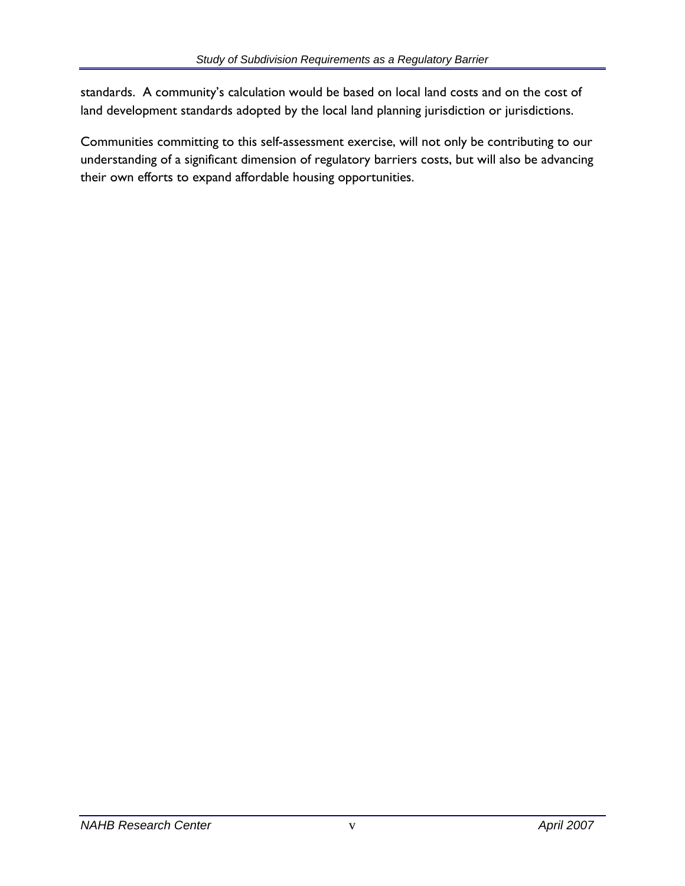standards. A community's calculation would be based on local land costs and on the cost of land development standards adopted by the local land planning jurisdiction or jurisdictions.

Communities committing to this self-assessment exercise, will not only be contributing to our understanding of a significant dimension of regulatory barriers costs, but will also be advancing their own efforts to expand affordable housing opportunities.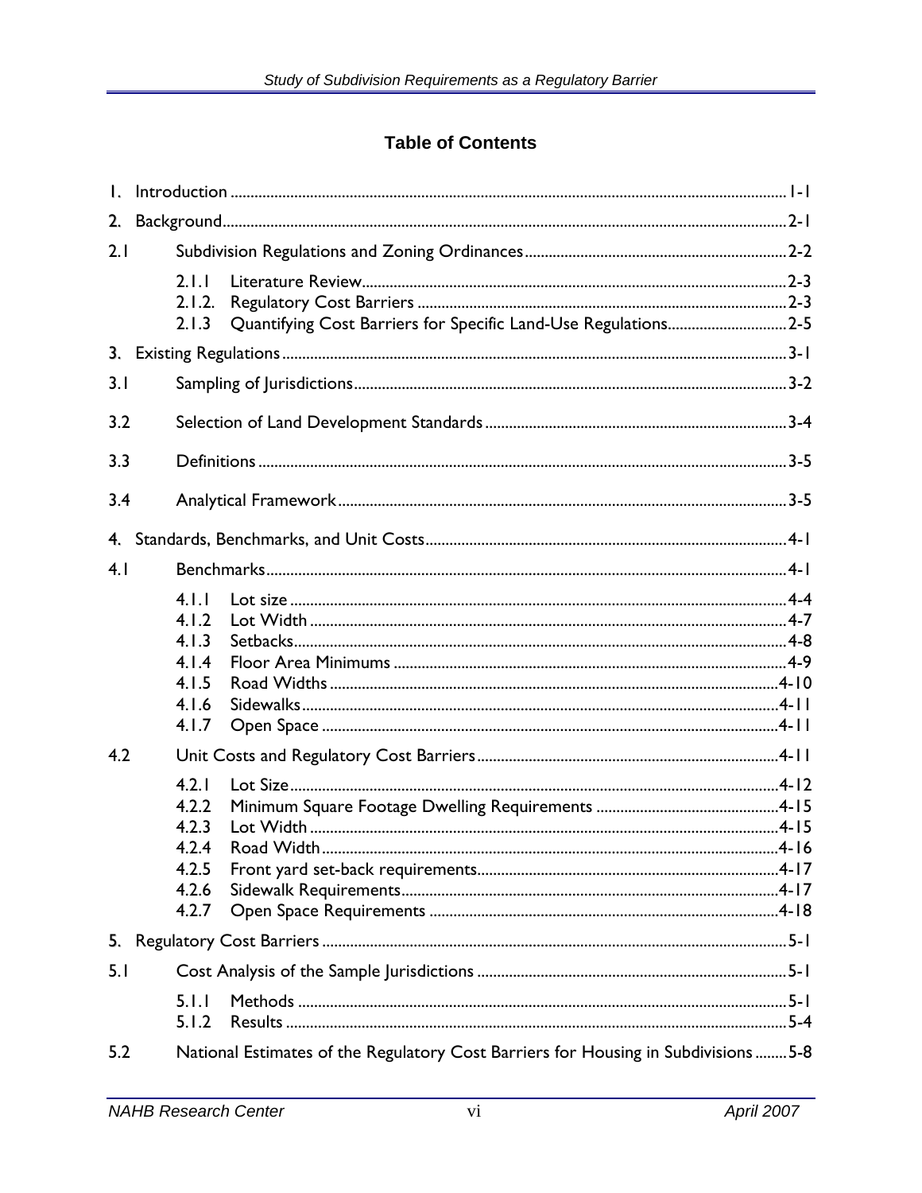## Table of Contents

1. Introduction ..... 1-1
2. Background ..... 2-1

2.1 Subdivision Regulations and Zoning Ordinances ..... 2-2

- 2.1.1 Literature Review ..... 2-3
- 2.1.2. Regulatory Cost Barriers ..... 2-3
- 2.1.3 Quantifying Cost Barriers for Specific Land-Use Regulations ..... 2-5

3. Existing Regulations ..... 3-1

3.1 Sampling of Jurisdictions ..... 3-2

3.2 Selection of Land Development Standards ..... 3-4

3.3 Definitions ..... 3-5

3.4 Analytical Framework ..... 3-5

4. Standards, Benchmarks, and Unit Costs ..... 4-1

4.1 Benchmarks ..... 4-1

- 4.1.1 Lot size ..... 4-4
- 4.1.2 Lot Width ..... 4-7
- 4.1.3 Setbacks ..... 4-8
- 4.1.4 Floor Area Minimums ..... 4-9
- 4.1.5 Road Widths ..... 4-10
- 4.1.6 Sidewalks ..... 4-11
- 4.1.7 Open Space ..... 4-11

4.2 Unit Costs and Regulatory Cost Barriers ..... 4-11

- 4.2.1 Lot Size ..... 4-12
- 4.2.2 Minimum Square Footage Dwelling Requirements ..... 4-15
- 4.2.3 Lot Width ..... 4-15
- 4.2.4 Road Width ..... 4-16
- 4.2.5 Front yard set-back requirements ..... 4-17
- 4.2.6 Sidewalk Requirements ..... 4-17
- 4.2.7 Open Space Requirements ..... 4-18

5. Regulatory Cost Barriers ..... 5-1

5.1 Cost Analysis of the Sample Jurisdictions ..... 5-1

- 5.1.1 Methods ..... 5-1
- 5.1.2 Results ..... 5-4

5.2 National Estimates of the Regulatory Cost Barriers for Housing in Subdivisions ..... 5-8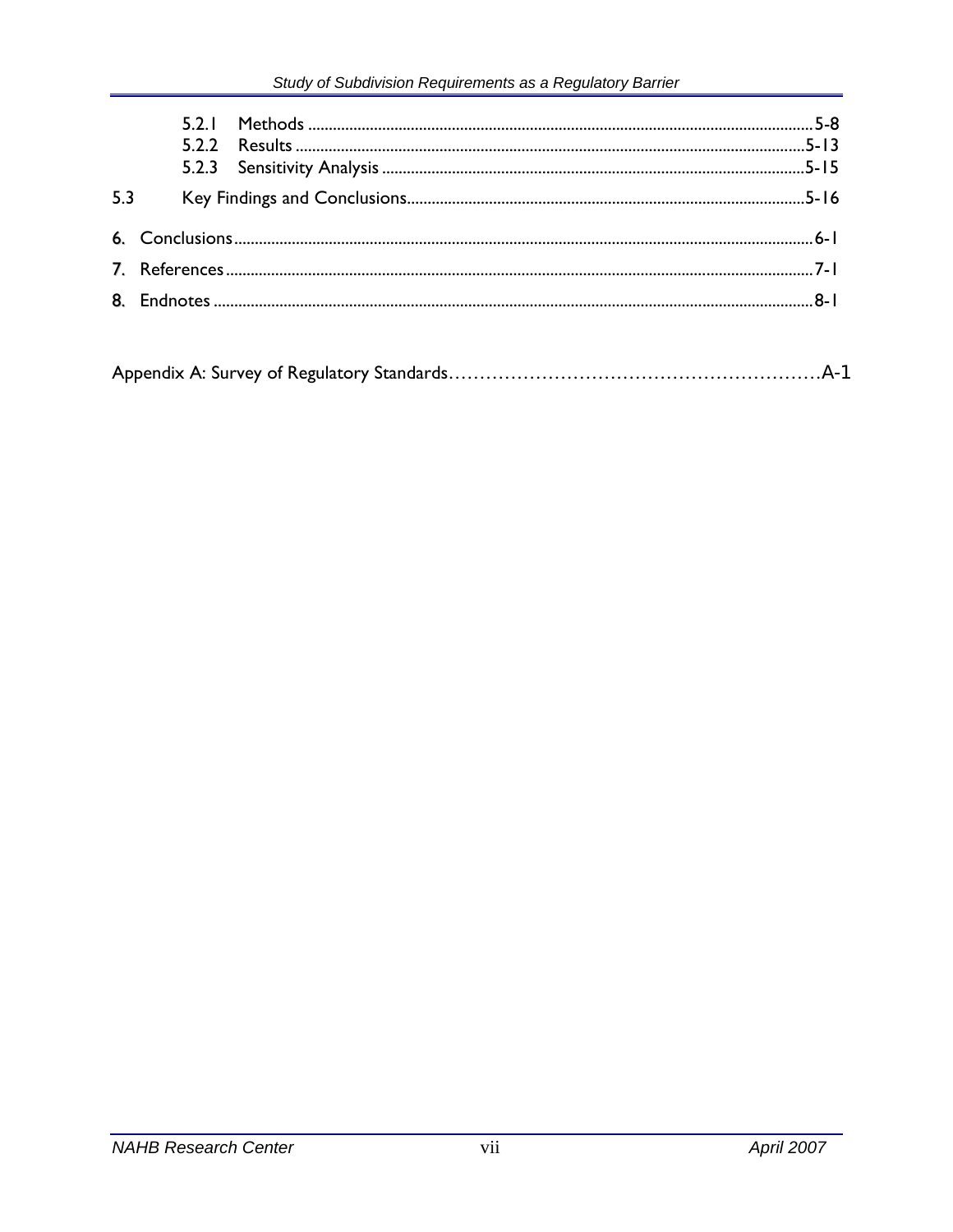5.2.1 Methods ........................................................................................................................5-8
5.2.2 Results ..........................................................................................................................5-13
5.2.3 Sensitivity Analysis .....................................................................................................5-15

5.3 Key Findings and Conclusions...............................................................................................5-16

**6.** Conclusions..........................................................................................................................................6-1

**7.** References............................................................................................................................................7-1

**8.** Endnotes...............................................................................................................................................8-1

Appendix A: Survey of Regulatory Standards.........................................................A-1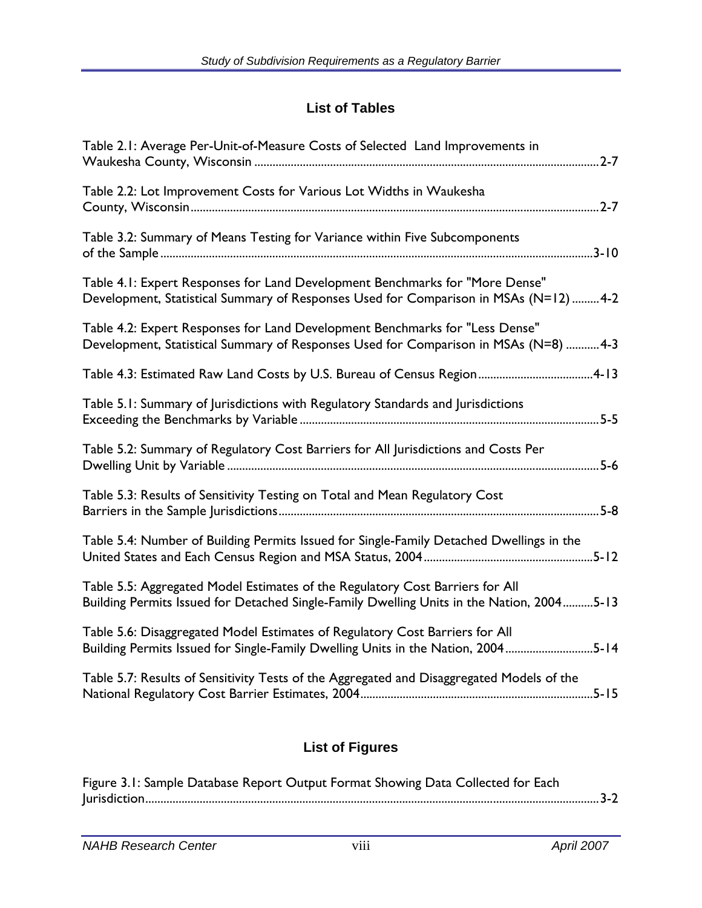## List of Tables

Table 2.1: Average Per-Unit-of-Measure Costs of Selected Land Improvements in Waukesha County, Wisconsin ........ 2-7

Table 2.2: Lot Improvement Costs for Various Lot Widths in Waukesha County, Wisconsin ........ 2-7

Table 3.2: Summary of Means Testing for Variance within Five Subcomponents of the Sample ........ 3-10

Table 4.1: Expert Responses for Land Development Benchmarks for "More Dense" Development, Statistical Summary of Responses Used for Comparison in MSAs (N=12) ........ 4-2

Table 4.2: Expert Responses for Land Development Benchmarks for "Less Dense" Development, Statistical Summary of Responses Used for Comparison in MSAs (N=8) ........ 4-3

Table 4.3: Estimated Raw Land Costs by U.S. Bureau of Census Region ........ 4-13

Table 5.1: Summary of Jurisdictions with Regulatory Standards and Jurisdictions Exceeding the Benchmarks by Variable ........ 5-5

Table 5.2: Summary of Regulatory Cost Barriers for All Jurisdictions and Costs Per Dwelling Unit by Variable ........ 5-6

Table 5.3: Results of Sensitivity Testing on Total and Mean Regulatory Cost Barriers in the Sample Jurisdictions ........ 5-8

Table 5.4: Number of Building Permits Issued for Single-Family Detached Dwellings in the United States and Each Census Region and MSA Status, 2004 ........ 5-12

Table 5.5: Aggregated Model Estimates of the Regulatory Cost Barriers for All Building Permits Issued for Detached Single-Family Dwelling Units in the Nation, 2004 ........ 5-13

Table 5.6: Disaggregated Model Estimates of Regulatory Cost Barriers for All Building Permits Issued for Single-Family Dwelling Units in the Nation, 2004 ........ 5-14

Table 5.7: Results of Sensitivity Tests of the Aggregated and Disaggregated Models of the National Regulatory Cost Barrier Estimates, 2004 ........ 5-15

## List of Figures

Figure 3.1: Sample Database Report Output Format Showing Data Collected for Each Jurisdiction ........ 3-2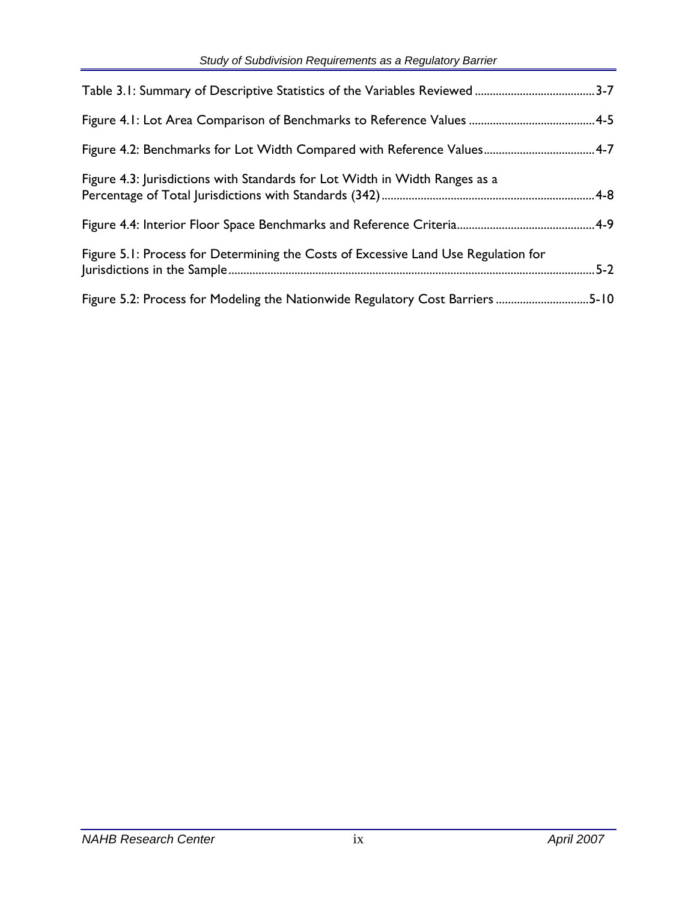Table 3.1: Summary of Descriptive Statistics of the Variables Reviewed ........................................ 3-7

Figure 4.1: Lot Area Comparison of Benchmarks to Reference Values .......................................... 4-5

Figure 4.2: Benchmarks for Lot Width Compared with Reference Values..................................... 4-7

Figure 4.3: Jurisdictions with Standards for Lot Width in Width Ranges as a Percentage of Total Jurisdictions with Standards (342) ...................................................................... 4-8

Figure 4.4: Interior Floor Space Benchmarks and Reference Criteria............................................. 4-9

Figure 5.1: Process for Determining the Costs of Excessive Land Use Regulation for Jurisdictions in the Sample ........................................................................................................ 5-2

Figure 5.2: Process for Modeling the Nationwide Regulatory Cost Barriers .............................. 5-10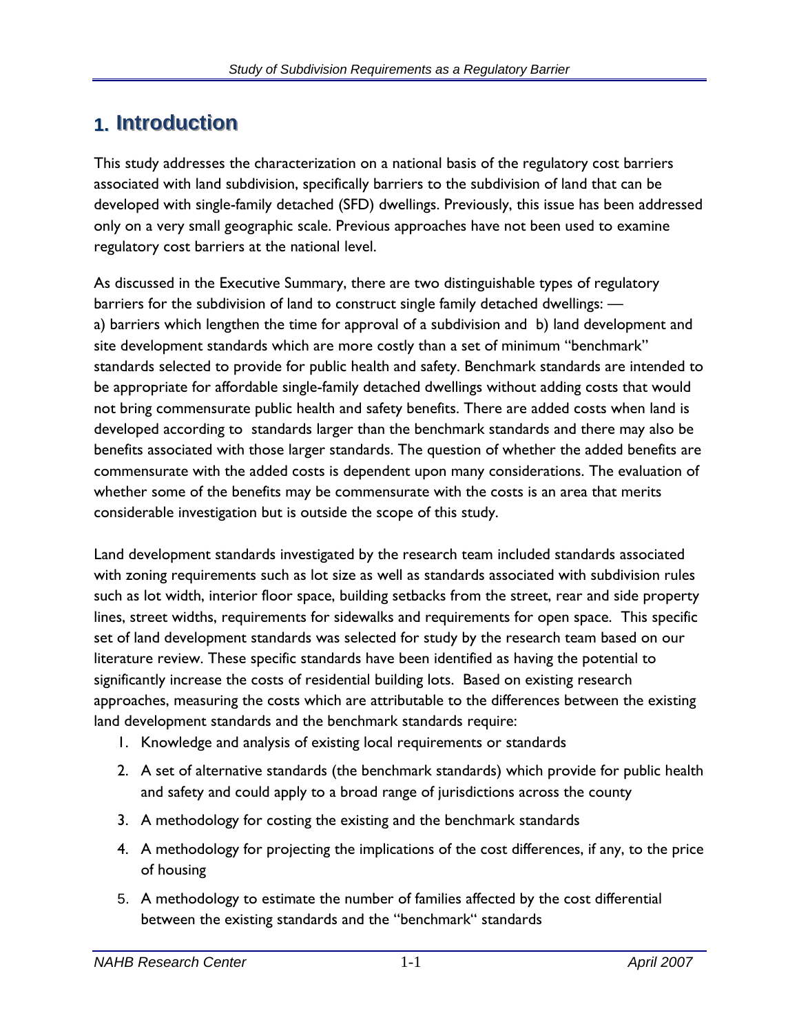# 1. Introduction

This study addresses the characterization on a national basis of the regulatory cost barriers associated with land subdivision, specifically barriers to the subdivision of land that can be developed with single-family detached (SFD) dwellings. Previously, this issue has been addressed only on a very small geographic scale. Previous approaches have not been used to examine regulatory cost barriers at the national level.

As discussed in the Executive Summary, there are two distinguishable types of regulatory barriers for the subdivision of land to construct single family detached dwellings: — a) barriers which lengthen the time for approval of a subdivision and b) land development and site development standards which are more costly than a set of minimum "benchmark" standards selected to provide for public health and safety. Benchmark standards are intended to be appropriate for affordable single-family detached dwellings without adding costs that would not bring commensurate public health and safety benefits. There are added costs when land is developed according to standards larger than the benchmark standards and there may also be benefits associated with those larger standards. The question of whether the added benefits are commensurate with the added costs is dependent upon many considerations. The evaluation of whether some of the benefits may be commensurate with the costs is an area that merits considerable investigation but is outside the scope of this study.

Land development standards investigated by the research team included standards associated with zoning requirements such as lot size as well as standards associated with subdivision rules such as lot width, interior floor space, building setbacks from the street, rear and side property lines, street widths, requirements for sidewalks and requirements for open space. This specific set of land development standards was selected for study by the research team based on our literature review. These specific standards have been identified as having the potential to significantly increase the costs of residential building lots. Based on existing research approaches, measuring the costs which are attributable to the differences between the existing land development standards and the benchmark standards require:

1. Knowledge and analysis of existing local requirements or standards
2. A set of alternative standards (the benchmark standards) which provide for public health and safety and could apply to a broad range of jurisdictions across the county
3. A methodology for costing the existing and the benchmark standards
4. A methodology for projecting the implications of the cost differences, if any, to the price of housing
5. A methodology to estimate the number of families affected by the cost differential between the existing standards and the "benchmark" standards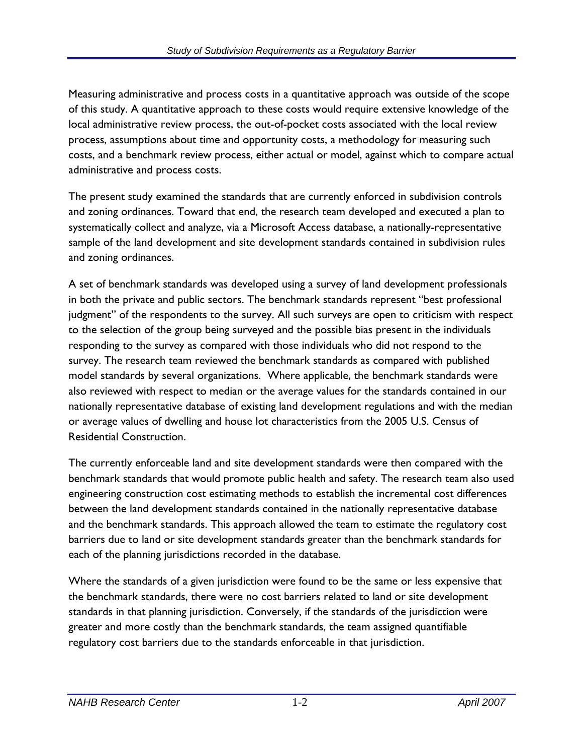Measuring administrative and process costs in a quantitative approach was outside of the scope of this study. A quantitative approach to these costs would require extensive knowledge of the local administrative review process, the out-of-pocket costs associated with the local review process, assumptions about time and opportunity costs, a methodology for measuring such costs, and a benchmark review process, either actual or model, against which to compare actual administrative and process costs.

The present study examined the standards that are currently enforced in subdivision controls and zoning ordinances. Toward that end, the research team developed and executed a plan to systematically collect and analyze, via a Microsoft Access database, a nationally-representative sample of the land development and site development standards contained in subdivision rules and zoning ordinances.

A set of benchmark standards was developed using a survey of land development professionals in both the private and public sectors. The benchmark standards represent "best professional judgment" of the respondents to the survey. All such surveys are open to criticism with respect to the selection of the group being surveyed and the possible bias present in the individuals responding to the survey as compared with those individuals who did not respond to the survey. The research team reviewed the benchmark standards as compared with published model standards by several organizations. Where applicable, the benchmark standards were also reviewed with respect to median or the average values for the standards contained in our nationally representative database of existing land development regulations and with the median or average values of dwelling and house lot characteristics from the 2005 U.S. Census of Residential Construction.

The currently enforceable land and site development standards were then compared with the benchmark standards that would promote public health and safety. The research team also used engineering construction cost estimating methods to establish the incremental cost differences between the land development standards contained in the nationally representative database and the benchmark standards. This approach allowed the team to estimate the regulatory cost barriers due to land or site development standards greater than the benchmark standards for each of the planning jurisdictions recorded in the database.

Where the standards of a given jurisdiction were found to be the same or less expensive that the benchmark standards, there were no cost barriers related to land or site development standards in that planning jurisdiction. Conversely, if the standards of the jurisdiction were greater and more costly than the benchmark standards, the team assigned quantifiable regulatory cost barriers due to the standards enforceable in that jurisdiction.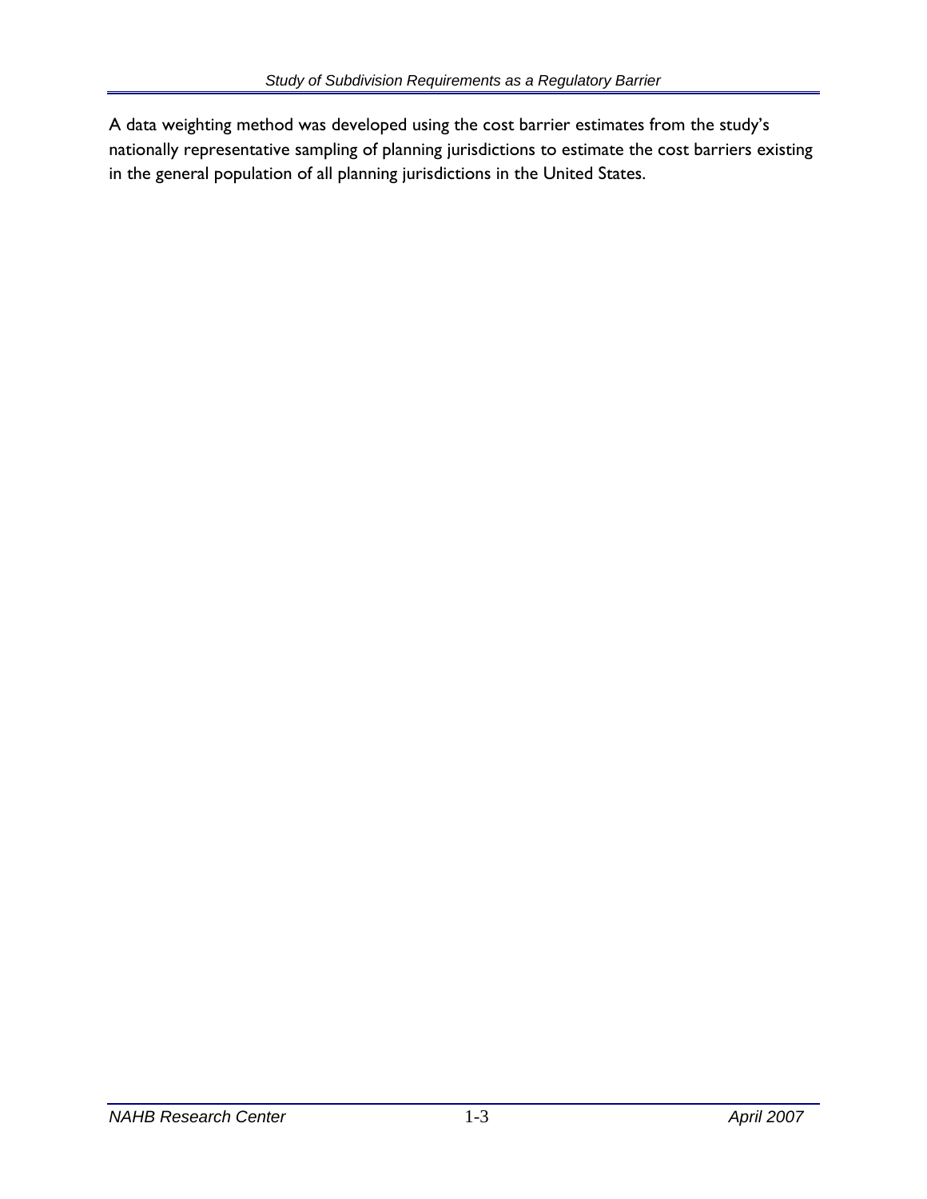A data weighting method was developed using the cost barrier estimates from the study's nationally representative sampling of planning jurisdictions to estimate the cost barriers existing in the general population of all planning jurisdictions in the United States.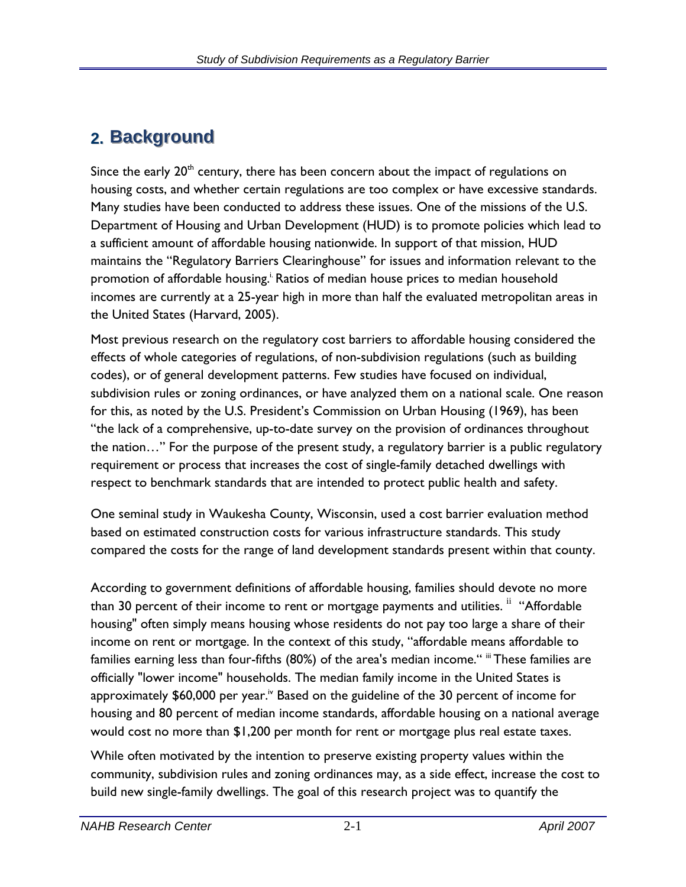## 2. Background

Since the early 20th century, there has been concern about the impact of regulations on housing costs, and whether certain regulations are too complex or have excessive standards. Many studies have been conducted to address these issues. One of the missions of the U.S. Department of Housing and Urban Development (HUD) is to promote policies which lead to a sufficient amount of affordable housing nationwide. In support of that mission, HUD maintains the "Regulatory Barriers Clearinghouse" for issues and information relevant to the promotion of affordable housing.[i] Ratios of median house prices to median household incomes are currently at a 25-year high in more than half the evaluated metropolitan areas in the United States (Harvard, 2005).

Most previous research on the regulatory cost barriers to affordable housing considered the effects of whole categories of regulations, of non-subdivision regulations (such as building codes), or of general development patterns. Few studies have focused on individual, subdivision rules or zoning ordinances, or have analyzed them on a national scale. One reason for this, as noted by the U.S. President's Commission on Urban Housing (1969), has been "the lack of a comprehensive, up-to-date survey on the provision of ordinances throughout the nation…" For the purpose of the present study, a regulatory barrier is a public regulatory requirement or process that increases the cost of single-family detached dwellings with respect to benchmark standards that are intended to protect public health and safety.

One seminal study in Waukesha County, Wisconsin, used a cost barrier evaluation method based on estimated construction costs for various infrastructure standards. This study compared the costs for the range of land development standards present within that county.

According to government definitions of affordable housing, families should devote no more than 30 percent of their income to rent or mortgage payments and utilities. [ii] "Affordable housing" often simply means housing whose residents do not pay too large a share of their income on rent or mortgage. In the context of this study, "affordable means affordable to families earning less than four-fifths (80%) of the area's median income." [iii] These families are officially "lower income" households. The median family income in the United States is approximately $60,000 per year.[iv] Based on the guideline of the 30 percent of income for housing and 80 percent of median income standards, affordable housing on a national average would cost no more than $1,200 per month for rent or mortgage plus real estate taxes.

While often motivated by the intention to preserve existing property values within the community, subdivision rules and zoning ordinances may, as a side effect, increase the cost to build new single-family dwellings. The goal of this research project was to quantify the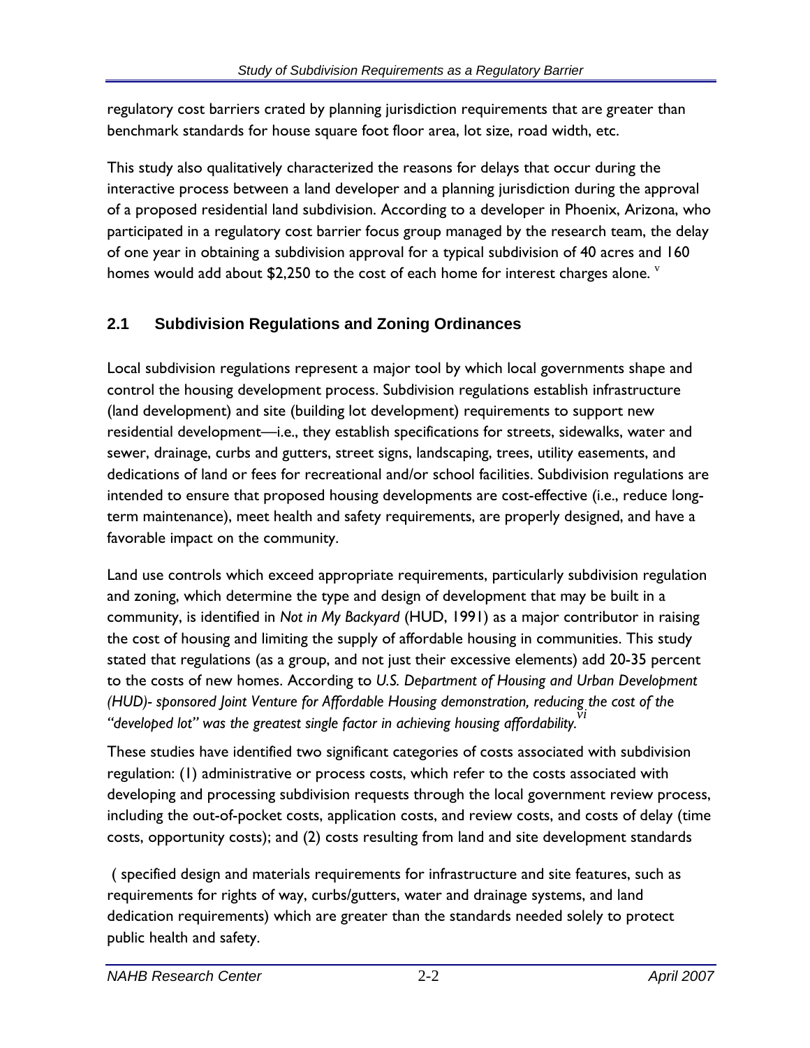regulatory cost barriers crated by planning jurisdiction requirements that are greater than benchmark standards for house square foot floor area, lot size, road width, etc.

This study also qualitatively characterized the reasons for delays that occur during the interactive process between a land developer and a planning jurisdiction during the approval of a proposed residential land subdivision. According to a developer in Phoenix, Arizona, who participated in a regulatory cost barrier focus group managed by the research team, the delay of one year in obtaining a subdivision approval for a typical subdivision of 40 acres and 160 homes would add about $2,250 to the cost of each home for interest charges alone. [v]

## 2.1 Subdivision Regulations and Zoning Ordinances

Local subdivision regulations represent a major tool by which local governments shape and control the housing development process. Subdivision regulations establish infrastructure (land development) and site (building lot development) requirements to support new residential development—i.e., they establish specifications for streets, sidewalks, water and sewer, drainage, curbs and gutters, street signs, landscaping, trees, utility easements, and dedications of land or fees for recreational and/or school facilities. Subdivision regulations are intended to ensure that proposed housing developments are cost-effective (i.e., reduce long-term maintenance), meet health and safety requirements, are properly designed, and have a favorable impact on the community.

Land use controls which exceed appropriate requirements, particularly subdivision regulation and zoning, which determine the type and design of development that may be built in a community, is identified in *Not in My Backyard* (HUD, 1991) as a major contributor in raising the cost of housing and limiting the supply of affordable housing in communities. This study stated that regulations (as a group, and not just their excessive elements) add 20-35 percent to the costs of new homes. According to *U.S. Department of Housing and Urban Development (HUD)- sponsored Joint Venture for Affordable Housing demonstration, reducing the cost of the "developed lot" was the greatest single factor in achieving housing affordability.*[vi]

These studies have identified two significant categories of costs associated with subdivision regulation: (1) administrative or process costs, which refer to the costs associated with developing and processing subdivision requests through the local government review process, including the out-of-pocket costs, application costs, and review costs, and costs of delay (time costs, opportunity costs); and (2) costs resulting from land and site development standards

( specified design and materials requirements for infrastructure and site features, such as requirements for rights of way, curbs/gutters, water and drainage systems, and land dedication requirements) which are greater than the standards needed solely to protect public health and safety.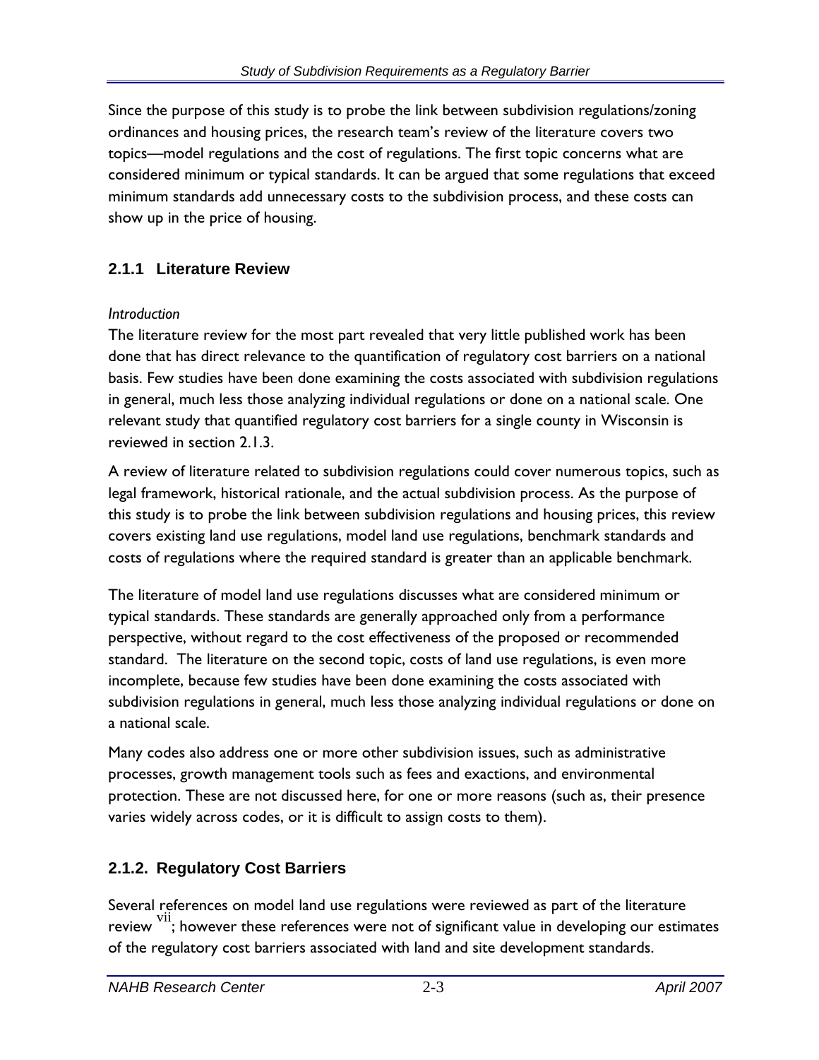Since the purpose of this study is to probe the link between subdivision regulations/zoning ordinances and housing prices, the research team's review of the literature covers two topics—model regulations and the cost of regulations. The first topic concerns what are considered minimum or typical standards. It can be argued that some regulations that exceed minimum standards add unnecessary costs to the subdivision process, and these costs can show up in the price of housing.

### 2.1.1 Literature Review

*Introduction*

The literature review for the most part revealed that very little published work has been done that has direct relevance to the quantification of regulatory cost barriers on a national basis. Few studies have been done examining the costs associated with subdivision regulations in general, much less those analyzing individual regulations or done on a national scale. One relevant study that quantified regulatory cost barriers for a single county in Wisconsin is reviewed in section 2.1.3.

A review of literature related to subdivision regulations could cover numerous topics, such as legal framework, historical rationale, and the actual subdivision process. As the purpose of this study is to probe the link between subdivision regulations and housing prices, this review covers existing land use regulations, model land use regulations, benchmark standards and costs of regulations where the required standard is greater than an applicable benchmark.

The literature of model land use regulations discusses what are considered minimum or typical standards. These standards are generally approached only from a performance perspective, without regard to the cost effectiveness of the proposed or recommended standard. The literature on the second topic, costs of land use regulations, is even more incomplete, because few studies have been done examining the costs associated with subdivision regulations in general, much less those analyzing individual regulations or done on a national scale.

Many codes also address one or more other subdivision issues, such as administrative processes, growth management tools such as fees and exactions, and environmental protection. These are not discussed here, for one or more reasons (such as, their presence varies widely across codes, or it is difficult to assign costs to them).

### 2.1.2. Regulatory Cost Barriers

Several references on model land use regulations were reviewed as part of the literature review [vii]; however these references were not of significant value in developing our estimates of the regulatory cost barriers associated with land and site development standards.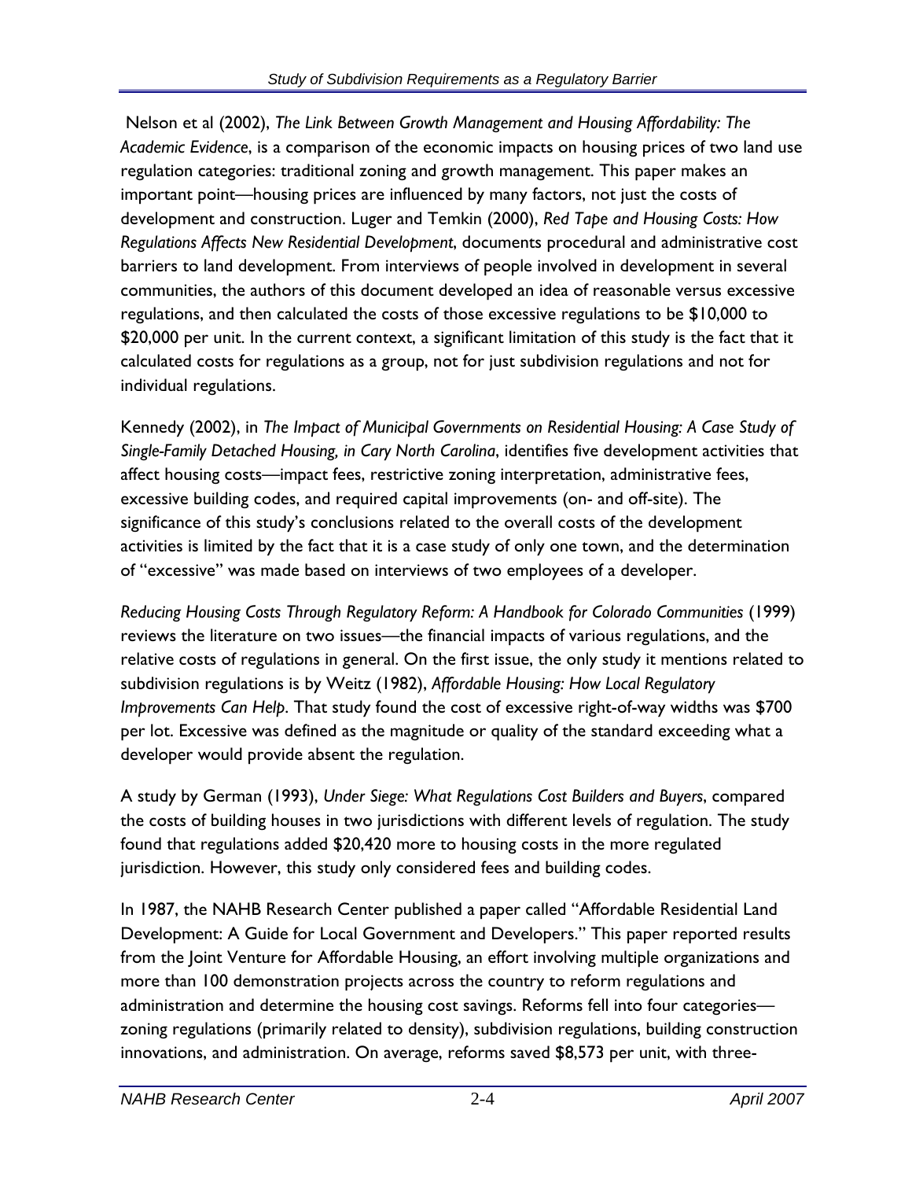Nelson et al (2002), *The Link Between Growth Management and Housing Affordability: The Academic Evidence*, is a comparison of the economic impacts on housing prices of two land use regulation categories: traditional zoning and growth management. This paper makes an important point—housing prices are influenced by many factors, not just the costs of development and construction. Luger and Temkin (2000), *Red Tape and Housing Costs: How Regulations Affects New Residential Development*, documents procedural and administrative cost barriers to land development. From interviews of people involved in development in several communities, the authors of this document developed an idea of reasonable versus excessive regulations, and then calculated the costs of those excessive regulations to be $10,000 to $20,000 per unit. In the current context, a significant limitation of this study is the fact that it calculated costs for regulations as a group, not for just subdivision regulations and not for individual regulations.

Kennedy (2002), in *The Impact of Municipal Governments on Residential Housing: A Case Study of Single-Family Detached Housing, in Cary North Carolina*, identifies five development activities that affect housing costs—impact fees, restrictive zoning interpretation, administrative fees, excessive building codes, and required capital improvements (on- and off-site). The significance of this study's conclusions related to the overall costs of the development activities is limited by the fact that it is a case study of only one town, and the determination of "excessive" was made based on interviews of two employees of a developer.

*Reducing Housing Costs Through Regulatory Reform: A Handbook for Colorado Communities* (1999) reviews the literature on two issues—the financial impacts of various regulations, and the relative costs of regulations in general. On the first issue, the only study it mentions related to subdivision regulations is by Weitz (1982), *Affordable Housing: How Local Regulatory Improvements Can Help*. That study found the cost of excessive right-of-way widths was $700 per lot. Excessive was defined as the magnitude or quality of the standard exceeding what a developer would provide absent the regulation.

A study by German (1993), *Under Siege: What Regulations Cost Builders and Buyers*, compared the costs of building houses in two jurisdictions with different levels of regulation. The study found that regulations added $20,420 more to housing costs in the more regulated jurisdiction. However, this study only considered fees and building codes.

In 1987, the NAHB Research Center published a paper called "Affordable Residential Land Development: A Guide for Local Government and Developers." This paper reported results from the Joint Venture for Affordable Housing, an effort involving multiple organizations and more than 100 demonstration projects across the country to reform regulations and administration and determine the housing cost savings. Reforms fell into four categories—zoning regulations (primarily related to density), subdivision regulations, building construction innovations, and administration. On average, reforms saved $8,573 per unit, with three-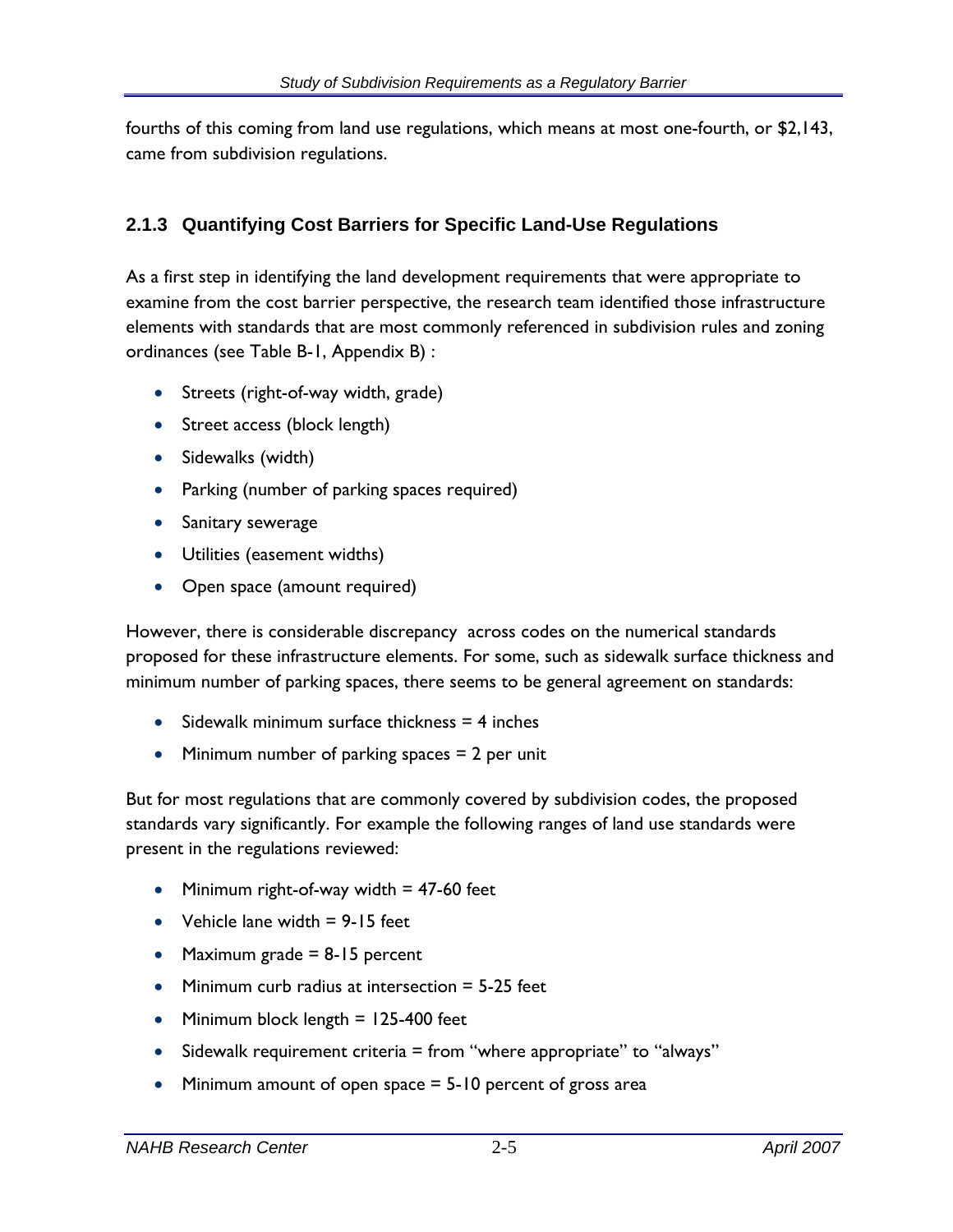fourths of this coming from land use regulations, which means at most one-fourth, or $2,143, came from subdivision regulations.

### 2.1.3 Quantifying Cost Barriers for Specific Land-Use Regulations

As a first step in identifying the land development requirements that were appropriate to examine from the cost barrier perspective, the research team identified those infrastructure elements with standards that are most commonly referenced in subdivision rules and zoning ordinances (see Table B-1, Appendix B) :

- Streets (right-of-way width, grade)
- Street access (block length)
- Sidewalks (width)
- Parking (number of parking spaces required)
- Sanitary sewerage
- Utilities (easement widths)
- Open space (amount required)

However, there is considerable discrepancy across codes on the numerical standards proposed for these infrastructure elements. For some, such as sidewalk surface thickness and minimum number of parking spaces, there seems to be general agreement on standards:

- Sidewalk minimum surface thickness = 4 inches
- Minimum number of parking spaces = 2 per unit

But for most regulations that are commonly covered by subdivision codes, the proposed standards vary significantly. For example the following ranges of land use standards were present in the regulations reviewed:

- Minimum right-of-way width = 47-60 feet
- Vehicle lane width = 9-15 feet
- Maximum grade = 8-15 percent
- Minimum curb radius at intersection = 5-25 feet
- Minimum block length = 125-400 feet
- Sidewalk requirement criteria = from "where appropriate" to "always"
- Minimum amount of open space = 5-10 percent of gross area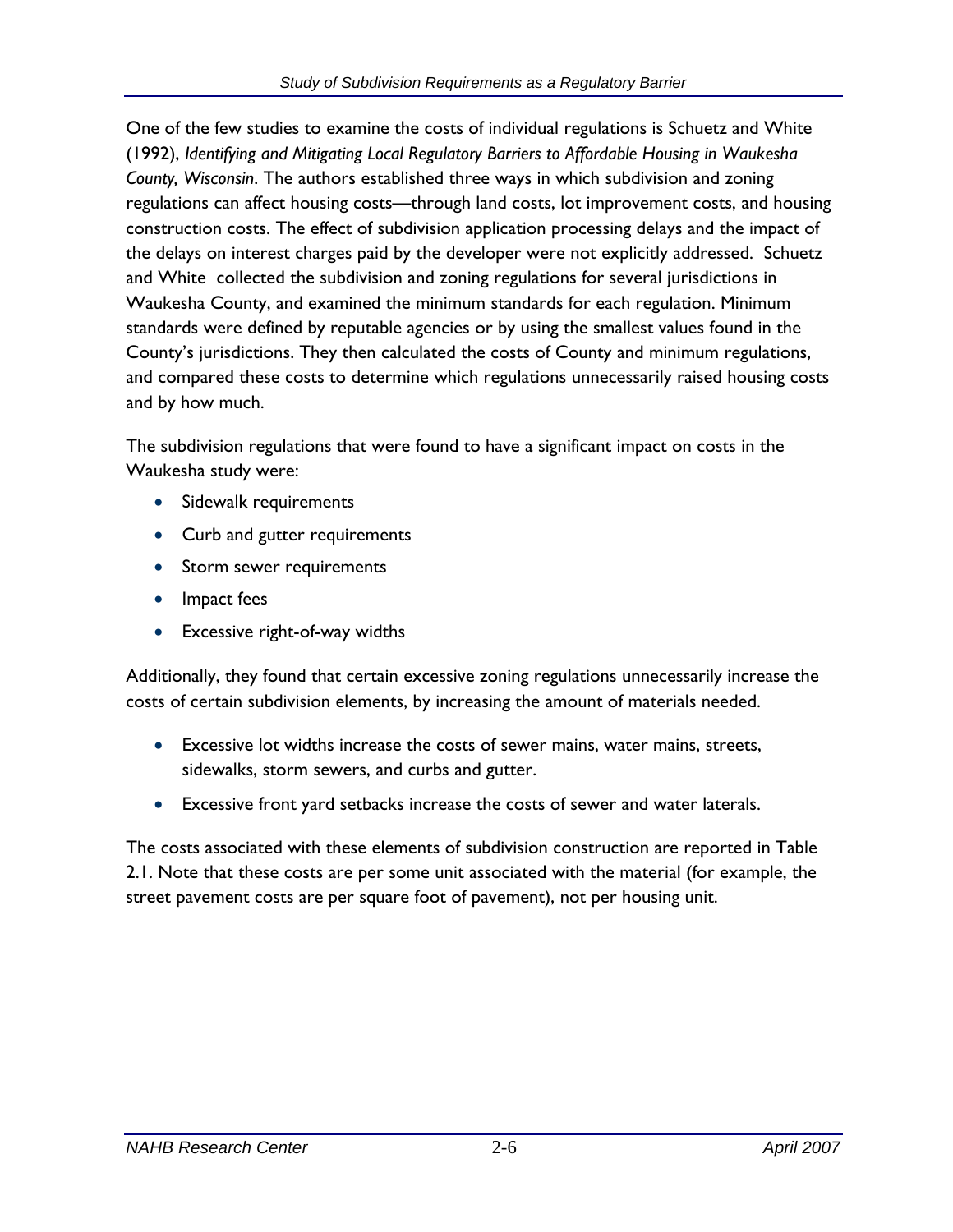One of the few studies to examine the costs of individual regulations is Schuetz and White (1992), *Identifying and Mitigating Local Regulatory Barriers to Affordable Housing in Waukesha County, Wisconsin*. The authors established three ways in which subdivision and zoning regulations can affect housing costs—through land costs, lot improvement costs, and housing construction costs. The effect of subdivision application processing delays and the impact of the delays on interest charges paid by the developer were not explicitly addressed. Schuetz and White collected the subdivision and zoning regulations for several jurisdictions in Waukesha County, and examined the minimum standards for each regulation. Minimum standards were defined by reputable agencies or by using the smallest values found in the County's jurisdictions. They then calculated the costs of County and minimum regulations, and compared these costs to determine which regulations unnecessarily raised housing costs and by how much.

The subdivision regulations that were found to have a significant impact on costs in the Waukesha study were:

- Sidewalk requirements
- Curb and gutter requirements
- Storm sewer requirements
- Impact fees
- Excessive right-of-way widths

Additionally, they found that certain excessive zoning regulations unnecessarily increase the costs of certain subdivision elements, by increasing the amount of materials needed.

- Excessive lot widths increase the costs of sewer mains, water mains, streets, sidewalks, storm sewers, and curbs and gutter.
- Excessive front yard setbacks increase the costs of sewer and water laterals.

The costs associated with these elements of subdivision construction are reported in Table 2.1. Note that these costs are per some unit associated with the material (for example, the street pavement costs are per square foot of pavement), not per housing unit.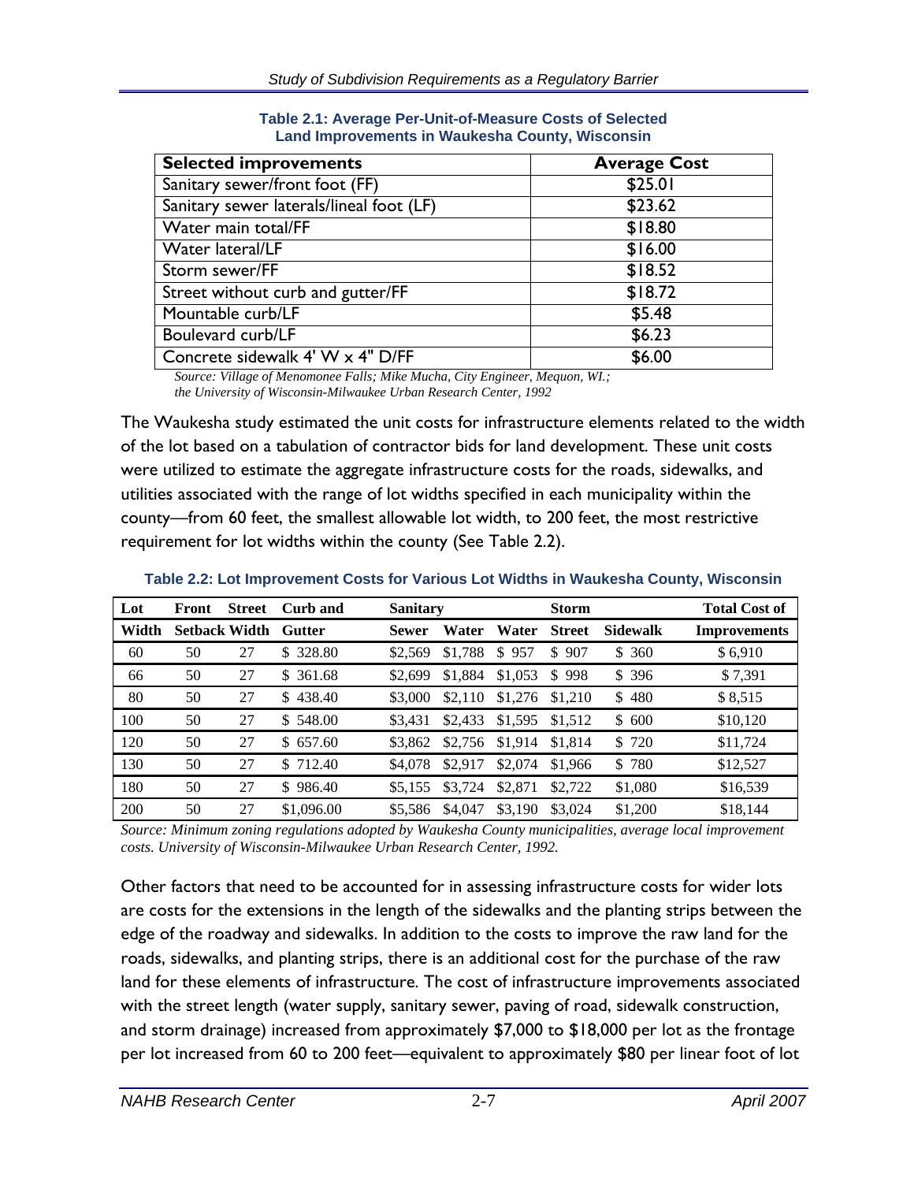**Table 2.1: Average Per-Unit-of-Measure Costs of Selected Land Improvements in Waukesha County, Wisconsin**

| Selected improvements | Average Cost |
|---|---|
| Sanitary sewer/front foot (FF) | $25.01 |
| Sanitary sewer laterals/lineal foot (LF) | $23.62 |
| Water main total/FF | $18.80 |
| Water lateral/LF | $16.00 |
| Storm sewer/FF | $18.52 |
| Street without curb and gutter/FF | $18.72 |
| Mountable curb/LF | $5.48 |
| Boulevard curb/LF | $6.23 |
| Concrete sidewalk 4' W x 4" D/FF | $6.00 |

*Source: Village of Menomonee Falls; Mike Mucha, City Engineer, Mequon, WI.; the University of Wisconsin-Milwaukee Urban Research Center, 1992*

The Waukesha study estimated the unit costs for infrastructure elements related to the width of the lot based on a tabulation of contractor bids for land development. These unit costs were utilized to estimate the aggregate infrastructure costs for the roads, sidewalks, and utilities associated with the range of lot widths specified in each municipality within the county—from 60 feet, the smallest allowable lot width, to 200 feet, the most restrictive requirement for lot widths within the county (See Table 2.2).

**Table 2.2: Lot Improvement Costs for Various Lot Widths in Waukesha County, Wisconsin**

| Lot Width | Front Setback | Street Width | Curb and Gutter | Sanitary Sewer | Water | Water | Storm Street | Sidewalk | Total Cost of Improvements |
|---|---|---|---|---|---|---|---|---|---|
| 60 | 50 | 27 | $ 328.80 | $2,569 | $1,788 | $ 957 | $ 907 | $ 360 | $ 6,910 |
| 66 | 50 | 27 | $ 361.68 | $2,699 | $1,884 | $1,053 | $ 998 | $ 396 | $ 7,391 |
| 80 | 50 | 27 | $ 438.40 | $3,000 | $2,110 | $1,276 | $1,210 | $ 480 | $ 8,515 |
| 100 | 50 | 27 | $ 548.00 | $3,431 | $2,433 | $1,595 | $1,512 | $ 600 | $10,120 |
| 120 | 50 | 27 | $ 657.60 | $3,862 | $2,756 | $1,914 | $1,814 | $ 720 | $11,724 |
| 130 | 50 | 27 | $ 712.40 | $4,078 | $2,917 | $2,074 | $1,966 | $ 780 | $12,527 |
| 180 | 50 | 27 | $ 986.40 | $5,155 | $3,724 | $2,871 | $2,722 | $1,080 | $16,539 |
| 200 | 50 | 27 | $1,096.00 | $5,586 | $4,047 | $3,190 | $3,024 | $1,200 | $18,144 |

*Source: Minimum zoning regulations adopted by Waukesha County municipalities, average local improvement costs. University of Wisconsin-Milwaukee Urban Research Center, 1992.*

Other factors that need to be accounted for in assessing infrastructure costs for wider lots are costs for the extensions in the length of the sidewalks and the planting strips between the edge of the roadway and sidewalks. In addition to the costs to improve the raw land for the roads, sidewalks, and planting strips, there is an additional cost for the purchase of the raw land for these elements of infrastructure. The cost of infrastructure improvements associated with the street length (water supply, sanitary sewer, paving of road, sidewalk construction, and storm drainage) increased from approximately $7,000 to $18,000 per lot as the frontage per lot increased from 60 to 200 feet—equivalent to approximately $80 per linear foot of lot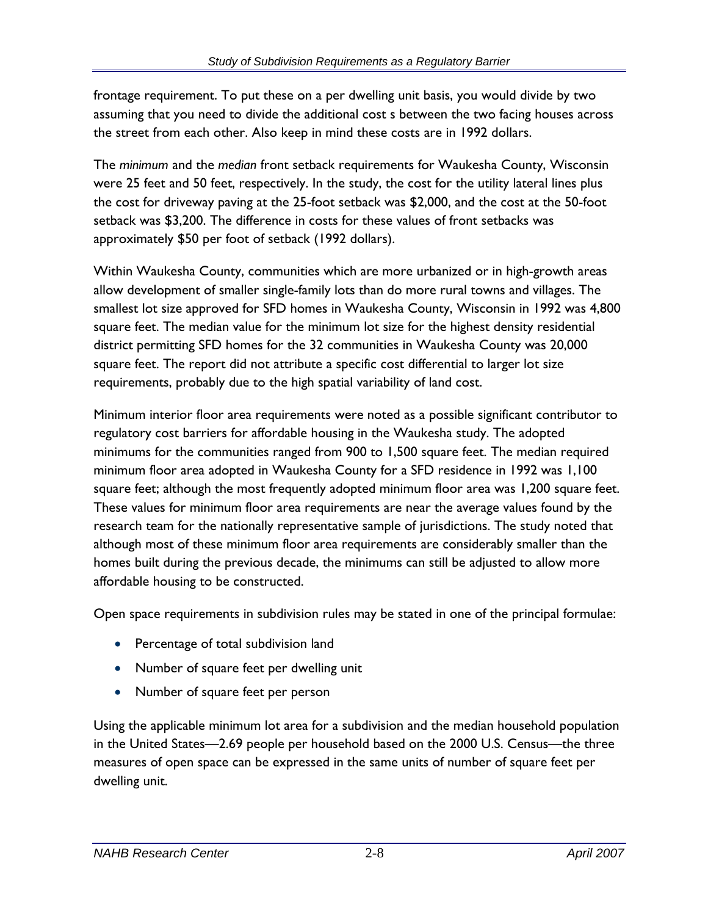frontage requirement. To put these on a per dwelling unit basis, you would divide by two assuming that you need to divide the additional cost s between the two facing houses across the street from each other. Also keep in mind these costs are in 1992 dollars.

The *minimum* and the *median* front setback requirements for Waukesha County, Wisconsin were 25 feet and 50 feet, respectively. In the study, the cost for the utility lateral lines plus the cost for driveway paving at the 25-foot setback was $2,000, and the cost at the 50-foot setback was $3,200. The difference in costs for these values of front setbacks was approximately $50 per foot of setback (1992 dollars).

Within Waukesha County, communities which are more urbanized or in high-growth areas allow development of smaller single-family lots than do more rural towns and villages. The smallest lot size approved for SFD homes in Waukesha County, Wisconsin in 1992 was 4,800 square feet. The median value for the minimum lot size for the highest density residential district permitting SFD homes for the 32 communities in Waukesha County was 20,000 square feet. The report did not attribute a specific cost differential to larger lot size requirements, probably due to the high spatial variability of land cost.

Minimum interior floor area requirements were noted as a possible significant contributor to regulatory cost barriers for affordable housing in the Waukesha study. The adopted minimums for the communities ranged from 900 to 1,500 square feet. The median required minimum floor area adopted in Waukesha County for a SFD residence in 1992 was 1,100 square feet; although the most frequently adopted minimum floor area was 1,200 square feet. These values for minimum floor area requirements are near the average values found by the research team for the nationally representative sample of jurisdictions. The study noted that although most of these minimum floor area requirements are considerably smaller than the homes built during the previous decade, the minimums can still be adjusted to allow more affordable housing to be constructed.

Open space requirements in subdivision rules may be stated in one of the principal formulae:

- Percentage of total subdivision land
- Number of square feet per dwelling unit
- Number of square feet per person

Using the applicable minimum lot area for a subdivision and the median household population in the United States—2.69 people per household based on the 2000 U.S. Census—the three measures of open space can be expressed in the same units of number of square feet per dwelling unit.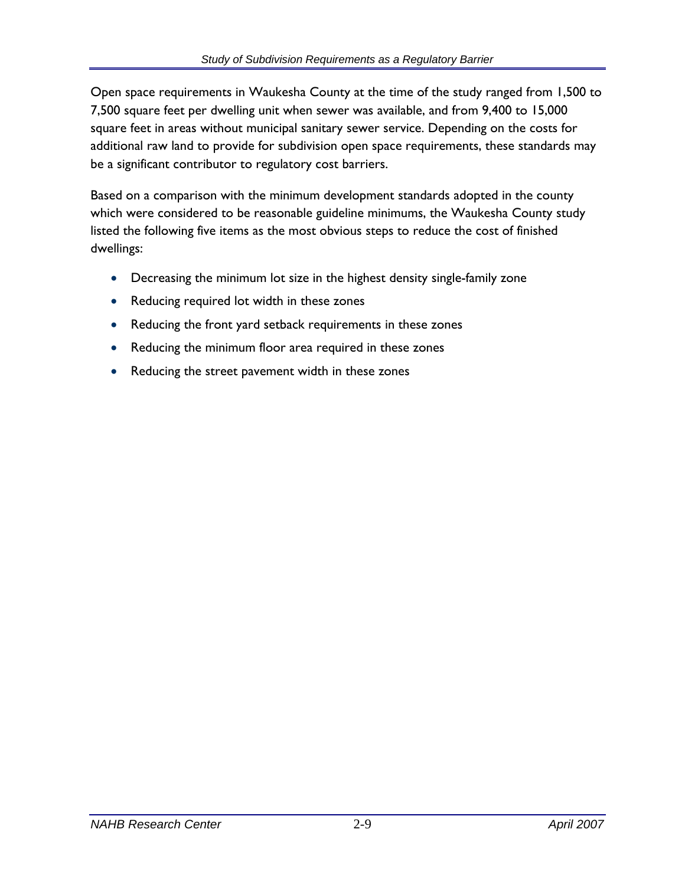Open space requirements in Waukesha County at the time of the study ranged from 1,500 to 7,500 square feet per dwelling unit when sewer was available, and from 9,400 to 15,000 square feet in areas without municipal sanitary sewer service. Depending on the costs for additional raw land to provide for subdivision open space requirements, these standards may be a significant contributor to regulatory cost barriers.

Based on a comparison with the minimum development standards adopted in the county which were considered to be reasonable guideline minimums, the Waukesha County study listed the following five items as the most obvious steps to reduce the cost of finished dwellings:

- Decreasing the minimum lot size in the highest density single-family zone
- Reducing required lot width in these zones
- Reducing the front yard setback requirements in these zones
- Reducing the minimum floor area required in these zones
- Reducing the street pavement width in these zones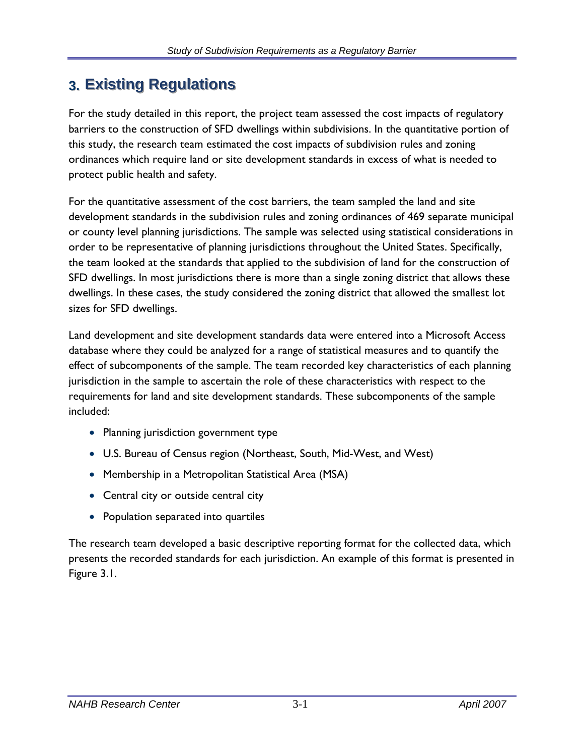# 3. Existing Regulations

For the study detailed in this report, the project team assessed the cost impacts of regulatory barriers to the construction of SFD dwellings within subdivisions. In the quantitative portion of this study, the research team estimated the cost impacts of subdivision rules and zoning ordinances which require land or site development standards in excess of what is needed to protect public health and safety.

For the quantitative assessment of the cost barriers, the team sampled the land and site development standards in the subdivision rules and zoning ordinances of 469 separate municipal or county level planning jurisdictions. The sample was selected using statistical considerations in order to be representative of planning jurisdictions throughout the United States. Specifically, the team looked at the standards that applied to the subdivision of land for the construction of SFD dwellings. In most jurisdictions there is more than a single zoning district that allows these dwellings. In these cases, the study considered the zoning district that allowed the smallest lot sizes for SFD dwellings.

Land development and site development standards data were entered into a Microsoft Access database where they could be analyzed for a range of statistical measures and to quantify the effect of subcomponents of the sample. The team recorded key characteristics of each planning jurisdiction in the sample to ascertain the role of these characteristics with respect to the requirements for land and site development standards. These subcomponents of the sample included:

- Planning jurisdiction government type
- U.S. Bureau of Census region (Northeast, South, Mid-West, and West)
- Membership in a Metropolitan Statistical Area (MSA)
- Central city or outside central city
- Population separated into quartiles

The research team developed a basic descriptive reporting format for the collected data, which presents the recorded standards for each jurisdiction. An example of this format is presented in Figure 3.1.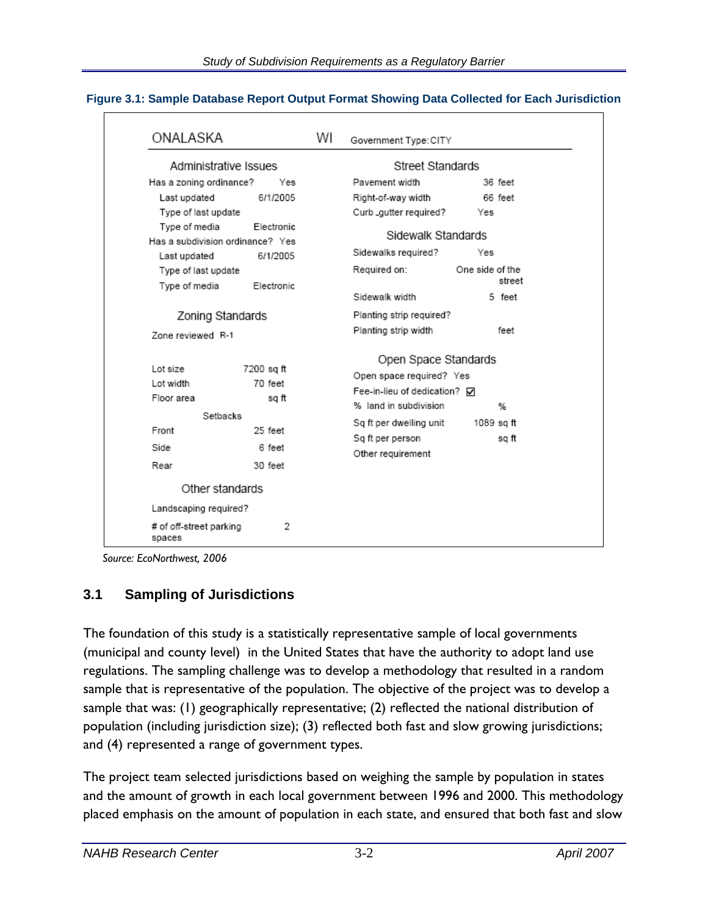**Figure 3.1: Sample Database Report Output Format Showing Data Collected for Each Jurisdiction**

ONALASKA WI Government Type: CITY

| Administrative Issues | | Street Standards | |
|---|---|---|---|
| Has a zoning ordinance? | Yes | Pavement width | 36 feet |
| Last updated | 6/1/2005 | Right-of-way width | 66 feet |
| Type of last update | | Curb_gutter required? | Yes |
| Type of media | Electronic | **Sidewalk Standards** | |
| Has a subdivision ordinance? | Yes | Sidewalks required? | Yes |
| Last updated | 6/1/2005 | Required on: | One side of the street |
| Type of last update | | Sidewalk width | 5 feet |
| Type of media | Electronic | Planting strip required? | |
| **Zoning Standards** | | Planting strip width | feet |
| Zone reviewed | R-1 | **Open Space Standards** | |
| Lot size | 7200 sq ft | Open space required? | Yes |
| Lot width | 70 feet | Fee-in-lieu of dedication? | ☑ |
| Floor area | sq ft | % land in subdivision | % |
| **Setbacks** | | Sq ft per dwelling unit | 1089 sq ft |
| Front | 25 feet | Sq ft per person | sq ft |
| Side | 6 feet | Other requirement | |
| Rear | 30 feet | | |
| **Other standards** | | | |
| Landscaping required? | | | |
| # of off-street parking spaces | 2 | | |

*Source: EcoNorthwest, 2006*

## 3.1 Sampling of Jurisdictions

The foundation of this study is a statistically representative sample of local governments (municipal and county level) in the United States that have the authority to adopt land use regulations. The sampling challenge was to develop a methodology that resulted in a random sample that is representative of the population. The objective of the project was to develop a sample that was: (1) geographically representative; (2) reflected the national distribution of population (including jurisdiction size); (3) reflected both fast and slow growing jurisdictions; and (4) represented a range of government types.

The project team selected jurisdictions based on weighing the sample by population in states and the amount of growth in each local government between 1996 and 2000. This methodology placed emphasis on the amount of population in each state, and ensured that both fast and slow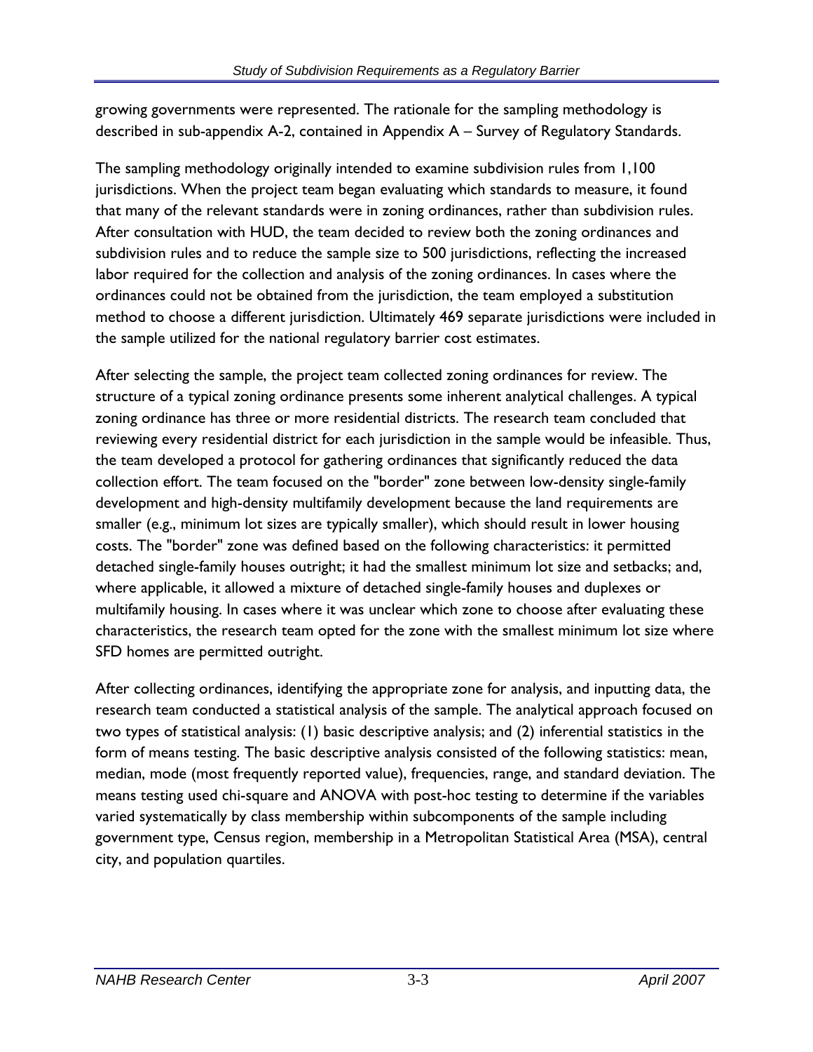growing governments were represented. The rationale for the sampling methodology is described in sub-appendix A-2, contained in Appendix A – Survey of Regulatory Standards.

The sampling methodology originally intended to examine subdivision rules from 1,100 jurisdictions. When the project team began evaluating which standards to measure, it found that many of the relevant standards were in zoning ordinances, rather than subdivision rules. After consultation with HUD, the team decided to review both the zoning ordinances and subdivision rules and to reduce the sample size to 500 jurisdictions, reflecting the increased labor required for the collection and analysis of the zoning ordinances. In cases where the ordinances could not be obtained from the jurisdiction, the team employed a substitution method to choose a different jurisdiction. Ultimately 469 separate jurisdictions were included in the sample utilized for the national regulatory barrier cost estimates.

After selecting the sample, the project team collected zoning ordinances for review. The structure of a typical zoning ordinance presents some inherent analytical challenges. A typical zoning ordinance has three or more residential districts. The research team concluded that reviewing every residential district for each jurisdiction in the sample would be infeasible. Thus, the team developed a protocol for gathering ordinances that significantly reduced the data collection effort. The team focused on the "border" zone between low-density single-family development and high-density multifamily development because the land requirements are smaller (e.g., minimum lot sizes are typically smaller), which should result in lower housing costs. The "border" zone was defined based on the following characteristics: it permitted detached single-family houses outright; it had the smallest minimum lot size and setbacks; and, where applicable, it allowed a mixture of detached single-family houses and duplexes or multifamily housing. In cases where it was unclear which zone to choose after evaluating these characteristics, the research team opted for the zone with the smallest minimum lot size where SFD homes are permitted outright.

After collecting ordinances, identifying the appropriate zone for analysis, and inputting data, the research team conducted a statistical analysis of the sample. The analytical approach focused on two types of statistical analysis: (1) basic descriptive analysis; and (2) inferential statistics in the form of means testing. The basic descriptive analysis consisted of the following statistics: mean, median, mode (most frequently reported value), frequencies, range, and standard deviation. The means testing used chi-square and ANOVA with post-hoc testing to determine if the variables varied systematically by class membership within subcomponents of the sample including government type, Census region, membership in a Metropolitan Statistical Area (MSA), central city, and population quartiles.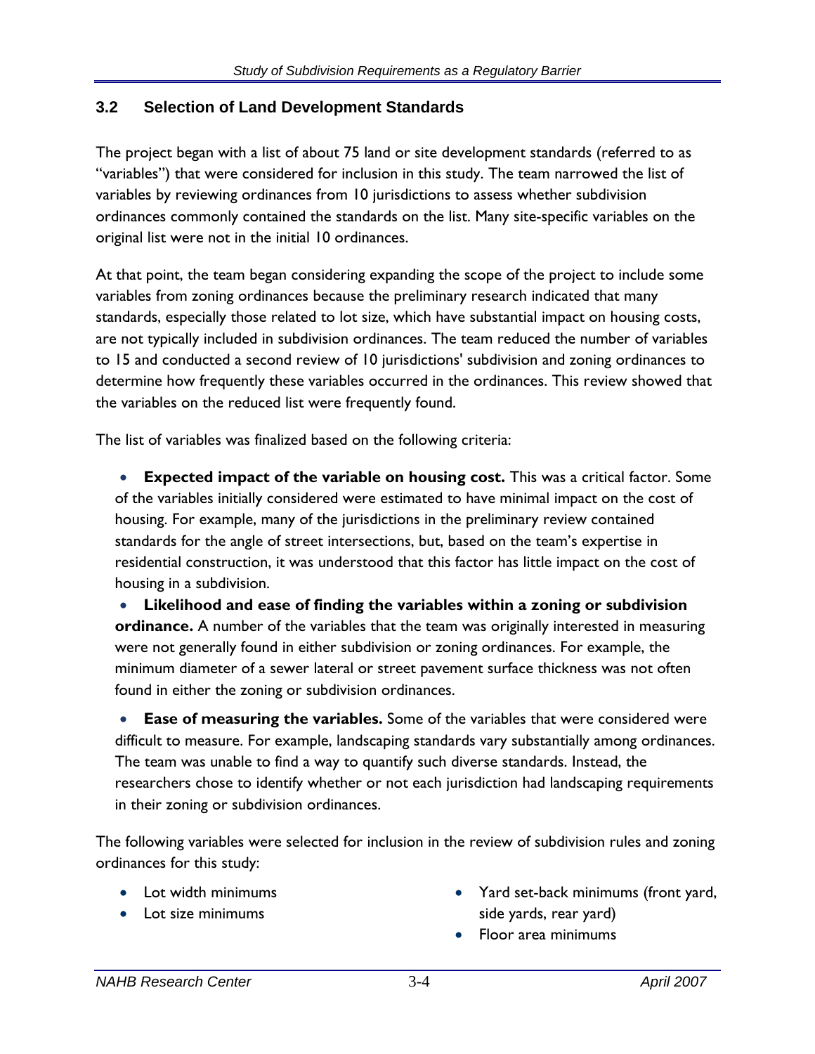## 3.2 Selection of Land Development Standards

The project began with a list of about 75 land or site development standards (referred to as "variables") that were considered for inclusion in this study. The team narrowed the list of variables by reviewing ordinances from 10 jurisdictions to assess whether subdivision ordinances commonly contained the standards on the list. Many site-specific variables on the original list were not in the initial 10 ordinances.

At that point, the team began considering expanding the scope of the project to include some variables from zoning ordinances because the preliminary research indicated that many standards, especially those related to lot size, which have substantial impact on housing costs, are not typically included in subdivision ordinances. The team reduced the number of variables to 15 and conducted a second review of 10 jurisdictions' subdivision and zoning ordinances to determine how frequently these variables occurred in the ordinances. This review showed that the variables on the reduced list were frequently found.

The list of variables was finalized based on the following criteria:

- **Expected impact of the variable on housing cost.** This was a critical factor. Some of the variables initially considered were estimated to have minimal impact on the cost of housing. For example, many of the jurisdictions in the preliminary review contained standards for the angle of street intersections, but, based on the team's expertise in residential construction, it was understood that this factor has little impact on the cost of housing in a subdivision.
- **Likelihood and ease of finding the variables within a zoning or subdivision ordinance.** A number of the variables that the team was originally interested in measuring were not generally found in either subdivision or zoning ordinances. For example, the minimum diameter of a sewer lateral or street pavement surface thickness was not often found in either the zoning or subdivision ordinances.
- **Ease of measuring the variables.** Some of the variables that were considered were difficult to measure. For example, landscaping standards vary substantially among ordinances. The team was unable to find a way to quantify such diverse standards. Instead, the researchers chose to identify whether or not each jurisdiction had landscaping requirements in their zoning or subdivision ordinances.

The following variables were selected for inclusion in the review of subdivision rules and zoning ordinances for this study:

- Lot width minimums
- Lot size minimums
- Yard set-back minimums (front yard, side yards, rear yard)
- Floor area minimums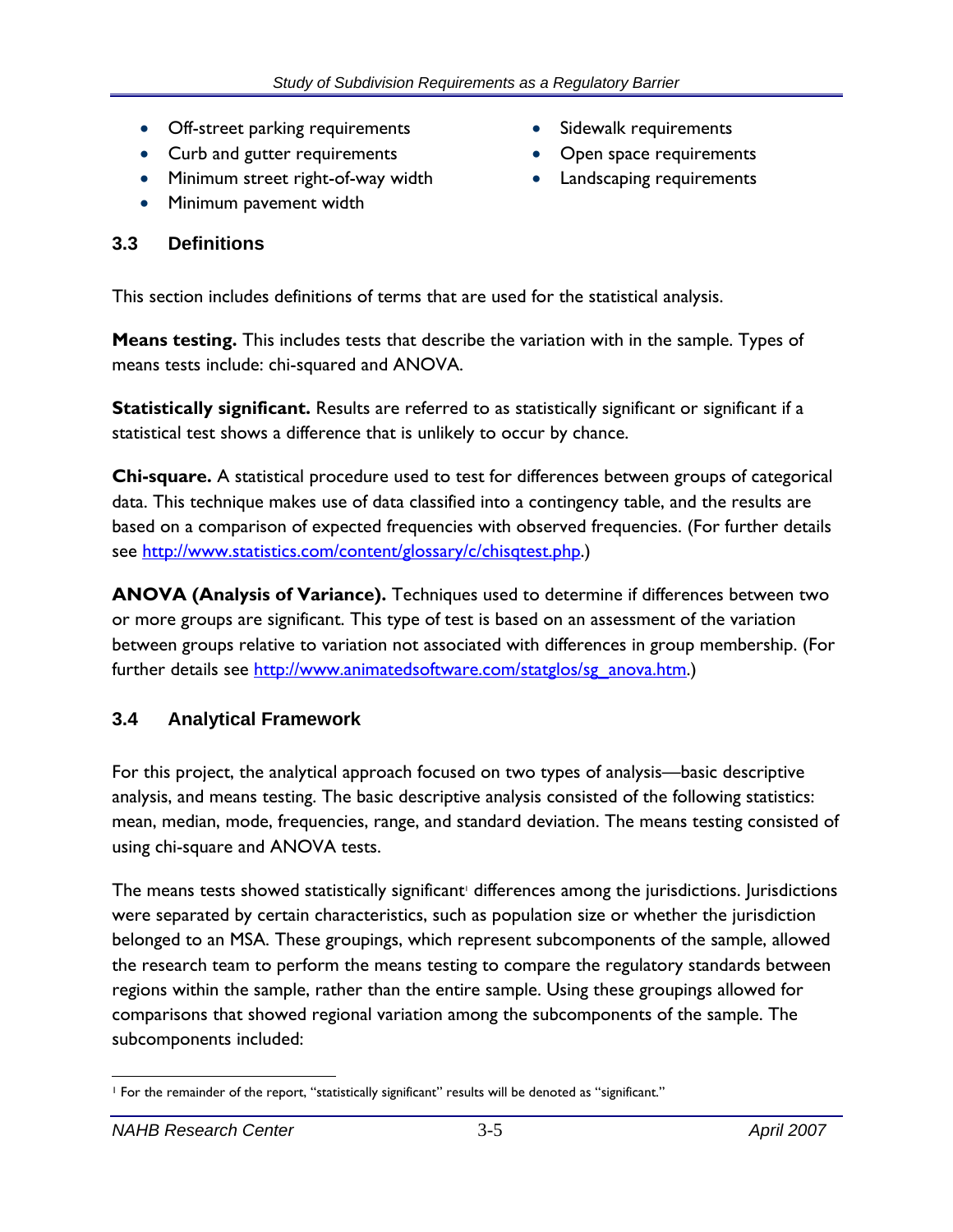- Off-street parking requirements
- Curb and gutter requirements
- Minimum street right-of-way width
- Minimum pavement width
- Sidewalk requirements
- Open space requirements
- Landscaping requirements

## 3.3 Definitions

This section includes definitions of terms that are used for the statistical analysis.

**Means testing.** This includes tests that describe the variation with in the sample. Types of means tests include: chi-squared and ANOVA.

**Statistically significant.** Results are referred to as statistically significant or significant if a statistical test shows a difference that is unlikely to occur by chance.

**Chi-square.** A statistical procedure used to test for differences between groups of categorical data. This technique makes use of data classified into a contingency table, and the results are based on a comparison of expected frequencies with observed frequencies. (For further details see http://www.statistics.com/content/glossary/c/chisqtest.php.)

**ANOVA (Analysis of Variance).** Techniques used to determine if differences between two or more groups are significant. This type of test is based on an assessment of the variation between groups relative to variation not associated with differences in group membership. (For further details see http://www.animatedsoftware.com/statglos/sg_anova.htm.)

## 3.4 Analytical Framework

For this project, the analytical approach focused on two types of analysis—basic descriptive analysis, and means testing. The basic descriptive analysis consisted of the following statistics: mean, median, mode, frequencies, range, and standard deviation. The means testing consisted of using chi-square and ANOVA tests.

The means tests showed statistically significant[1] differences among the jurisdictions. Jurisdictions were separated by certain characteristics, such as population size or whether the jurisdiction belonged to an MSA. These groupings, which represent subcomponents of the sample, allowed the research team to perform the means testing to compare the regulatory standards between regions within the sample, rather than the entire sample. Using these groupings allowed for comparisons that showed regional variation among the subcomponents of the sample. The subcomponents included:

---

[1] For the remainder of the report, "statistically significant" results will be denoted as "significant."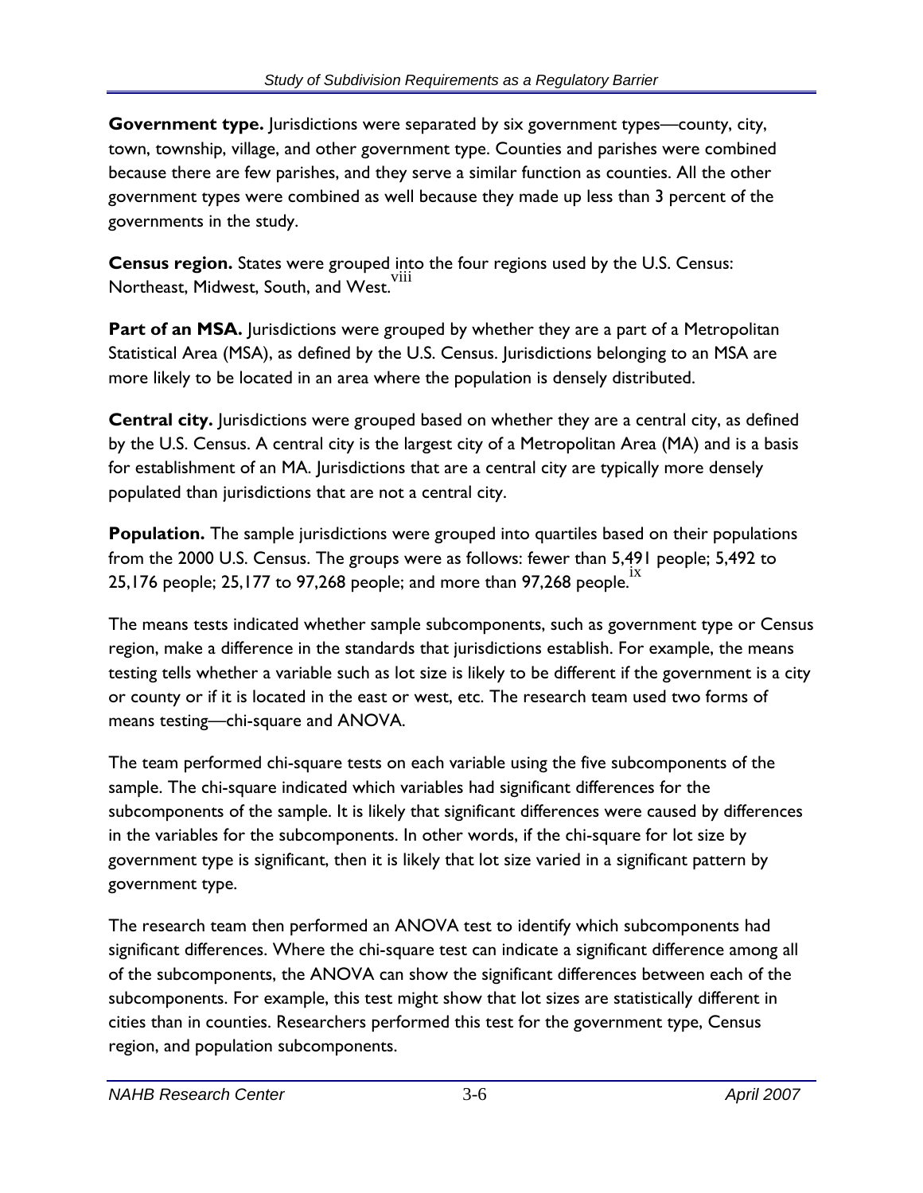**Government type.** Jurisdictions were separated by six government types—county, city, town, township, village, and other government type. Counties and parishes were combined because there are few parishes, and they serve a similar function as counties. All the other government types were combined as well because they made up less than 3 percent of the governments in the study.

**Census region.** States were grouped into the four regions used by the U.S. Census: Northeast, Midwest, South, and West.[viii]

**Part of an MSA.** Jurisdictions were grouped by whether they are a part of a Metropolitan Statistical Area (MSA), as defined by the U.S. Census. Jurisdictions belonging to an MSA are more likely to be located in an area where the population is densely distributed.

**Central city.** Jurisdictions were grouped based on whether they are a central city, as defined by the U.S. Census. A central city is the largest city of a Metropolitan Area (MA) and is a basis for establishment of an MA. Jurisdictions that are a central city are typically more densely populated than jurisdictions that are not a central city.

**Population.** The sample jurisdictions were grouped into quartiles based on their populations from the 2000 U.S. Census. The groups were as follows: fewer than 5,491 people; 5,492 to 25,176 people; 25,177 to 97,268 people; and more than 97,268 people.[ix]

The means tests indicated whether sample subcomponents, such as government type or Census region, make a difference in the standards that jurisdictions establish. For example, the means testing tells whether a variable such as lot size is likely to be different if the government is a city or county or if it is located in the east or west, etc. The research team used two forms of means testing—chi-square and ANOVA.

The team performed chi-square tests on each variable using the five subcomponents of the sample. The chi-square indicated which variables had significant differences for the subcomponents of the sample. It is likely that significant differences were caused by differences in the variables for the subcomponents. In other words, if the chi-square for lot size by government type is significant, then it is likely that lot size varied in a significant pattern by government type.

The research team then performed an ANOVA test to identify which subcomponents had significant differences. Where the chi-square test can indicate a significant difference among all of the subcomponents, the ANOVA can show the significant differences between each of the subcomponents. For example, this test might show that lot sizes are statistically different in cities than in counties. Researchers performed this test for the government type, Census region, and population subcomponents.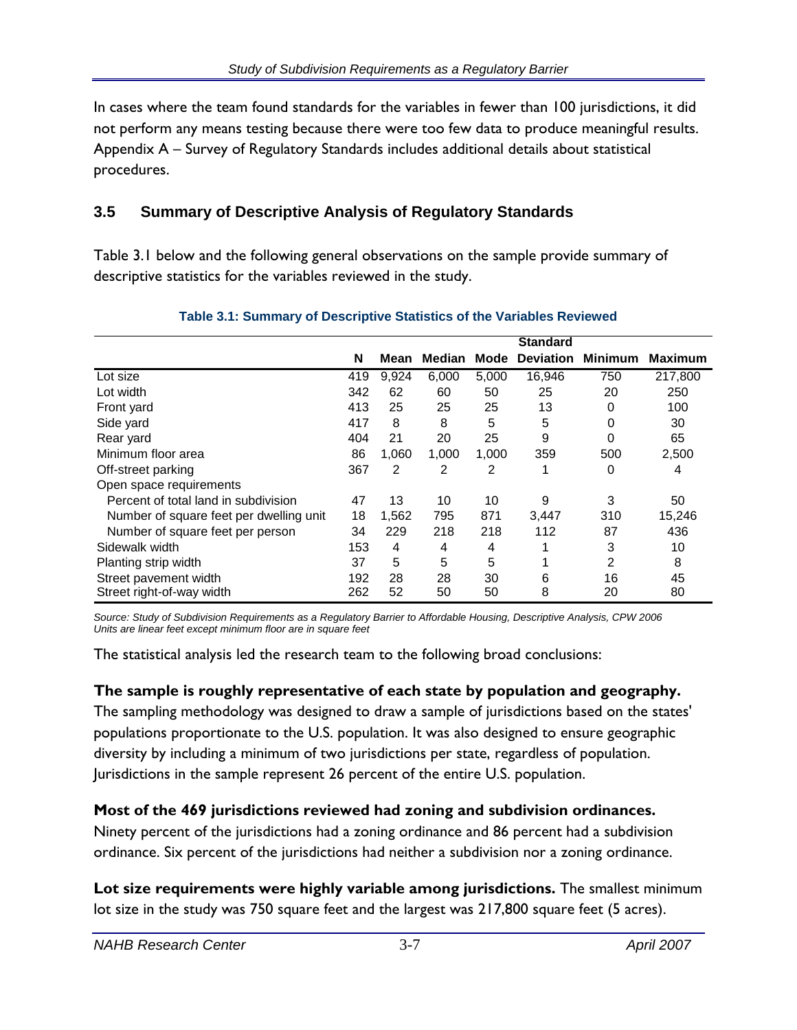In cases where the team found standards for the variables in fewer than 100 jurisdictions, it did not perform any means testing because there were too few data to produce meaningful results. Appendix A – Survey of Regulatory Standards includes additional details about statistical procedures.

## 3.5 Summary of Descriptive Analysis of Regulatory Standards

Table 3.1 below and the following general observations on the sample provide summary of descriptive statistics for the variables reviewed in the study.

**Table 3.1: Summary of Descriptive Statistics of the Variables Reviewed**

| | N | Mean | Median | Mode | Standard Deviation | Minimum | Maximum |
|---|---|---|---|---|---|---|---|
| Lot size | 419 | 9,924 | 6,000 | 5,000 | 16,946 | 750 | 217,800 |
| Lot width | 342 | 62 | 60 | 50 | 25 | 20 | 250 |
| Front yard | 413 | 25 | 25 | 25 | 13 | 0 | 100 |
| Side yard | 417 | 8 | 8 | 5 | 5 | 0 | 30 |
| Rear yard | 404 | 21 | 20 | 25 | 9 | 0 | 65 |
| Minimum floor area | 86 | 1,060 | 1,000 | 1,000 | 359 | 500 | 2,500 |
| Off-street parking | 367 | 2 | 2 | 2 | 1 | 0 | 4 |
| Open space requirements | | | | | | | |
| Percent of total land in subdivision | 47 | 13 | 10 | 10 | 9 | 3 | 50 |
| Number of square feet per dwelling unit | 18 | 1,562 | 795 | 871 | 3,447 | 310 | 15,246 |
| Number of square feet per person | 34 | 229 | 218 | 218 | 112 | 87 | 436 |
| Sidewalk width | 153 | 4 | 4 | 4 | 1 | 3 | 10 |
| Planting strip width | 37 | 5 | 5 | 5 | 1 | 2 | 8 |
| Street pavement width | 192 | 28 | 28 | 30 | 6 | 16 | 45 |
| Street right-of-way width | 262 | 52 | 50 | 50 | 8 | 20 | 80 |

*Source: Study of Subdivision Requirements as a Regulatory Barrier to Affordable Housing, Descriptive Analysis, CPW 2006*
*Units are linear feet except minimum floor are in square feet*

The statistical analysis led the research team to the following broad conclusions:

**The sample is roughly representative of each state by population and geography.** The sampling methodology was designed to draw a sample of jurisdictions based on the states' populations proportionate to the U.S. population. It was also designed to ensure geographic diversity by including a minimum of two jurisdictions per state, regardless of population. Jurisdictions in the sample represent 26 percent of the entire U.S. population.

**Most of the 469 jurisdictions reviewed had zoning and subdivision ordinances.** Ninety percent of the jurisdictions had a zoning ordinance and 86 percent had a subdivision ordinance. Six percent of the jurisdictions had neither a subdivision nor a zoning ordinance.

**Lot size requirements were highly variable among jurisdictions.** The smallest minimum lot size in the study was 750 square feet and the largest was 217,800 square feet (5 acres).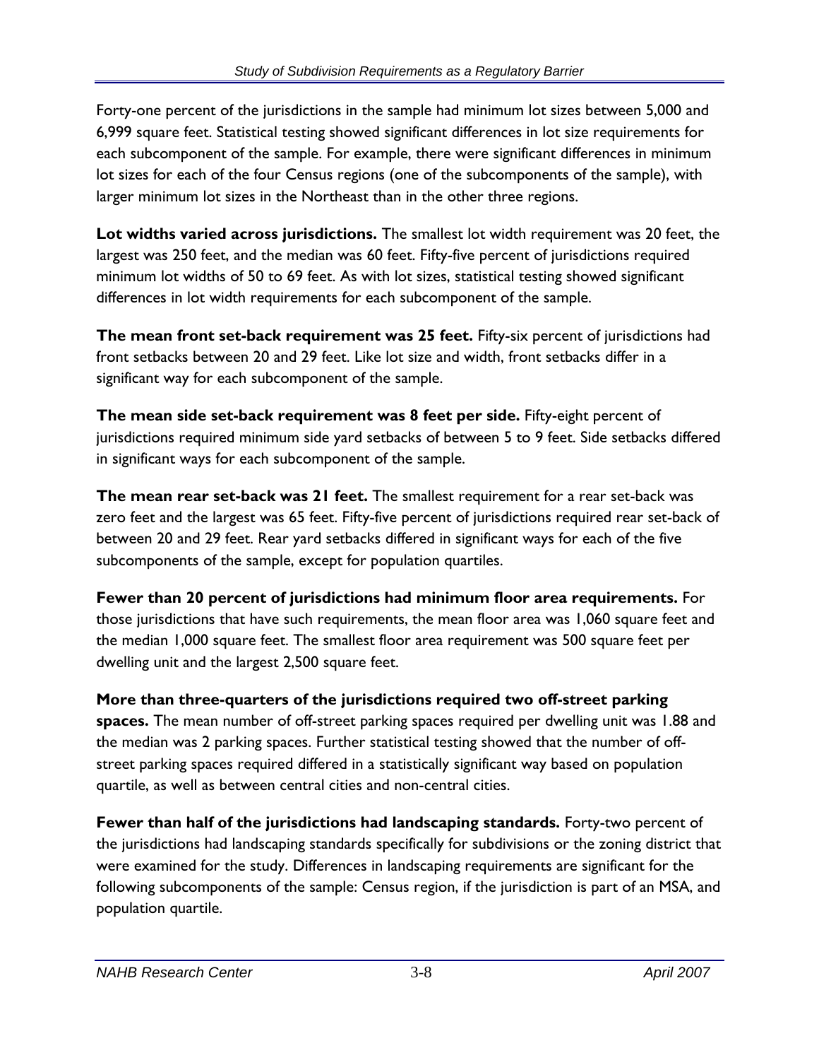Forty-one percent of the jurisdictions in the sample had minimum lot sizes between 5,000 and 6,999 square feet. Statistical testing showed significant differences in lot size requirements for each subcomponent of the sample. For example, there were significant differences in minimum lot sizes for each of the four Census regions (one of the subcomponents of the sample), with larger minimum lot sizes in the Northeast than in the other three regions.

**Lot widths varied across jurisdictions.** The smallest lot width requirement was 20 feet, the largest was 250 feet, and the median was 60 feet. Fifty-five percent of jurisdictions required minimum lot widths of 50 to 69 feet. As with lot sizes, statistical testing showed significant differences in lot width requirements for each subcomponent of the sample.

**The mean front set-back requirement was 25 feet.** Fifty-six percent of jurisdictions had front setbacks between 20 and 29 feet. Like lot size and width, front setbacks differ in a significant way for each subcomponent of the sample.

**The mean side set-back requirement was 8 feet per side.** Fifty-eight percent of jurisdictions required minimum side yard setbacks of between 5 to 9 feet. Side setbacks differed in significant ways for each subcomponent of the sample.

**The mean rear set-back was 21 feet.** The smallest requirement for a rear set-back was zero feet and the largest was 65 feet. Fifty-five percent of jurisdictions required rear set-back of between 20 and 29 feet. Rear yard setbacks differed in significant ways for each of the five subcomponents of the sample, except for population quartiles.

**Fewer than 20 percent of jurisdictions had minimum floor area requirements.** For those jurisdictions that have such requirements, the mean floor area was 1,060 square feet and the median 1,000 square feet. The smallest floor area requirement was 500 square feet per dwelling unit and the largest 2,500 square feet.

**More than three-quarters of the jurisdictions required two off-street parking spaces.** The mean number of off-street parking spaces required per dwelling unit was 1.88 and the median was 2 parking spaces. Further statistical testing showed that the number of off-street parking spaces required differed in a statistically significant way based on population quartile, as well as between central cities and non-central cities.

**Fewer than half of the jurisdictions had landscaping standards.** Forty-two percent of the jurisdictions had landscaping standards specifically for subdivisions or the zoning district that were examined for the study. Differences in landscaping requirements are significant for the following subcomponents of the sample: Census region, if the jurisdiction is part of an MSA, and population quartile.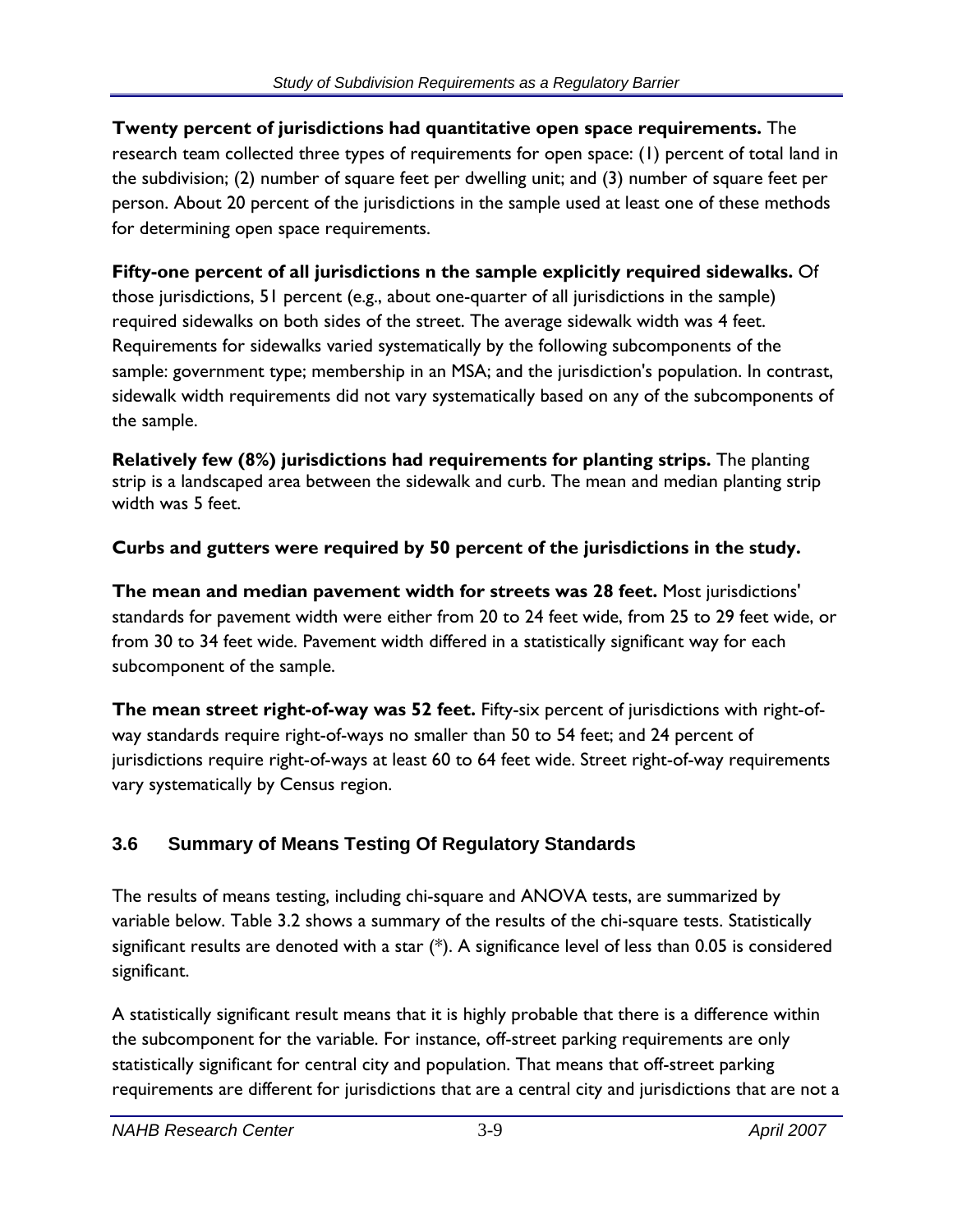**Twenty percent of jurisdictions had quantitative open space requirements.** The research team collected three types of requirements for open space: (1) percent of total land in the subdivision; (2) number of square feet per dwelling unit; and (3) number of square feet per person. About 20 percent of the jurisdictions in the sample used at least one of these methods for determining open space requirements.

**Fifty-one percent of all jurisdictions n the sample explicitly required sidewalks.** Of those jurisdictions, 51 percent (e.g., about one-quarter of all jurisdictions in the sample) required sidewalks on both sides of the street. The average sidewalk width was 4 feet. Requirements for sidewalks varied systematically by the following subcomponents of the sample: government type; membership in an MSA; and the jurisdiction's population. In contrast, sidewalk width requirements did not vary systematically based on any of the subcomponents of the sample.

**Relatively few (8%) jurisdictions had requirements for planting strips.** The planting strip is a landscaped area between the sidewalk and curb. The mean and median planting strip width was 5 feet.

**Curbs and gutters were required by 50 percent of the jurisdictions in the study.**

**The mean and median pavement width for streets was 28 feet.** Most jurisdictions' standards for pavement width were either from 20 to 24 feet wide, from 25 to 29 feet wide, or from 30 to 34 feet wide. Pavement width differed in a statistically significant way for each subcomponent of the sample.

**The mean street right-of-way was 52 feet.** Fifty-six percent of jurisdictions with right-of-way standards require right-of-ways no smaller than 50 to 54 feet; and 24 percent of jurisdictions require right-of-ways at least 60 to 64 feet wide. Street right-of-way requirements vary systematically by Census region.

## 3.6 Summary of Means Testing Of Regulatory Standards

The results of means testing, including chi-square and ANOVA tests, are summarized by variable below. Table 3.2 shows a summary of the results of the chi-square tests. Statistically significant results are denoted with a star (*). A significance level of less than 0.05 is considered significant.

A statistically significant result means that it is highly probable that there is a difference within the subcomponent for the variable. For instance, off-street parking requirements are only statistically significant for central city and population. That means that off-street parking requirements are different for jurisdictions that are a central city and jurisdictions that are not a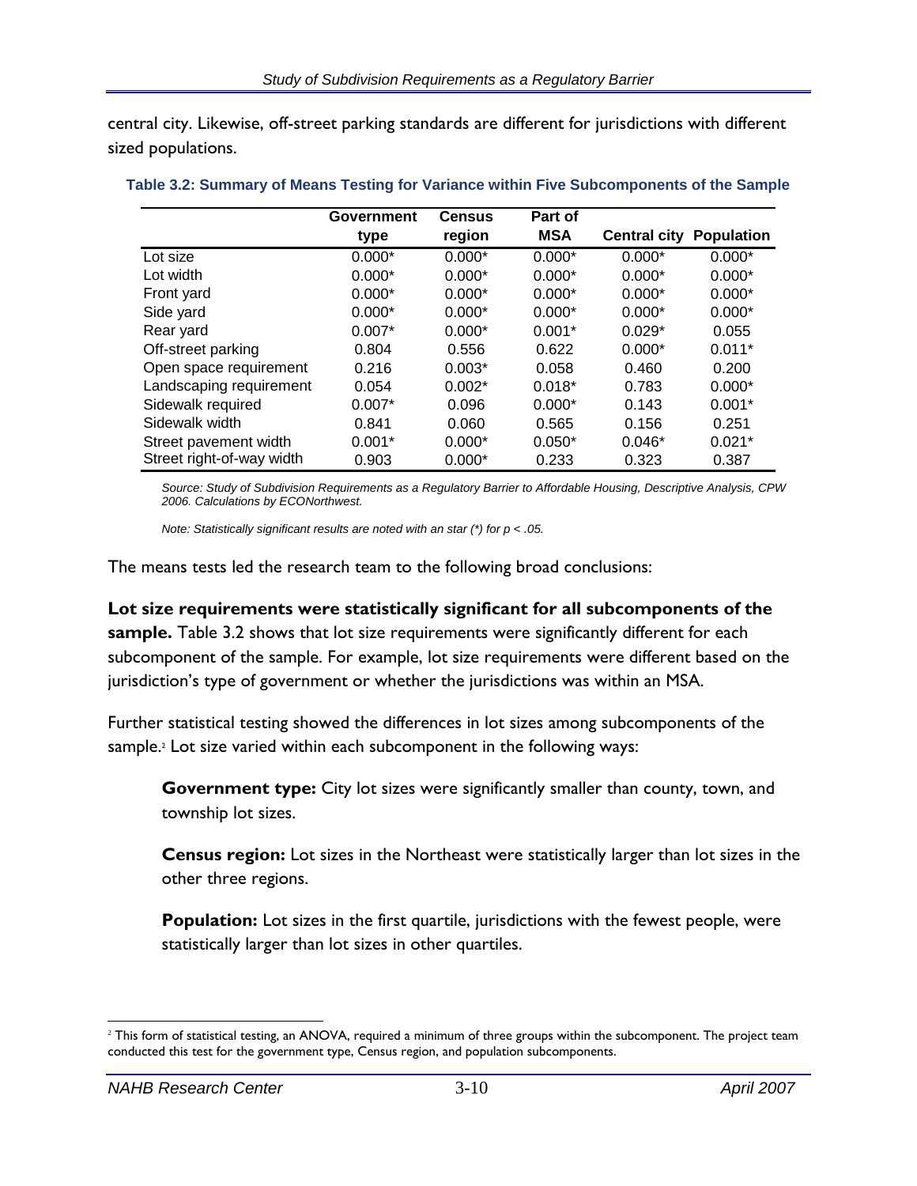central city. Likewise, off-street parking standards are different for jurisdictions with different sized populations.

**Table 3.2: Summary of Means Testing for Variance within Five Subcomponents of the Sample**

| | Government type | Census region | Part of MSA | Central city | Population |
|---|---|---|---|---|---|
| Lot size | 0.000* | 0.000* | 0.000* | 0.000* | 0.000* |
| Lot width | 0.000* | 0.000* | 0.000* | 0.000* | 0.000* |
| Front yard | 0.000* | 0.000* | 0.000* | 0.000* | 0.000* |
| Side yard | 0.000* | 0.000* | 0.000* | 0.000* | 0.000* |
| Rear yard | 0.007* | 0.000* | 0.001* | 0.029* | 0.055 |
| Off-street parking | 0.804 | 0.556 | 0.622 | 0.000* | 0.011* |
| Open space requirement | 0.216 | 0.003* | 0.058 | 0.460 | 0.200 |
| Landscaping requirement | 0.054 | 0.002* | 0.018* | 0.783 | 0.000* |
| Sidewalk required | 0.007* | 0.096 | 0.000* | 0.143 | 0.001* |
| Sidewalk width | 0.841 | 0.060 | 0.565 | 0.156 | 0.251 |
| Street pavement width | 0.001* | 0.000* | 0.050* | 0.046* | 0.021* |
| Street right-of-way width | 0.903 | 0.000* | 0.233 | 0.323 | 0.387 |

*Source: Study of Subdivision Requirements as a Regulatory Barrier to Affordable Housing, Descriptive Analysis, CPW 2006. Calculations by ECONorthwest.*

*Note: Statistically significant results are noted with an star (*) for $p < .05$.*

The means tests led the research team to the following broad conclusions:

**Lot size requirements were statistically significant for all subcomponents of the sample.** Table 3.2 shows that lot size requirements were significantly different for each subcomponent of the sample. For example, lot size requirements were different based on the jurisdiction's type of government or whether the jurisdictions was within an MSA.

Further statistical testing showed the differences in lot sizes among subcomponents of the sample.[2] Lot size varied within each subcomponent in the following ways:

> **Government type:** City lot sizes were significantly smaller than county, town, and township lot sizes.
>
> **Census region:** Lot sizes in the Northeast were statistically larger than lot sizes in the other three regions.
>
> **Population:** Lot sizes in the first quartile, jurisdictions with the fewest people, were statistically larger than lot sizes in other quartiles.

[2] This form of statistical testing, an ANOVA, required a minimum of three groups within the subcomponent. The project team conducted this test for the government type, Census region, and population subcomponents.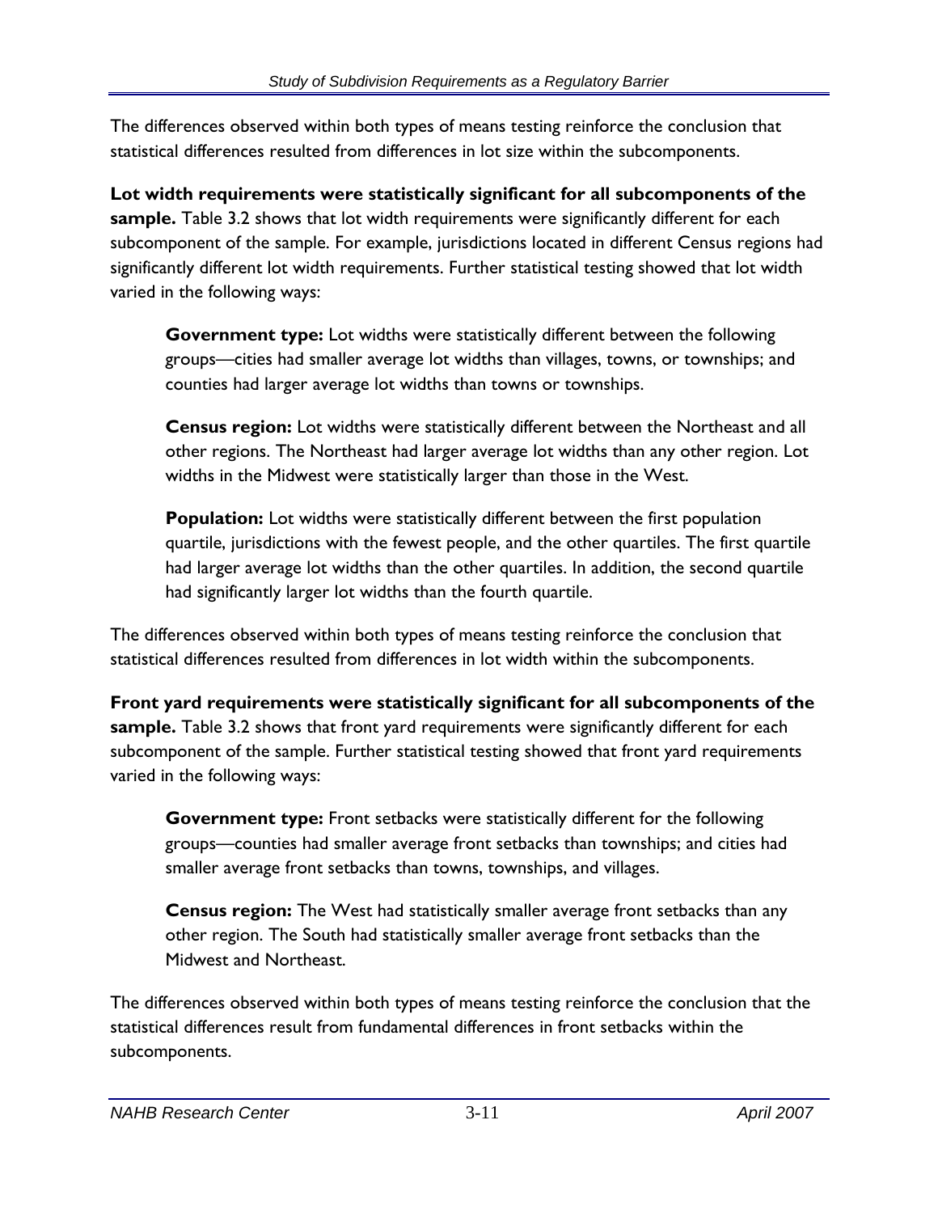The differences observed within both types of means testing reinforce the conclusion that statistical differences resulted from differences in lot size within the subcomponents.

**Lot width requirements were statistically significant for all subcomponents of the sample.** Table 3.2 shows that lot width requirements were significantly different for each subcomponent of the sample. For example, jurisdictions located in different Census regions had significantly different lot width requirements. Further statistical testing showed that lot width varied in the following ways:

> **Government type:** Lot widths were statistically different between the following groups—cities had smaller average lot widths than villages, towns, or townships; and counties had larger average lot widths than towns or townships.
>
> **Census region:** Lot widths were statistically different between the Northeast and all other regions. The Northeast had larger average lot widths than any other region. Lot widths in the Midwest were statistically larger than those in the West.
>
> **Population:** Lot widths were statistically different between the first population quartile, jurisdictions with the fewest people, and the other quartiles. The first quartile had larger average lot widths than the other quartiles. In addition, the second quartile had significantly larger lot widths than the fourth quartile.

The differences observed within both types of means testing reinforce the conclusion that statistical differences resulted from differences in lot width within the subcomponents.

**Front yard requirements were statistically significant for all subcomponents of the sample.** Table 3.2 shows that front yard requirements were significantly different for each subcomponent of the sample. Further statistical testing showed that front yard requirements varied in the following ways:

> **Government type:** Front setbacks were statistically different for the following groups—counties had smaller average front setbacks than townships; and cities had smaller average front setbacks than towns, townships, and villages.
>
> **Census region:** The West had statistically smaller average front setbacks than any other region. The South had statistically smaller average front setbacks than the Midwest and Northeast.

The differences observed within both types of means testing reinforce the conclusion that the statistical differences result from fundamental differences in front setbacks within the subcomponents.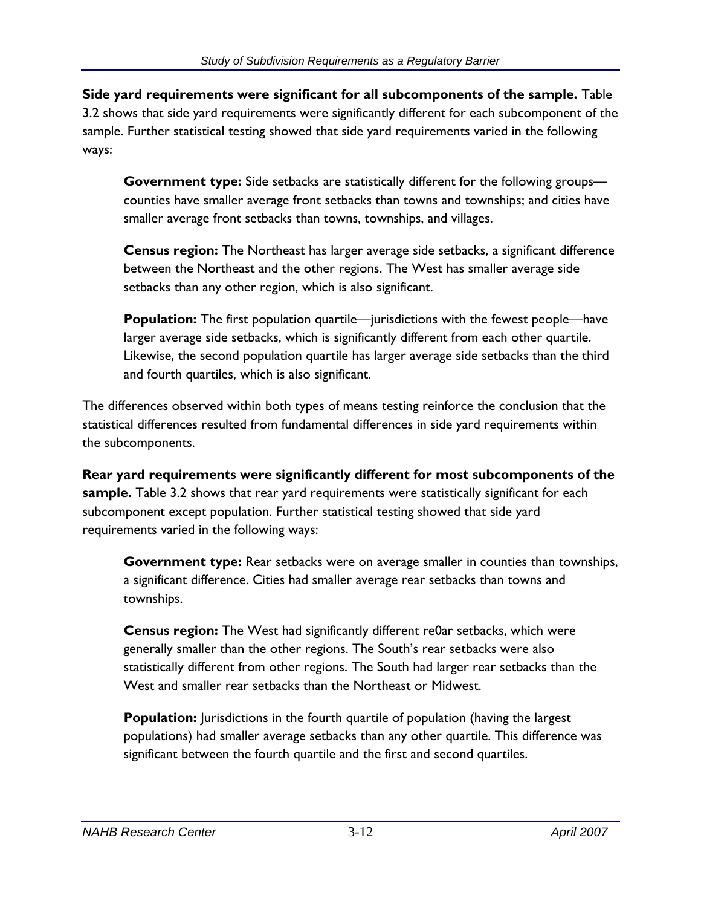**Side yard requirements were significant for all subcomponents of the sample.** Table 3.2 shows that side yard requirements were significantly different for each subcomponent of the sample. Further statistical testing showed that side yard requirements varied in the following ways:

> **Government type:** Side setbacks are statistically different for the following groups—counties have smaller average front setbacks than towns and townships; and cities have smaller average front setbacks than towns, townships, and villages.
>
> **Census region:** The Northeast has larger average side setbacks, a significant difference between the Northeast and the other regions. The West has smaller average side setbacks than any other region, which is also significant.
>
> **Population:** The first population quartile—jurisdictions with the fewest people—have larger average side setbacks, which is significantly different from each other quartile. Likewise, the second population quartile has larger average side setbacks than the third and fourth quartiles, which is also significant.

The differences observed within both types of means testing reinforce the conclusion that the statistical differences resulted from fundamental differences in side yard requirements within the subcomponents.

**Rear yard requirements were significantly different for most subcomponents of the sample.** Table 3.2 shows that rear yard requirements were statistically significant for each subcomponent except population. Further statistical testing showed that side yard requirements varied in the following ways:

> **Government type:** Rear setbacks were on average smaller in counties than townships, a significant difference. Cities had smaller average rear setbacks than towns and townships.
>
> **Census region:** The West had significantly different re0ar setbacks, which were generally smaller than the other regions. The South's rear setbacks were also statistically different from other regions. The South had larger rear setbacks than the West and smaller rear setbacks than the Northeast or Midwest.
>
> **Population:** Jurisdictions in the fourth quartile of population (having the largest populations) had smaller average setbacks than any other quartile. This difference was significant between the fourth quartile and the first and second quartiles.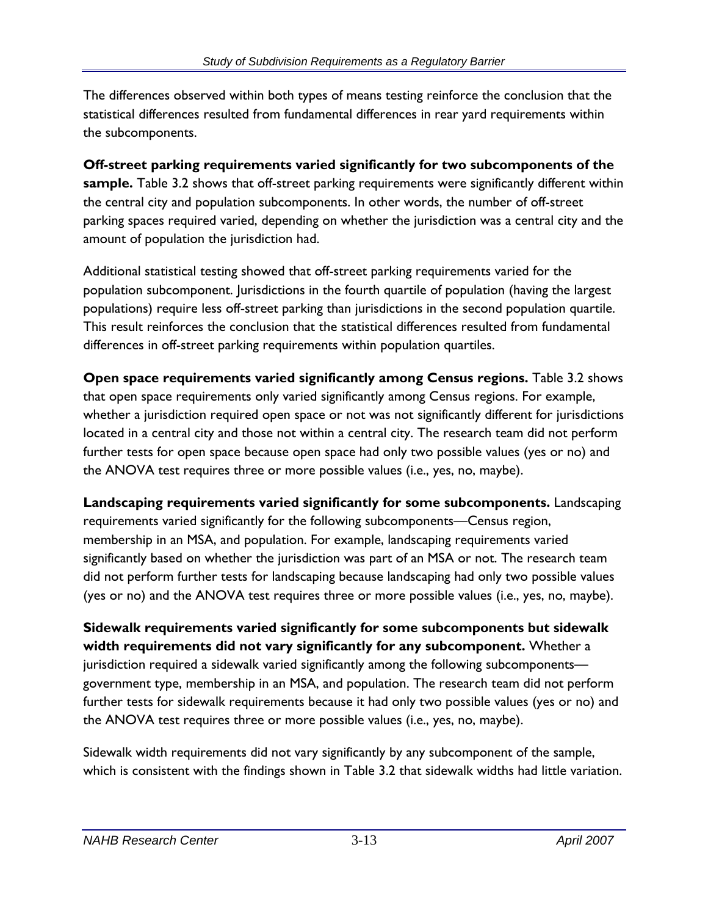The differences observed within both types of means testing reinforce the conclusion that the statistical differences resulted from fundamental differences in rear yard requirements within the subcomponents.

**Off-street parking requirements varied significantly for two subcomponents of the sample.** Table 3.2 shows that off-street parking requirements were significantly different within the central city and population subcomponents. In other words, the number of off-street parking spaces required varied, depending on whether the jurisdiction was a central city and the amount of population the jurisdiction had.

Additional statistical testing showed that off-street parking requirements varied for the population subcomponent. Jurisdictions in the fourth quartile of population (having the largest populations) require less off-street parking than jurisdictions in the second population quartile. This result reinforces the conclusion that the statistical differences resulted from fundamental differences in off-street parking requirements within population quartiles.

**Open space requirements varied significantly among Census regions.** Table 3.2 shows that open space requirements only varied significantly among Census regions. For example, whether a jurisdiction required open space or not was not significantly different for jurisdictions located in a central city and those not within a central city. The research team did not perform further tests for open space because open space had only two possible values (yes or no) and the ANOVA test requires three or more possible values (i.e., yes, no, maybe).

**Landscaping requirements varied significantly for some subcomponents.** Landscaping requirements varied significantly for the following subcomponents—Census region, membership in an MSA, and population. For example, landscaping requirements varied significantly based on whether the jurisdiction was part of an MSA or not. The research team did not perform further tests for landscaping because landscaping had only two possible values (yes or no) and the ANOVA test requires three or more possible values (i.e., yes, no, maybe).

**Sidewalk requirements varied significantly for some subcomponents but sidewalk width requirements did not vary significantly for any subcomponent.** Whether a jurisdiction required a sidewalk varied significantly among the following subcomponents—government type, membership in an MSA, and population. The research team did not perform further tests for sidewalk requirements because it had only two possible values (yes or no) and the ANOVA test requires three or more possible values (i.e., yes, no, maybe).

Sidewalk width requirements did not vary significantly by any subcomponent of the sample, which is consistent with the findings shown in Table 3.2 that sidewalk widths had little variation.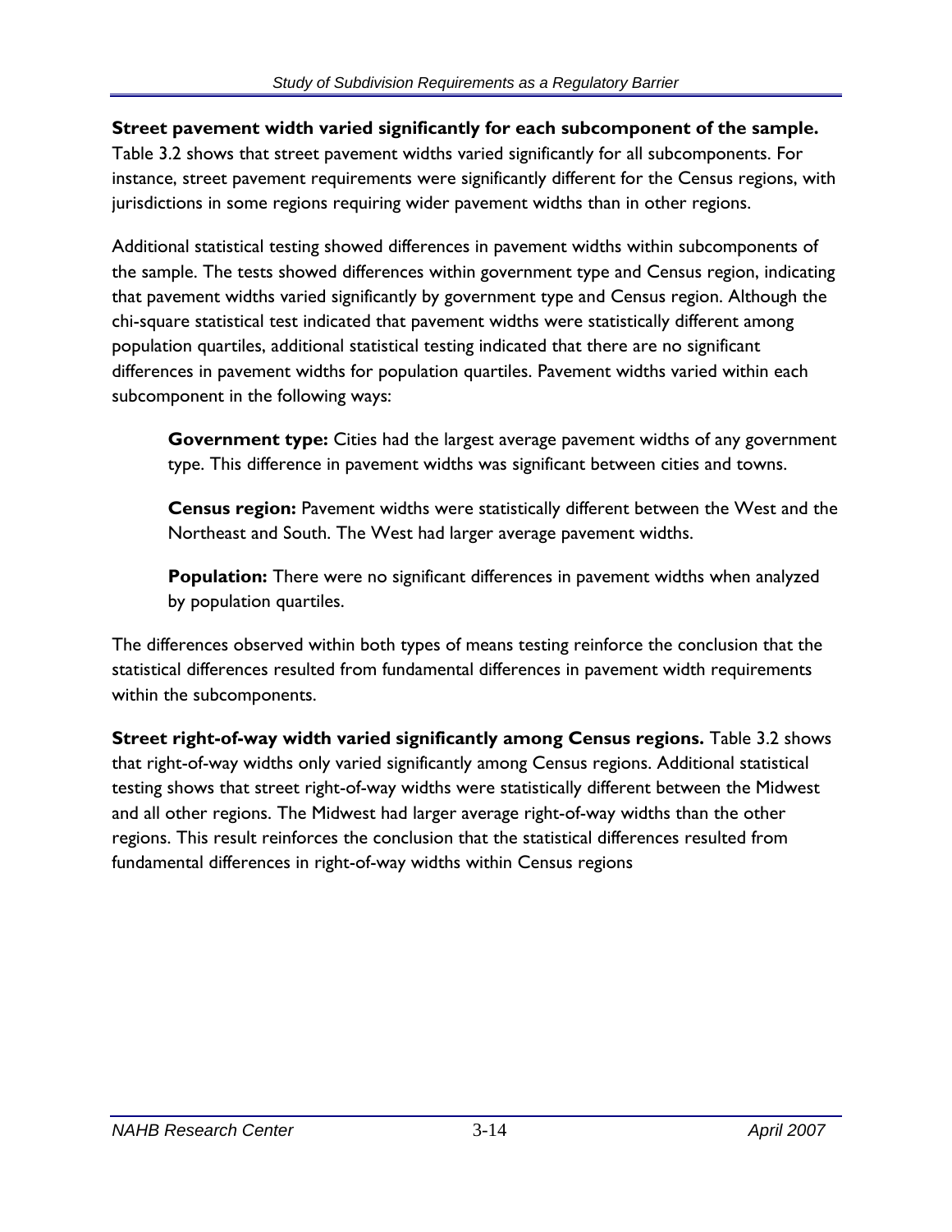**Street pavement width varied significantly for each subcomponent of the sample.** Table 3.2 shows that street pavement widths varied significantly for all subcomponents. For instance, street pavement requirements were significantly different for the Census regions, with jurisdictions in some regions requiring wider pavement widths than in other regions.

Additional statistical testing showed differences in pavement widths within subcomponents of the sample. The tests showed differences within government type and Census region, indicating that pavement widths varied significantly by government type and Census region. Although the chi-square statistical test indicated that pavement widths were statistically different among population quartiles, additional statistical testing indicated that there are no significant differences in pavement widths for population quartiles. Pavement widths varied within each subcomponent in the following ways:

> **Government type:** Cities had the largest average pavement widths of any government type. This difference in pavement widths was significant between cities and towns.
>
> **Census region:** Pavement widths were statistically different between the West and the Northeast and South. The West had larger average pavement widths.
>
> **Population:** There were no significant differences in pavement widths when analyzed by population quartiles.

The differences observed within both types of means testing reinforce the conclusion that the statistical differences resulted from fundamental differences in pavement width requirements within the subcomponents.

**Street right-of-way width varied significantly among Census regions.** Table 3.2 shows that right-of-way widths only varied significantly among Census regions. Additional statistical testing shows that street right-of-way widths were statistically different between the Midwest and all other regions. The Midwest had larger average right-of-way widths than the other regions. This result reinforces the conclusion that the statistical differences resulted from fundamental differences in right-of-way widths within Census regions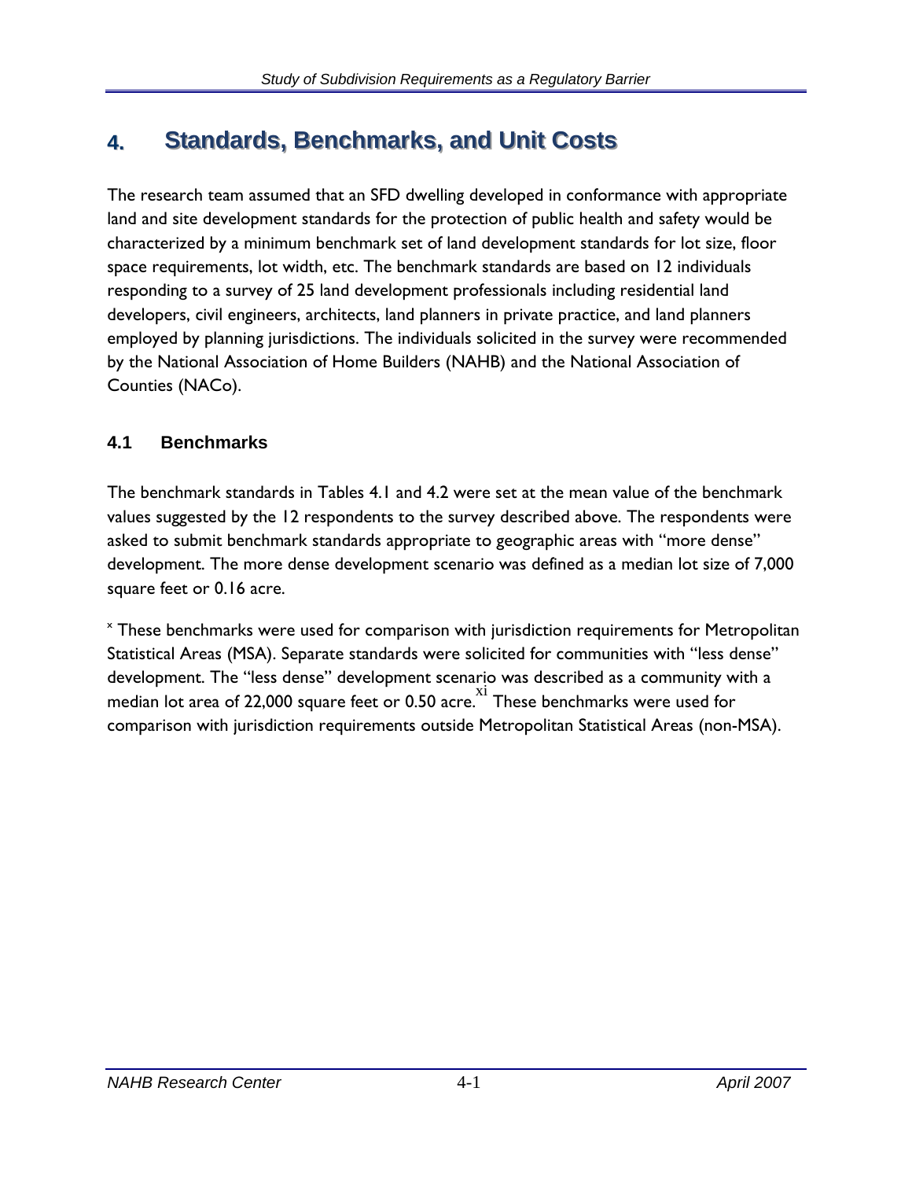# 4. Standards, Benchmarks, and Unit Costs

The research team assumed that an SFD dwelling developed in conformance with appropriate land and site development standards for the protection of public health and safety would be characterized by a minimum benchmark set of land development standards for lot size, floor space requirements, lot width, etc. The benchmark standards are based on 12 individuals responding to a survey of 25 land development professionals including residential land developers, civil engineers, architects, land planners in private practice, and land planners employed by planning jurisdictions. The individuals solicited in the survey were recommended by the National Association of Home Builders (NAHB) and the National Association of Counties (NACo).

## 4.1 Benchmarks

The benchmark standards in Tables 4.1 and 4.2 were set at the mean value of the benchmark values suggested by the 12 respondents to the survey described above. The respondents were asked to submit benchmark standards appropriate to geographic areas with "more dense" development. The more dense development scenario was defined as a median lot size of 7,000 square feet or 0.16 acre.

[x] These benchmarks were used for comparison with jurisdiction requirements for Metropolitan Statistical Areas (MSA). Separate standards were solicited for communities with "less dense" development. The "less dense" development scenario was described as a community with a median lot area of 22,000 square feet or 0.50 acre.[xi] These benchmarks were used for comparison with jurisdiction requirements outside Metropolitan Statistical Areas (non-MSA).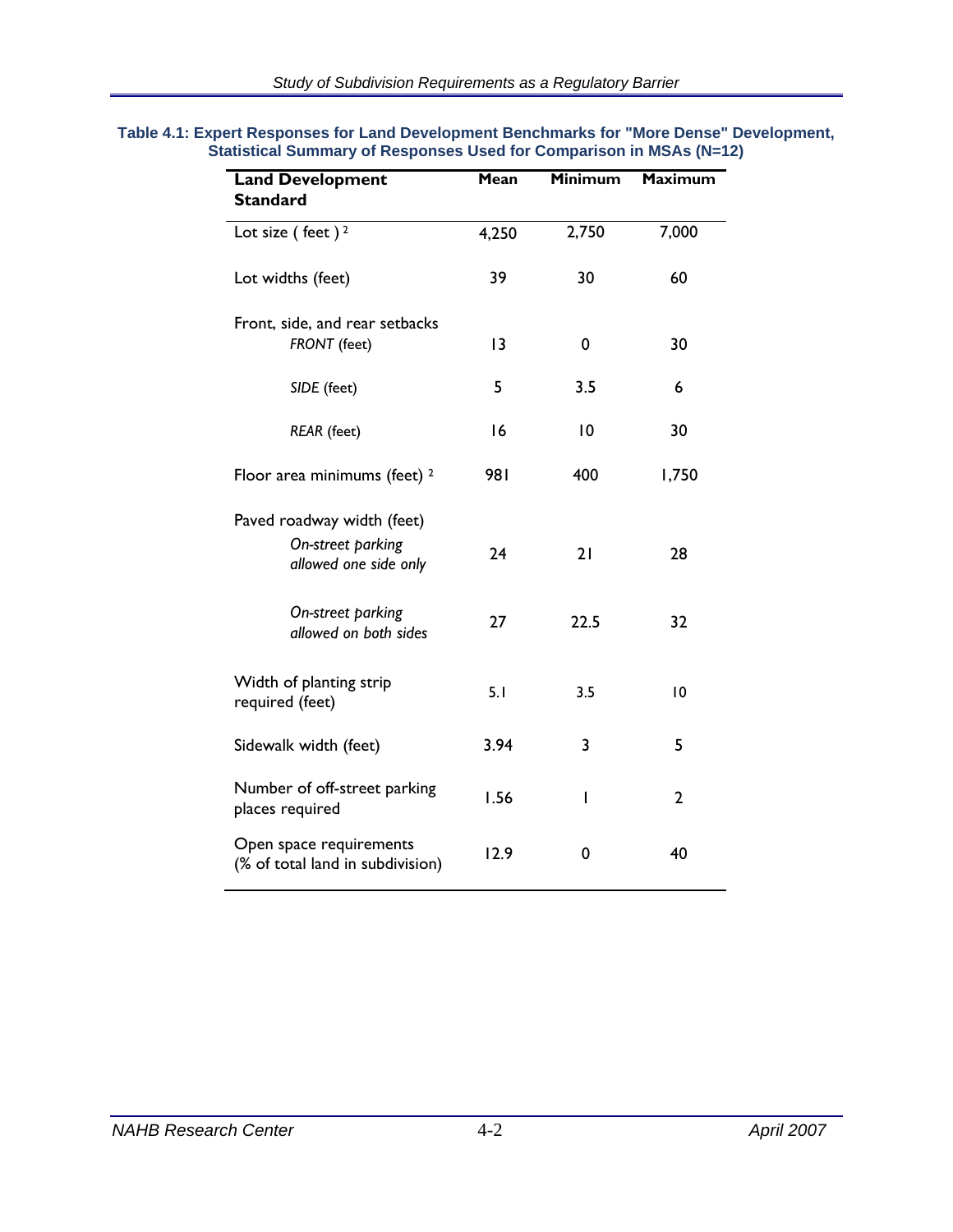**Table 4.1: Expert Responses for Land Development Benchmarks for "More Dense" Development, Statistical Summary of Responses Used for Comparison in MSAs (N=12)**

| Land Development Standard | Mean | Minimum | Maximum |
|---|---|---|---|
| Lot size ( feet ) [2] | 4,250 | 2,750 | 7,000 |
| Lot widths (feet) | 39 | 30 | 60 |
| Front, side, and rear setbacks | | | |
| *FRONT* (feet) | 13 | 0 | 30 |
| *SIDE* (feet) | 5 | 3.5 | 6 |
| *REAR* (feet) | 16 | 10 | 30 |
| Floor area minimums (feet) [2] | 981 | 400 | 1,750 |
| Paved roadway width (feet) | | | |
| *On-street parking allowed one side only* | 24 | 21 | 28 |
| *On-street parking allowed on both sides* | 27 | 22.5 | 32 |
| Width of planting strip required (feet) | 5.1 | 3.5 | 10 |
| Sidewalk width (feet) | 3.94 | 3 | 5 |
| Number of off-street parking places required | 1.56 | 1 | 2 |
| Open space requirements (% of total land in subdivision) | 12.9 | 0 | 40 |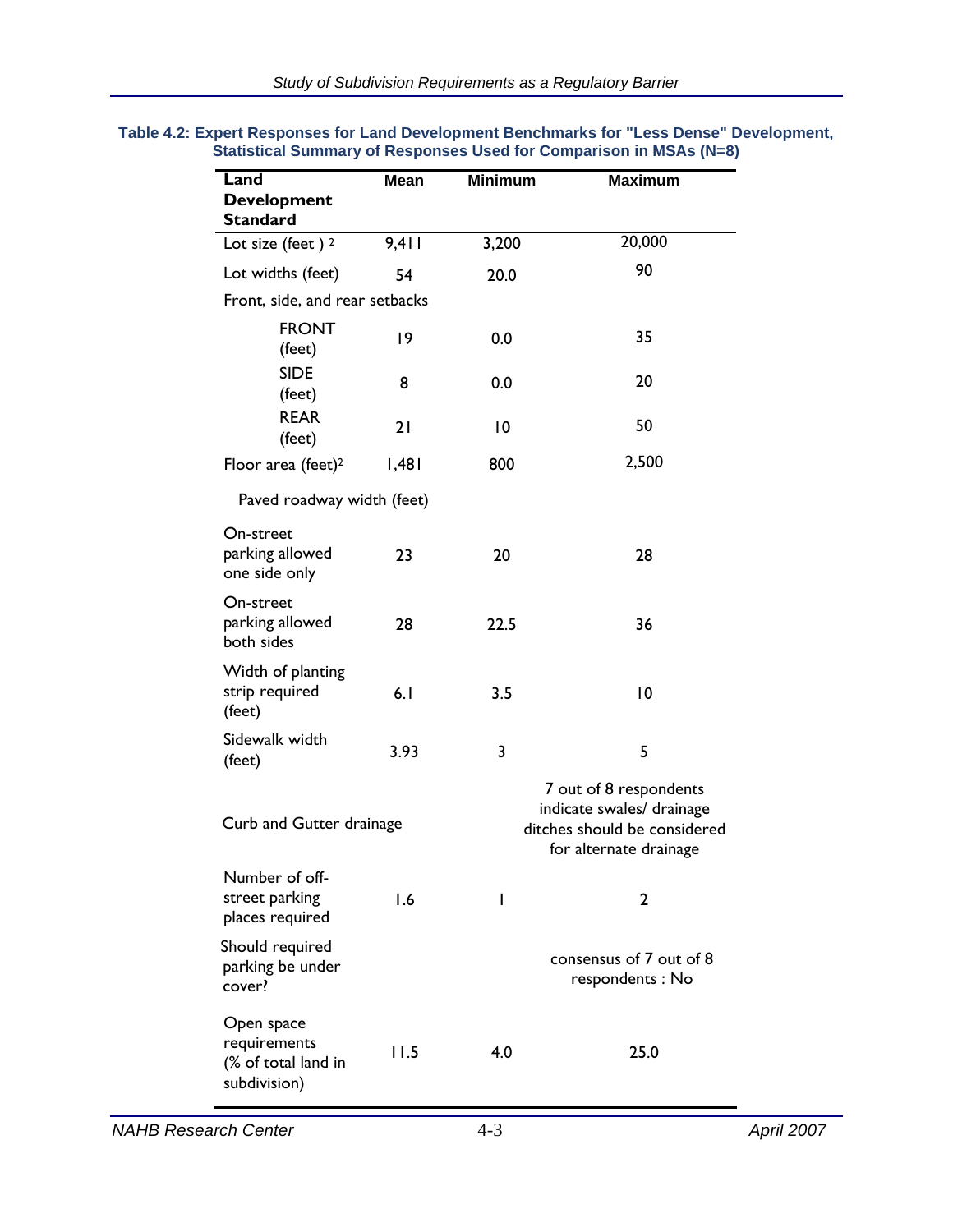**Table 4.2: Expert Responses for Land Development Benchmarks for "Less Dense" Development, Statistical Summary of Responses Used for Comparison in MSAs (N=8)**

| Land Development Standard | Mean | Minimum | Maximum |
|---|---|---|---|
| Lot size (feet )[2] | 9,411 | 3,200 | 20,000 |
| Lot widths (feet) | 54 | 20.0 | 90 |
| Front, side, and rear setbacks | | | |
| FRONT (feet) | 19 | 0.0 | 35 |
| SIDE (feet) | 8 | 0.0 | 20 |
| REAR (feet) | 21 | 10 | 50 |
| Floor area (feet)[2] | 1,481 | 800 | 2,500 |
| Paved roadway width (feet) | | | |
| On-street parking allowed one side only | 23 | 20 | 28 |
| On-street parking allowed both sides | 28 | 22.5 | 36 |
| Width of planting strip required (feet) | 6.1 | 3.5 | 10 |
| Sidewalk width (feet) | 3.93 | 3 | 5 |
| Curb and Gutter drainage | | | 7 out of 8 respondents indicate swales/ drainage ditches should be considered for alternate drainage |
| Number of off-street parking places required | 1.6 | 1 | 2 |
| Should required parking be under cover? | | | consensus of 7 out of 8 respondents : No |
| Open space requirements (% of total land in subdivision) | 11.5 | 4.0 | 25.0 |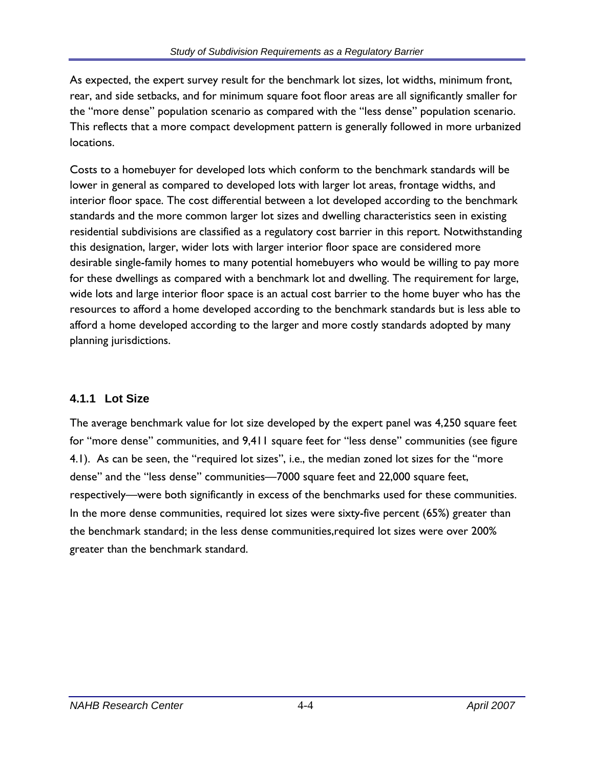As expected, the expert survey result for the benchmark lot sizes, lot widths, minimum front, rear, and side setbacks, and for minimum square foot floor areas are all significantly smaller for the "more dense" population scenario as compared with the "less dense" population scenario. This reflects that a more compact development pattern is generally followed in more urbanized locations.

Costs to a homebuyer for developed lots which conform to the benchmark standards will be lower in general as compared to developed lots with larger lot areas, frontage widths, and interior floor space. The cost differential between a lot developed according to the benchmark standards and the more common larger lot sizes and dwelling characteristics seen in existing residential subdivisions are classified as a regulatory cost barrier in this report. Notwithstanding this designation, larger, wider lots with larger interior floor space are considered more desirable single-family homes to many potential homebuyers who would be willing to pay more for these dwellings as compared with a benchmark lot and dwelling. The requirement for large, wide lots and large interior floor space is an actual cost barrier to the home buyer who has the resources to afford a home developed according to the benchmark standards but is less able to afford a home developed according to the larger and more costly standards adopted by many planning jurisdictions.

### 4.1.1 Lot Size

The average benchmark value for lot size developed by the expert panel was 4,250 square feet for "more dense" communities, and 9,411 square feet for "less dense" communities (see figure 4.1). As can be seen, the "required lot sizes", i.e., the median zoned lot sizes for the "more dense" and the "less dense" communities—7000 square feet and 22,000 square feet, respectively—were both significantly in excess of the benchmarks used for these communities. In the more dense communities, required lot sizes were sixty-five percent (65%) greater than the benchmark standard; in the less dense communities,required lot sizes were over 200% greater than the benchmark standard.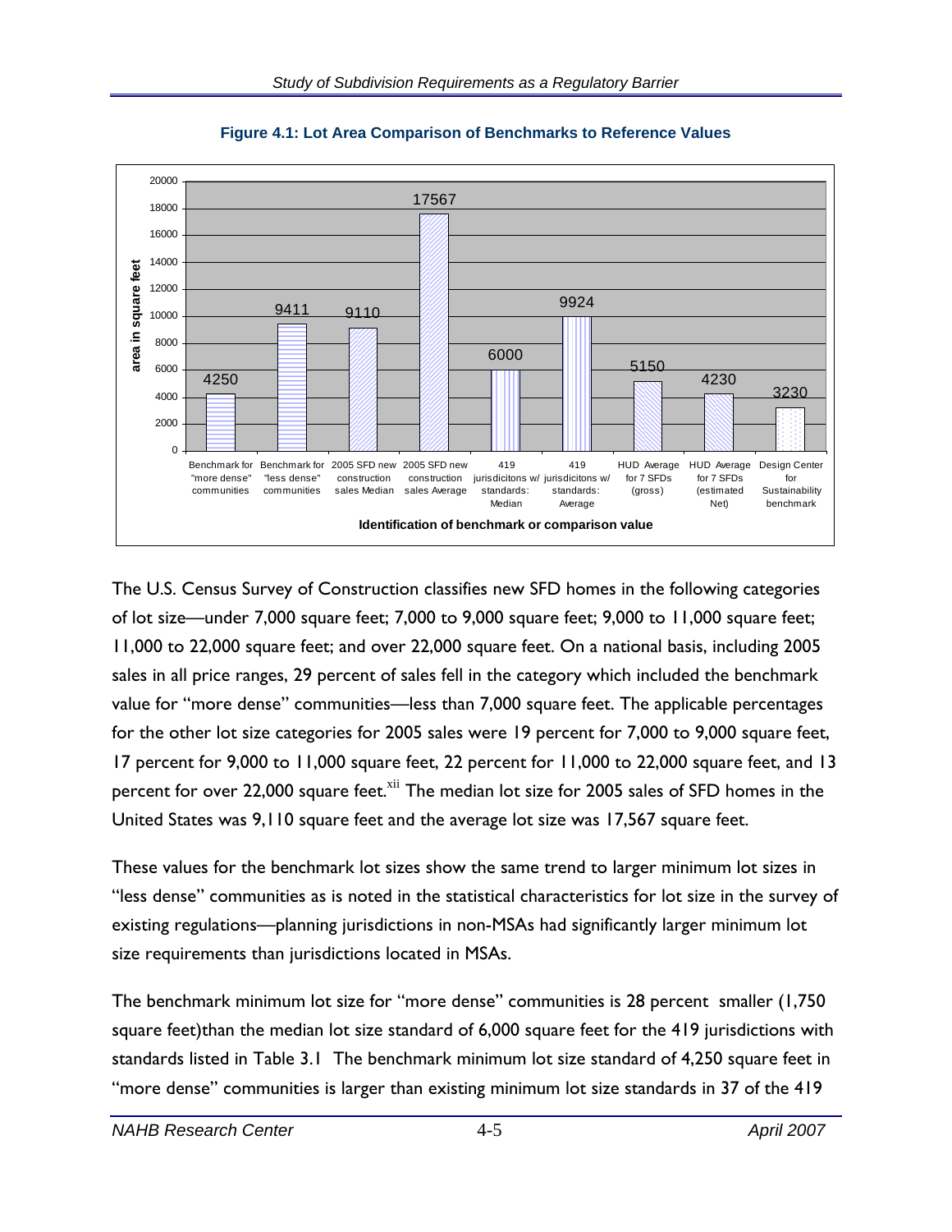**Figure 4.1: Lot Area Comparison of Benchmarks to Reference Values**

| Identification of benchmark or comparison value | area in square feet |
| --- | --- |
| Benchmark for "more dense" communities | 4250 |
| Benchmark for "less dense" communities | 9411 |
| 2005 SFD new construction sales Median | 9110 |
| 2005 SFD new construction sales Average | 17567 |
| 419 jurisdicitons w/ standards: Median | 6000 |
| 419 jurisdicitons w/ standards: Average | 9924 |
| HUD Average for 7 SFDs (gross) | 5150 |
| HUD Average for 7 SFDs (estimated Net) | 4230 |
| Design Center for Sustainability benchmark | 3230 |

The U.S. Census Survey of Construction classifies new SFD homes in the following categories of lot size—under 7,000 square feet; 7,000 to 9,000 square feet; 9,000 to 11,000 square feet; 11,000 to 22,000 square feet; and over 22,000 square feet. On a national basis, including 2005 sales in all price ranges, 29 percent of sales fell in the category which included the benchmark value for "more dense" communities—less than 7,000 square feet. The applicable percentages for the other lot size categories for 2005 sales were 19 percent for 7,000 to 9,000 square feet, 17 percent for 9,000 to 11,000 square feet, 22 percent for 11,000 to 22,000 square feet, and 13 percent for over 22,000 square feet.[xii] The median lot size for 2005 sales of SFD homes in the United States was 9,110 square feet and the average lot size was 17,567 square feet.

These values for the benchmark lot sizes show the same trend to larger minimum lot sizes in "less dense" communities as is noted in the statistical characteristics for lot size in the survey of existing regulations—planning jurisdictions in non-MSAs had significantly larger minimum lot size requirements than jurisdictions located in MSAs.

The benchmark minimum lot size for "more dense" communities is 28 percent smaller (1,750 square feet)than the median lot size standard of 6,000 square feet for the 419 jurisdictions with standards listed in Table 3.1 The benchmark minimum lot size standard of 4,250 square feet in "more dense" communities is larger than existing minimum lot size standards in 37 of the 419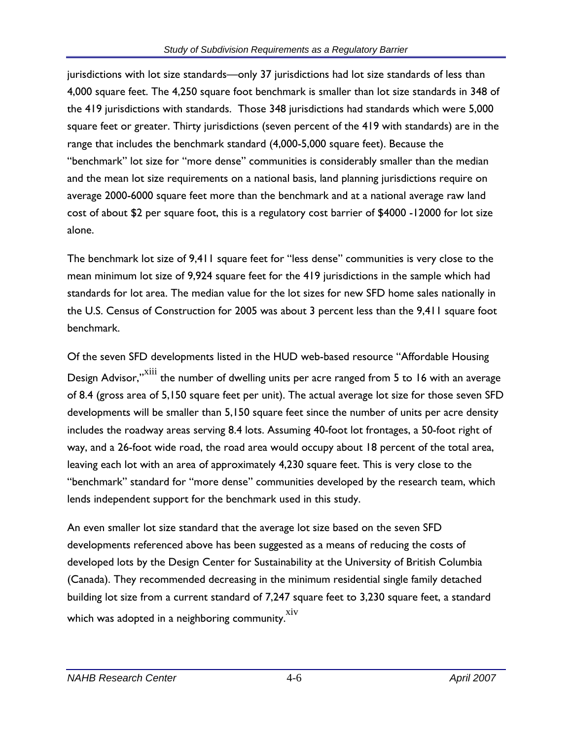jurisdictions with lot size standards—only 37 jurisdictions had lot size standards of less than 4,000 square feet. The 4,250 square foot benchmark is smaller than lot size standards in 348 of the 419 jurisdictions with standards. Those 348 jurisdictions had standards which were 5,000 square feet or greater. Thirty jurisdictions (seven percent of the 419 with standards) are in the range that includes the benchmark standard (4,000-5,000 square feet). Because the "benchmark" lot size for "more dense" communities is considerably smaller than the median and the mean lot size requirements on a national basis, land planning jurisdictions require on average 2000-6000 square feet more than the benchmark and at a national average raw land cost of about $2 per square foot, this is a regulatory cost barrier of $4000 -12000 for lot size alone.

The benchmark lot size of 9,411 square feet for "less dense" communities is very close to the mean minimum lot size of 9,924 square feet for the 419 jurisdictions in the sample which had standards for lot area. The median value for the lot sizes for new SFD home sales nationally in the U.S. Census of Construction for 2005 was about 3 percent less than the 9,411 square foot benchmark.

Of the seven SFD developments listed in the HUD web-based resource "Affordable Housing Design Advisor,"[xiii] the number of dwelling units per acre ranged from 5 to 16 with an average of 8.4 (gross area of 5,150 square feet per unit). The actual average lot size for those seven SFD developments will be smaller than 5,150 square feet since the number of units per acre density includes the roadway areas serving 8.4 lots. Assuming 40-foot lot frontages, a 50-foot right of way, and a 26-foot wide road, the road area would occupy about 18 percent of the total area, leaving each lot with an area of approximately 4,230 square feet. This is very close to the "benchmark" standard for "more dense" communities developed by the research team, which lends independent support for the benchmark used in this study.

An even smaller lot size standard that the average lot size based on the seven SFD developments referenced above has been suggested as a means of reducing the costs of developed lots by the Design Center for Sustainability at the University of British Columbia (Canada). They recommended decreasing in the minimum residential single family detached building lot size from a current standard of 7,247 square feet to 3,230 square feet, a standard which was adopted in a neighboring community.[xiv]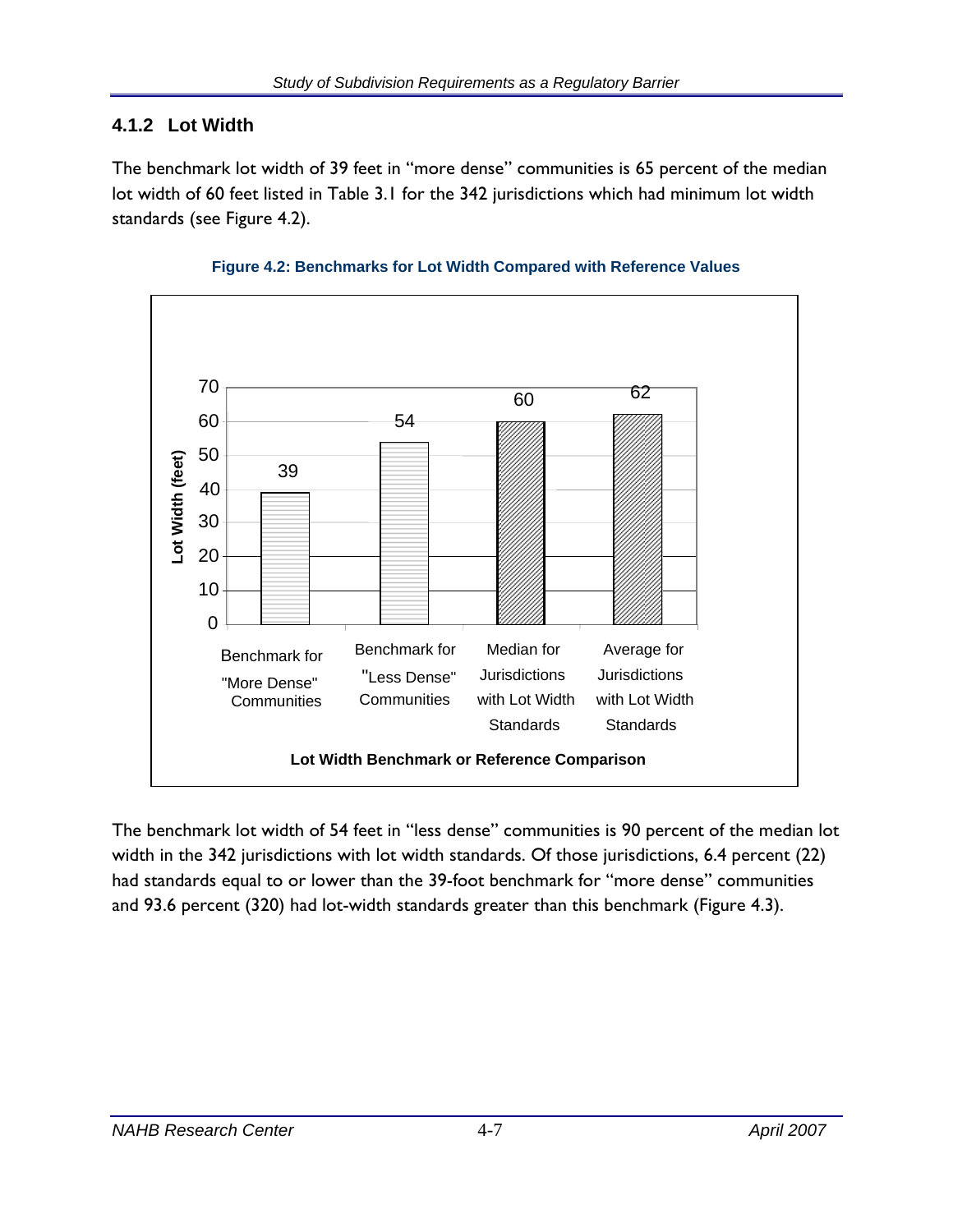### 4.1.2 Lot Width

The benchmark lot width of 39 feet in "more dense" communities is 65 percent of the median lot width of 60 feet listed in Table 3.1 for the 342 jurisdictions which had minimum lot width standards (see Figure 4.2).

**Figure 4.2: Benchmarks for Lot Width Compared with Reference Values**

| Lot Width Benchmark or Reference Comparison | Lot Width (feet) |
|---|---|
| Benchmark for "More Dense" Communities | 39 |
| Benchmark for "Less Dense" Communities | 54 |
| Median for Jurisdictions with Lot Width Standards | 60 |
| Average for Jurisdictions with Lot Width Standards | 62 |

The benchmark lot width of 54 feet in "less dense" communities is 90 percent of the median lot width in the 342 jurisdictions with lot width standards. Of those jurisdictions, 6.4 percent (22) had standards equal to or lower than the 39-foot benchmark for "more dense" communities and 93.6 percent (320) had lot-width standards greater than this benchmark (Figure 4.3).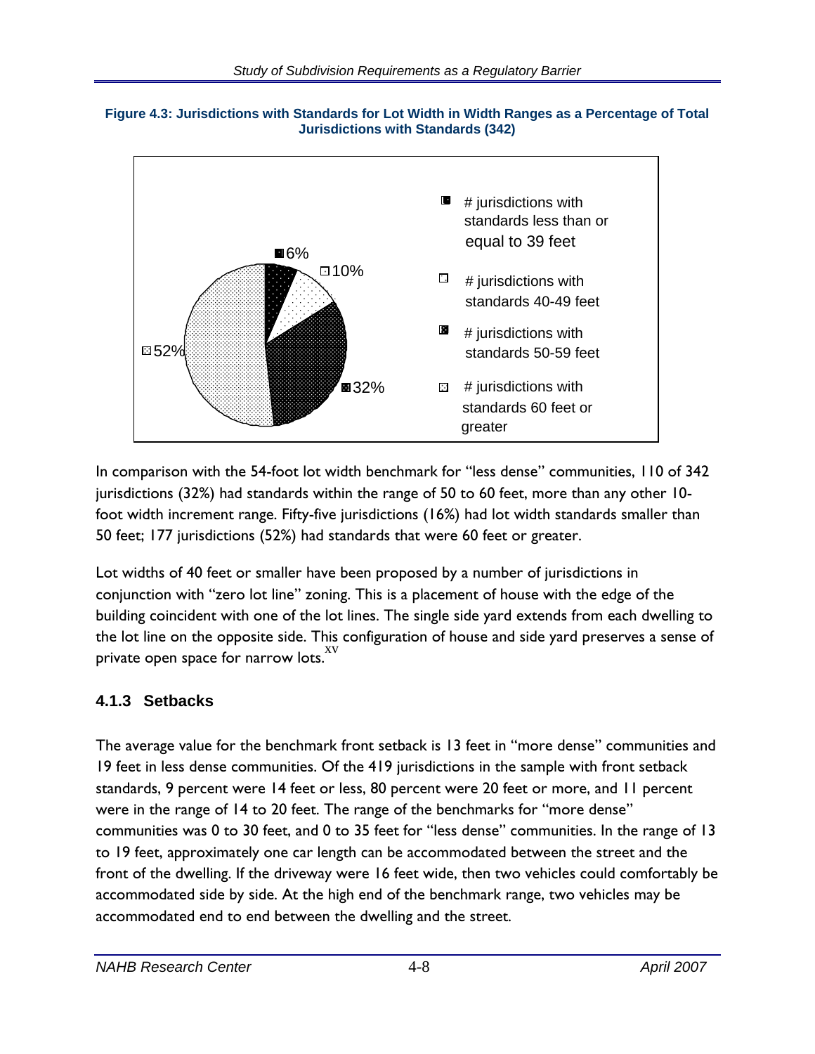**Figure 4.3: Jurisdictions with Standards for Lot Width in Width Ranges as a Percentage of Total Jurisdictions with Standards (342)**

In comparison with the 54-foot lot width benchmark for "less dense" communities, 110 of 342 jurisdictions (32%) had standards within the range of 50 to 60 feet, more than any other 10-foot width increment range. Fifty-five jurisdictions (16%) had lot width standards smaller than 50 feet; 177 jurisdictions (52%) had standards that were 60 feet or greater.

Lot widths of 40 feet or smaller have been proposed by a number of jurisdictions in conjunction with "zero lot line" zoning. This is a placement of house with the edge of the building coincident with one of the lot lines. The single side yard extends from each dwelling to the lot line on the opposite side. This configuration of house and side yard preserves a sense of private open space for narrow lots.[xv]

### 4.1.3 Setbacks

The average value for the benchmark front setback is 13 feet in "more dense" communities and 19 feet in less dense communities. Of the 419 jurisdictions in the sample with front setback standards, 9 percent were 14 feet or less, 80 percent were 20 feet or more, and 11 percent were in the range of 14 to 20 feet. The range of the benchmarks for "more dense" communities was 0 to 30 feet, and 0 to 35 feet for "less dense" communities. In the range of 13 to 19 feet, approximately one car length can be accommodated between the street and the front of the dwelling. If the driveway were 16 feet wide, then two vehicles could comfortably be accommodated side by side. At the high end of the benchmark range, two vehicles may be accommodated end to end between the dwelling and the street.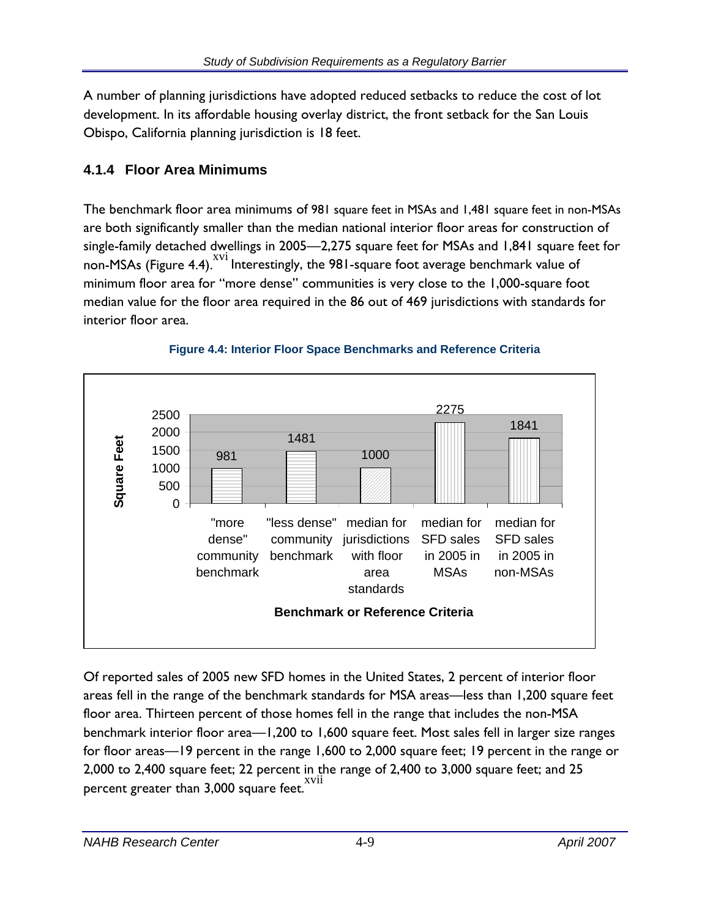A number of planning jurisdictions have adopted reduced setbacks to reduce the cost of lot development. In its affordable housing overlay district, the front setback for the San Luis Obispo, California planning jurisdiction is 18 feet.

### 4.1.4 Floor Area Minimums

The benchmark floor area minimums of 981 square feet in MSAs and 1,481 square feet in non-MSAs are both significantly smaller than the median national interior floor areas for construction of single-family detached dwellings in 2005—2,275 square feet for MSAs and 1,841 square feet for non-MSAs (Figure 4.4).[xvi] Interestingly, the 981-square foot average benchmark value of minimum floor area for "more dense" communities is very close to the 1,000-square foot median value for the floor area required in the 86 out of 469 jurisdictions with standards for interior floor area.

**Figure 4.4: Interior Floor Space Benchmarks and Reference Criteria**

| Benchmark or Reference Criteria | Square Feet |
| --- | --- |
| "more dense" community benchmark | 981 |
| "less dense" community benchmark | 1481 |
| median for jurisdictions with floor area standards | 1000 |
| median for SFD sales in 2005 in MSAs | 2275 |
| median for SFD sales in 2005 in non-MSAs | 1841 |

Of reported sales of 2005 new SFD homes in the United States, 2 percent of interior floor areas fell in the range of the benchmark standards for MSA areas—less than 1,200 square feet floor area. Thirteen percent of those homes fell in the range that includes the non-MSA benchmark interior floor area—1,200 to 1,600 square feet. Most sales fell in larger size ranges for floor areas—19 percent in the range 1,600 to 2,000 square feet; 19 percent in the range or 2,000 to 2,400 square feet; 22 percent in the range of 2,400 to 3,000 square feet; and 25 percent greater than 3,000 square feet.[xvii]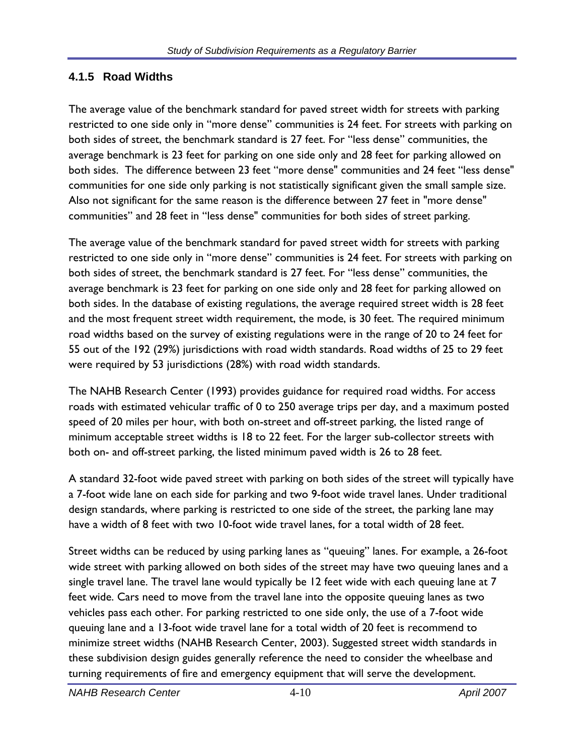### 4.1.5 Road Widths

The average value of the benchmark standard for paved street width for streets with parking restricted to one side only in "more dense" communities is 24 feet. For streets with parking on both sides of street, the benchmark standard is 27 feet. For "less dense" communities, the average benchmark is 23 feet for parking on one side only and 28 feet for parking allowed on both sides. The difference between 23 feet "more dense" communities and 24 feet "less dense" communities for one side only parking is not statistically significant given the small sample size. Also not significant for the same reason is the difference between 27 feet in "more dense" communities" and 28 feet in "less dense" communities for both sides of street parking.

The average value of the benchmark standard for paved street width for streets with parking restricted to one side only in "more dense" communities is 24 feet. For streets with parking on both sides of street, the benchmark standard is 27 feet. For "less dense" communities, the average benchmark is 23 feet for parking on one side only and 28 feet for parking allowed on both sides. In the database of existing regulations, the average required street width is 28 feet and the most frequent street width requirement, the mode, is 30 feet. The required minimum road widths based on the survey of existing regulations were in the range of 20 to 24 feet for 55 out of the 192 (29%) jurisdictions with road width standards. Road widths of 25 to 29 feet were required by 53 jurisdictions (28%) with road width standards.

The NAHB Research Center (1993) provides guidance for required road widths. For access roads with estimated vehicular traffic of 0 to 250 average trips per day, and a maximum posted speed of 20 miles per hour, with both on-street and off-street parking, the listed range of minimum acceptable street widths is 18 to 22 feet. For the larger sub-collector streets with both on- and off-street parking, the listed minimum paved width is 26 to 28 feet.

A standard 32-foot wide paved street with parking on both sides of the street will typically have a 7-foot wide lane on each side for parking and two 9-foot wide travel lanes. Under traditional design standards, where parking is restricted to one side of the street, the parking lane may have a width of 8 feet with two 10-foot wide travel lanes, for a total width of 28 feet.

Street widths can be reduced by using parking lanes as "queuing" lanes. For example, a 26-foot wide street with parking allowed on both sides of the street may have two queuing lanes and a single travel lane. The travel lane would typically be 12 feet wide with each queuing lane at 7 feet wide. Cars need to move from the travel lane into the opposite queuing lanes as two vehicles pass each other. For parking restricted to one side only, the use of a 7-foot wide queuing lane and a 13-foot wide travel lane for a total width of 20 feet is recommend to minimize street widths (NAHB Research Center, 2003). Suggested street width standards in these subdivision design guides generally reference the need to consider the wheelbase and turning requirements of fire and emergency equipment that will serve the development.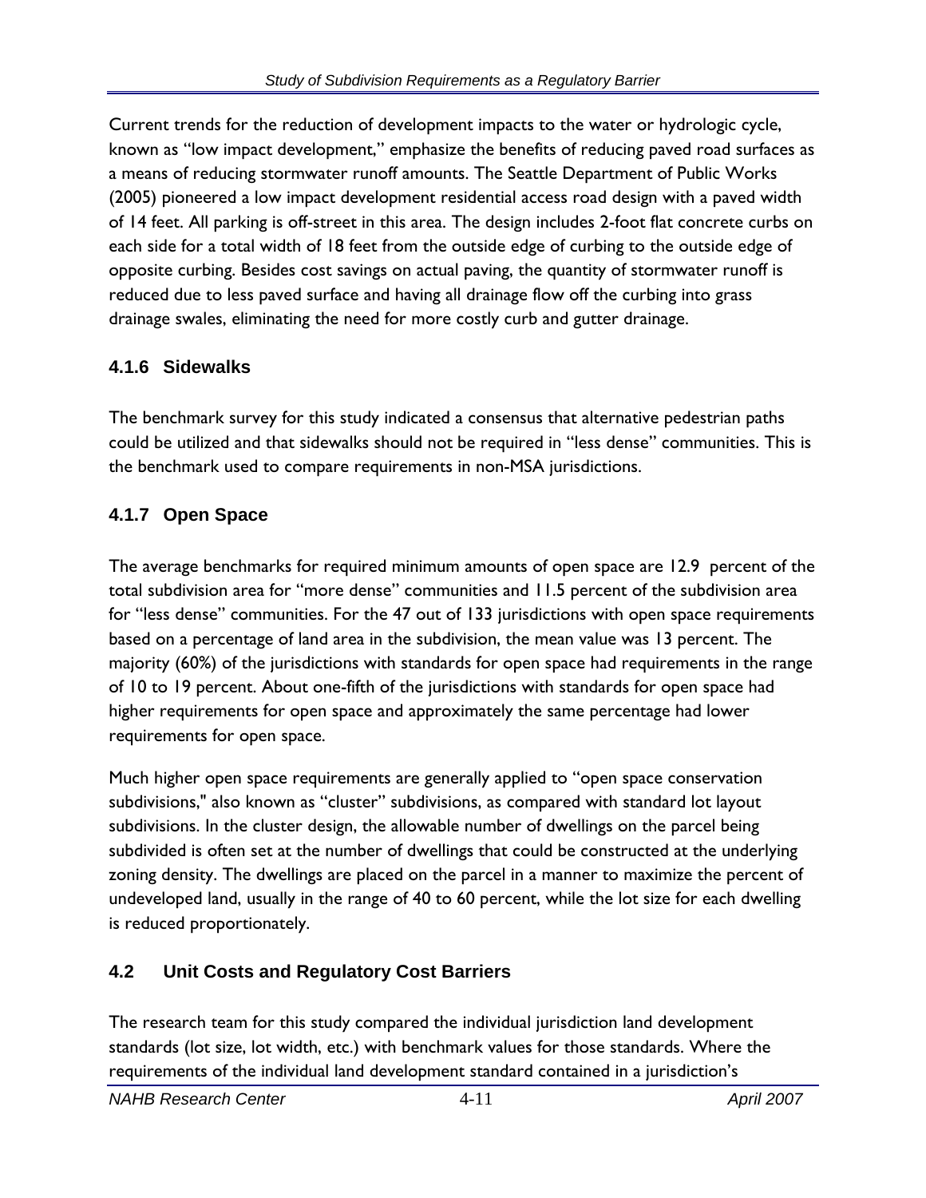Current trends for the reduction of development impacts to the water or hydrologic cycle, known as "low impact development," emphasize the benefits of reducing paved road surfaces as a means of reducing stormwater runoff amounts. The Seattle Department of Public Works (2005) pioneered a low impact development residential access road design with a paved width of 14 feet. All parking is off-street in this area. The design includes 2-foot flat concrete curbs on each side for a total width of 18 feet from the outside edge of curbing to the outside edge of opposite curbing. Besides cost savings on actual paving, the quantity of stormwater runoff is reduced due to less paved surface and having all drainage flow off the curbing into grass drainage swales, eliminating the need for more costly curb and gutter drainage.

### 4.1.6 Sidewalks

The benchmark survey for this study indicated a consensus that alternative pedestrian paths could be utilized and that sidewalks should not be required in "less dense" communities. This is the benchmark used to compare requirements in non-MSA jurisdictions.

### 4.1.7 Open Space

The average benchmarks for required minimum amounts of open space are 12.9 percent of the total subdivision area for "more dense" communities and 11.5 percent of the subdivision area for "less dense" communities. For the 47 out of 133 jurisdictions with open space requirements based on a percentage of land area in the subdivision, the mean value was 13 percent. The majority (60%) of the jurisdictions with standards for open space had requirements in the range of 10 to 19 percent. About one-fifth of the jurisdictions with standards for open space had higher requirements for open space and approximately the same percentage had lower requirements for open space.

Much higher open space requirements are generally applied to "open space conservation subdivisions," also known as "cluster" subdivisions, as compared with standard lot layout subdivisions. In the cluster design, the allowable number of dwellings on the parcel being subdivided is often set at the number of dwellings that could be constructed at the underlying zoning density. The dwellings are placed on the parcel in a manner to maximize the percent of undeveloped land, usually in the range of 40 to 60 percent, while the lot size for each dwelling is reduced proportionately.

## 4.2 Unit Costs and Regulatory Cost Barriers

The research team for this study compared the individual jurisdiction land development standards (lot size, lot width, etc.) with benchmark values for those standards. Where the requirements of the individual land development standard contained in a jurisdiction's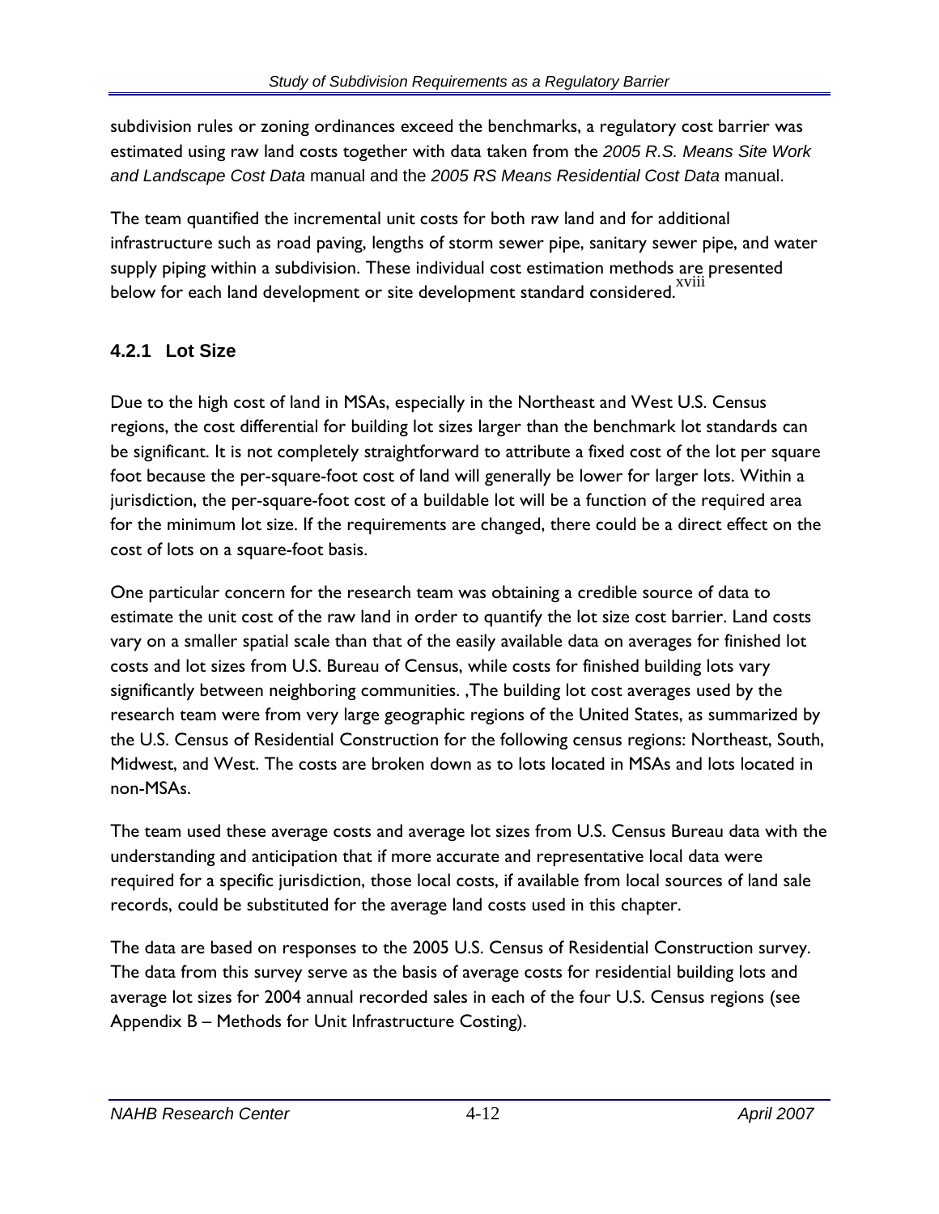subdivision rules or zoning ordinances exceed the benchmarks, a regulatory cost barrier was estimated using raw land costs together with data taken from the *2005 R.S. Means Site Work and Landscape Cost Data* manual and the *2005 RS Means Residential Cost Data* manual.

The team quantified the incremental unit costs for both raw land and for additional infrastructure such as road paving, lengths of storm sewer pipe, sanitary sewer pipe, and water supply piping within a subdivision. These individual cost estimation methods are presented below for each land development or site development standard considered.[xviii]

### 4.2.1 Lot Size

Due to the high cost of land in MSAs, especially in the Northeast and West U.S. Census regions, the cost differential for building lot sizes larger than the benchmark lot standards can be significant. It is not completely straightforward to attribute a fixed cost of the lot per square foot because the per-square-foot cost of land will generally be lower for larger lots. Within a jurisdiction, the per-square-foot cost of a buildable lot will be a function of the required area for the minimum lot size. If the requirements are changed, there could be a direct effect on the cost of lots on a square-foot basis.

One particular concern for the research team was obtaining a credible source of data to estimate the unit cost of the raw land in order to quantify the lot size cost barrier. Land costs vary on a smaller spatial scale than that of the easily available data on averages for finished lot costs and lot sizes from U.S. Bureau of Census, while costs for finished building lots vary significantly between neighboring communities. ,The building lot cost averages used by the research team were from very large geographic regions of the United States, as summarized by the U.S. Census of Residential Construction for the following census regions: Northeast, South, Midwest, and West. The costs are broken down as to lots located in MSAs and lots located in non-MSAs.

The team used these average costs and average lot sizes from U.S. Census Bureau data with the understanding and anticipation that if more accurate and representative local data were required for a specific jurisdiction, those local costs, if available from local sources of land sale records, could be substituted for the average land costs used in this chapter.

The data are based on responses to the 2005 U.S. Census of Residential Construction survey. The data from this survey serve as the basis of average costs for residential building lots and average lot sizes for 2004 annual recorded sales in each of the four U.S. Census regions (see Appendix B – Methods for Unit Infrastructure Costing).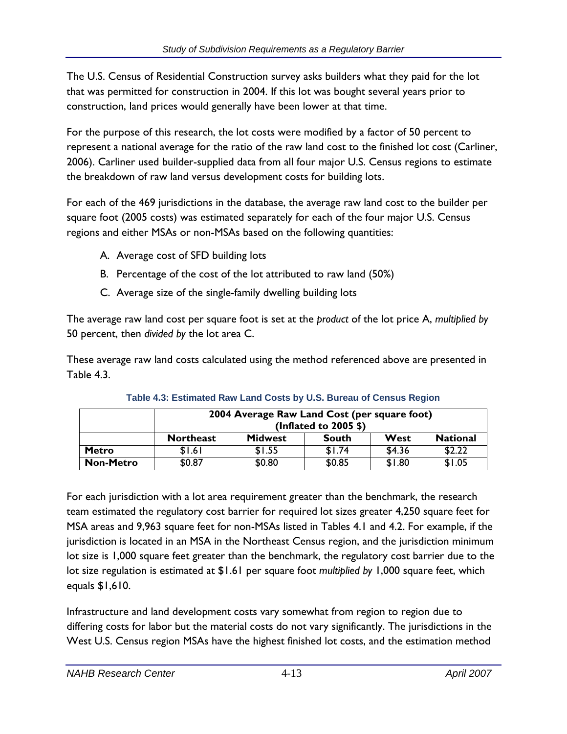The U.S. Census of Residential Construction survey asks builders what they paid for the lot that was permitted for construction in 2004. If this lot was bought several years prior to construction, land prices would generally have been lower at that time.

For the purpose of this research, the lot costs were modified by a factor of 50 percent to represent a national average for the ratio of the raw land cost to the finished lot cost (Carliner, 2006). Carliner used builder-supplied data from all four major U.S. Census regions to estimate the breakdown of raw land versus development costs for building lots.

For each of the 469 jurisdictions in the database, the average raw land cost to the builder per square foot (2005 costs) was estimated separately for each of the four major U.S. Census regions and either MSAs or non-MSAs based on the following quantities:

A. Average cost of SFD building lots
B. Percentage of the cost of the lot attributed to raw land (50%)
C. Average size of the single-family dwelling building lots

The average raw land cost per square foot is set at the *product* of the lot price A, *multiplied by* 50 percent, then *divided by* the lot area C.

These average raw land costs calculated using the method referenced above are presented in Table 4.3.

**Table 4.3: Estimated Raw Land Costs by U.S. Bureau of Census Region**

| | 2004 Average Raw Land Cost (per square foot) (Inflated to 2005 $) | | | | |
|---|---|---|---|---|---|
| | **Northeast** | **Midwest** | **South** | **West** | **National** |
| **Metro** | $1.61 | $1.55 | $1.74 | $4.36 | $2.22 |
| **Non-Metro** | $0.87 | $0.80 | $0.85 | $1.80 | $1.05 |

For each jurisdiction with a lot area requirement greater than the benchmark, the research team estimated the regulatory cost barrier for required lot sizes greater 4,250 square feet for MSA areas and 9,963 square feet for non-MSAs listed in Tables 4.1 and 4.2. For example, if the jurisdiction is located in an MSA in the Northeast Census region, and the jurisdiction minimum lot size is 1,000 square feet greater than the benchmark, the regulatory cost barrier due to the lot size regulation is estimated at $1.61 per square foot *multiplied by* 1,000 square feet, which equals $1,610.

Infrastructure and land development costs vary somewhat from region to region due to differing costs for labor but the material costs do not vary significantly. The jurisdictions in the West U.S. Census region MSAs have the highest finished lot costs, and the estimation method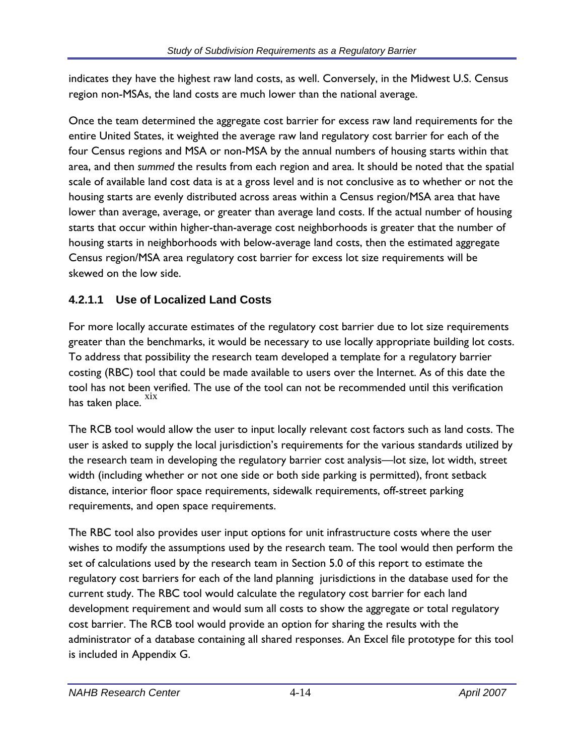indicates they have the highest raw land costs, as well. Conversely, in the Midwest U.S. Census region non-MSAs, the land costs are much lower than the national average.

Once the team determined the aggregate cost barrier for excess raw land requirements for the entire United States, it weighted the average raw land regulatory cost barrier for each of the four Census regions and MSA or non-MSA by the annual numbers of housing starts within that area, and then *summed* the results from each region and area. It should be noted that the spatial scale of available land cost data is at a gross level and is not conclusive as to whether or not the housing starts are evenly distributed across areas within a Census region/MSA area that have lower than average, average, or greater than average land costs. If the actual number of housing starts that occur within higher-than-average cost neighborhoods is greater that the number of housing starts in neighborhoods with below-average land costs, then the estimated aggregate Census region/MSA area regulatory cost barrier for excess lot size requirements will be skewed on the low side.

#### 4.2.1.1 Use of Localized Land Costs

For more locally accurate estimates of the regulatory cost barrier due to lot size requirements greater than the benchmarks, it would be necessary to use locally appropriate building lot costs. To address that possibility the research team developed a template for a regulatory barrier costing (RBC) tool that could be made available to users over the Internet. As of this date the tool has not been verified. The use of the tool can not be recommended until this verification has taken place. [xix]

The RCB tool would allow the user to input locally relevant cost factors such as land costs. The user is asked to supply the local jurisdiction's requirements for the various standards utilized by the research team in developing the regulatory barrier cost analysis—lot size, lot width, street width (including whether or not one side or both side parking is permitted), front setback distance, interior floor space requirements, sidewalk requirements, off-street parking requirements, and open space requirements.

The RBC tool also provides user input options for unit infrastructure costs where the user wishes to modify the assumptions used by the research team. The tool would then perform the set of calculations used by the research team in Section 5.0 of this report to estimate the regulatory cost barriers for each of the land planning jurisdictions in the database used for the current study. The RBC tool would calculate the regulatory cost barrier for each land development requirement and would sum all costs to show the aggregate or total regulatory cost barrier. The RCB tool would provide an option for sharing the results with the administrator of a database containing all shared responses. An Excel file prototype for this tool is included in Appendix G.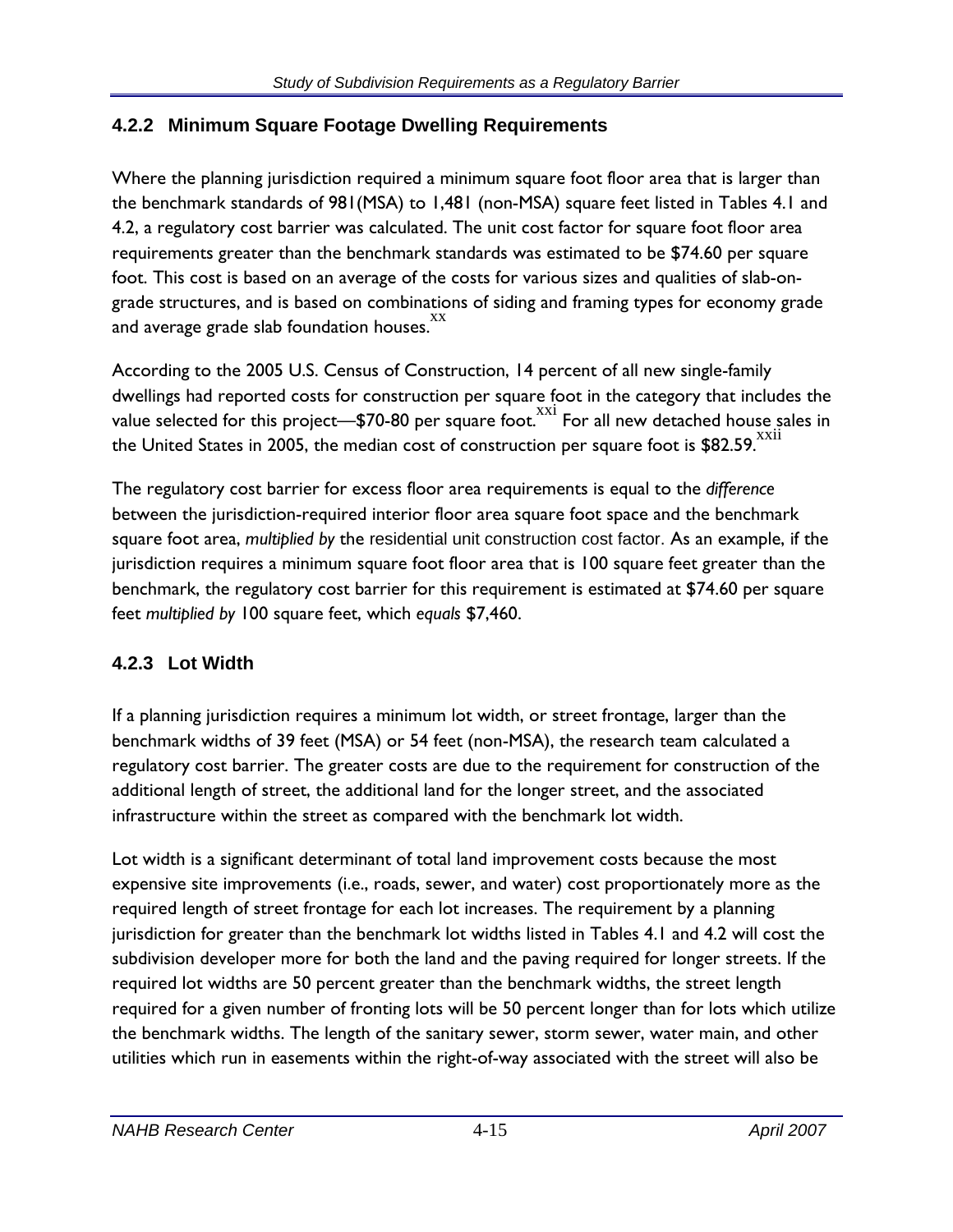### 4.2.2 Minimum Square Footage Dwelling Requirements

Where the planning jurisdiction required a minimum square foot floor area that is larger than the benchmark standards of 981(MSA) to 1,481 (non-MSA) square feet listed in Tables 4.1 and 4.2, a regulatory cost barrier was calculated. The unit cost factor for square foot floor area requirements greater than the benchmark standards was estimated to be $74.60 per square foot. This cost is based on an average of the costs for various sizes and qualities of slab-on-grade structures, and is based on combinations of siding and framing types for economy grade and average grade slab foundation houses.[xx]

According to the 2005 U.S. Census of Construction, 14 percent of all new single-family dwellings had reported costs for construction per square foot in the category that includes the value selected for this project—$70-80 per square foot.[xxi] For all new detached house sales in the United States in 2005, the median cost of construction per square foot is $82.59.[xxii]

The regulatory cost barrier for excess floor area requirements is equal to the *difference* between the jurisdiction-required interior floor area square foot space and the benchmark square foot area, *multiplied by* the residential unit construction cost factor. As an example, if the jurisdiction requires a minimum square foot floor area that is 100 square feet greater than the benchmark, the regulatory cost barrier for this requirement is estimated at $74.60 per square feet *multiplied by* 100 square feet, which *equals* $7,460.

### 4.2.3 Lot Width

If a planning jurisdiction requires a minimum lot width, or street frontage, larger than the benchmark widths of 39 feet (MSA) or 54 feet (non-MSA), the research team calculated a regulatory cost barrier. The greater costs are due to the requirement for construction of the additional length of street, the additional land for the longer street, and the associated infrastructure within the street as compared with the benchmark lot width.

Lot width is a significant determinant of total land improvement costs because the most expensive site improvements (i.e., roads, sewer, and water) cost proportionately more as the required length of street frontage for each lot increases. The requirement by a planning jurisdiction for greater than the benchmark lot widths listed in Tables 4.1 and 4.2 will cost the subdivision developer more for both the land and the paving required for longer streets. If the required lot widths are 50 percent greater than the benchmark widths, the street length required for a given number of fronting lots will be 50 percent longer than for lots which utilize the benchmark widths. The length of the sanitary sewer, storm sewer, water main, and other utilities which run in easements within the right-of-way associated with the street will also be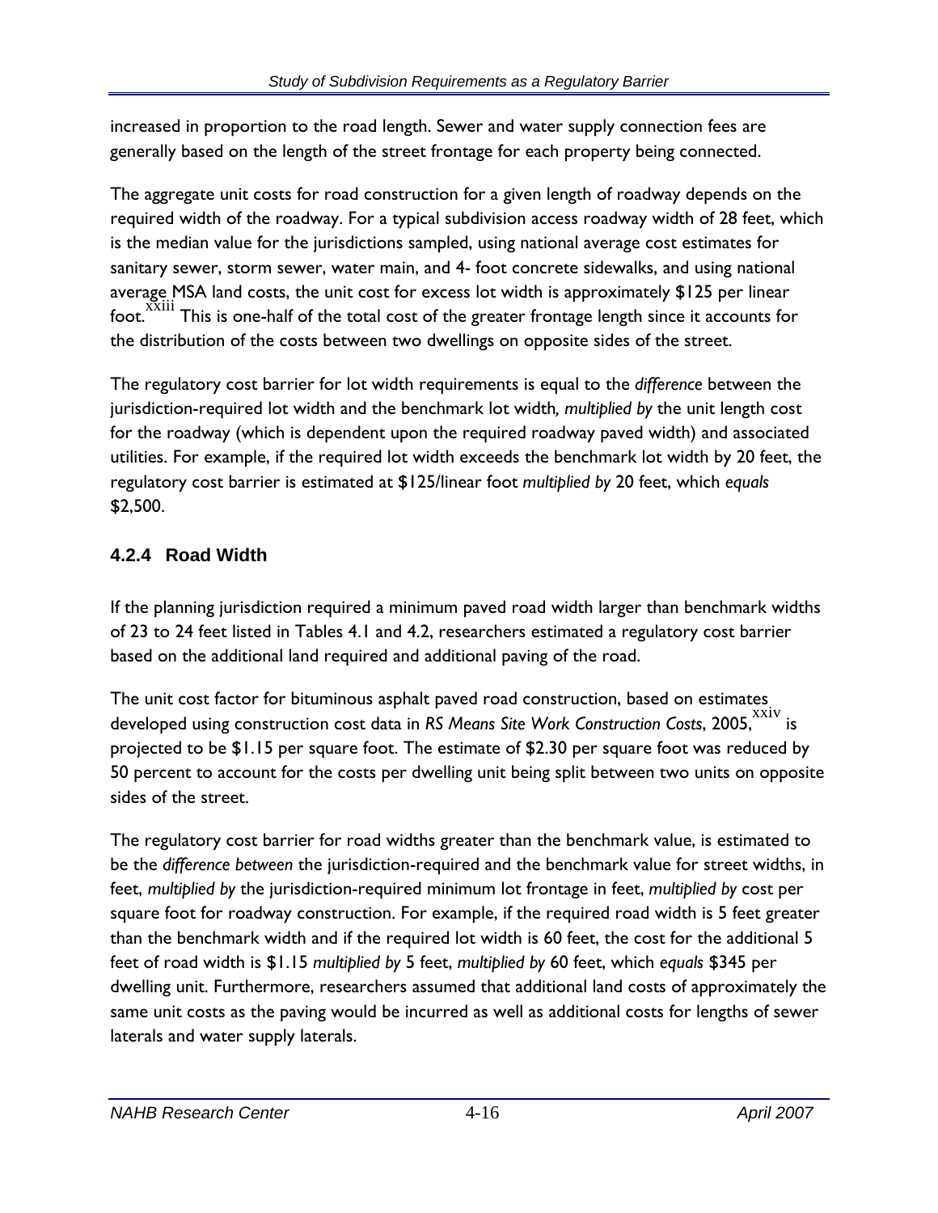increased in proportion to the road length. Sewer and water supply connection fees are generally based on the length of the street frontage for each property being connected.

The aggregate unit costs for road construction for a given length of roadway depends on the required width of the roadway. For a typical subdivision access roadway width of 28 feet, which is the median value for the jurisdictions sampled, using national average cost estimates for sanitary sewer, storm sewer, water main, and 4- foot concrete sidewalks, and using national average MSA land costs, the unit cost for excess lot width is approximately $125 per linear foot.[xxiii] This is one-half of the total cost of the greater frontage length since it accounts for the distribution of the costs between two dwellings on opposite sides of the street.

The regulatory cost barrier for lot width requirements is equal to the *difference* between the jurisdiction-required lot width and the benchmark lot width*, multiplied by* the unit length cost for the roadway (which is dependent upon the required roadway paved width) and associated utilities. For example, if the required lot width exceeds the benchmark lot width by 20 feet, the regulatory cost barrier is estimated at $125/linear foot *multiplied by* 20 feet, which *equals* $2,500.

### 4.2.4 Road Width

If the planning jurisdiction required a minimum paved road width larger than benchmark widths of 23 to 24 feet listed in Tables 4.1 and 4.2, researchers estimated a regulatory cost barrier based on the additional land required and additional paving of the road.

The unit cost factor for bituminous asphalt paved road construction, based on estimates developed using construction cost data in *RS Means Site Work Construction Costs*, 2005,[xxiv] is projected to be $1.15 per square foot. The estimate of $2.30 per square foot was reduced by 50 percent to account for the costs per dwelling unit being split between two units on opposite sides of the street.

The regulatory cost barrier for road widths greater than the benchmark value, is estimated to be the *difference between* the jurisdiction-required and the benchmark value for street widths, in feet, *multiplied by* the jurisdiction-required minimum lot frontage in feet, *multiplied by* cost per square foot for roadway construction. For example, if the required road width is 5 feet greater than the benchmark width and if the required lot width is 60 feet, the cost for the additional 5 feet of road width is $1.15 *multiplied by* 5 feet, *multiplied by* 60 feet, which *equals* $345 per dwelling unit. Furthermore, researchers assumed that additional land costs of approximately the same unit costs as the paving would be incurred as well as additional costs for lengths of sewer laterals and water supply laterals.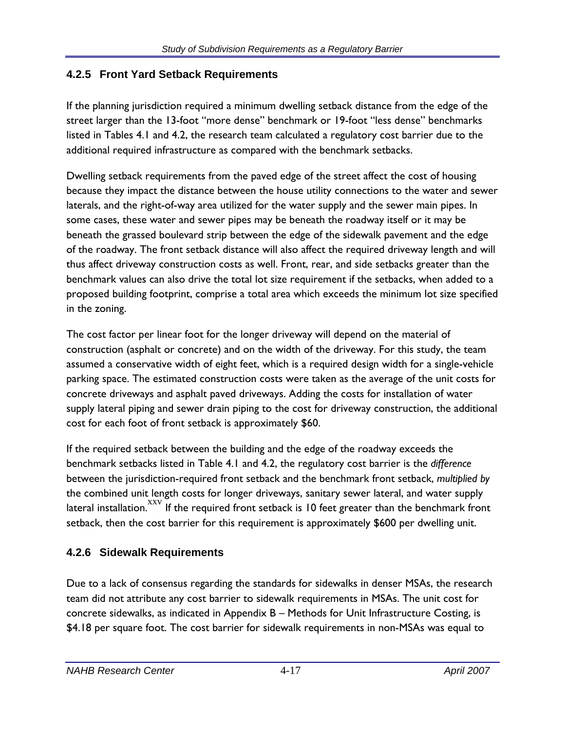### 4.2.5 Front Yard Setback Requirements

If the planning jurisdiction required a minimum dwelling setback distance from the edge of the street larger than the 13-foot "more dense" benchmark or 19-foot "less dense" benchmarks listed in Tables 4.1 and 4.2, the research team calculated a regulatory cost barrier due to the additional required infrastructure as compared with the benchmark setbacks.

Dwelling setback requirements from the paved edge of the street affect the cost of housing because they impact the distance between the house utility connections to the water and sewer laterals, and the right-of-way area utilized for the water supply and the sewer main pipes. In some cases, these water and sewer pipes may be beneath the roadway itself or it may be beneath the grassed boulevard strip between the edge of the sidewalk pavement and the edge of the roadway. The front setback distance will also affect the required driveway length and will thus affect driveway construction costs as well. Front, rear, and side setbacks greater than the benchmark values can also drive the total lot size requirement if the setbacks, when added to a proposed building footprint, comprise a total area which exceeds the minimum lot size specified in the zoning.

The cost factor per linear foot for the longer driveway will depend on the material of construction (asphalt or concrete) and on the width of the driveway. For this study, the team assumed a conservative width of eight feet, which is a required design width for a single-vehicle parking space. The estimated construction costs were taken as the average of the unit costs for concrete driveways and asphalt paved driveways. Adding the costs for installation of water supply lateral piping and sewer drain piping to the cost for driveway construction, the additional cost for each foot of front setback is approximately $60.

If the required setback between the building and the edge of the roadway exceeds the benchmark setbacks listed in Table 4.1 and 4.2, the regulatory cost barrier is the *difference* between the jurisdiction-required front setback and the benchmark front setback, *multiplied by* the combined unit length costs for longer driveways, sanitary sewer lateral, and water supply lateral installation.[XXV] If the required front setback is 10 feet greater than the benchmark front setback, then the cost barrier for this requirement is approximately $600 per dwelling unit.

### 4.2.6 Sidewalk Requirements

Due to a lack of consensus regarding the standards for sidewalks in denser MSAs, the research team did not attribute any cost barrier to sidewalk requirements in MSAs. The unit cost for concrete sidewalks, as indicated in Appendix B – Methods for Unit Infrastructure Costing, is $4.18 per square foot. The cost barrier for sidewalk requirements in non-MSAs was equal to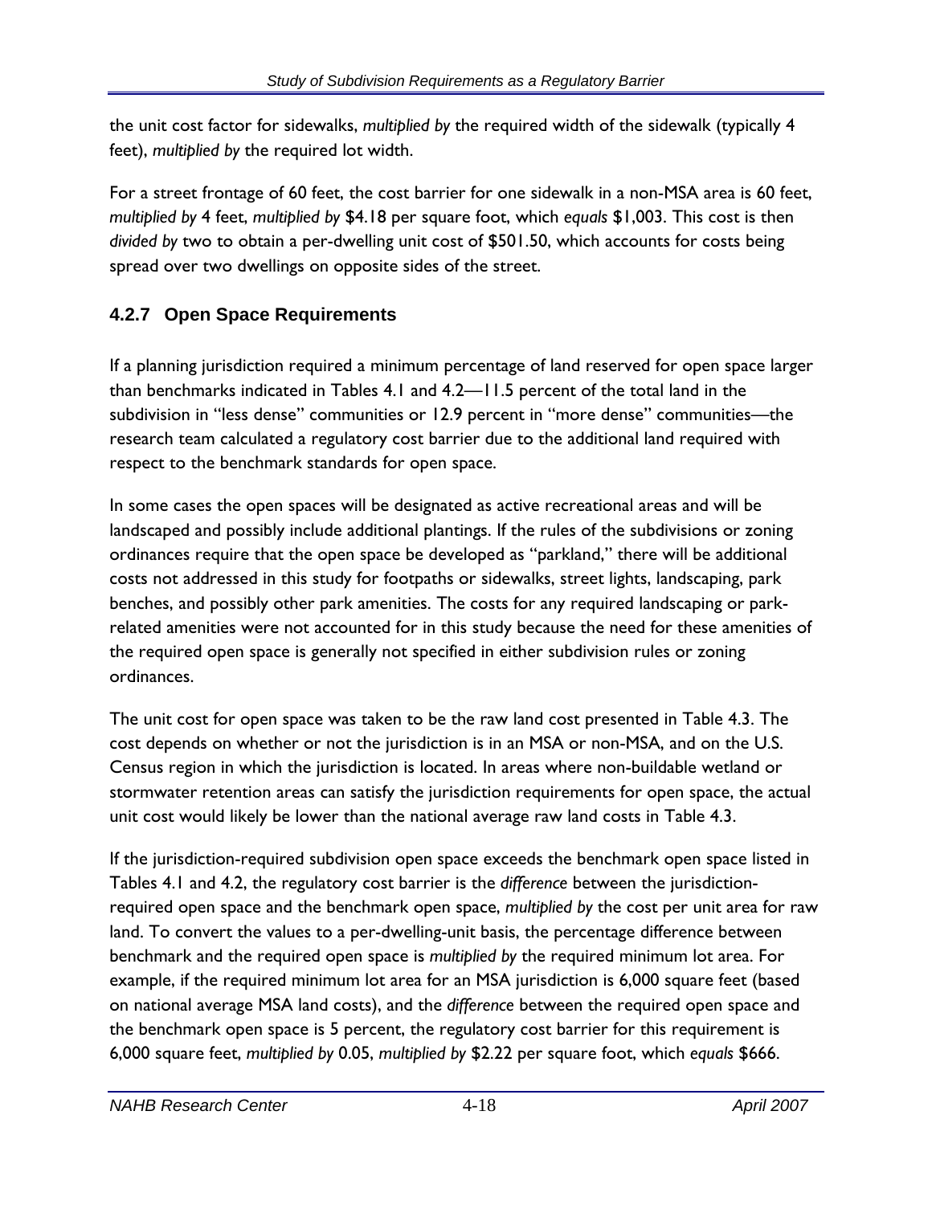the unit cost factor for sidewalks, *multiplied by* the required width of the sidewalk (typically 4 feet), *multiplied by* the required lot width.

For a street frontage of 60 feet, the cost barrier for one sidewalk in a non-MSA area is 60 feet, *multiplied by* 4 feet, *multiplied by* $4.18 per square foot, which *equals* $1,003. This cost is then *divided by* two to obtain a per-dwelling unit cost of $501.50, which accounts for costs being spread over two dwellings on opposite sides of the street.

### 4.2.7 Open Space Requirements

If a planning jurisdiction required a minimum percentage of land reserved for open space larger than benchmarks indicated in Tables 4.1 and 4.2—11.5 percent of the total land in the subdivision in "less dense" communities or 12.9 percent in "more dense" communities—the research team calculated a regulatory cost barrier due to the additional land required with respect to the benchmark standards for open space.

In some cases the open spaces will be designated as active recreational areas and will be landscaped and possibly include additional plantings. If the rules of the subdivisions or zoning ordinances require that the open space be developed as "parkland," there will be additional costs not addressed in this study for footpaths or sidewalks, street lights, landscaping, park benches, and possibly other park amenities. The costs for any required landscaping or park-related amenities were not accounted for in this study because the need for these amenities of the required open space is generally not specified in either subdivision rules or zoning ordinances.

The unit cost for open space was taken to be the raw land cost presented in Table 4.3. The cost depends on whether or not the jurisdiction is in an MSA or non-MSA, and on the U.S. Census region in which the jurisdiction is located. In areas where non-buildable wetland or stormwater retention areas can satisfy the jurisdiction requirements for open space, the actual unit cost would likely be lower than the national average raw land costs in Table 4.3.

If the jurisdiction-required subdivision open space exceeds the benchmark open space listed in Tables 4.1 and 4.2, the regulatory cost barrier is the *difference* between the jurisdiction-required open space and the benchmark open space, *multiplied by* the cost per unit area for raw land. To convert the values to a per-dwelling-unit basis, the percentage difference between benchmark and the required open space is *multiplied by* the required minimum lot area. For example, if the required minimum lot area for an MSA jurisdiction is 6,000 square feet (based on national average MSA land costs), and the *difference* between the required open space and the benchmark open space is 5 percent, the regulatory cost barrier for this requirement is 6,000 square feet, *multiplied by* 0.05, *multiplied by* $2.22 per square foot, which *equals* $666.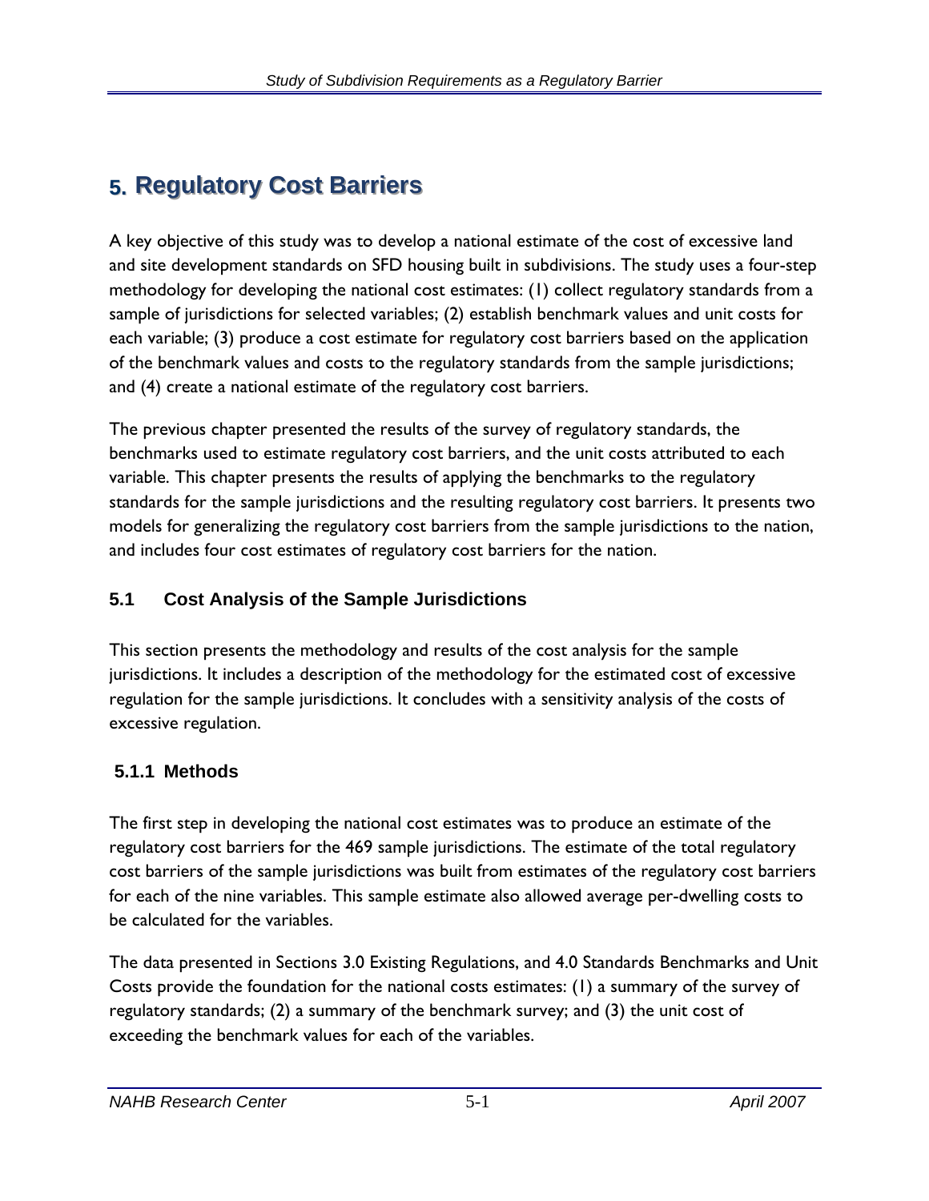# 5. Regulatory Cost Barriers

A key objective of this study was to develop a national estimate of the cost of excessive land and site development standards on SFD housing built in subdivisions. The study uses a four-step methodology for developing the national cost estimates: (1) collect regulatory standards from a sample of jurisdictions for selected variables; (2) establish benchmark values and unit costs for each variable; (3) produce a cost estimate for regulatory cost barriers based on the application of the benchmark values and costs to the regulatory standards from the sample jurisdictions; and (4) create a national estimate of the regulatory cost barriers.

The previous chapter presented the results of the survey of regulatory standards, the benchmarks used to estimate regulatory cost barriers, and the unit costs attributed to each variable. This chapter presents the results of applying the benchmarks to the regulatory standards for the sample jurisdictions and the resulting regulatory cost barriers. It presents two models for generalizing the regulatory cost barriers from the sample jurisdictions to the nation, and includes four cost estimates of regulatory cost barriers for the nation.

## 5.1 Cost Analysis of the Sample Jurisdictions

This section presents the methodology and results of the cost analysis for the sample jurisdictions. It includes a description of the methodology for the estimated cost of excessive regulation for the sample jurisdictions. It concludes with a sensitivity analysis of the costs of excessive regulation.

### 5.1.1 Methods

The first step in developing the national cost estimates was to produce an estimate of the regulatory cost barriers for the 469 sample jurisdictions. The estimate of the total regulatory cost barriers of the sample jurisdictions was built from estimates of the regulatory cost barriers for each of the nine variables. This sample estimate also allowed average per-dwelling costs to be calculated for the variables.

The data presented in Sections 3.0 Existing Regulations, and 4.0 Standards Benchmarks and Unit Costs provide the foundation for the national costs estimates: (1) a summary of the survey of regulatory standards; (2) a summary of the benchmark survey; and (3) the unit cost of exceeding the benchmark values for each of the variables.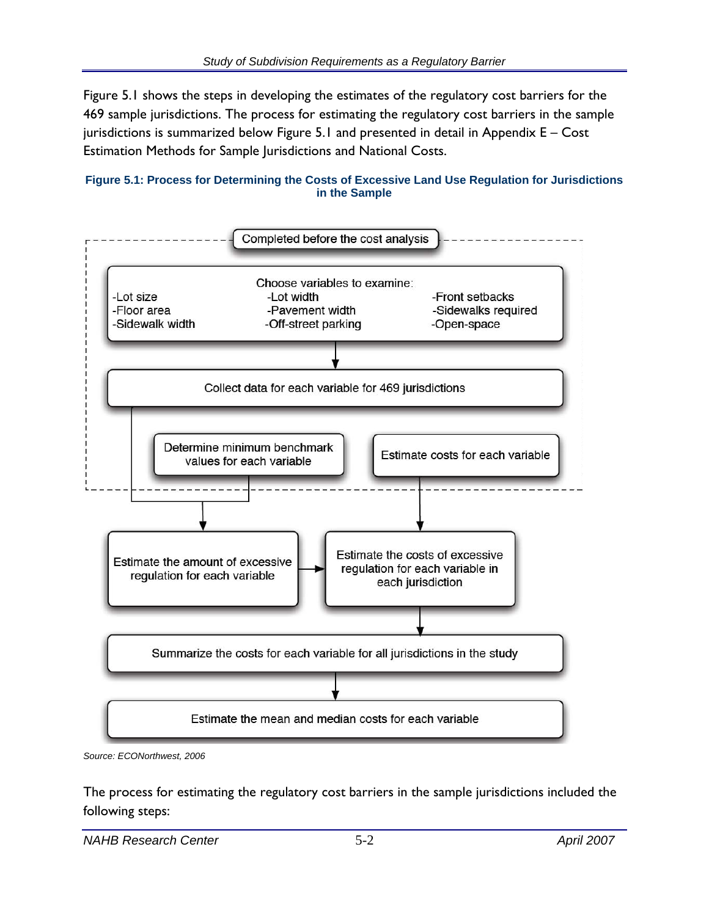Figure 5.1 shows the steps in developing the estimates of the regulatory cost barriers for the 469 sample jurisdictions. The process for estimating the regulatory cost barriers in the sample jurisdictions is summarized below Figure 5.1 and presented in detail in Appendix E – Cost Estimation Methods for Sample Jurisdictions and National Costs.

**Figure 5.1: Process for Determining the Costs of Excessive Land Use Regulation for Jurisdictions in the Sample**

Completed before the cost analysis

Choose variables to examine:
-Lot size
-Floor area
-Sidewalk width
-Lot width
-Pavement width
-Off-street parking
-Front setbacks
-Sidewalks required
-Open-space

Collect data for each variable for 469 jurisdictions

Determine minimum benchmark values for each variable

Estimate costs for each variable

Estimate the amount of excessive regulation for each variable

Estimate the costs of excessive regulation for each variable in each jurisdiction

Summarize the costs for each variable for all jurisdictions in the study

Estimate the mean and median costs for each variable

*Source: ECONorthwest, 2006*

The process for estimating the regulatory cost barriers in the sample jurisdictions included the following steps: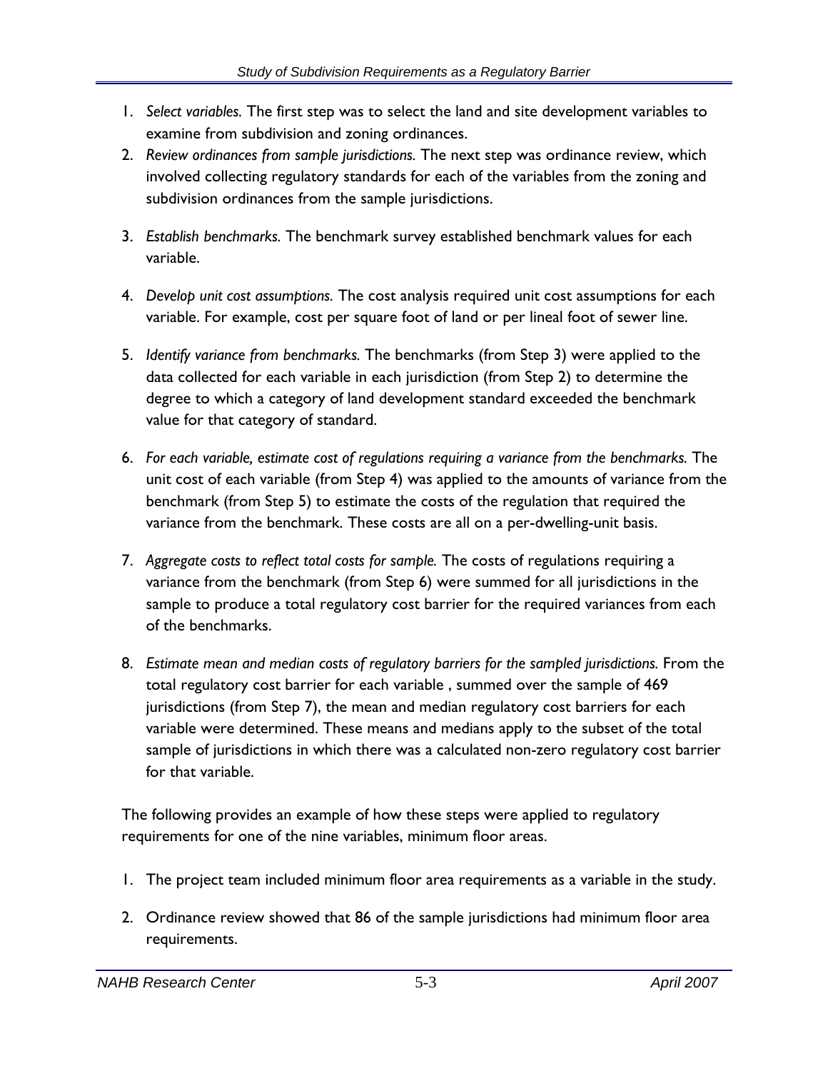1. *Select variables.* The first step was to select the land and site development variables to examine from subdivision and zoning ordinances.
2. *Review ordinances from sample jurisdictions.* The next step was ordinance review, which involved collecting regulatory standards for each of the variables from the zoning and subdivision ordinances from the sample jurisdictions.
3. *Establish benchmarks.* The benchmark survey established benchmark values for each variable.
4. *Develop unit cost assumptions.* The cost analysis required unit cost assumptions for each variable. For example, cost per square foot of land or per lineal foot of sewer line.
5. *Identify variance from benchmarks.* The benchmarks (from Step 3) were applied to the data collected for each variable in each jurisdiction (from Step 2) to determine the degree to which a category of land development standard exceeded the benchmark value for that category of standard.
6. *For each variable, estimate cost of regulations requiring a variance from the benchmarks.* The unit cost of each variable (from Step 4) was applied to the amounts of variance from the benchmark (from Step 5) to estimate the costs of the regulation that required the variance from the benchmark. These costs are all on a per-dwelling-unit basis.
7. *Aggregate costs to reflect total costs for sample.* The costs of regulations requiring a variance from the benchmark (from Step 6) were summed for all jurisdictions in the sample to produce a total regulatory cost barrier for the required variances from each of the benchmarks.
8. *Estimate mean and median costs of regulatory barriers for the sampled jurisdictions.* From the total regulatory cost barrier for each variable , summed over the sample of 469 jurisdictions (from Step 7), the mean and median regulatory cost barriers for each variable were determined. These means and medians apply to the subset of the total sample of jurisdictions in which there was a calculated non-zero regulatory cost barrier for that variable.

The following provides an example of how these steps were applied to regulatory requirements for one of the nine variables, minimum floor areas.

1. The project team included minimum floor area requirements as a variable in the study.
2. Ordinance review showed that 86 of the sample jurisdictions had minimum floor area requirements.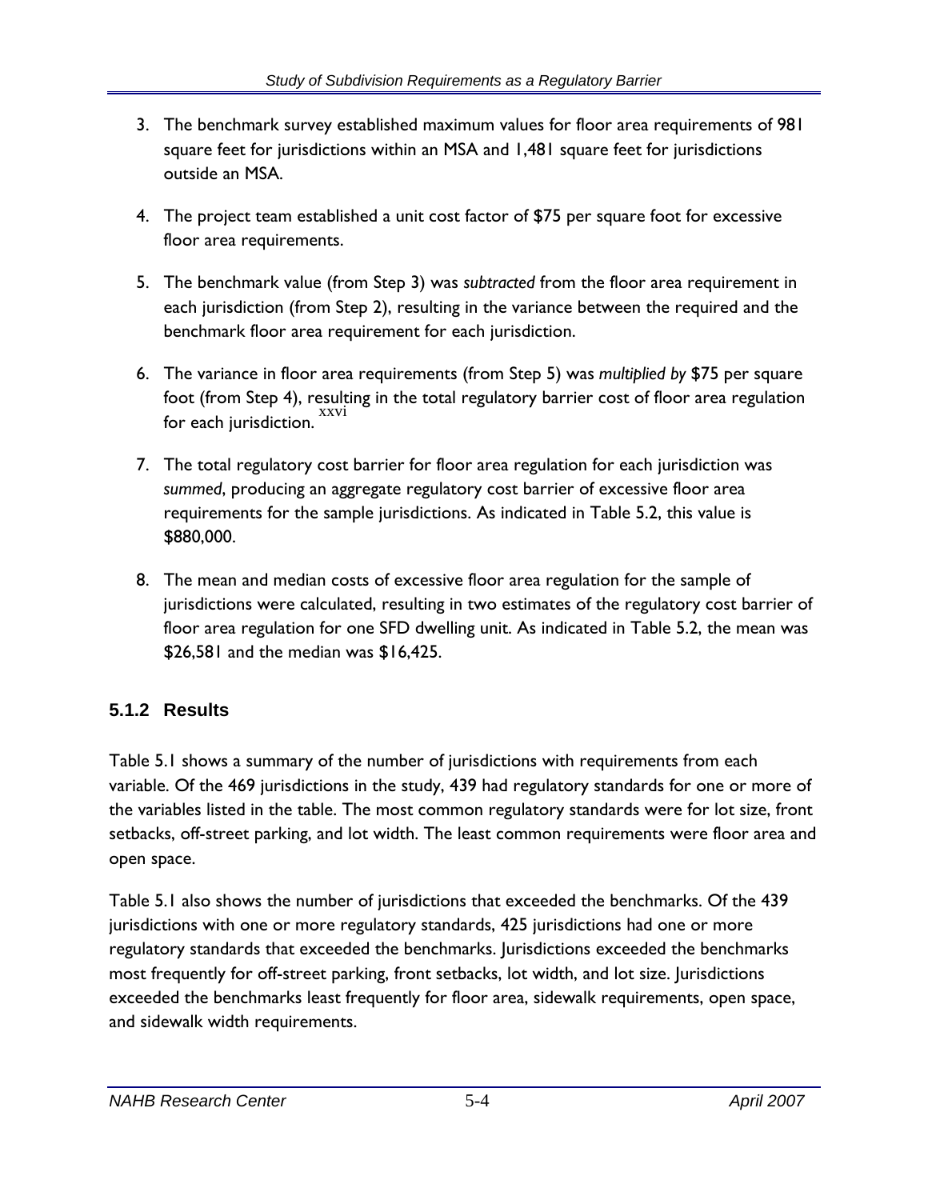3. The benchmark survey established maximum values for floor area requirements of 981 square feet for jurisdictions within an MSA and 1,481 square feet for jurisdictions outside an MSA.

4. The project team established a unit cost factor of $75 per square foot for excessive floor area requirements.

5. The benchmark value (from Step 3) was *subtracted* from the floor area requirement in each jurisdiction (from Step 2), resulting in the variance between the required and the benchmark floor area requirement for each jurisdiction.

6. The variance in floor area requirements (from Step 5) was *multiplied by* $75 per square foot (from Step 4), resulting in the total regulatory barrier cost of floor area regulation for each jurisdiction.[xxvi]

7. The total regulatory cost barrier for floor area regulation for each jurisdiction was *summed*, producing an aggregate regulatory cost barrier of excessive floor area requirements for the sample jurisdictions. As indicated in Table 5.2, this value is $880,000.

8. The mean and median costs of excessive floor area regulation for the sample of jurisdictions were calculated, resulting in two estimates of the regulatory cost barrier of floor area regulation for one SFD dwelling unit. As indicated in Table 5.2, the mean was $26,581 and the median was $16,425.

### 5.1.2 Results

Table 5.1 shows a summary of the number of jurisdictions with requirements from each variable. Of the 469 jurisdictions in the study, 439 had regulatory standards for one or more of the variables listed in the table. The most common regulatory standards were for lot size, front setbacks, off-street parking, and lot width. The least common requirements were floor area and open space.

Table 5.1 also shows the number of jurisdictions that exceeded the benchmarks. Of the 439 jurisdictions with one or more regulatory standards, 425 jurisdictions had one or more regulatory standards that exceeded the benchmarks. Jurisdictions exceeded the benchmarks most frequently for off-street parking, front setbacks, lot width, and lot size. Jurisdictions exceeded the benchmarks least frequently for floor area, sidewalk requirements, open space, and sidewalk width requirements.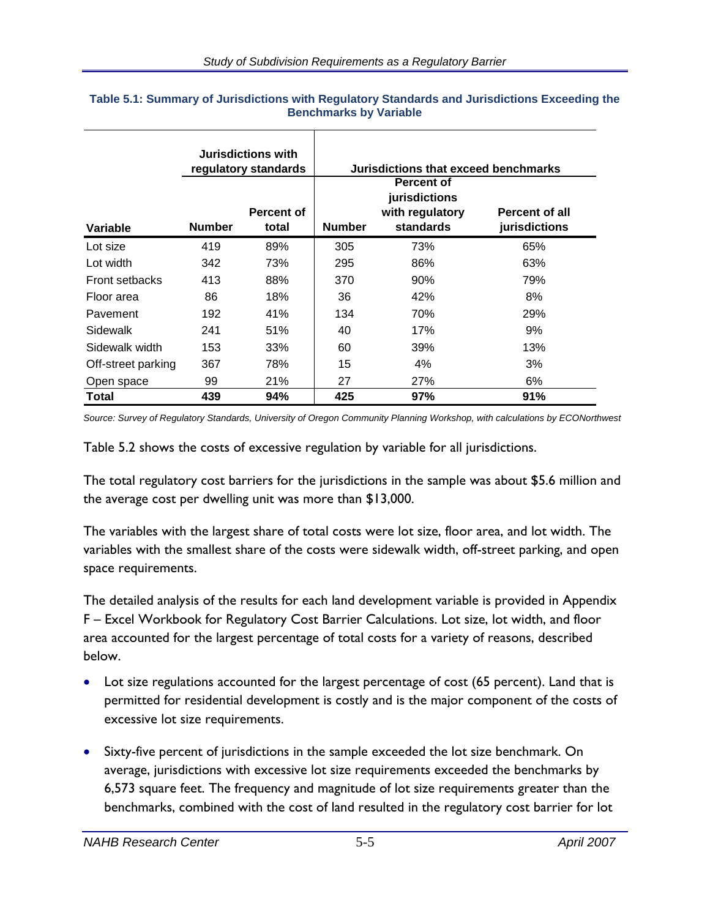**Table 5.1: Summary of Jurisdictions with Regulatory Standards and Jurisdictions Exceeding the Benchmarks by Variable**

| | Jurisdictions with regulatory standards | | Jurisdictions that exceed benchmarks | | |
|---|---|---|---|---|---|
| **Variable** | **Number** | **Percent of total** | **Number** | **Percent of jurisdictions with regulatory standards** | **Percent of all jurisdictions** |
| Lot size | 419 | 89% | 305 | 73% | 65% |
| Lot width | 342 | 73% | 295 | 86% | 63% |
| Front setbacks | 413 | 88% | 370 | 90% | 79% |
| Floor area | 86 | 18% | 36 | 42% | 8% |
| Pavement | 192 | 41% | 134 | 70% | 29% |
| Sidewalk | 241 | 51% | 40 | 17% | 9% |
| Sidewalk width | 153 | 33% | 60 | 39% | 13% |
| Off-street parking | 367 | 78% | 15 | 4% | 3% |
| Open space | 99 | 21% | 27 | 27% | 6% |
| **Total** | **439** | **94%** | **425** | **97%** | **91%** |

*Source: Survey of Regulatory Standards, University of Oregon Community Planning Workshop, with calculations by ECONorthwest*

Table 5.2 shows the costs of excessive regulation by variable for all jurisdictions.

The total regulatory cost barriers for the jurisdictions in the sample was about $5.6 million and the average cost per dwelling unit was more than $13,000.

The variables with the largest share of total costs were lot size, floor area, and lot width. The variables with the smallest share of the costs were sidewalk width, off-street parking, and open space requirements.

The detailed analysis of the results for each land development variable is provided in Appendix F – Excel Workbook for Regulatory Cost Barrier Calculations. Lot size, lot width, and floor area accounted for the largest percentage of total costs for a variety of reasons, described below.

- Lot size regulations accounted for the largest percentage of cost (65 percent). Land that is permitted for residential development is costly and is the major component of the costs of excessive lot size requirements.
- Sixty-five percent of jurisdictions in the sample exceeded the lot size benchmark. On average, jurisdictions with excessive lot size requirements exceeded the benchmarks by 6,573 square feet. The frequency and magnitude of lot size requirements greater than the benchmarks, combined with the cost of land resulted in the regulatory cost barrier for lot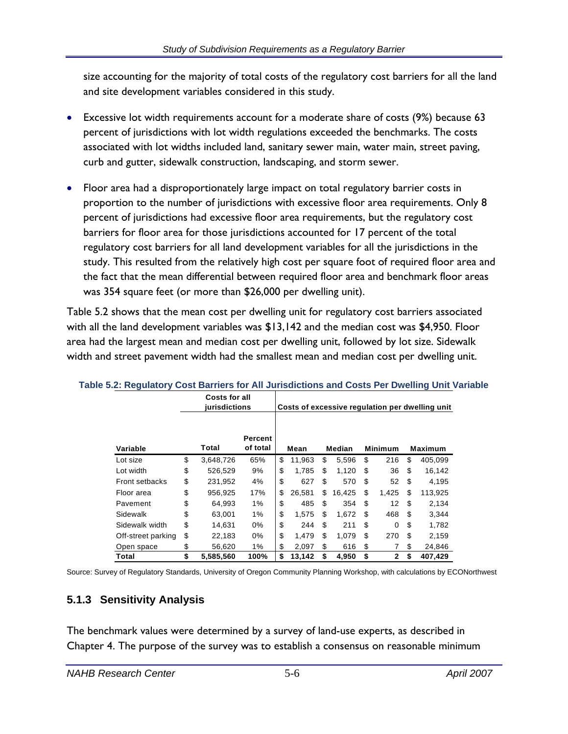size accounting for the majority of total costs of the regulatory cost barriers for all the land and site development variables considered in this study.

- Excessive lot width requirements account for a moderate share of costs (9%) because 63 percent of jurisdictions with lot width regulations exceeded the benchmarks. The costs associated with lot widths included land, sanitary sewer main, water main, street paving, curb and gutter, sidewalk construction, landscaping, and storm sewer.

- Floor area had a disproportionately large impact on total regulatory barrier costs in proportion to the number of jurisdictions with excessive floor area requirements. Only 8 percent of jurisdictions had excessive floor area requirements, but the regulatory cost barriers for floor area for those jurisdictions accounted for 17 percent of the total regulatory cost barriers for all land development variables for all the jurisdictions in the study. This resulted from the relatively high cost per square foot of required floor area and the fact that the mean differential between required floor area and benchmark floor areas was 354 square feet (or more than $26,000 per dwelling unit).

Table 5.2 shows that the mean cost per dwelling unit for regulatory cost barriers associated with all the land development variables was $13,142 and the median cost was $4,950. Floor area had the largest mean and median cost per dwelling unit, followed by lot size. Sidewalk width and street pavement width had the smallest mean and median cost per dwelling unit.

**Table 5.2: Regulatory Cost Barriers for All Jurisdictions and Costs Per Dwelling Unit Variable**

| | Costs for all jurisdictions | | Costs of excessive regulation per dwelling unit | | | |
|---|---|---|---|---|---|---|
| **Variable** | **Total** | **Percent of total** | **Mean** | **Median** | **Minimum** | **Maximum** |
| Lot size | $ 3,648,726 | 65% | $ 11,963 | $ 5,596 | $ 216 | $ 405,099 |
| Lot width | $ 526,529 | 9% | $ 1,785 | $ 1,120 | $ 36 | $ 16,142 |
| Front setbacks | $ 231,952 | 4% | $ 627 | $ 570 | $ 52 | $ 4,195 |
| Floor area | $ 956,925 | 17% | $ 26,581 | $ 16,425 | $ 1,425 | $ 113,925 |
| Pavement | $ 64,993 | 1% | $ 485 | $ 354 | $ 12 | $ 2,134 |
| Sidewalk | $ 63,001 | 1% | $ 1,575 | $ 1,672 | $ 468 | $ 3,344 |
| Sidewalk width | $ 14,631 | 0% | $ 244 | $ 211 | $ 0 | $ 1,782 |
| Off-street parking | $ 22,183 | 0% | $ 1,479 | $ 1,079 | $ 270 | $ 2,159 |
| Open space | $ 56,620 | 1% | $ 2,097 | $ 616 | $ 7 | $ 24,846 |
| **Total** | **$ 5,585,560** | **100%** | **$ 13,142** | **$ 4,950** | **$ 2** | **$ 407,429** |

Source: Survey of Regulatory Standards, University of Oregon Community Planning Workshop, with calculations by ECONorthwest

### 5.1.3 Sensitivity Analysis

The benchmark values were determined by a survey of land-use experts, as described in Chapter 4. The purpose of the survey was to establish a consensus on reasonable minimum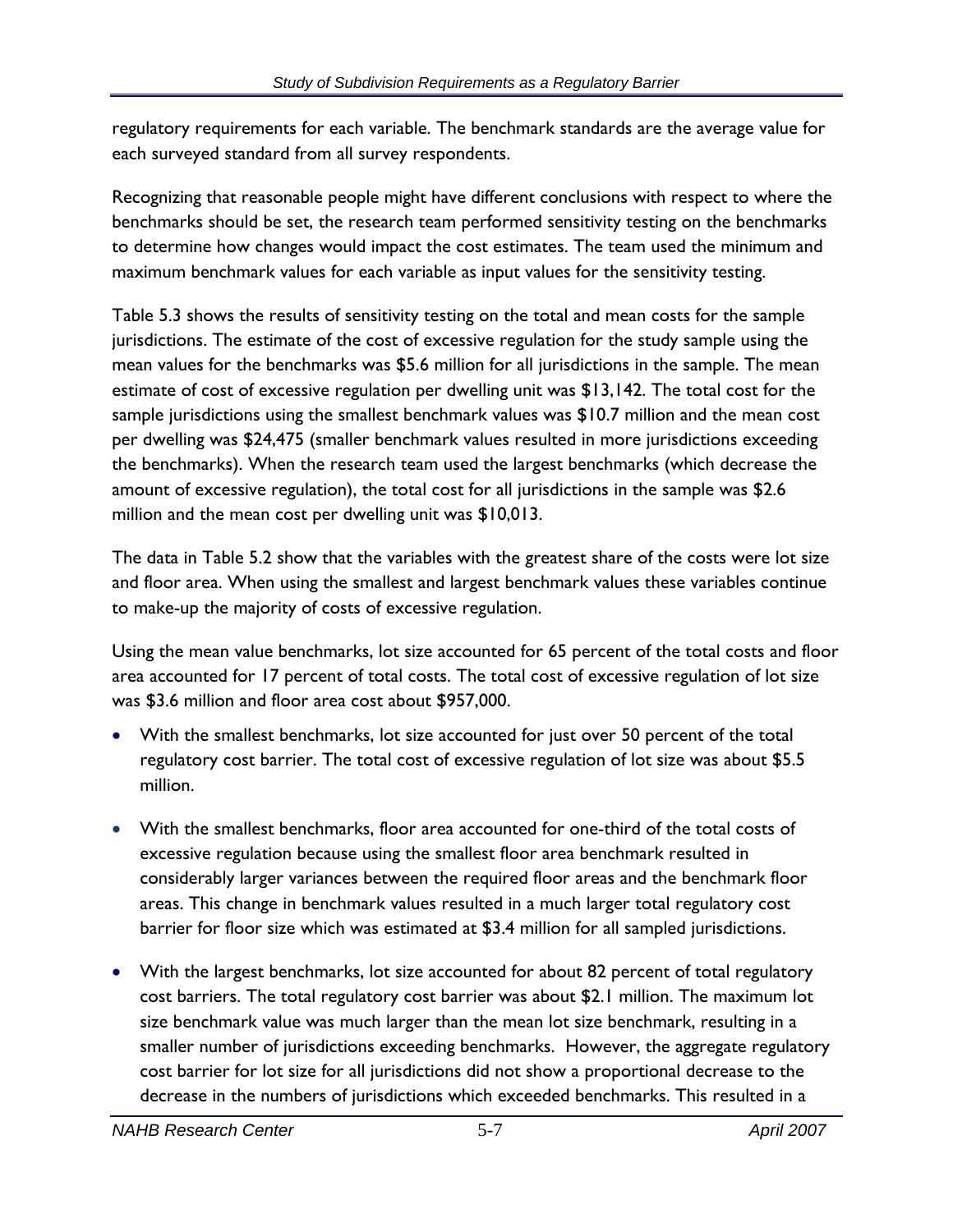regulatory requirements for each variable. The benchmark standards are the average value for each surveyed standard from all survey respondents.

Recognizing that reasonable people might have different conclusions with respect to where the benchmarks should be set, the research team performed sensitivity testing on the benchmarks to determine how changes would impact the cost estimates. The team used the minimum and maximum benchmark values for each variable as input values for the sensitivity testing.

Table 5.3 shows the results of sensitivity testing on the total and mean costs for the sample jurisdictions. The estimate of the cost of excessive regulation for the study sample using the mean values for the benchmarks was $5.6 million for all jurisdictions in the sample. The mean estimate of cost of excessive regulation per dwelling unit was $13,142. The total cost for the sample jurisdictions using the smallest benchmark values was $10.7 million and the mean cost per dwelling was $24,475 (smaller benchmark values resulted in more jurisdictions exceeding the benchmarks). When the research team used the largest benchmarks (which decrease the amount of excessive regulation), the total cost for all jurisdictions in the sample was $2.6 million and the mean cost per dwelling unit was $10,013.

The data in Table 5.2 show that the variables with the greatest share of the costs were lot size and floor area. When using the smallest and largest benchmark values these variables continue to make-up the majority of costs of excessive regulation.

Using the mean value benchmarks, lot size accounted for 65 percent of the total costs and floor area accounted for 17 percent of total costs. The total cost of excessive regulation of lot size was $3.6 million and floor area cost about $957,000.

- With the smallest benchmarks, lot size accounted for just over 50 percent of the total regulatory cost barrier. The total cost of excessive regulation of lot size was about $5.5 million.

- With the smallest benchmarks, floor area accounted for one-third of the total costs of excessive regulation because using the smallest floor area benchmark resulted in considerably larger variances between the required floor areas and the benchmark floor areas. This change in benchmark values resulted in a much larger total regulatory cost barrier for floor size which was estimated at $3.4 million for all sampled jurisdictions.

- With the largest benchmarks, lot size accounted for about 82 percent of total regulatory cost barriers. The total regulatory cost barrier was about $2.1 million. The maximum lot size benchmark value was much larger than the mean lot size benchmark, resulting in a smaller number of jurisdictions exceeding benchmarks. However, the aggregate regulatory cost barrier for lot size for all jurisdictions did not show a proportional decrease to the decrease in the numbers of jurisdictions which exceeded benchmarks. This resulted in a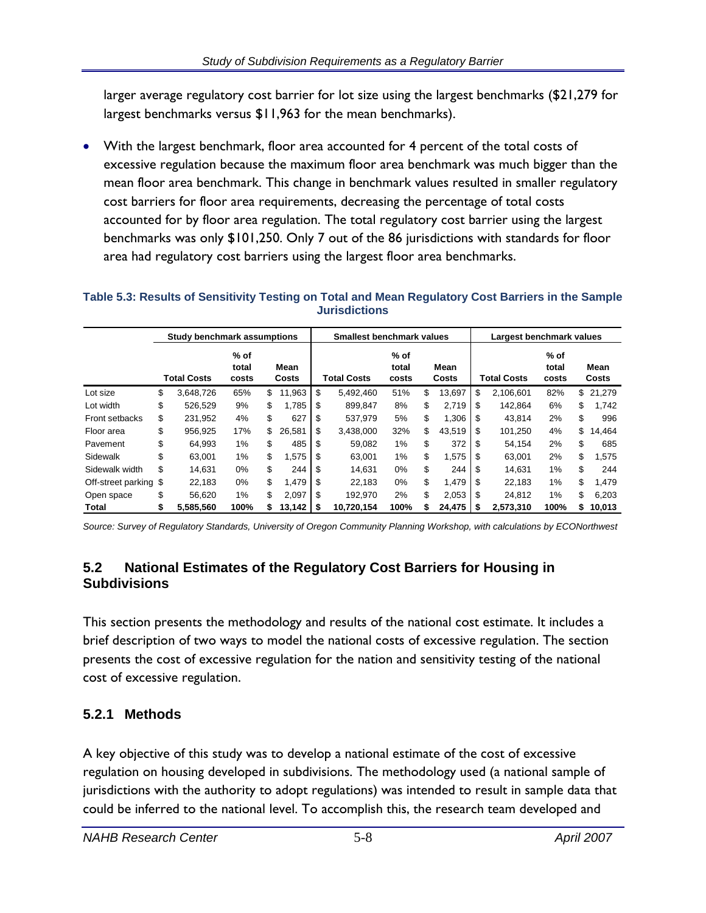larger average regulatory cost barrier for lot size using the largest benchmarks ($21,279 for largest benchmarks versus $11,963 for the mean benchmarks).

- With the largest benchmark, floor area accounted for 4 percent of the total costs of excessive regulation because the maximum floor area benchmark was much bigger than the mean floor area benchmark. This change in benchmark values resulted in smaller regulatory cost barriers for floor area requirements, decreasing the percentage of total costs accounted for by floor area regulation. The total regulatory cost barrier using the largest benchmarks was only $101,250. Only 7 out of the 86 jurisdictions with standards for floor area had regulatory cost barriers using the largest floor area benchmarks.

**Table 5.3: Results of Sensitivity Testing on Total and Mean Regulatory Cost Barriers in the Sample Jurisdictions**

| | Study benchmark assumptions | | | Smallest benchmark values | | | Largest benchmark values | | |
|---|---|---|---|---|---|---|---|---|---|
| | Total Costs | % of total costs | Mean Costs | Total Costs | % of total costs | Mean Costs | Total Costs | % of total costs | Mean Costs |
| Lot size | $ 3,648,726 | 65% | $ 11,963 | $ 5,492,460 | 51% | $ 13,697 | $ 2,106,601 | 82% | $ 21,279 |
| Lot width | $ 526,529 | 9% | $ 1,785 | $ 899,847 | 8% | $ 2,719 | $ 142,864 | 6% | $ 1,742 |
| Front setbacks | $ 231,952 | 4% | $ 627 | $ 537,979 | 5% | $ 1,306 | $ 43,814 | 2% | $ 996 |
| Floor area | $ 956,925 | 17% | $ 26,581 | $ 3,438,000 | 32% | $ 43,519 | $ 101,250 | 4% | $ 14,464 |
| Pavement | $ 64,993 | 1% | $ 485 | $ 59,082 | 1% | $ 372 | $ 54,154 | 2% | $ 685 |
| Sidewalk | $ 63,001 | 1% | $ 1,575 | $ 63,001 | 1% | $ 1,575 | $ 63,001 | 2% | $ 1,575 |
| Sidewalk width | $ 14,631 | 0% | $ 244 | $ 14,631 | 0% | $ 244 | $ 14,631 | 1% | $ 244 |
| Off-street parking | $ 22,183 | 0% | $ 1,479 | $ 22,183 | 0% | $ 1,479 | $ 22,183 | 1% | $ 1,479 |
| Open space | $ 56,620 | 1% | $ 2,097 | $ 192,970 | 2% | $ 2,053 | $ 24,812 | 1% | $ 6,203 |
| **Total** | **$ 5,585,560** | **100%** | **$ 13,142** | **$ 10,720,154** | **100%** | **$ 24,475** | **$ 2,573,310** | **100%** | **$ 10,013** |

*Source: Survey of Regulatory Standards, University of Oregon Community Planning Workshop, with calculations by ECONorthwest*

## 5.2 National Estimates of the Regulatory Cost Barriers for Housing in Subdivisions

This section presents the methodology and results of the national cost estimate. It includes a brief description of two ways to model the national costs of excessive regulation. The section presents the cost of excessive regulation for the nation and sensitivity testing of the national cost of excessive regulation.

### 5.2.1 Methods

A key objective of this study was to develop a national estimate of the cost of excessive regulation on housing developed in subdivisions. The methodology used (a national sample of jurisdictions with the authority to adopt regulations) was intended to result in sample data that could be inferred to the national level. To accomplish this, the research team developed and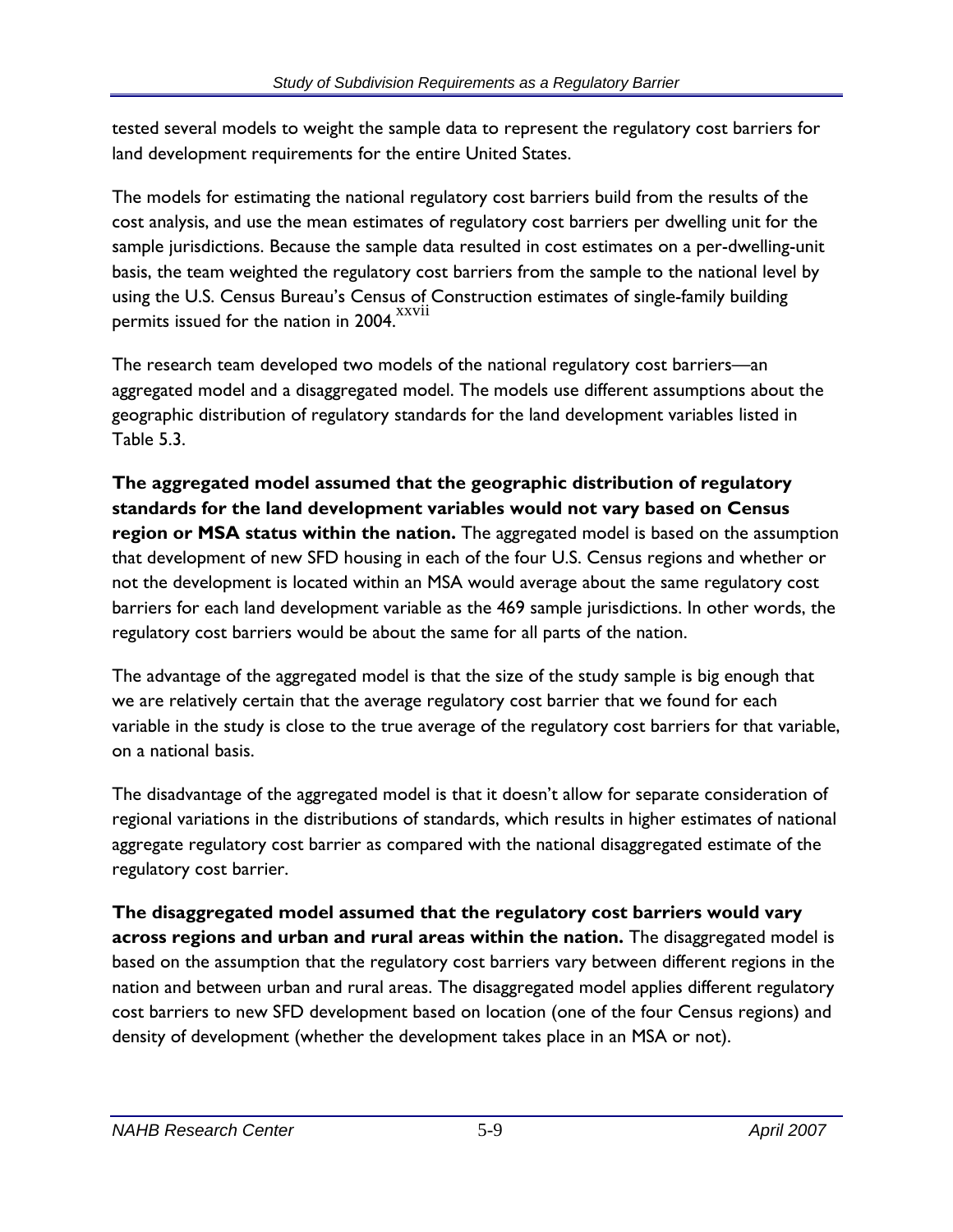tested several models to weight the sample data to represent the regulatory cost barriers for land development requirements for the entire United States.

The models for estimating the national regulatory cost barriers build from the results of the cost analysis, and use the mean estimates of regulatory cost barriers per dwelling unit for the sample jurisdictions. Because the sample data resulted in cost estimates on a per-dwelling-unit basis, the team weighted the regulatory cost barriers from the sample to the national level by using the U.S. Census Bureau's Census of Construction estimates of single-family building permits issued for the nation in 2004.[xxvii]

The research team developed two models of the national regulatory cost barriers—an aggregated model and a disaggregated model. The models use different assumptions about the geographic distribution of regulatory standards for the land development variables listed in Table 5.3.

**The aggregated model assumed that the geographic distribution of regulatory standards for the land development variables would not vary based on Census region or MSA status within the nation.** The aggregated model is based on the assumption that development of new SFD housing in each of the four U.S. Census regions and whether or not the development is located within an MSA would average about the same regulatory cost barriers for each land development variable as the 469 sample jurisdictions. In other words, the regulatory cost barriers would be about the same for all parts of the nation.

The advantage of the aggregated model is that the size of the study sample is big enough that we are relatively certain that the average regulatory cost barrier that we found for each variable in the study is close to the true average of the regulatory cost barriers for that variable, on a national basis.

The disadvantage of the aggregated model is that it doesn't allow for separate consideration of regional variations in the distributions of standards, which results in higher estimates of national aggregate regulatory cost barrier as compared with the national disaggregated estimate of the regulatory cost barrier.

**The disaggregated model assumed that the regulatory cost barriers would vary across regions and urban and rural areas within the nation.** The disaggregated model is based on the assumption that the regulatory cost barriers vary between different regions in the nation and between urban and rural areas. The disaggregated model applies different regulatory cost barriers to new SFD development based on location (one of the four Census regions) and density of development (whether the development takes place in an MSA or not).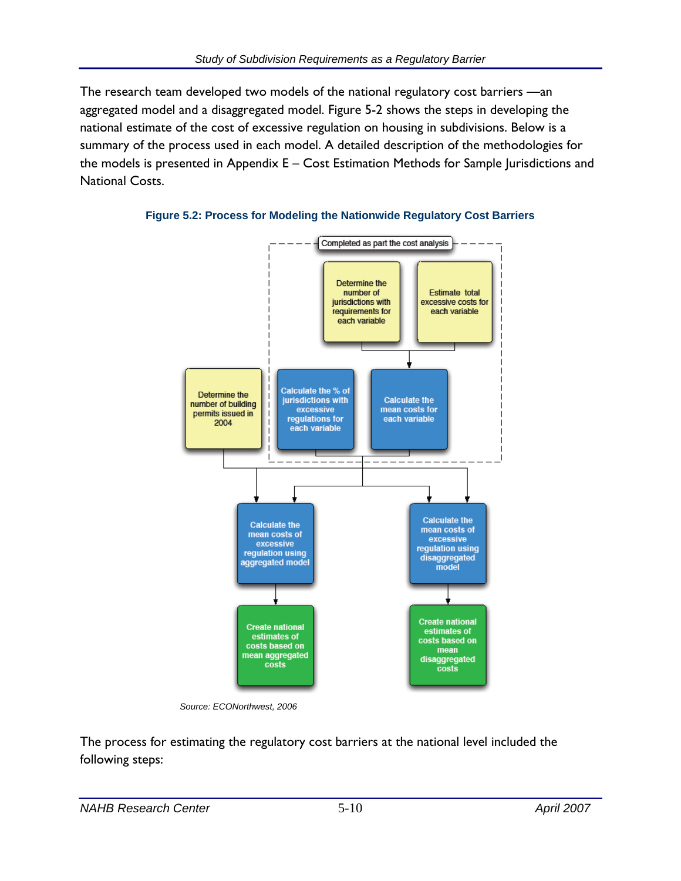The research team developed two models of the national regulatory cost barriers —an aggregated model and a disaggregated model. Figure 5-2 shows the steps in developing the national estimate of the cost of excessive regulation on housing in subdivisions. Below is a summary of the process used in each model. A detailed description of the methodologies for the models is presented in Appendix E – Cost Estimation Methods for Sample Jurisdictions and National Costs.

**Figure 5.2: Process for Modeling the Nationwide Regulatory Cost Barriers**

Completed as part the cost analysis

Determine the number of jurisdictions with requirements for each variable

Estimate total excessive costs for each variable

Determine the number of building permits issued in 2004

Calculate the % of jurisdictions with excessive regulations for each variable

Calculate the mean costs for each variable

Calculate the mean costs of excessive regulation using aggregated model

Calculate the mean costs of excessive regulation using disaggregated model

Create national estimates of costs based on mean aggregated costs

Create national estimates of costs based on mean disaggregated costs

*Source: ECONorthwest, 2006*

The process for estimating the regulatory cost barriers at the national level included the following steps: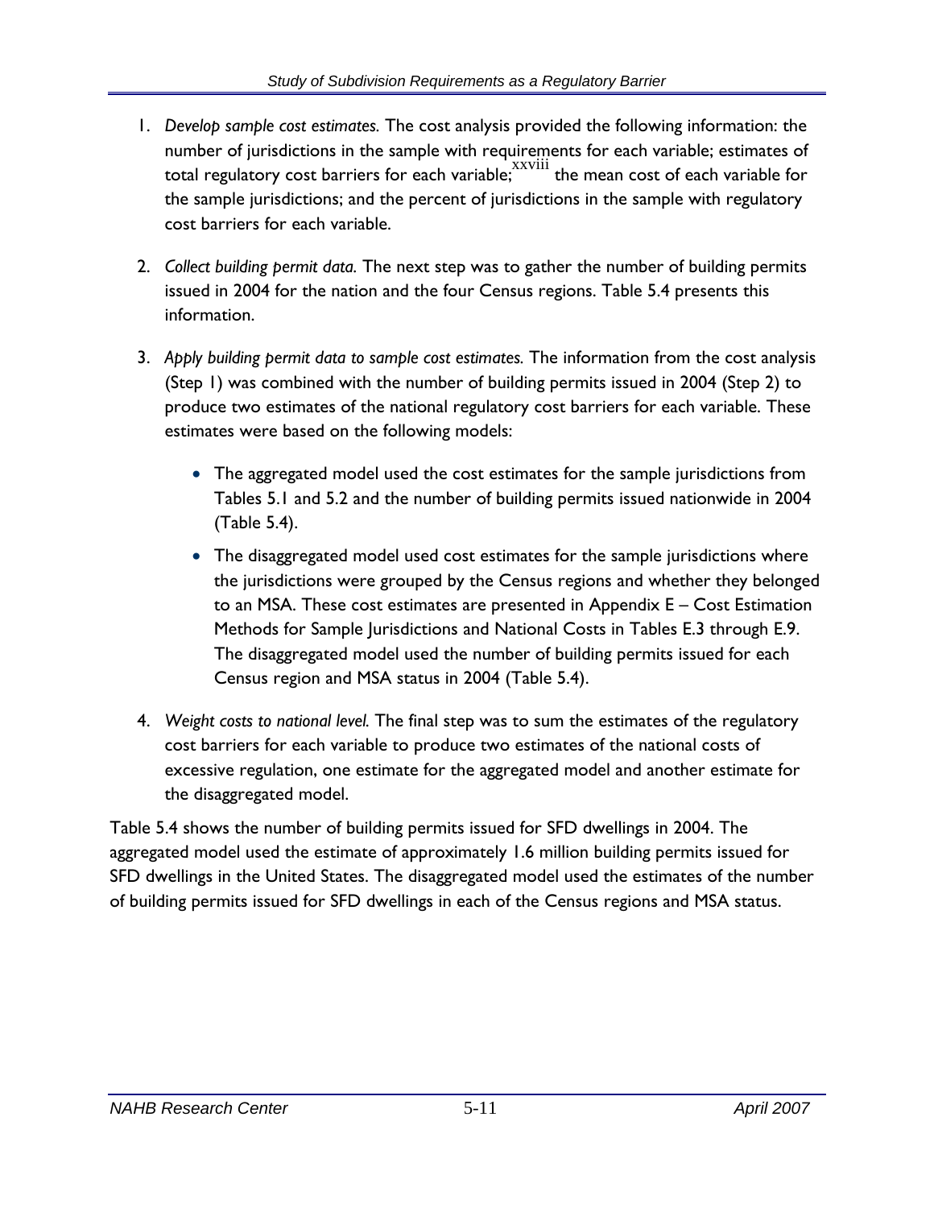1. *Develop sample cost estimates.* The cost analysis provided the following information: the number of jurisdictions in the sample with requirements for each variable; estimates of total regulatory cost barriers for each variable;[xxviii] the mean cost of each variable for the sample jurisdictions; and the percent of jurisdictions in the sample with regulatory cost barriers for each variable.

2. *Collect building permit data.* The next step was to gather the number of building permits issued in 2004 for the nation and the four Census regions. Table 5.4 presents this information.

3. *Apply building permit data to sample cost estimates.* The information from the cost analysis (Step 1) was combined with the number of building permits issued in 2004 (Step 2) to produce two estimates of the national regulatory cost barriers for each variable. These estimates were based on the following models:

   - The aggregated model used the cost estimates for the sample jurisdictions from Tables 5.1 and 5.2 and the number of building permits issued nationwide in 2004 (Table 5.4).
   - The disaggregated model used cost estimates for the sample jurisdictions where the jurisdictions were grouped by the Census regions and whether they belonged to an MSA. These cost estimates are presented in Appendix E – Cost Estimation Methods for Sample Jurisdictions and National Costs in Tables E.3 through E.9. The disaggregated model used the number of building permits issued for each Census region and MSA status in 2004 (Table 5.4).

4. *Weight costs to national level.* The final step was to sum the estimates of the regulatory cost barriers for each variable to produce two estimates of the national costs of excessive regulation, one estimate for the aggregated model and another estimate for the disaggregated model.

Table 5.4 shows the number of building permits issued for SFD dwellings in 2004. The aggregated model used the estimate of approximately 1.6 million building permits issued for SFD dwellings in the United States. The disaggregated model used the estimates of the number of building permits issued for SFD dwellings in each of the Census regions and MSA status.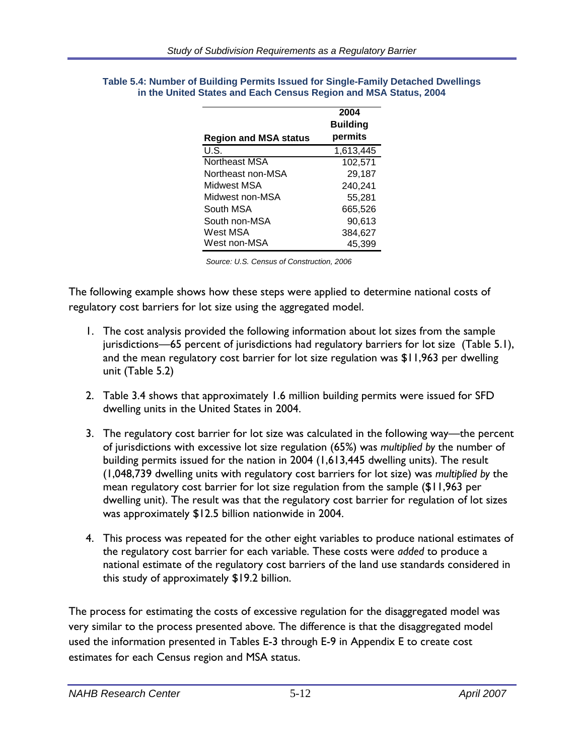**Table 5.4: Number of Building Permits Issued for Single-Family Detached Dwellings in the United States and Each Census Region and MSA Status, 2004**

| Region and MSA status | 2004 Building permits |
|---|---|
| U.S. | 1,613,445 |
| Northeast MSA | 102,571 |
| Northeast non-MSA | 29,187 |
| Midwest MSA | 240,241 |
| Midwest non-MSA | 55,281 |
| South MSA | 665,526 |
| South non-MSA | 90,613 |
| West MSA | 384,627 |
| West non-MSA | 45,399 |

*Source: U.S. Census of Construction, 2006*

The following example shows how these steps were applied to determine national costs of regulatory cost barriers for lot size using the aggregated model.

1. The cost analysis provided the following information about lot sizes from the sample jurisdictions—65 percent of jurisdictions had regulatory barriers for lot size (Table 5.1), and the mean regulatory cost barrier for lot size regulation was $11,963 per dwelling unit (Table 5.2)

2. Table 3.4 shows that approximately 1.6 million building permits were issued for SFD dwelling units in the United States in 2004.

3. The regulatory cost barrier for lot size was calculated in the following way—the percent of jurisdictions with excessive lot size regulation (65%) was *multiplied by* the number of building permits issued for the nation in 2004 (1,613,445 dwelling units). The result (1,048,739 dwelling units with regulatory cost barriers for lot size) was *multiplied by* the mean regulatory cost barrier for lot size regulation from the sample ($11,963 per dwelling unit). The result was that the regulatory cost barrier for regulation of lot sizes was approximately $12.5 billion nationwide in 2004.

4. This process was repeated for the other eight variables to produce national estimates of the regulatory cost barrier for each variable. These costs were *added* to produce a national estimate of the regulatory cost barriers of the land use standards considered in this study of approximately $19.2 billion.

The process for estimating the costs of excessive regulation for the disaggregated model was very similar to the process presented above. The difference is that the disaggregated model used the information presented in Tables E-3 through E-9 in Appendix E to create cost estimates for each Census region and MSA status.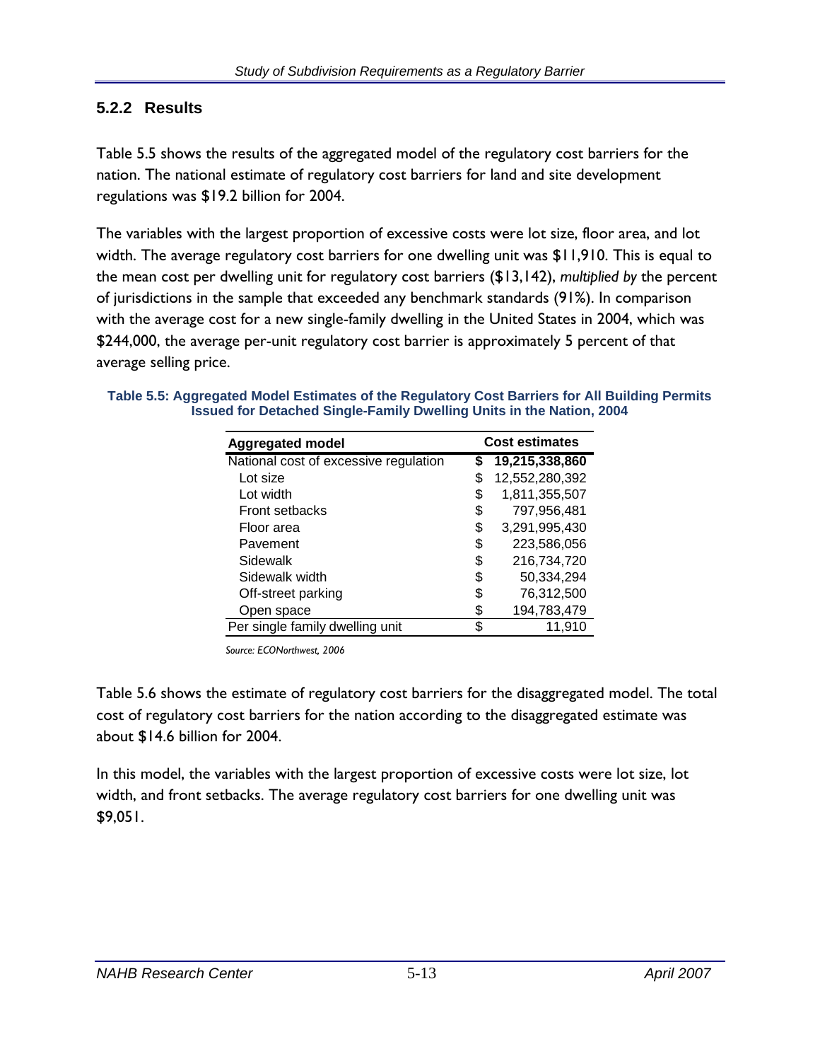### 5.2.2 Results

Table 5.5 shows the results of the aggregated model of the regulatory cost barriers for the nation. The national estimate of regulatory cost barriers for land and site development regulations was $19.2 billion for 2004.

The variables with the largest proportion of excessive costs were lot size, floor area, and lot width. The average regulatory cost barriers for one dwelling unit was $11,910. This is equal to the mean cost per dwelling unit for regulatory cost barriers ($13,142), *multiplied by* the percent of jurisdictions in the sample that exceeded any benchmark standards (91%). In comparison with the average cost for a new single-family dwelling in the United States in 2004, which was $244,000, the average per-unit regulatory cost barrier is approximately 5 percent of that average selling price.

**Table 5.5: Aggregated Model Estimates of the Regulatory Cost Barriers for All Building Permits Issued for Detached Single-Family Dwelling Units in the Nation, 2004**

| Aggregated model | Cost estimates |
|---|---|
| National cost of excessive regulation | **$ 19,215,338,860** |
| Lot size | $ 12,552,280,392 |
| Lot width | $ 1,811,355,507 |
| Front setbacks | $ 797,956,481 |
| Floor area | $ 3,291,995,430 |
| Pavement | $ 223,586,056 |
| Sidewalk | $ 216,734,720 |
| Sidewalk width | $ 50,334,294 |
| Off-street parking | $ 76,312,500 |
| Open space | $ 194,783,479 |
| Per single family dwelling unit | $ 11,910 |

*Source: ECONorthwest, 2006*

Table 5.6 shows the estimate of regulatory cost barriers for the disaggregated model. The total cost of regulatory cost barriers for the nation according to the disaggregated estimate was about $14.6 billion for 2004.

In this model, the variables with the largest proportion of excessive costs were lot size, lot width, and front setbacks. The average regulatory cost barriers for one dwelling unit was $9,051.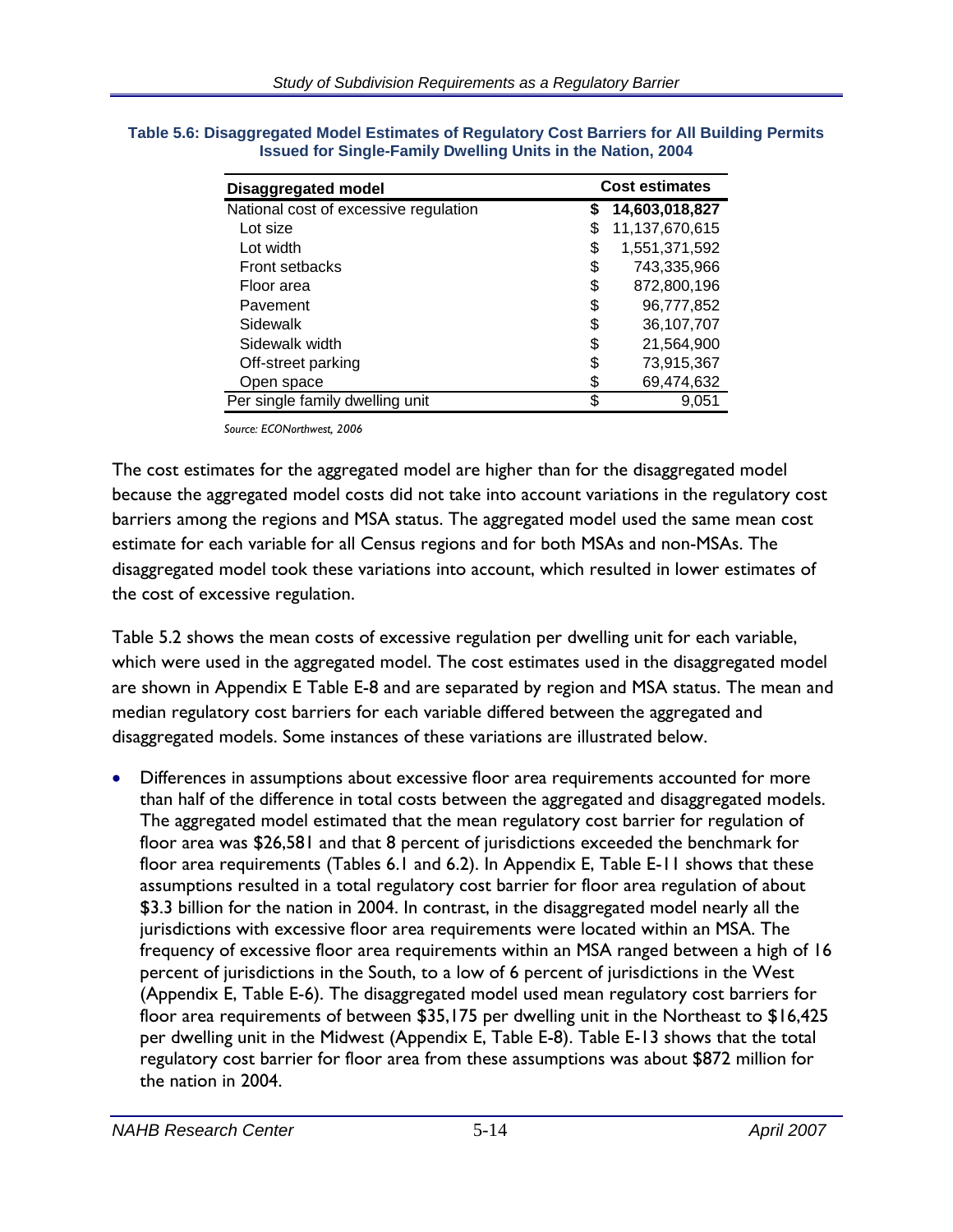**Table 5.6: Disaggregated Model Estimates of Regulatory Cost Barriers for All Building Permits Issued for Single-Family Dwelling Units in the Nation, 2004**

| Disaggregated model | Cost estimates |
|---|---|
| National cost of excessive regulation | **$ 14,603,018,827** |
| Lot size | $ 11,137,670,615 |
| Lot width | $ 1,551,371,592 |
| Front setbacks | $ 743,335,966 |
| Floor area | $ 872,800,196 |
| Pavement | $ 96,777,852 |
| Sidewalk | $ 36,107,707 |
| Sidewalk width | $ 21,564,900 |
| Off-street parking | $ 73,915,367 |
| Open space | $ 69,474,632 |
| Per single family dwelling unit | $ 9,051 |

*Source: ECONorthwest, 2006*

The cost estimates for the aggregated model are higher than for the disaggregated model because the aggregated model costs did not take into account variations in the regulatory cost barriers among the regions and MSA status. The aggregated model used the same mean cost estimate for each variable for all Census regions and for both MSAs and non-MSAs. The disaggregated model took these variations into account, which resulted in lower estimates of the cost of excessive regulation.

Table 5.2 shows the mean costs of excessive regulation per dwelling unit for each variable, which were used in the aggregated model. The cost estimates used in the disaggregated model are shown in Appendix E Table E-8 and are separated by region and MSA status. The mean and median regulatory cost barriers for each variable differed between the aggregated and disaggregated models. Some instances of these variations are illustrated below.

- Differences in assumptions about excessive floor area requirements accounted for more than half of the difference in total costs between the aggregated and disaggregated models. The aggregated model estimated that the mean regulatory cost barrier for regulation of floor area was $26,581 and that 8 percent of jurisdictions exceeded the benchmark for floor area requirements (Tables 6.1 and 6.2). In Appendix E, Table E-11 shows that these assumptions resulted in a total regulatory cost barrier for floor area regulation of about $3.3 billion for the nation in 2004. In contrast, in the disaggregated model nearly all the jurisdictions with excessive floor area requirements were located within an MSA. The frequency of excessive floor area requirements within an MSA ranged between a high of 16 percent of jurisdictions in the South, to a low of 6 percent of jurisdictions in the West (Appendix E, Table E-6). The disaggregated model used mean regulatory cost barriers for floor area requirements of between $35,175 per dwelling unit in the Northeast to $16,425 per dwelling unit in the Midwest (Appendix E, Table E-8). Table E-13 shows that the total regulatory cost barrier for floor area from these assumptions was about $872 million for the nation in 2004.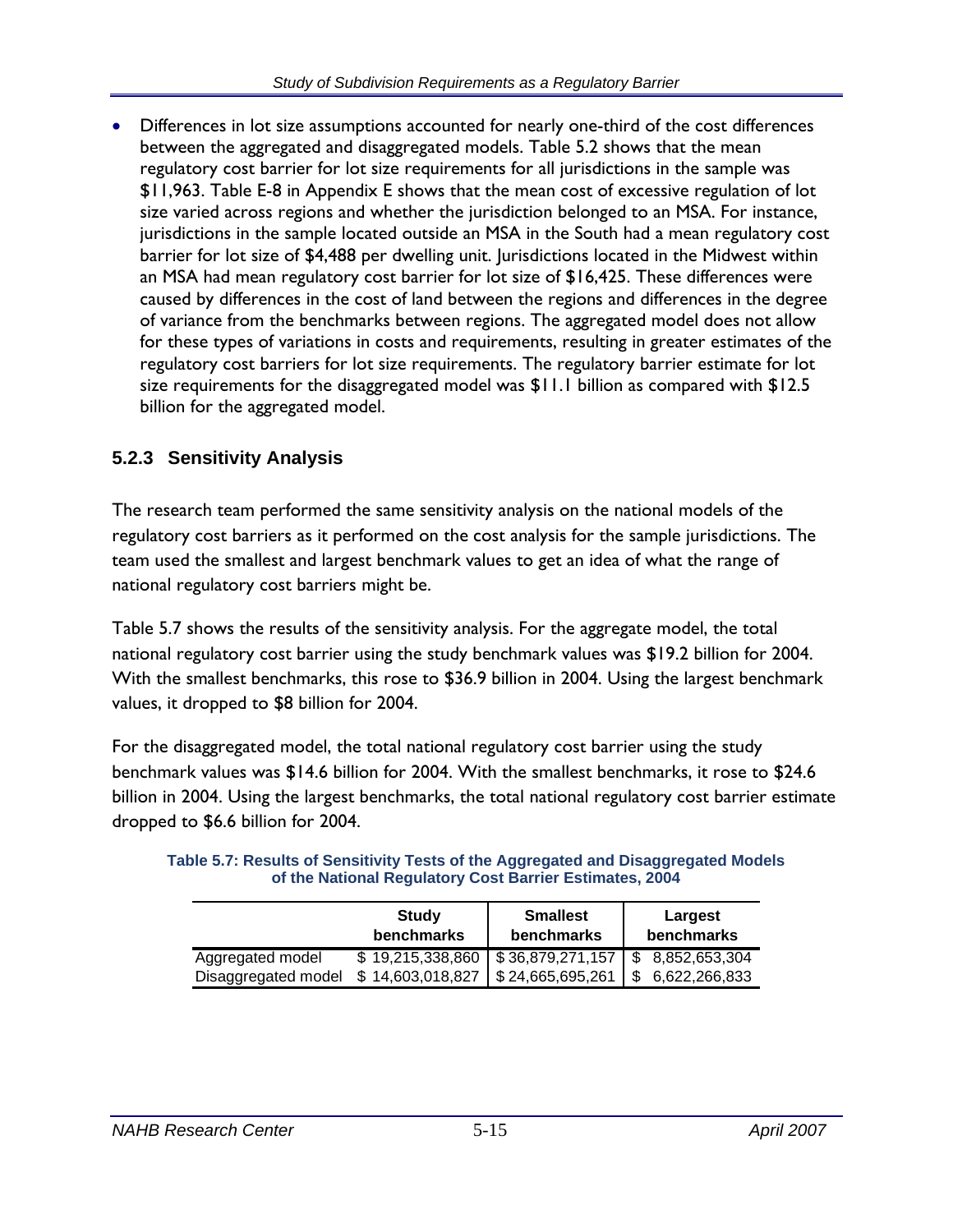- Differences in lot size assumptions accounted for nearly one-third of the cost differences between the aggregated and disaggregated models. Table 5.2 shows that the mean regulatory cost barrier for lot size requirements for all jurisdictions in the sample was $11,963. Table E-8 in Appendix E shows that the mean cost of excessive regulation of lot size varied across regions and whether the jurisdiction belonged to an MSA. For instance, jurisdictions in the sample located outside an MSA in the South had a mean regulatory cost barrier for lot size of $4,488 per dwelling unit. Jurisdictions located in the Midwest within an MSA had mean regulatory cost barrier for lot size of $16,425. These differences were caused by differences in the cost of land between the regions and differences in the degree of variance from the benchmarks between regions. The aggregated model does not allow for these types of variations in costs and requirements, resulting in greater estimates of the regulatory cost barriers for lot size requirements. The regulatory barrier estimate for lot size requirements for the disaggregated model was $11.1 billion as compared with $12.5 billion for the aggregated model.

### 5.2.3 Sensitivity Analysis

The research team performed the same sensitivity analysis on the national models of the regulatory cost barriers as it performed on the cost analysis for the sample jurisdictions. The team used the smallest and largest benchmark values to get an idea of what the range of national regulatory cost barriers might be.

Table 5.7 shows the results of the sensitivity analysis. For the aggregate model, the total national regulatory cost barrier using the study benchmark values was $19.2 billion for 2004. With the smallest benchmarks, this rose to $36.9 billion in 2004. Using the largest benchmark values, it dropped to $8 billion for 2004.

For the disaggregated model, the total national regulatory cost barrier using the study benchmark values was $14.6 billion for 2004. With the smallest benchmarks, it rose to $24.6 billion in 2004. Using the largest benchmarks, the total national regulatory cost barrier estimate dropped to $6.6 billion for 2004.

**Table 5.7: Results of Sensitivity Tests of the Aggregated and Disaggregated Models of the National Regulatory Cost Barrier Estimates, 2004**

| | Study benchmarks | Smallest benchmarks | Largest benchmarks |
|---|---|---|---|
| Aggregated model | $ 19,215,338,860 | $ 36,879,271,157 | $ 8,852,653,304 |
| Disaggregated model | $ 14,603,018,827 | $ 24,665,695,261 | $ 6,622,266,833 |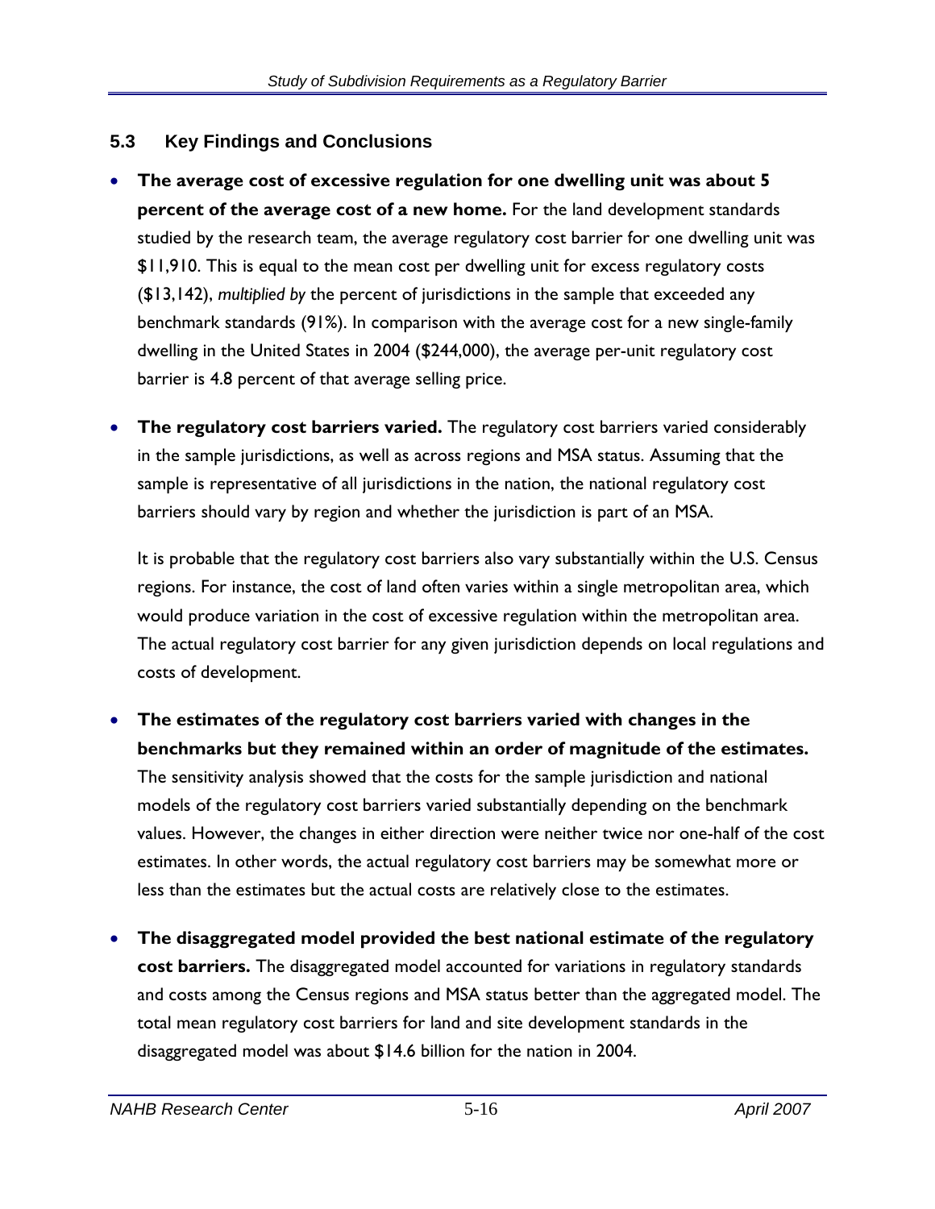## 5.3 Key Findings and Conclusions

- **The average cost of excessive regulation for one dwelling unit was about 5 percent of the average cost of a new home.** For the land development standards studied by the research team, the average regulatory cost barrier for one dwelling unit was $11,910. This is equal to the mean cost per dwelling unit for excess regulatory costs ($13,142), *multiplied by* the percent of jurisdictions in the sample that exceeded any benchmark standards (91%). In comparison with the average cost for a new single-family dwelling in the United States in 2004 ($244,000), the average per-unit regulatory cost barrier is 4.8 percent of that average selling price.

- **The regulatory cost barriers varied.** The regulatory cost barriers varied considerably in the sample jurisdictions, as well as across regions and MSA status. Assuming that the sample is representative of all jurisdictions in the nation, the national regulatory cost barriers should vary by region and whether the jurisdiction is part of an MSA.

  It is probable that the regulatory cost barriers also vary substantially within the U.S. Census regions. For instance, the cost of land often varies within a single metropolitan area, which would produce variation in the cost of excessive regulation within the metropolitan area. The actual regulatory cost barrier for any given jurisdiction depends on local regulations and costs of development.

- **The estimates of the regulatory cost barriers varied with changes in the benchmarks but they remained within an order of magnitude of the estimates.** The sensitivity analysis showed that the costs for the sample jurisdiction and national models of the regulatory cost barriers varied substantially depending on the benchmark values. However, the changes in either direction were neither twice nor one-half of the cost estimates. In other words, the actual regulatory cost barriers may be somewhat more or less than the estimates but the actual costs are relatively close to the estimates.

- **The disaggregated model provided the best national estimate of the regulatory cost barriers.** The disaggregated model accounted for variations in regulatory standards and costs among the Census regions and MSA status better than the aggregated model. The total mean regulatory cost barriers for land and site development standards in the disaggregated model was about $14.6 billion for the nation in 2004.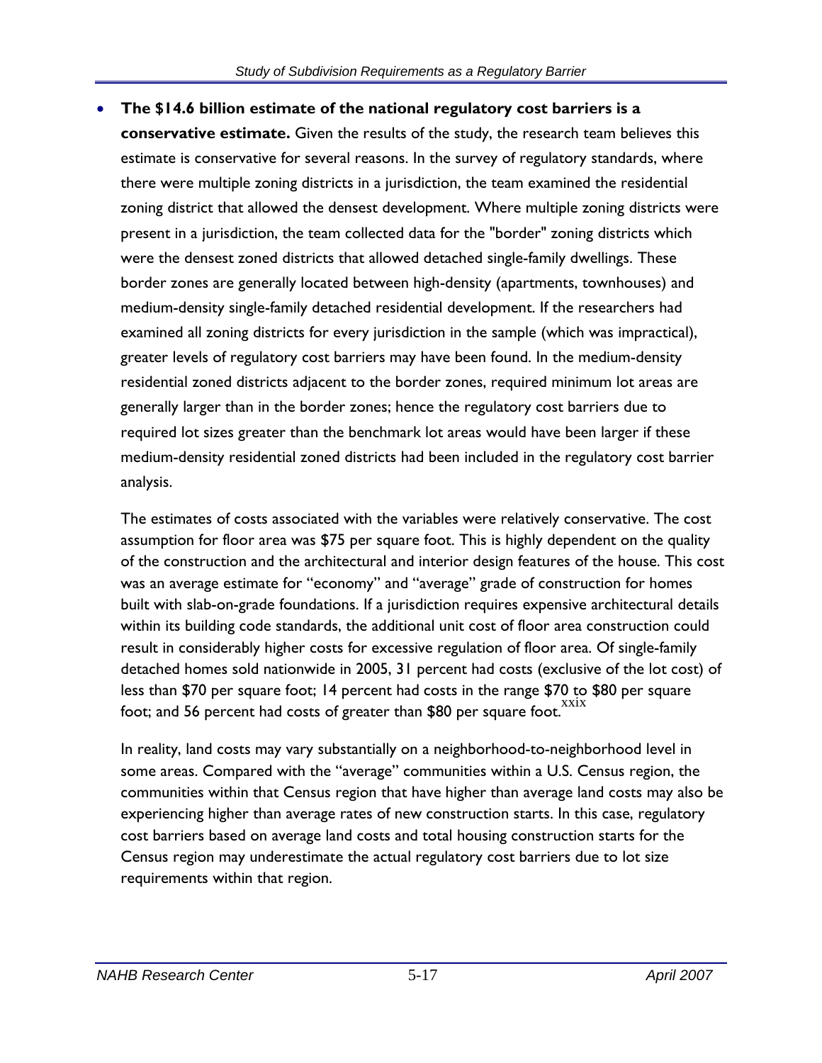- **The $14.6 billion estimate of the national regulatory cost barriers is a conservative estimate.** Given the results of the study, the research team believes this estimate is conservative for several reasons. In the survey of regulatory standards, where there were multiple zoning districts in a jurisdiction, the team examined the residential zoning district that allowed the densest development. Where multiple zoning districts were present in a jurisdiction, the team collected data for the "border" zoning districts which were the densest zoned districts that allowed detached single-family dwellings. These border zones are generally located between high-density (apartments, townhouses) and medium-density single-family detached residential development. If the researchers had examined all zoning districts for every jurisdiction in the sample (which was impractical), greater levels of regulatory cost barriers may have been found. In the medium-density residential zoned districts adjacent to the border zones, required minimum lot areas are generally larger than in the border zones; hence the regulatory cost barriers due to required lot sizes greater than the benchmark lot areas would have been larger if these medium-density residential zoned districts had been included in the regulatory cost barrier analysis.

  The estimates of costs associated with the variables were relatively conservative. The cost assumption for floor area was $75 per square foot. This is highly dependent on the quality of the construction and the architectural and interior design features of the house. This cost was an average estimate for "economy" and "average" grade of construction for homes built with slab-on-grade foundations. If a jurisdiction requires expensive architectural details within its building code standards, the additional unit cost of floor area construction could result in considerably higher costs for excessive regulation of floor area. Of single-family detached homes sold nationwide in 2005, 31 percent had costs (exclusive of the lot cost) of less than $70 per square foot; 14 percent had costs in the range $70 to $80 per square foot; and 56 percent had costs of greater than $80 per square foot.[xxix]

  In reality, land costs may vary substantially on a neighborhood-to-neighborhood level in some areas. Compared with the "average" communities within a U.S. Census region, the communities within that Census region that have higher than average land costs may also be experiencing higher than average rates of new construction starts. In this case, regulatory cost barriers based on average land costs and total housing construction starts for the Census region may underestimate the actual regulatory cost barriers due to lot size requirements within that region.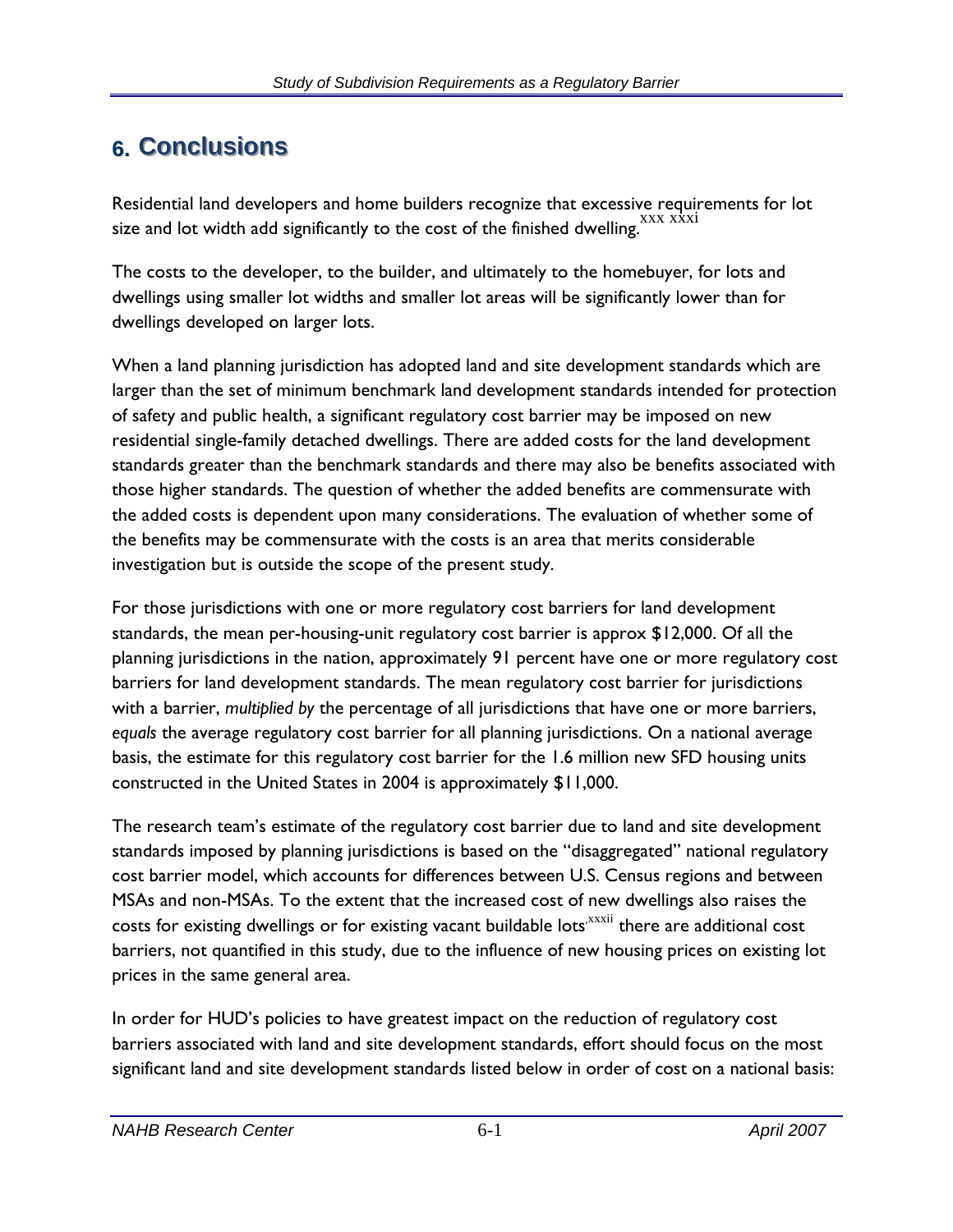# 6. Conclusions

Residential land developers and home builders recognize that excessive requirements for lot size and lot width add significantly to the cost of the finished dwelling.[xxx xxxi]

The costs to the developer, to the builder, and ultimately to the homebuyer, for lots and dwellings using smaller lot widths and smaller lot areas will be significantly lower than for dwellings developed on larger lots.

When a land planning jurisdiction has adopted land and site development standards which are larger than the set of minimum benchmark land development standards intended for protection of safety and public health, a significant regulatory cost barrier may be imposed on new residential single-family detached dwellings. There are added costs for the land development standards greater than the benchmark standards and there may also be benefits associated with those higher standards. The question of whether the added benefits are commensurate with the added costs is dependent upon many considerations. The evaluation of whether some of the benefits may be commensurate with the costs is an area that merits considerable investigation but is outside the scope of the present study.

For those jurisdictions with one or more regulatory cost barriers for land development standards, the mean per-housing-unit regulatory cost barrier is approx $12,000. Of all the planning jurisdictions in the nation, approximately 91 percent have one or more regulatory cost barriers for land development standards. The mean regulatory cost barrier for jurisdictions with a barrier, *multiplied by* the percentage of all jurisdictions that have one or more barriers, *equals* the average regulatory cost barrier for all planning jurisdictions. On a national average basis, the estimate for this regulatory cost barrier for the 1.6 million new SFD housing units constructed in the United States in 2004 is approximately $11,000.

The research team's estimate of the regulatory cost barrier due to land and site development standards imposed by planning jurisdictions is based on the "disaggregated" national regulatory cost barrier model, which accounts for differences between U.S. Census regions and between MSAs and non-MSAs. To the extent that the increased cost of new dwellings also raises the costs for existing dwellings or for existing vacant buildable lots[xxxii] there are additional cost barriers, not quantified in this study, due to the influence of new housing prices on existing lot prices in the same general area.

In order for HUD's policies to have greatest impact on the reduction of regulatory cost barriers associated with land and site development standards, effort should focus on the most significant land and site development standards listed below in order of cost on a national basis: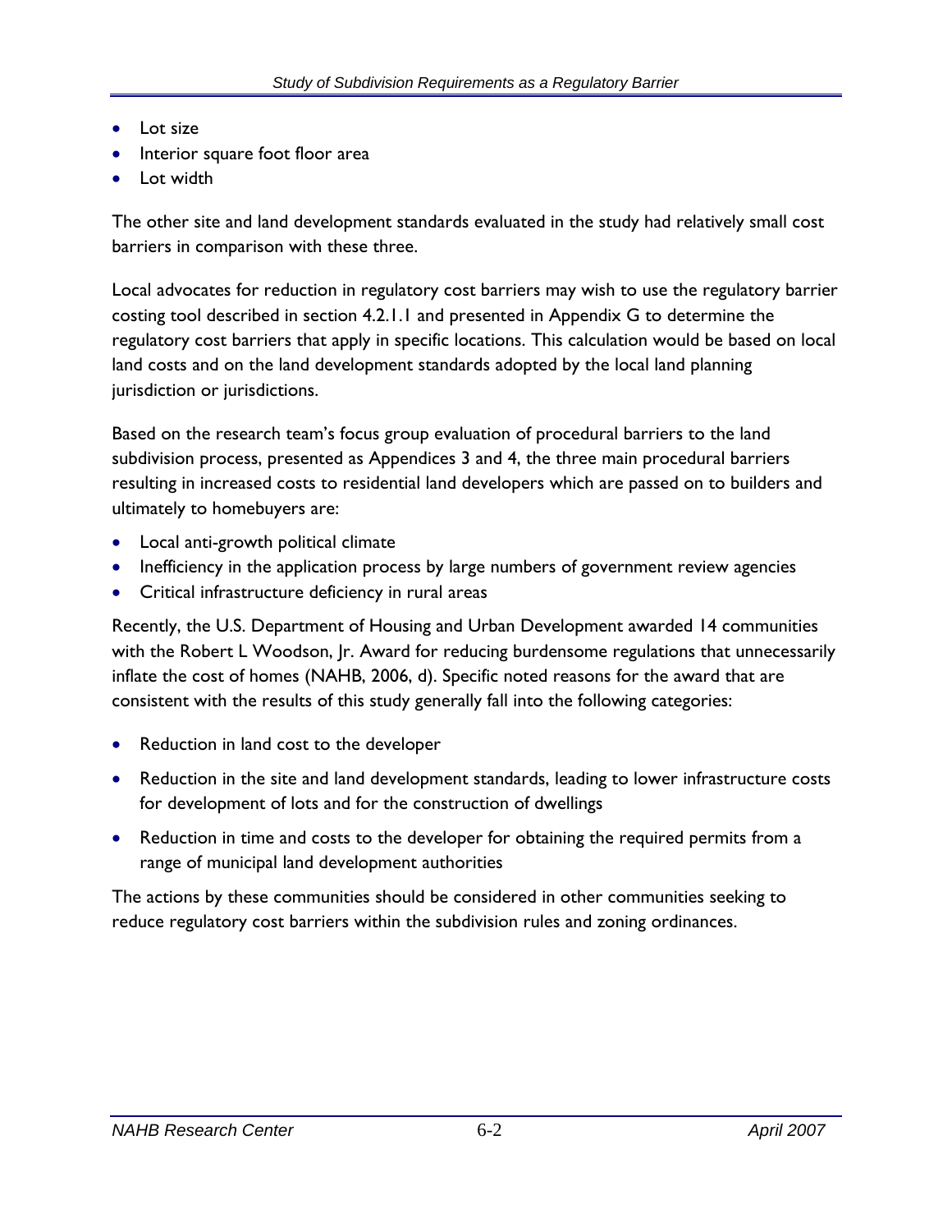- Lot size
- Interior square foot floor area
- Lot width

The other site and land development standards evaluated in the study had relatively small cost barriers in comparison with these three.

Local advocates for reduction in regulatory cost barriers may wish to use the regulatory barrier costing tool described in section 4.2.1.1 and presented in Appendix G to determine the regulatory cost barriers that apply in specific locations. This calculation would be based on local land costs and on the land development standards adopted by the local land planning jurisdiction or jurisdictions.

Based on the research team's focus group evaluation of procedural barriers to the land subdivision process, presented as Appendices 3 and 4, the three main procedural barriers resulting in increased costs to residential land developers which are passed on to builders and ultimately to homebuyers are:

- Local anti-growth political climate
- Inefficiency in the application process by large numbers of government review agencies
- Critical infrastructure deficiency in rural areas

Recently, the U.S. Department of Housing and Urban Development awarded 14 communities with the Robert L Woodson, Jr. Award for reducing burdensome regulations that unnecessarily inflate the cost of homes (NAHB, 2006, d). Specific noted reasons for the award that are consistent with the results of this study generally fall into the following categories:

- Reduction in land cost to the developer
- Reduction in the site and land development standards, leading to lower infrastructure costs for development of lots and for the construction of dwellings
- Reduction in time and costs to the developer for obtaining the required permits from a range of municipal land development authorities

The actions by these communities should be considered in other communities seeking to reduce regulatory cost barriers within the subdivision rules and zoning ordinances.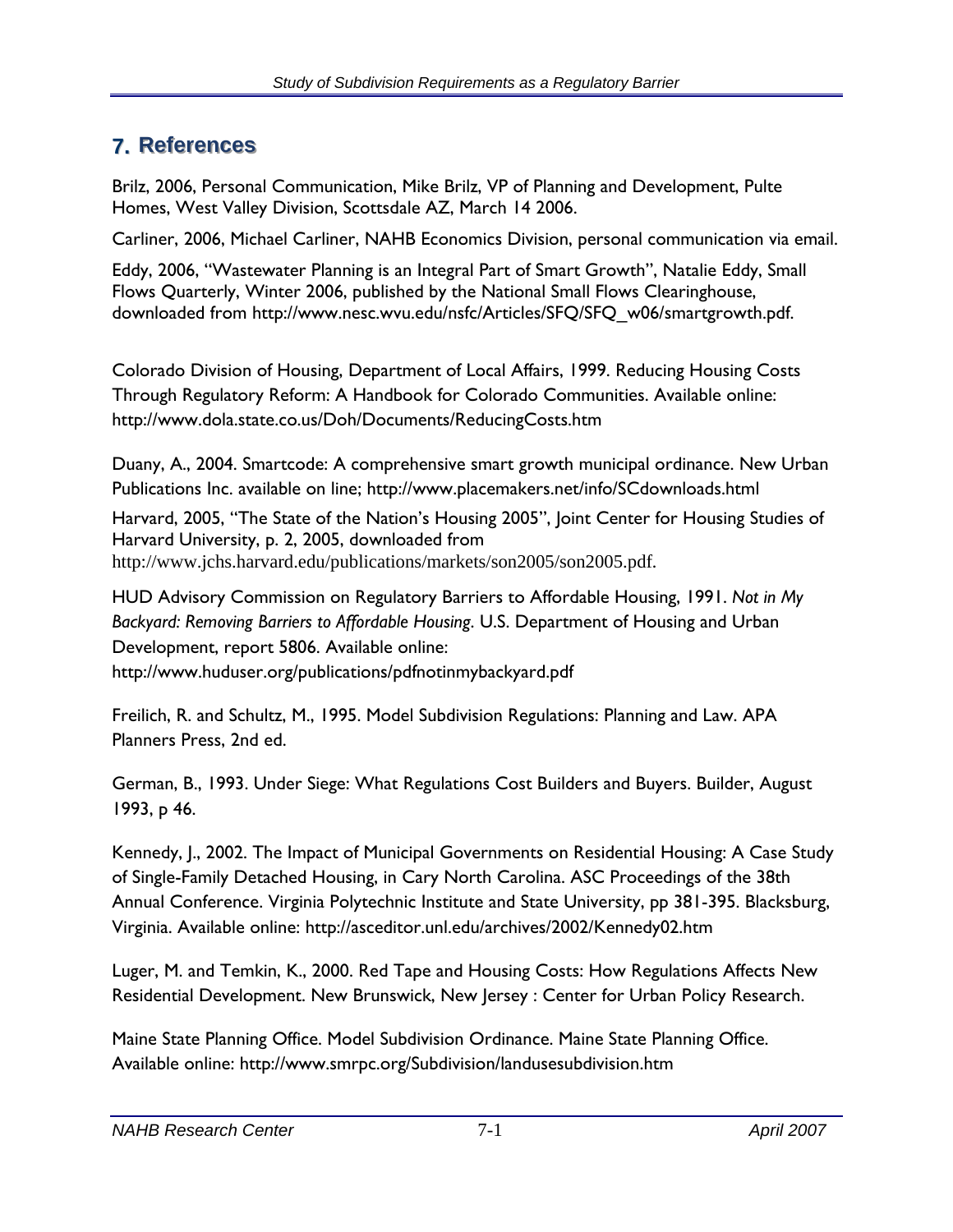## 7. References

Brilz, 2006, Personal Communication, Mike Brilz, VP of Planning and Development, Pulte Homes, West Valley Division, Scottsdale AZ, March 14 2006.

Carliner, 2006, Michael Carliner, NAHB Economics Division, personal communication via email.

Eddy, 2006, "Wastewater Planning is an Integral Part of Smart Growth", Natalie Eddy, Small Flows Quarterly, Winter 2006, published by the National Small Flows Clearinghouse, downloaded from http://www.nesc.wvu.edu/nsfc/Articles/SFQ/SFQ_w06/smartgrowth.pdf.

Colorado Division of Housing, Department of Local Affairs, 1999. Reducing Housing Costs Through Regulatory Reform: A Handbook for Colorado Communities. Available online: http://www.dola.state.co.us/Doh/Documents/ReducingCosts.htm

Duany, A., 2004. Smartcode: A comprehensive smart growth municipal ordinance. New Urban Publications Inc. available on line; http://www.placemakers.net/info/SCdownloads.html

Harvard, 2005, "The State of the Nation's Housing 2005", Joint Center for Housing Studies of Harvard University, p. 2, 2005, downloaded from http://www.jchs.harvard.edu/publications/markets/son2005/son2005.pdf.

HUD Advisory Commission on Regulatory Barriers to Affordable Housing, 1991. *Not in My Backyard: Removing Barriers to Affordable Housing*. U.S. Department of Housing and Urban Development, report 5806. Available online: http://www.huduser.org/publications/pdfnotinmybackyard.pdf

Freilich, R. and Schultz, M., 1995. Model Subdivision Regulations: Planning and Law. APA Planners Press, 2nd ed.

German, B., 1993. Under Siege: What Regulations Cost Builders and Buyers. Builder, August 1993, p 46.

Kennedy, J., 2002. The Impact of Municipal Governments on Residential Housing: A Case Study of Single-Family Detached Housing, in Cary North Carolina. ASC Proceedings of the 38th Annual Conference. Virginia Polytechnic Institute and State University, pp 381-395. Blacksburg, Virginia. Available online: http://asceditor.unl.edu/archives/2002/Kennedy02.htm

Luger, M. and Temkin, K., 2000. Red Tape and Housing Costs: How Regulations Affects New Residential Development. New Brunswick, New Jersey : Center for Urban Policy Research.

Maine State Planning Office. Model Subdivision Ordinance. Maine State Planning Office. Available online: http://www.smrpc.org/Subdivision/landusesubdivision.htm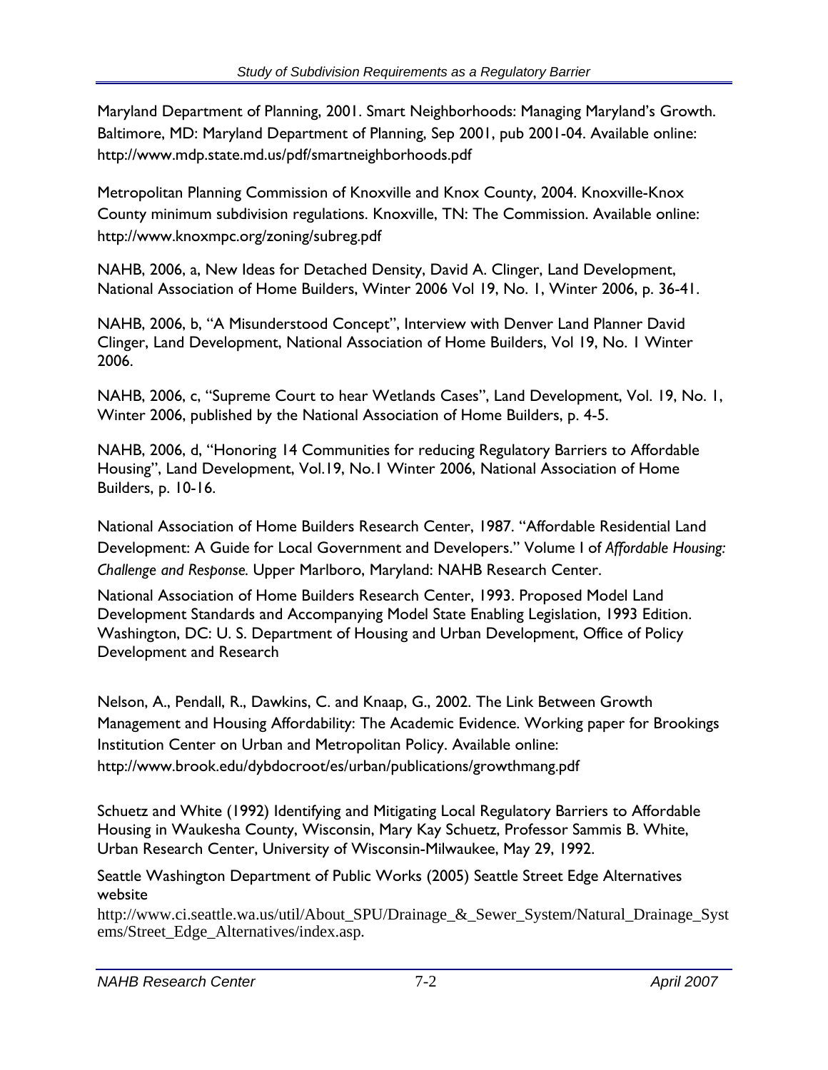Maryland Department of Planning, 2001. Smart Neighborhoods: Managing Maryland's Growth. Baltimore, MD: Maryland Department of Planning, Sep 2001, pub 2001-04. Available online: http://www.mdp.state.md.us/pdf/smartneighborhoods.pdf

Metropolitan Planning Commission of Knoxville and Knox County, 2004. Knoxville-Knox County minimum subdivision regulations. Knoxville, TN: The Commission. Available online: http://www.knoxmpc.org/zoning/subreg.pdf

NAHB, 2006, a, New Ideas for Detached Density, David A. Clinger, Land Development, National Association of Home Builders, Winter 2006 Vol 19, No. 1, Winter 2006, p. 36-41.

NAHB, 2006, b, "A Misunderstood Concept", Interview with Denver Land Planner David Clinger, Land Development, National Association of Home Builders, Vol 19, No. 1 Winter 2006.

NAHB, 2006, c, "Supreme Court to hear Wetlands Cases", Land Development, Vol. 19, No. 1, Winter 2006, published by the National Association of Home Builders, p. 4-5.

NAHB, 2006, d, "Honoring 14 Communities for reducing Regulatory Barriers to Affordable Housing", Land Development, Vol.19, No.1 Winter 2006, National Association of Home Builders, p. 10-16.

National Association of Home Builders Research Center, 1987. "Affordable Residential Land Development: A Guide for Local Government and Developers." Volume I of *Affordable Housing: Challenge and Response.* Upper Marlboro, Maryland: NAHB Research Center.

National Association of Home Builders Research Center, 1993. Proposed Model Land Development Standards and Accompanying Model State Enabling Legislation, 1993 Edition. Washington, DC: U. S. Department of Housing and Urban Development, Office of Policy Development and Research

Nelson, A., Pendall, R., Dawkins, C. and Knaap, G., 2002. The Link Between Growth Management and Housing Affordability: The Academic Evidence. Working paper for Brookings Institution Center on Urban and Metropolitan Policy. Available online: http://www.brook.edu/dybdocroot/es/urban/publications/growthmang.pdf

Schuetz and White (1992) Identifying and Mitigating Local Regulatory Barriers to Affordable Housing in Waukesha County, Wisconsin, Mary Kay Schuetz, Professor Sammis B. White, Urban Research Center, University of Wisconsin-Milwaukee, May 29, 1992.

Seattle Washington Department of Public Works (2005) Seattle Street Edge Alternatives website
http://www.ci.seattle.wa.us/util/About_SPU/Drainage_&_Sewer_System/Natural_Drainage_Systems/Street_Edge_Alternatives/index.asp.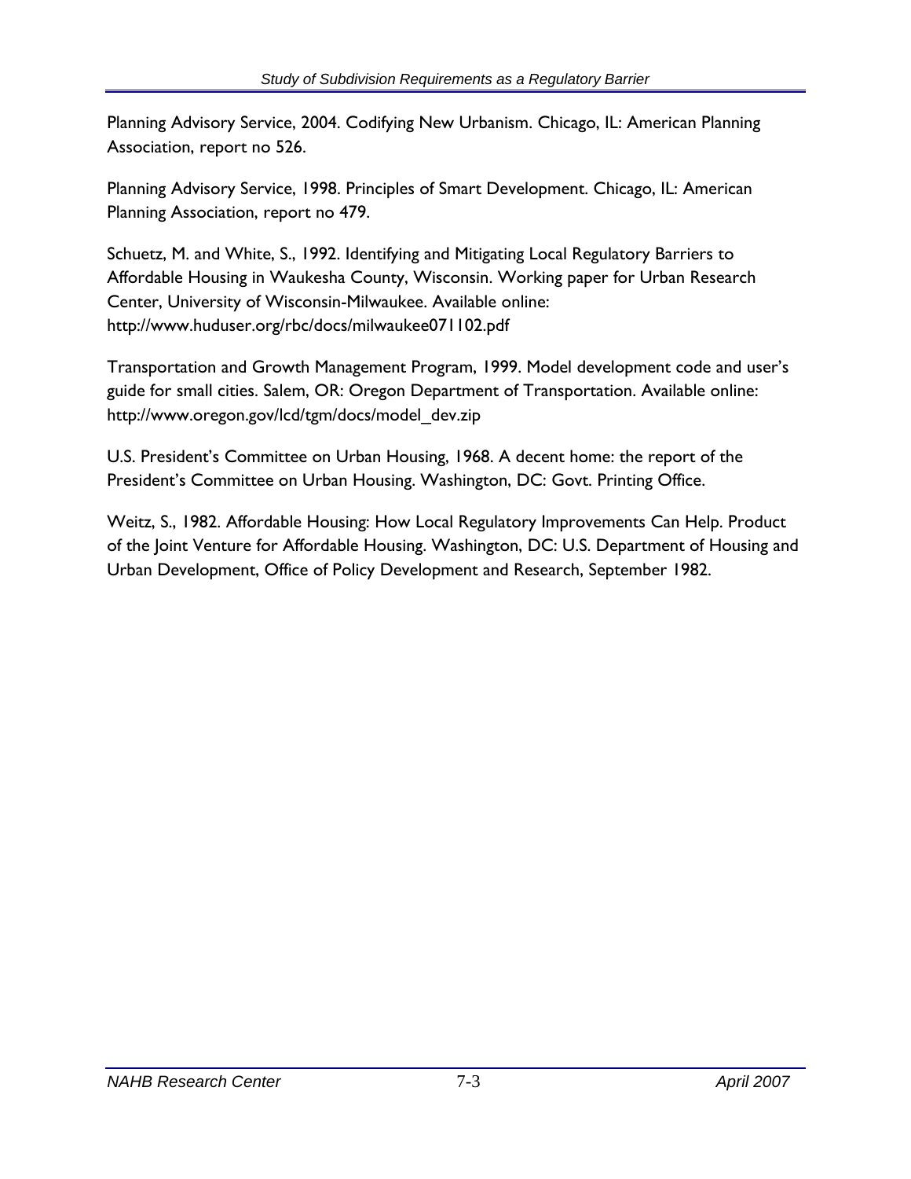Planning Advisory Service, 2004. Codifying New Urbanism. Chicago, IL: American Planning Association, report no 526.

Planning Advisory Service, 1998. Principles of Smart Development. Chicago, IL: American Planning Association, report no 479.

Schuetz, M. and White, S., 1992. Identifying and Mitigating Local Regulatory Barriers to Affordable Housing in Waukesha County, Wisconsin. Working paper for Urban Research Center, University of Wisconsin-Milwaukee. Available online: http://www.huduser.org/rbc/docs/milwaukee071102.pdf

Transportation and Growth Management Program, 1999. Model development code and user's guide for small cities. Salem, OR: Oregon Department of Transportation. Available online: http://www.oregon.gov/lcd/tgm/docs/model_dev.zip

U.S. President's Committee on Urban Housing, 1968. A decent home: the report of the President's Committee on Urban Housing. Washington, DC: Govt. Printing Office.

Weitz, S., 1982. Affordable Housing: How Local Regulatory Improvements Can Help. Product of the Joint Venture for Affordable Housing. Washington, DC: U.S. Department of Housing and Urban Development, Office of Policy Development and Research, September 1982.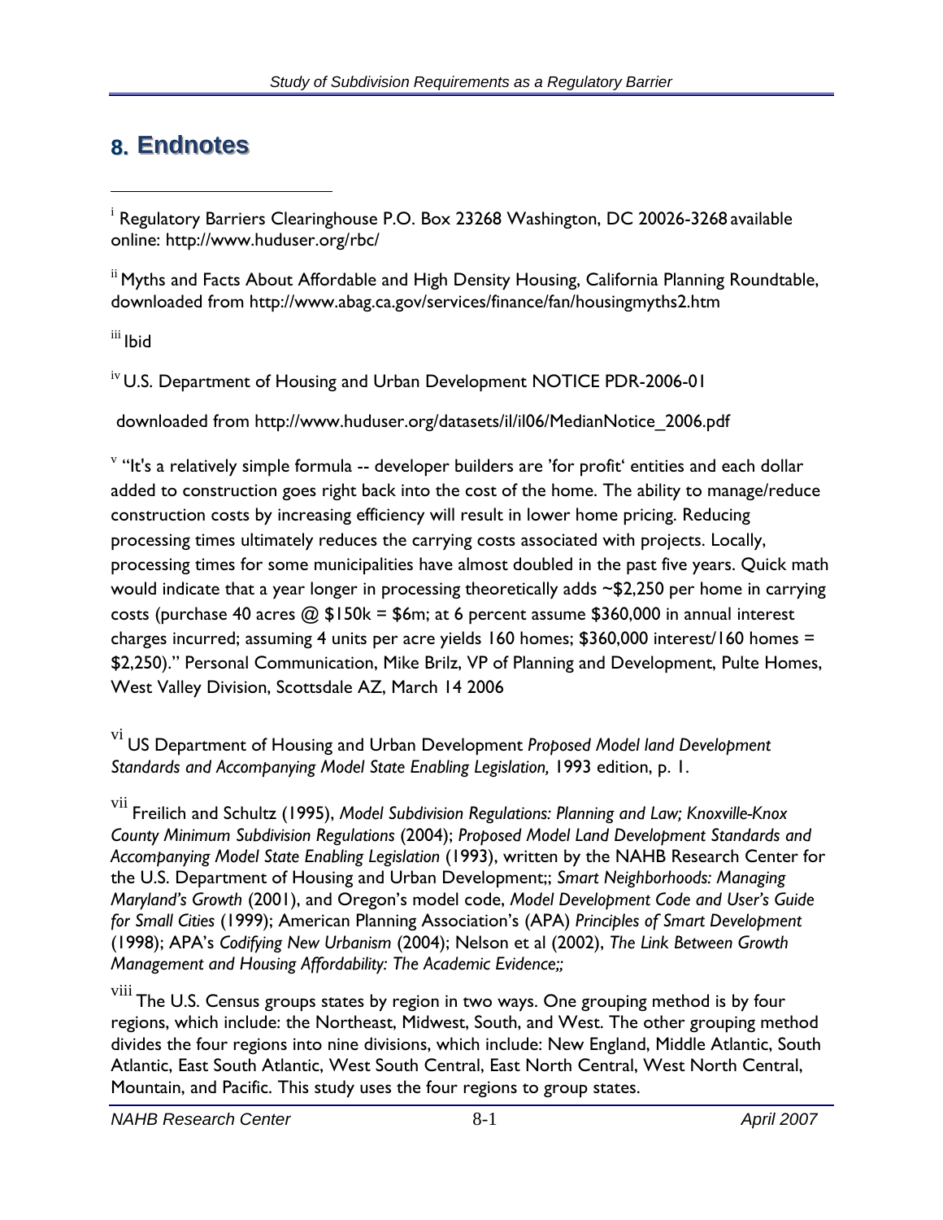# 8. Endnotes

[i] Regulatory Barriers Clearinghouse P.O. Box 23268 Washington, DC 20026-3268 available online: http://www.huduser.org/rbc/

[ii] Myths and Facts About Affordable and High Density Housing, California Planning Roundtable, downloaded from http://www.abag.ca.gov/services/finance/fan/housingmyths2.htm

[iii] Ibid

[iv] U.S. Department of Housing and Urban Development NOTICE PDR-2006-01

downloaded from http://www.huduser.org/datasets/il/il06/MedianNotice_2006.pdf

[v] "It's a relatively simple formula -- developer builders are 'for profit' entities and each dollar added to construction goes right back into the cost of the home. The ability to manage/reduce construction costs by increasing efficiency will result in lower home pricing. Reducing processing times ultimately reduces the carrying costs associated with projects. Locally, processing times for some municipalities have almost doubled in the past five years. Quick math would indicate that a year longer in processing theoretically adds ~$2,250 per home in carrying costs (purchase 40 acres @ $150k = $6m; at 6 percent assume $360,000 in annual interest charges incurred; assuming 4 units per acre yields 160 homes; $360,000 interest/160 homes = $2,250)." Personal Communication, Mike Brilz, VP of Planning and Development, Pulte Homes, West Valley Division, Scottsdale AZ, March 14 2006

[vi] US Department of Housing and Urban Development *Proposed Model land Development Standards and Accompanying Model State Enabling Legislation,* 1993 edition, p. 1.

[vii] Freilich and Schultz (1995), *Model Subdivision Regulations: Planning and Law; Knoxville-Knox County Minimum Subdivision Regulations* (2004); *Proposed Model Land Development Standards and Accompanying Model State Enabling Legislation* (1993), written by the NAHB Research Center for the U.S. Department of Housing and Urban Development;; *Smart Neighborhoods: Managing Maryland's Growth* (2001), and Oregon's model code, *Model Development Code and User's Guide for Small Cities* (1999); American Planning Association's (APA) *Principles of Smart Development* (1998); APA's *Codifying New Urbanism* (2004); Nelson et al (2002), *The Link Between Growth Management and Housing Affordability: The Academic Evidence;;*

[viii] The U.S. Census groups states by region in two ways. One grouping method is by four regions, which include: the Northeast, Midwest, South, and West. The other grouping method divides the four regions into nine divisions, which include: New England, Middle Atlantic, South Atlantic, East South Atlantic, West South Central, East North Central, West North Central, Mountain, and Pacific. This study uses the four regions to group states.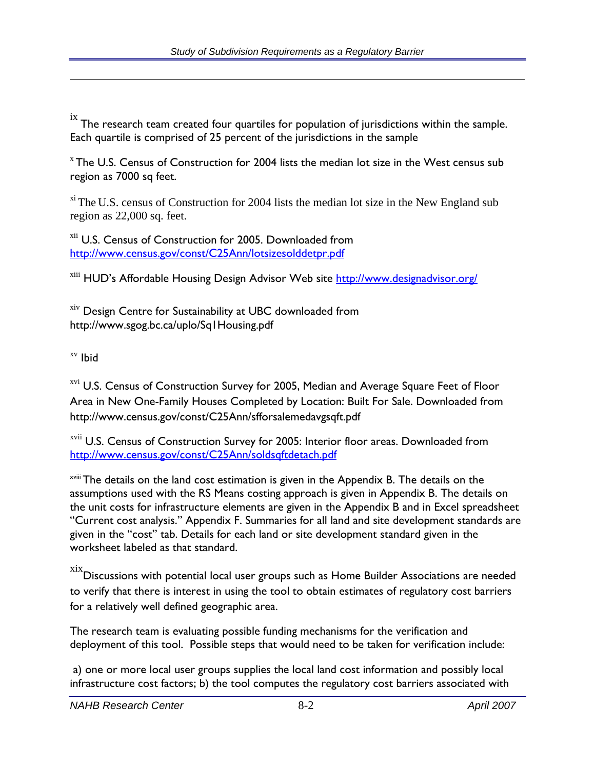[ix] The research team created four quartiles for population of jurisdictions within the sample. Each quartile is comprised of 25 percent of the jurisdictions in the sample

[x] The U.S. Census of Construction for 2004 lists the median lot size in the West census sub region as 7000 sq feet.

[xi] The U.S. census of Construction for 2004 lists the median lot size in the New England sub region as 22,000 sq. feet.

[xii] U.S. Census of Construction for 2005. Downloaded from http://www.census.gov/const/C25Ann/lotsizesolddetpr.pdf

[xiii] HUD's Affordable Housing Design Advisor Web site http://www.designadvisor.org/

[xiv] Design Centre for Sustainability at UBC downloaded from http://www.sgog.bc.ca/uplo/Sq1Housing.pdf

[xv] Ibid

[xvi] U.S. Census of Construction Survey for 2005, Median and Average Square Feet of Floor Area in New One-Family Houses Completed by Location: Built For Sale. Downloaded from http://www.census.gov/const/C25Ann/sfforsalemedavgsqft.pdf

[xvii] U.S. Census of Construction Survey for 2005: Interior floor areas. Downloaded from http://www.census.gov/const/C25Ann/soldsqftdetach.pdf

[xviii] The details on the land cost estimation is given in the Appendix B. The details on the assumptions used with the RS Means costing approach is given in Appendix B. The details on the unit costs for infrastructure elements are given in the Appendix B and in Excel spreadsheet "Current cost analysis." Appendix F. Summaries for all land and site development standards are given in the "cost" tab. Details for each land or site development standard given in the worksheet labeled as that standard.

[xix] Discussions with potential local user groups such as Home Builder Associations are needed to verify that there is interest in using the tool to obtain estimates of regulatory cost barriers for a relatively well defined geographic area.

The research team is evaluating possible funding mechanisms for the verification and deployment of this tool. Possible steps that would need to be taken for verification include:

a) one or more local user groups supplies the local land cost information and possibly local infrastructure cost factors; b) the tool computes the regulatory cost barriers associated with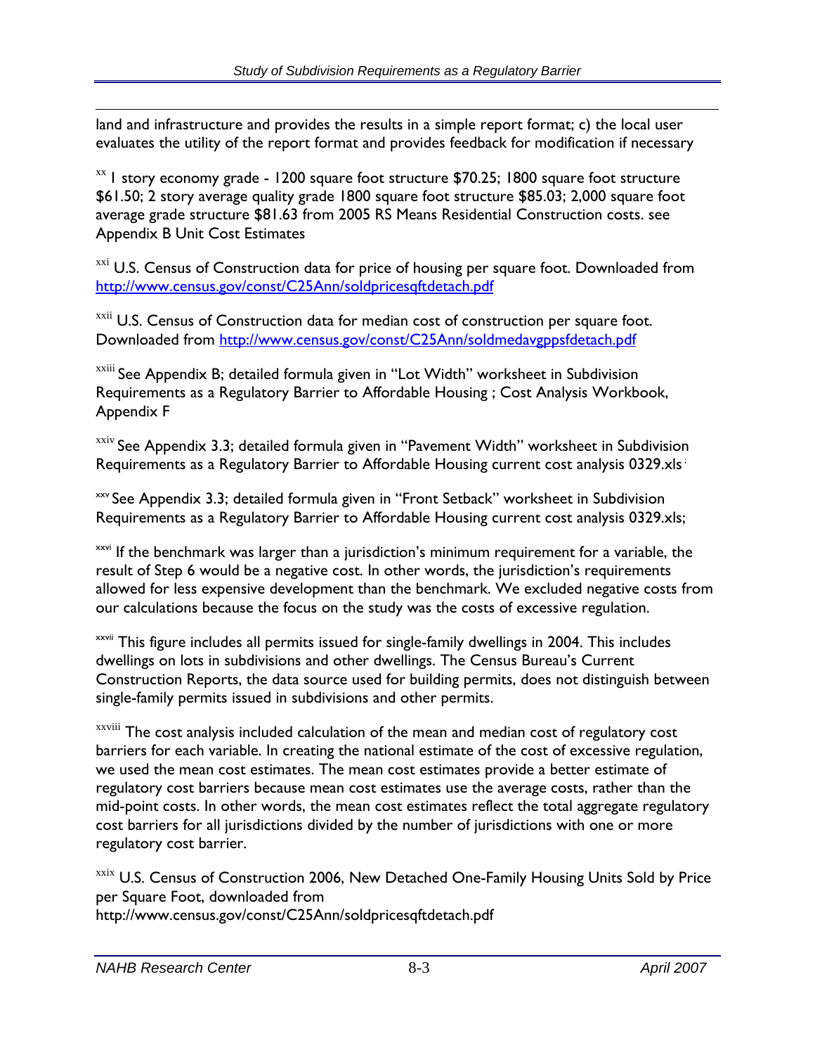land and infrastructure and provides the results in a simple report format; c) the local user evaluates the utility of the report format and provides feedback for modification if necessary

[xx] 1 story economy grade - 1200 square foot structure $70.25; 1800 square foot structure $61.50; 2 story average quality grade 1800 square foot structure $85.03; 2,000 square foot average grade structure $81.63 from 2005 RS Means Residential Construction costs. see Appendix B Unit Cost Estimates

[xxi] U.S. Census of Construction data for price of housing per square foot. Downloaded from http://www.census.gov/const/C25Ann/soldpricesqftdetach.pdf

[xxii] U.S. Census of Construction data for median cost of construction per square foot. Downloaded from http://www.census.gov/const/C25Ann/soldmedavgppsfdetach.pdf

[xxiii] See Appendix B; detailed formula given in "Lot Width" worksheet in Subdivision Requirements as a Regulatory Barrier to Affordable Housing ; Cost Analysis Workbook, Appendix F

[xxiv] See Appendix 3.3; detailed formula given in "Pavement Width" worksheet in Subdivision Requirements as a Regulatory Barrier to Affordable Housing current cost analysis 0329.xls [i]

[xxv] See Appendix 3.3; detailed formula given in "Front Setback" worksheet in Subdivision Requirements as a Regulatory Barrier to Affordable Housing current cost analysis 0329.xls;

[xxvi] If the benchmark was larger than a jurisdiction's minimum requirement for a variable, the result of Step 6 would be a negative cost. In other words, the jurisdiction's requirements allowed for less expensive development than the benchmark. We excluded negative costs from our calculations because the focus on the study was the costs of excessive regulation.

[xxvii] This figure includes all permits issued for single-family dwellings in 2004. This includes dwellings on lots in subdivisions and other dwellings. The Census Bureau's Current Construction Reports, the data source used for building permits, does not distinguish between single-family permits issued in subdivisions and other permits.

[xxviii] The cost analysis included calculation of the mean and median cost of regulatory cost barriers for each variable. In creating the national estimate of the cost of excessive regulation, we used the mean cost estimates. The mean cost estimates provide a better estimate of regulatory cost barriers because mean cost estimates use the average costs, rather than the mid-point costs. In other words, the mean cost estimates reflect the total aggregate regulatory cost barriers for all jurisdictions divided by the number of jurisdictions with one or more regulatory cost barrier.

[xxix] U.S. Census of Construction 2006, New Detached One-Family Housing Units Sold by Price per Square Foot, downloaded from http://www.census.gov/const/C25Ann/soldpricesqftdetach.pdf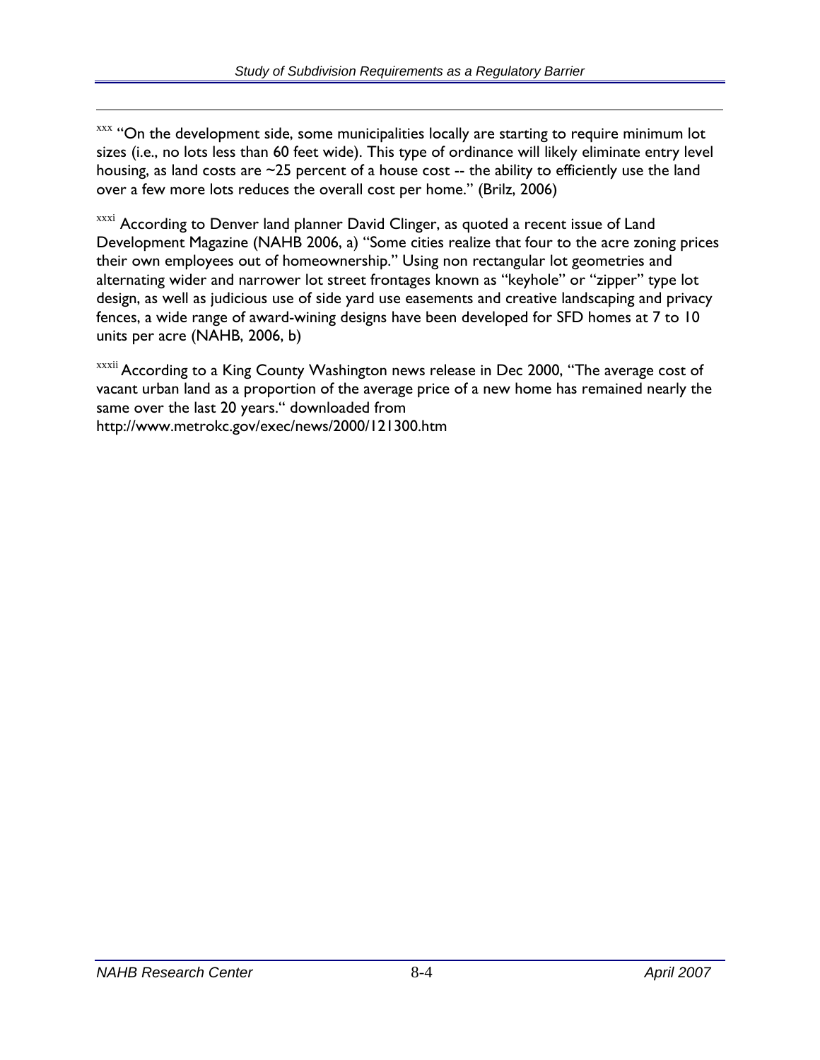[xxx] "On the development side, some municipalities locally are starting to require minimum lot sizes (i.e., no lots less than 60 feet wide). This type of ordinance will likely eliminate entry level housing, as land costs are ~25 percent of a house cost -- the ability to efficiently use the land over a few more lots reduces the overall cost per home." (Brilz, 2006)

[xxxi] According to Denver land planner David Clinger, as quoted a recent issue of Land Development Magazine (NAHB 2006, a) "Some cities realize that four to the acre zoning prices their own employees out of homeownership." Using non rectangular lot geometries and alternating wider and narrower lot street frontages known as "keyhole" or "zipper" type lot design, as well as judicious use of side yard use easements and creative landscaping and privacy fences, a wide range of award-wining designs have been developed for SFD homes at 7 to 10 units per acre (NAHB, 2006, b)

[xxxii] According to a King County Washington news release in Dec 2000, "The average cost of vacant urban land as a proportion of the average price of a new home has remained nearly the same over the last 20 years." downloaded from http://www.metrokc.gov/exec/news/2000/121300.htm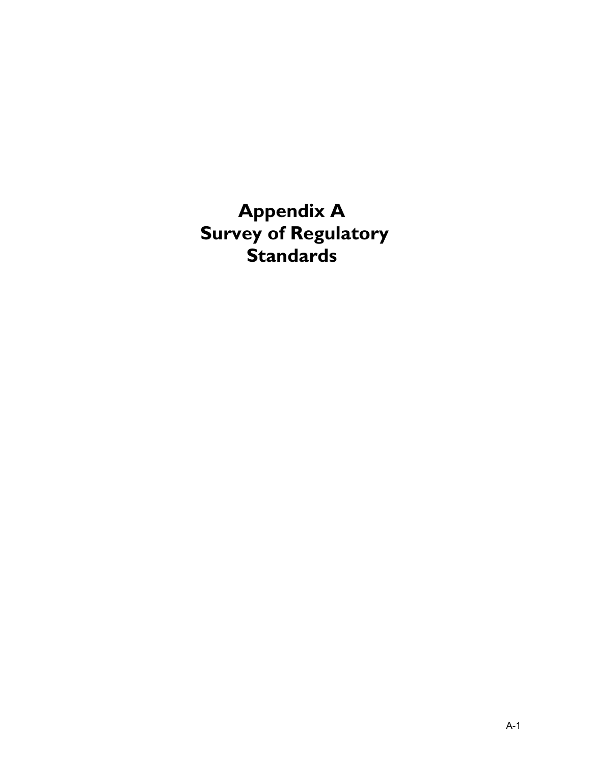# Appendix A
# Survey of Regulatory Standards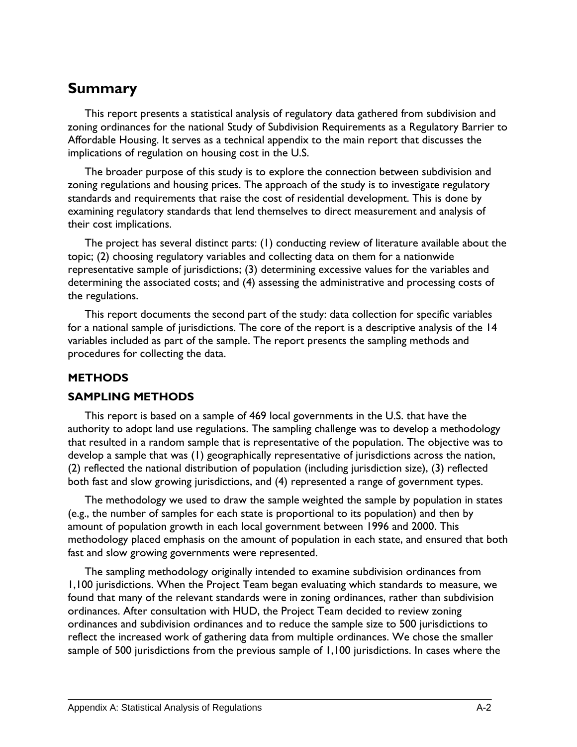## Summary

This report presents a statistical analysis of regulatory data gathered from subdivision and zoning ordinances for the national Study of Subdivision Requirements as a Regulatory Barrier to Affordable Housing. It serves as a technical appendix to the main report that discusses the implications of regulation on housing cost in the U.S.

The broader purpose of this study is to explore the connection between subdivision and zoning regulations and housing prices. The approach of the study is to investigate regulatory standards and requirements that raise the cost of residential development. This is done by examining regulatory standards that lend themselves to direct measurement and analysis of their cost implications.

The project has several distinct parts: (1) conducting review of literature available about the topic; (2) choosing regulatory variables and collecting data on them for a nationwide representative sample of jurisdictions; (3) determining excessive values for the variables and determining the associated costs; and (4) assessing the administrative and processing costs of the regulations.

This report documents the second part of the study: data collection for specific variables for a national sample of jurisdictions. The core of the report is a descriptive analysis of the 14 variables included as part of the sample. The report presents the sampling methods and procedures for collecting the data.

### METHODS

### SAMPLING METHODS

This report is based on a sample of 469 local governments in the U.S. that have the authority to adopt land use regulations. The sampling challenge was to develop a methodology that resulted in a random sample that is representative of the population. The objective was to develop a sample that was (1) geographically representative of jurisdictions across the nation, (2) reflected the national distribution of population (including jurisdiction size), (3) reflected both fast and slow growing jurisdictions, and (4) represented a range of government types.

The methodology we used to draw the sample weighted the sample by population in states (e.g., the number of samples for each state is proportional to its population) and then by amount of population growth in each local government between 1996 and 2000. This methodology placed emphasis on the amount of population in each state, and ensured that both fast and slow growing governments were represented.

The sampling methodology originally intended to examine subdivision ordinances from 1,100 jurisdictions. When the Project Team began evaluating which standards to measure, we found that many of the relevant standards were in zoning ordinances, rather than subdivision ordinances. After consultation with HUD, the Project Team decided to review zoning ordinances and subdivision ordinances and to reduce the sample size to 500 jurisdictions to reflect the increased work of gathering data from multiple ordinances. We chose the smaller sample of 500 jurisdictions from the previous sample of 1,100 jurisdictions. In cases where the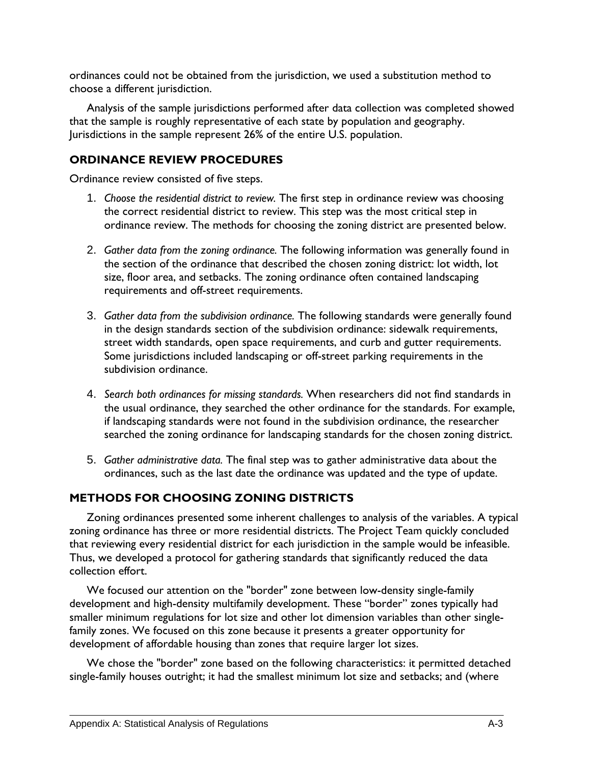ordinances could not be obtained from the jurisdiction, we used a substitution method to choose a different jurisdiction.

Analysis of the sample jurisdictions performed after data collection was completed showed that the sample is roughly representative of each state by population and geography. Jurisdictions in the sample represent 26% of the entire U.S. population.

## ORDINANCE REVIEW PROCEDURES

Ordinance review consisted of five steps.

1. *Choose the residential district to review.* The first step in ordinance review was choosing the correct residential district to review. This step was the most critical step in ordinance review. The methods for choosing the zoning district are presented below.

2. *Gather data from the zoning ordinance.* The following information was generally found in the section of the ordinance that described the chosen zoning district: lot width, lot size, floor area, and setbacks. The zoning ordinance often contained landscaping requirements and off-street requirements.

3. *Gather data from the subdivision ordinance.* The following standards were generally found in the design standards section of the subdivision ordinance: sidewalk requirements, street width standards, open space requirements, and curb and gutter requirements. Some jurisdictions included landscaping or off-street parking requirements in the subdivision ordinance.

4. *Search both ordinances for missing standards.* When researchers did not find standards in the usual ordinance, they searched the other ordinance for the standards. For example, if landscaping standards were not found in the subdivision ordinance, the researcher searched the zoning ordinance for landscaping standards for the chosen zoning district.

5. *Gather administrative data.* The final step was to gather administrative data about the ordinances, such as the last date the ordinance was updated and the type of update.

## METHODS FOR CHOOSING ZONING DISTRICTS

Zoning ordinances presented some inherent challenges to analysis of the variables. A typical zoning ordinance has three or more residential districts. The Project Team quickly concluded that reviewing every residential district for each jurisdiction in the sample would be infeasible. Thus, we developed a protocol for gathering standards that significantly reduced the data collection effort.

We focused our attention on the "border" zone between low-density single-family development and high-density multifamily development. These "border" zones typically had smaller minimum regulations for lot size and other lot dimension variables than other single-family zones. We focused on this zone because it presents a greater opportunity for development of affordable housing than zones that require larger lot sizes.

We chose the "border" zone based on the following characteristics: it permitted detached single-family houses outright; it had the smallest minimum lot size and setbacks; and (where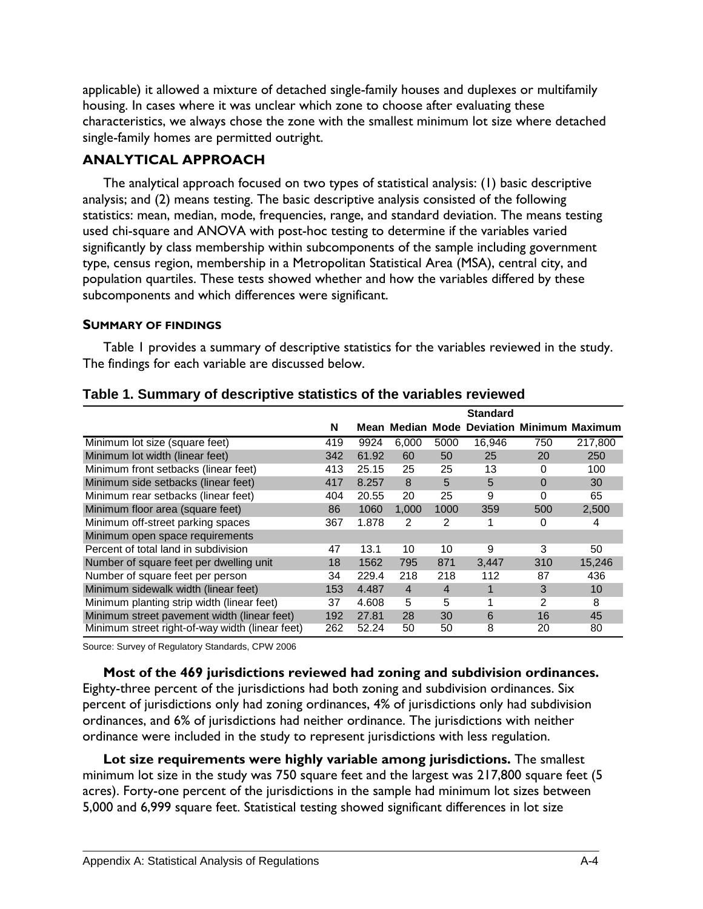applicable) it allowed a mixture of detached single-family houses and duplexes or multifamily housing. In cases where it was unclear which zone to choose after evaluating these characteristics, we always chose the zone with the smallest minimum lot size where detached single-family homes are permitted outright.

## ANALYTICAL APPROACH

The analytical approach focused on two types of statistical analysis: (1) basic descriptive analysis; and (2) means testing. The basic descriptive analysis consisted of the following statistics: mean, median, mode, frequencies, range, and standard deviation. The means testing used chi-square and ANOVA with post-hoc testing to determine if the variables varied significantly by class membership within subcomponents of the sample including government type, census region, membership in a Metropolitan Statistical Area (MSA), central city, and population quartiles. These tests showed whether and how the variables differed by these subcomponents and which differences were significant.

### SUMMARY OF FINDINGS

Table 1 provides a summary of descriptive statistics for the variables reviewed in the study. The findings for each variable are discussed below.

**Table 1. Summary of descriptive statistics of the variables reviewed**

| | N | Mean | Median | Mode | Standard Deviation | Minimum | Maximum |
|---|---|---|---|---|---|---|---|
| Minimum lot size (square feet) | 419 | 9924 | 6,000 | 5000 | 16,946 | 750 | 217,800 |
| Minimum lot width (linear feet) | 342 | 61.92 | 60 | 50 | 25 | 20 | 250 |
| Minimum front setbacks (linear feet) | 413 | 25.15 | 25 | 25 | 13 | 0 | 100 |
| Minimum side setbacks (linear feet) | 417 | 8.257 | 8 | 5 | 5 | 0 | 30 |
| Minimum rear setbacks (linear feet) | 404 | 20.55 | 20 | 25 | 9 | 0 | 65 |
| Minimum floor area (square feet) | 86 | 1060 | 1,000 | 1000 | 359 | 500 | 2,500 |
| Minimum off-street parking spaces | 367 | 1.878 | 2 | 2 | 1 | 0 | 4 |
| Minimum open space requirements | | | | | | | |
| Percent of total land in subdivision | 47 | 13.1 | 10 | 10 | 9 | 3 | 50 |
| Number of square feet per dwelling unit | 18 | 1562 | 795 | 871 | 3,447 | 310 | 15,246 |
| Number of square feet per person | 34 | 229.4 | 218 | 218 | 112 | 87 | 436 |
| Minimum sidewalk width (linear feet) | 153 | 4.487 | 4 | 4 | 1 | 3 | 10 |
| Minimum planting strip width (linear feet) | 37 | 4.608 | 5 | 5 | 1 | 2 | 8 |
| Minimum street pavement width (linear feet) | 192 | 27.81 | 28 | 30 | 6 | 16 | 45 |
| Minimum street right-of-way width (linear feet) | 262 | 52.24 | 50 | 50 | 8 | 20 | 80 |

Source: Survey of Regulatory Standards, CPW 2006

**Most of the 469 jurisdictions reviewed had zoning and subdivision ordinances.** Eighty-three percent of the jurisdictions had both zoning and subdivision ordinances. Six percent of jurisdictions only had zoning ordinances, 4% of jurisdictions only had subdivision ordinances, and 6% of jurisdictions had neither ordinance. The jurisdictions with neither ordinance were included in the study to represent jurisdictions with less regulation.

**Lot size requirements were highly variable among jurisdictions.** The smallest minimum lot size in the study was 750 square feet and the largest was 217,800 square feet (5 acres). Forty-one percent of the jurisdictions in the sample had minimum lot sizes between 5,000 and 6,999 square feet. Statistical testing showed significant differences in lot size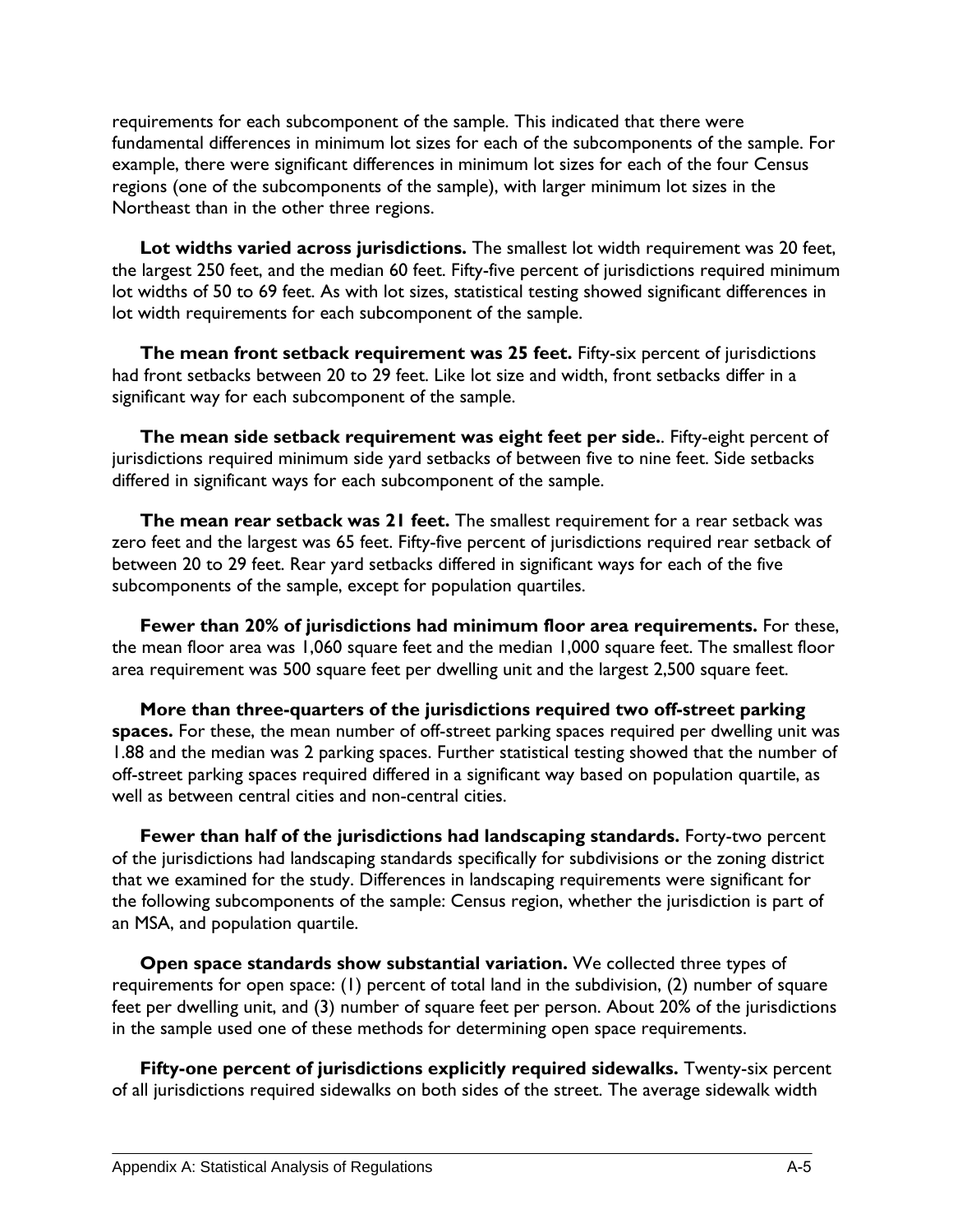requirements for each subcomponent of the sample. This indicated that there were fundamental differences in minimum lot sizes for each of the subcomponents of the sample. For example, there were significant differences in minimum lot sizes for each of the four Census regions (one of the subcomponents of the sample), with larger minimum lot sizes in the Northeast than in the other three regions.

**Lot widths varied across jurisdictions.** The smallest lot width requirement was 20 feet, the largest 250 feet, and the median 60 feet. Fifty-five percent of jurisdictions required minimum lot widths of 50 to 69 feet. As with lot sizes, statistical testing showed significant differences in lot width requirements for each subcomponent of the sample.

**The mean front setback requirement was 25 feet.** Fifty-six percent of jurisdictions had front setbacks between 20 to 29 feet. Like lot size and width, front setbacks differ in a significant way for each subcomponent of the sample.

**The mean side setback requirement was eight feet per side.**. Fifty-eight percent of jurisdictions required minimum side yard setbacks of between five to nine feet. Side setbacks differed in significant ways for each subcomponent of the sample.

**The mean rear setback was 21 feet.** The smallest requirement for a rear setback was zero feet and the largest was 65 feet. Fifty-five percent of jurisdictions required rear setback of between 20 to 29 feet. Rear yard setbacks differed in significant ways for each of the five subcomponents of the sample, except for population quartiles.

**Fewer than 20% of jurisdictions had minimum floor area requirements.** For these, the mean floor area was 1,060 square feet and the median 1,000 square feet. The smallest floor area requirement was 500 square feet per dwelling unit and the largest 2,500 square feet.

**More than three-quarters of the jurisdictions required two off-street parking spaces.** For these, the mean number of off-street parking spaces required per dwelling unit was 1.88 and the median was 2 parking spaces. Further statistical testing showed that the number of off-street parking spaces required differed in a significant way based on population quartile, as well as between central cities and non-central cities.

**Fewer than half of the jurisdictions had landscaping standards.** Forty-two percent of the jurisdictions had landscaping standards specifically for subdivisions or the zoning district that we examined for the study. Differences in landscaping requirements were significant for the following subcomponents of the sample: Census region, whether the jurisdiction is part of an MSA, and population quartile.

**Open space standards show substantial variation.** We collected three types of requirements for open space: (1) percent of total land in the subdivision, (2) number of square feet per dwelling unit, and (3) number of square feet per person. About 20% of the jurisdictions in the sample used one of these methods for determining open space requirements.

**Fifty-one percent of jurisdictions explicitly required sidewalks.** Twenty-six percent of all jurisdictions required sidewalks on both sides of the street. The average sidewalk width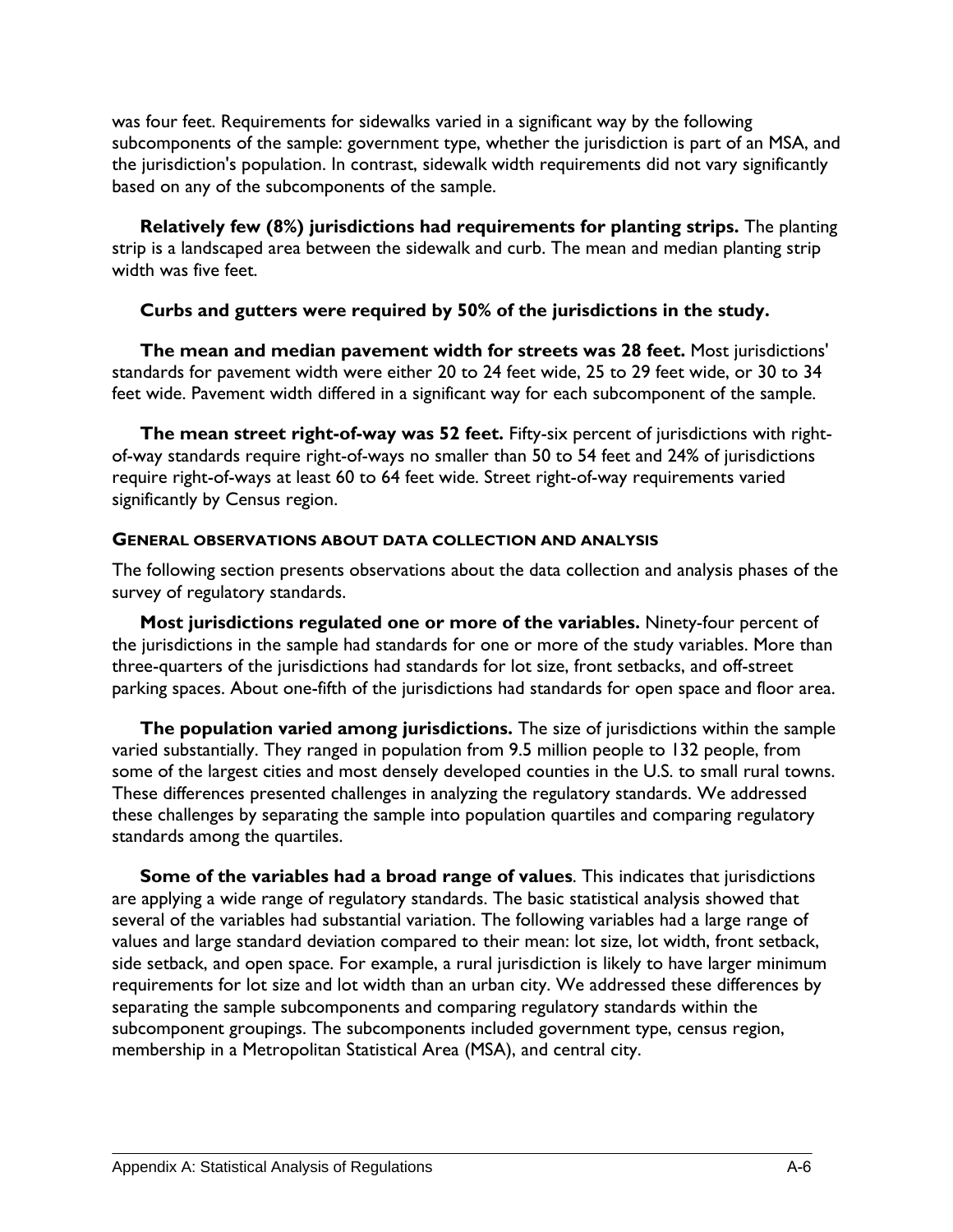was four feet. Requirements for sidewalks varied in a significant way by the following subcomponents of the sample: government type, whether the jurisdiction is part of an MSA, and the jurisdiction's population. In contrast, sidewalk width requirements did not vary significantly based on any of the subcomponents of the sample.

**Relatively few (8%) jurisdictions had requirements for planting strips.** The planting strip is a landscaped area between the sidewalk and curb. The mean and median planting strip width was five feet.

**Curbs and gutters were required by 50% of the jurisdictions in the study.**

**The mean and median pavement width for streets was 28 feet.** Most jurisdictions' standards for pavement width were either 20 to 24 feet wide, 25 to 29 feet wide, or 30 to 34 feet wide. Pavement width differed in a significant way for each subcomponent of the sample.

**The mean street right-of-way was 52 feet.** Fifty-six percent of jurisdictions with right-of-way standards require right-of-ways no smaller than 50 to 54 feet and 24% of jurisdictions require right-of-ways at least 60 to 64 feet wide. Street right-of-way requirements varied significantly by Census region.

#### GENERAL OBSERVATIONS ABOUT DATA COLLECTION AND ANALYSIS

The following section presents observations about the data collection and analysis phases of the survey of regulatory standards.

**Most jurisdictions regulated one or more of the variables.** Ninety-four percent of the jurisdictions in the sample had standards for one or more of the study variables. More than three-quarters of the jurisdictions had standards for lot size, front setbacks, and off-street parking spaces. About one-fifth of the jurisdictions had standards for open space and floor area.

**The population varied among jurisdictions.** The size of jurisdictions within the sample varied substantially. They ranged in population from 9.5 million people to 132 people, from some of the largest cities and most densely developed counties in the U.S. to small rural towns. These differences presented challenges in analyzing the regulatory standards. We addressed these challenges by separating the sample into population quartiles and comparing regulatory standards among the quartiles.

**Some of the variables had a broad range of values**. This indicates that jurisdictions are applying a wide range of regulatory standards. The basic statistical analysis showed that several of the variables had substantial variation. The following variables had a large range of values and large standard deviation compared to their mean: lot size, lot width, front setback, side setback, and open space. For example, a rural jurisdiction is likely to have larger minimum requirements for lot size and lot width than an urban city. We addressed these differences by separating the sample subcomponents and comparing regulatory standards within the subcomponent groupings. The subcomponents included government type, census region, membership in a Metropolitan Statistical Area (MSA), and central city.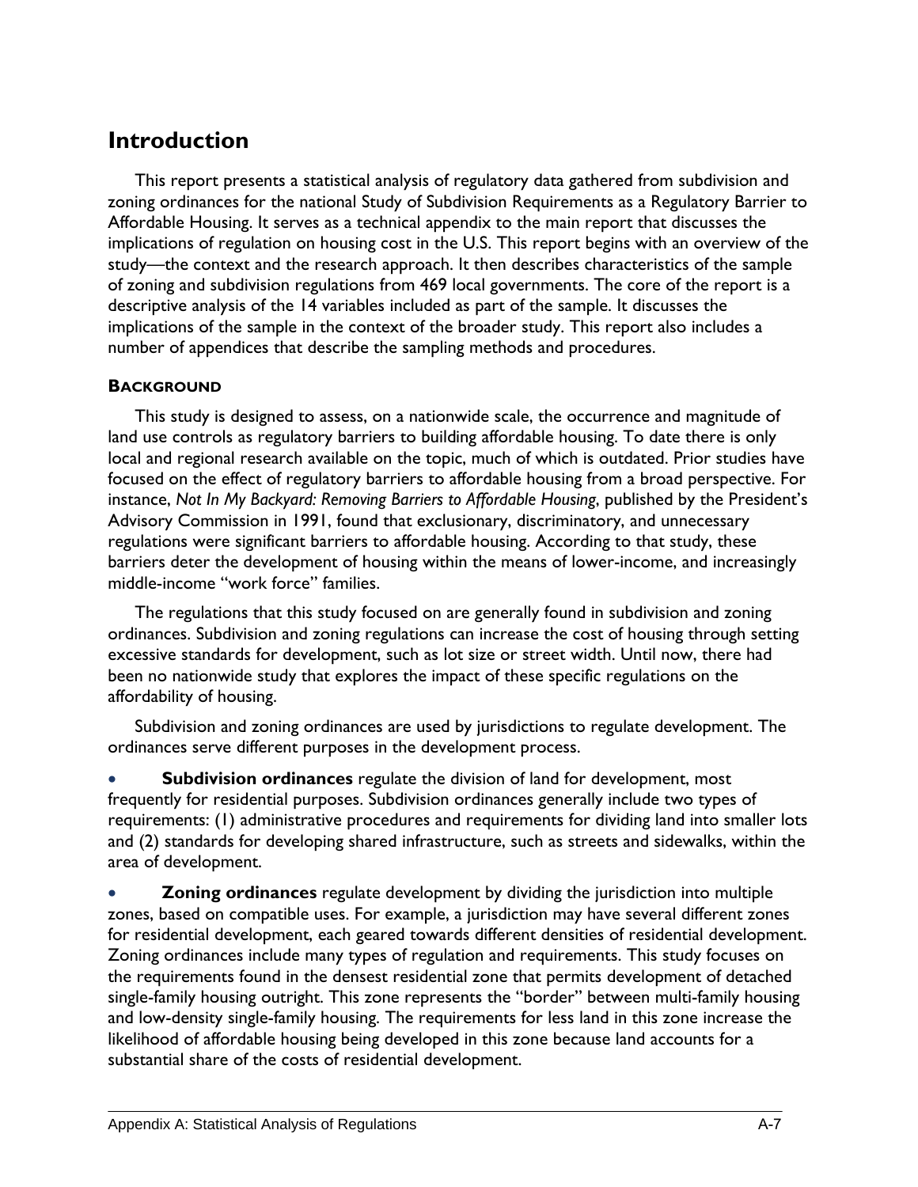# Introduction

This report presents a statistical analysis of regulatory data gathered from subdivision and zoning ordinances for the national Study of Subdivision Requirements as a Regulatory Barrier to Affordable Housing. It serves as a technical appendix to the main report that discusses the implications of regulation on housing cost in the U.S. This report begins with an overview of the study—the context and the research approach. It then describes characteristics of the sample of zoning and subdivision regulations from 469 local governments. The core of the report is a descriptive analysis of the 14 variables included as part of the sample. It discusses the implications of the sample in the context of the broader study. This report also includes a number of appendices that describe the sampling methods and procedures.

## Background

This study is designed to assess, on a nationwide scale, the occurrence and magnitude of land use controls as regulatory barriers to building affordable housing. To date there is only local and regional research available on the topic, much of which is outdated. Prior studies have focused on the effect of regulatory barriers to affordable housing from a broad perspective. For instance, *Not In My Backyard: Removing Barriers to Affordable Housing*, published by the President's Advisory Commission in 1991, found that exclusionary, discriminatory, and unnecessary regulations were significant barriers to affordable housing. According to that study, these barriers deter the development of housing within the means of lower-income, and increasingly middle-income "work force" families.

The regulations that this study focused on are generally found in subdivision and zoning ordinances. Subdivision and zoning regulations can increase the cost of housing through setting excessive standards for development, such as lot size or street width. Until now, there had been no nationwide study that explores the impact of these specific regulations on the affordability of housing.

Subdivision and zoning ordinances are used by jurisdictions to regulate development. The ordinances serve different purposes in the development process.

- **Subdivision ordinances** regulate the division of land for development, most frequently for residential purposes. Subdivision ordinances generally include two types of requirements: (1) administrative procedures and requirements for dividing land into smaller lots and (2) standards for developing shared infrastructure, such as streets and sidewalks, within the area of development.
- **Zoning ordinances** regulate development by dividing the jurisdiction into multiple zones, based on compatible uses. For example, a jurisdiction may have several different zones for residential development, each geared towards different densities of residential development. Zoning ordinances include many types of regulation and requirements. This study focuses on the requirements found in the densest residential zone that permits development of detached single-family housing outright. This zone represents the "border" between multi-family housing and low-density single-family housing. The requirements for less land in this zone increase the likelihood of affordable housing being developed in this zone because land accounts for a substantial share of the costs of residential development.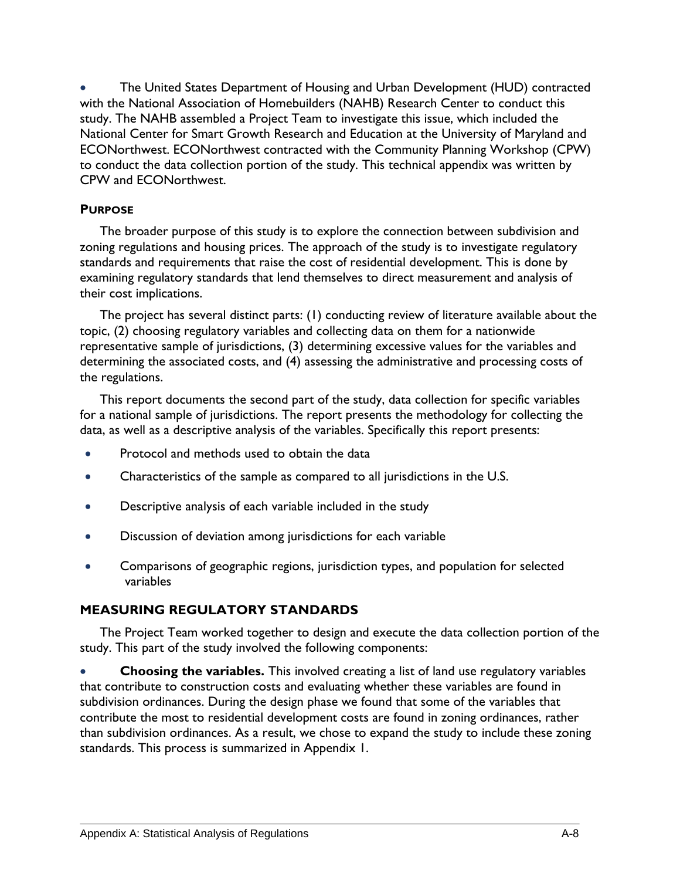- The United States Department of Housing and Urban Development (HUD) contracted with the National Association of Homebuilders (NAHB) Research Center to conduct this study. The NAHB assembled a Project Team to investigate this issue, which included the National Center for Smart Growth Research and Education at the University of Maryland and ECONorthwest. ECONorthwest contracted with the Community Planning Workshop (CPW) to conduct the data collection portion of the study. This technical appendix was written by CPW and ECONorthwest.

**PURPOSE**

The broader purpose of this study is to explore the connection between subdivision and zoning regulations and housing prices. The approach of the study is to investigate regulatory standards and requirements that raise the cost of residential development. This is done by examining regulatory standards that lend themselves to direct measurement and analysis of their cost implications.

The project has several distinct parts: (1) conducting review of literature available about the topic, (2) choosing regulatory variables and collecting data on them for a nationwide representative sample of jurisdictions, (3) determining excessive values for the variables and determining the associated costs, and (4) assessing the administrative and processing costs of the regulations.

This report documents the second part of the study, data collection for specific variables for a national sample of jurisdictions. The report presents the methodology for collecting the data, as well as a descriptive analysis of the variables. Specifically this report presents:

- Protocol and methods used to obtain the data
- Characteristics of the sample as compared to all jurisdictions in the U.S.
- Descriptive analysis of each variable included in the study
- Discussion of deviation among jurisdictions for each variable
- Comparisons of geographic regions, jurisdiction types, and population for selected variables

## MEASURING REGULATORY STANDARDS

The Project Team worked together to design and execute the data collection portion of the study. This part of the study involved the following components:

- **Choosing the variables.** This involved creating a list of land use regulatory variables that contribute to construction costs and evaluating whether these variables are found in subdivision ordinances. During the design phase we found that some of the variables that contribute the most to residential development costs are found in zoning ordinances, rather than subdivision ordinances. As a result, we chose to expand the study to include these zoning standards. This process is summarized in Appendix 1.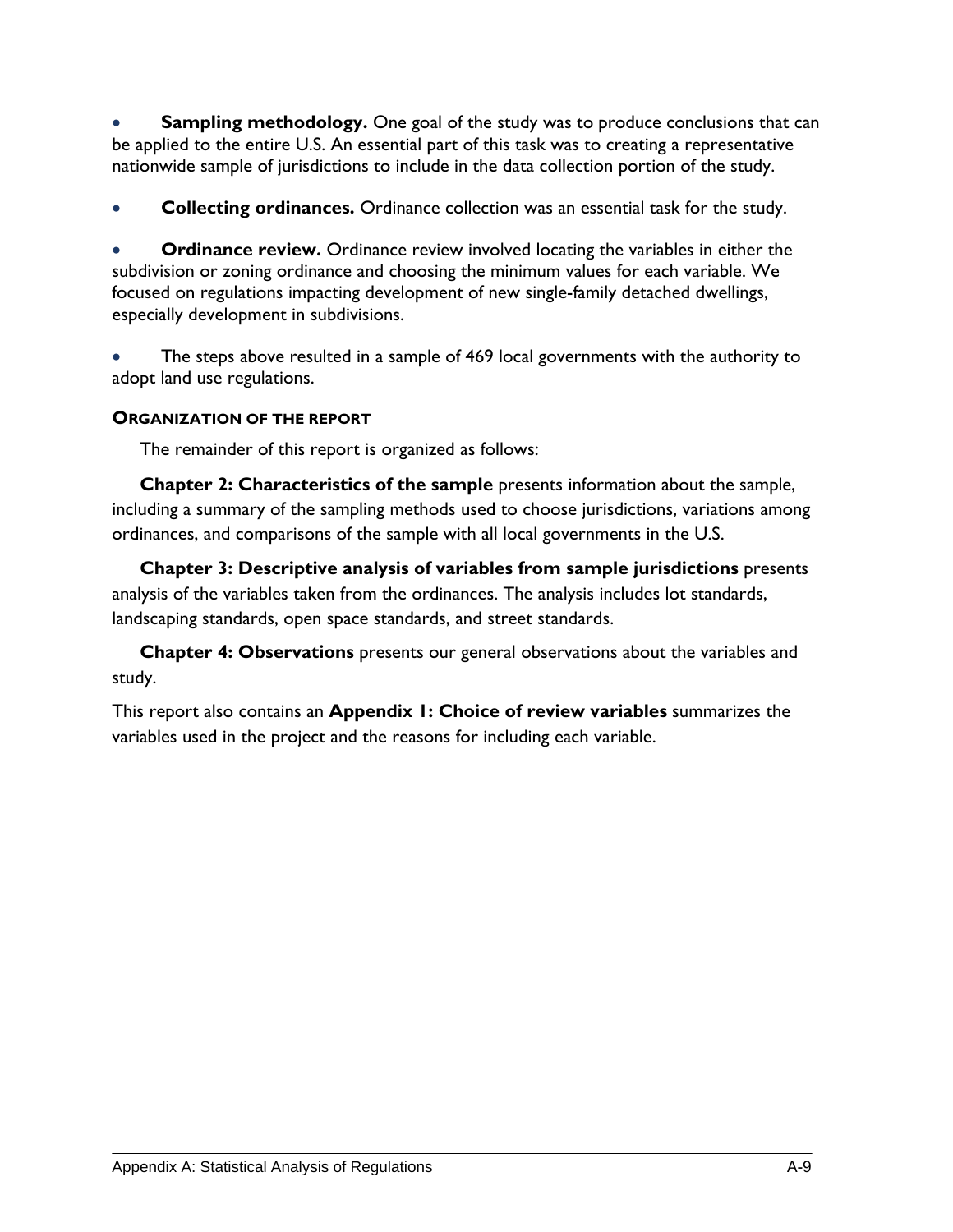- **Sampling methodology.** One goal of the study was to produce conclusions that can be applied to the entire U.S. An essential part of this task was to creating a representative nationwide sample of jurisdictions to include in the data collection portion of the study.

- **Collecting ordinances.** Ordinance collection was an essential task for the study.

- **Ordinance review.** Ordinance review involved locating the variables in either the subdivision or zoning ordinance and choosing the minimum values for each variable. We focused on regulations impacting development of new single-family detached dwellings, especially development in subdivisions.

- The steps above resulted in a sample of 469 local governments with the authority to adopt land use regulations.

#### ORGANIZATION OF THE REPORT

The remainder of this report is organized as follows:

**Chapter 2: Characteristics of the sample** presents information about the sample, including a summary of the sampling methods used to choose jurisdictions, variations among ordinances, and comparisons of the sample with all local governments in the U.S.

**Chapter 3: Descriptive analysis of variables from sample jurisdictions** presents analysis of the variables taken from the ordinances. The analysis includes lot standards, landscaping standards, open space standards, and street standards.

**Chapter 4: Observations** presents our general observations about the variables and study.

This report also contains an **Appendix 1: Choice of review variables** summarizes the variables used in the project and the reasons for including each variable.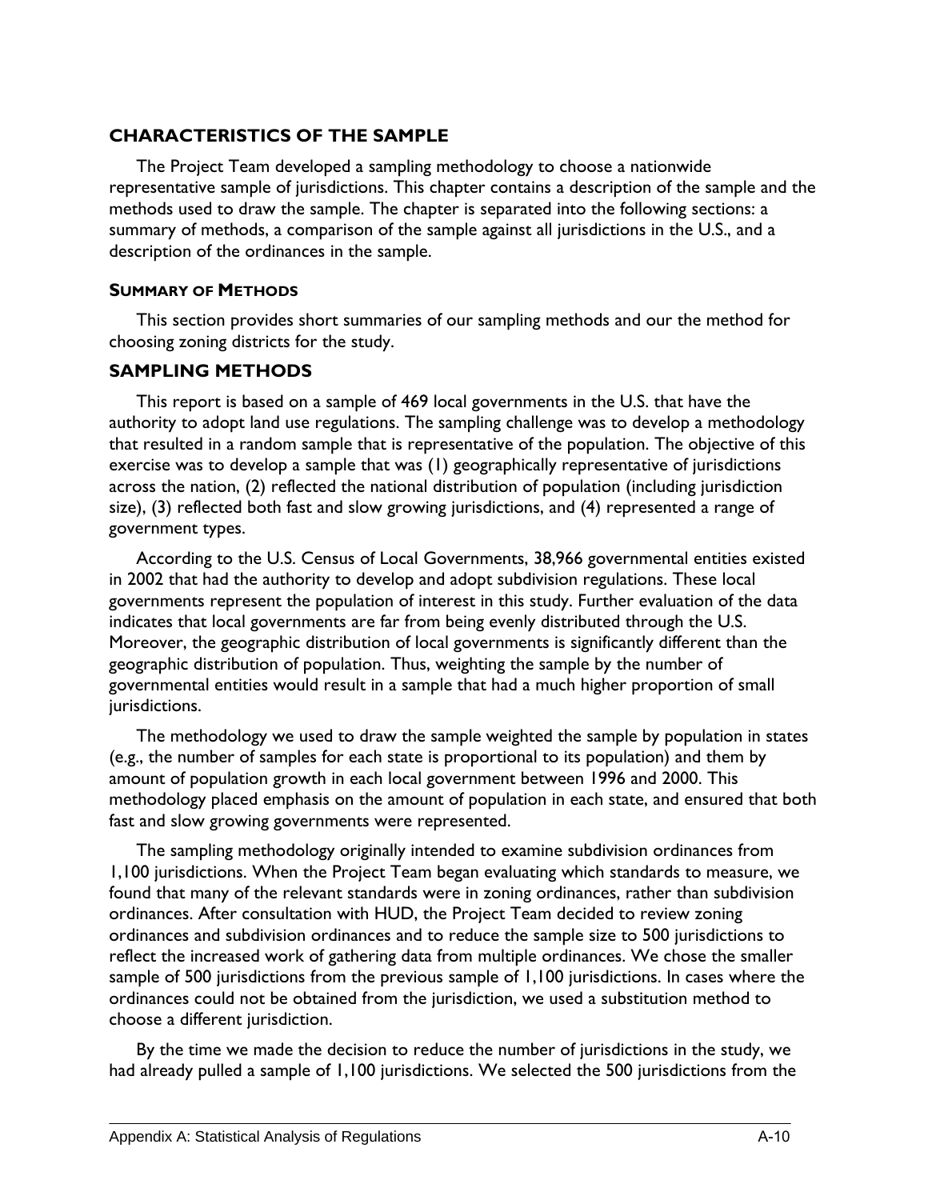## CHARACTERISTICS OF THE SAMPLE

The Project Team developed a sampling methodology to choose a nationwide representative sample of jurisdictions. This chapter contains a description of the sample and the methods used to draw the sample. The chapter is separated into the following sections: a summary of methods, a comparison of the sample against all jurisdictions in the U.S., and a description of the ordinances in the sample.

### SUMMARY OF METHODS

This section provides short summaries of our sampling methods and our the method for choosing zoning districts for the study.

## SAMPLING METHODS

This report is based on a sample of 469 local governments in the U.S. that have the authority to adopt land use regulations. The sampling challenge was to develop a methodology that resulted in a random sample that is representative of the population. The objective of this exercise was to develop a sample that was (1) geographically representative of jurisdictions across the nation, (2) reflected the national distribution of population (including jurisdiction size), (3) reflected both fast and slow growing jurisdictions, and (4) represented a range of government types.

According to the U.S. Census of Local Governments, 38,966 governmental entities existed in 2002 that had the authority to develop and adopt subdivision regulations. These local governments represent the population of interest in this study. Further evaluation of the data indicates that local governments are far from being evenly distributed through the U.S. Moreover, the geographic distribution of local governments is significantly different than the geographic distribution of population. Thus, weighting the sample by the number of governmental entities would result in a sample that had a much higher proportion of small jurisdictions.

The methodology we used to draw the sample weighted the sample by population in states (e.g., the number of samples for each state is proportional to its population) and them by amount of population growth in each local government between 1996 and 2000. This methodology placed emphasis on the amount of population in each state, and ensured that both fast and slow growing governments were represented.

The sampling methodology originally intended to examine subdivision ordinances from 1,100 jurisdictions. When the Project Team began evaluating which standards to measure, we found that many of the relevant standards were in zoning ordinances, rather than subdivision ordinances. After consultation with HUD, the Project Team decided to review zoning ordinances and subdivision ordinances and to reduce the sample size to 500 jurisdictions to reflect the increased work of gathering data from multiple ordinances. We chose the smaller sample of 500 jurisdictions from the previous sample of 1,100 jurisdictions. In cases where the ordinances could not be obtained from the jurisdiction, we used a substitution method to choose a different jurisdiction.

By the time we made the decision to reduce the number of jurisdictions in the study, we had already pulled a sample of 1,100 jurisdictions. We selected the 500 jurisdictions from the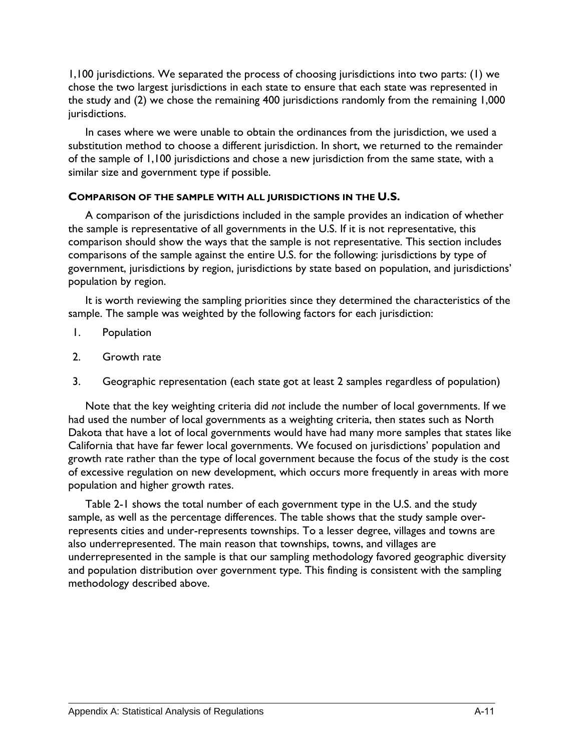1,100 jurisdictions. We separated the process of choosing jurisdictions into two parts: (1) we chose the two largest jurisdictions in each state to ensure that each state was represented in the study and (2) we chose the remaining 400 jurisdictions randomly from the remaining 1,000 jurisdictions.

In cases where we were unable to obtain the ordinances from the jurisdiction, we used a substitution method to choose a different jurisdiction. In short, we returned to the remainder of the sample of 1,100 jurisdictions and chose a new jurisdiction from the same state, with a similar size and government type if possible.

#### COMPARISON OF THE SAMPLE WITH ALL JURISDICTIONS IN THE U.S.

A comparison of the jurisdictions included in the sample provides an indication of whether the sample is representative of all governments in the U.S. If it is not representative, this comparison should show the ways that the sample is not representative. This section includes comparisons of the sample against the entire U.S. for the following: jurisdictions by type of government, jurisdictions by region, jurisdictions by state based on population, and jurisdictions' population by region.

It is worth reviewing the sampling priorities since they determined the characteristics of the sample. The sample was weighted by the following factors for each jurisdiction:

1. Population
2. Growth rate
3. Geographic representation (each state got at least 2 samples regardless of population)

Note that the key weighting criteria did *not* include the number of local governments. If we had used the number of local governments as a weighting criteria, then states such as North Dakota that have a lot of local governments would have had many more samples that states like California that have far fewer local governments. We focused on jurisdictions' population and growth rate rather than the type of local government because the focus of the study is the cost of excessive regulation on new development, which occurs more frequently in areas with more population and higher growth rates.

Table 2-1 shows the total number of each government type in the U.S. and the study sample, as well as the percentage differences. The table shows that the study sample over-represents cities and under-represents townships. To a lesser degree, villages and towns are also underrepresented. The main reason that townships, towns, and villages are underrepresented in the sample is that our sampling methodology favored geographic diversity and population distribution over government type. This finding is consistent with the sampling methodology described above.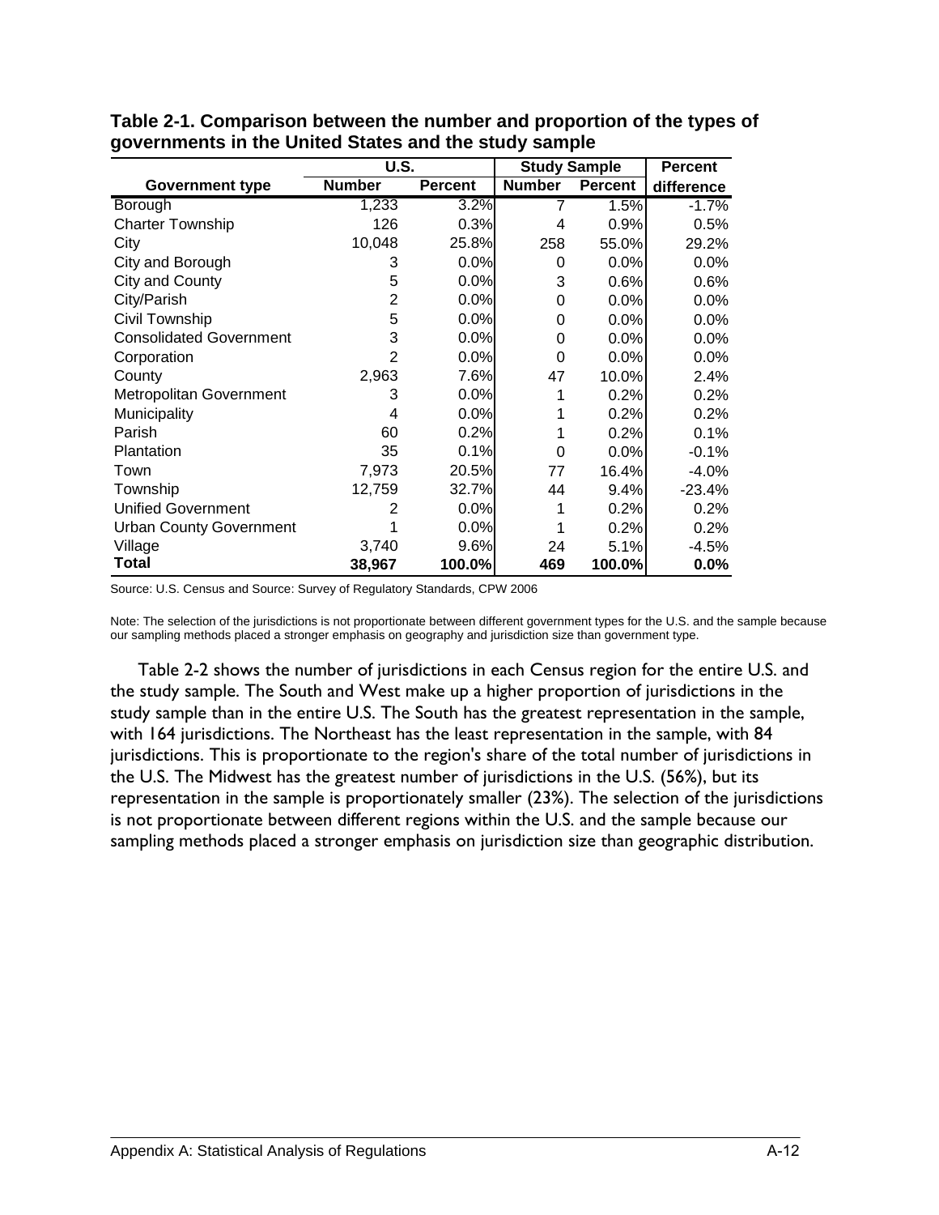**Table 2-1. Comparison between the number and proportion of the types of governments in the United States and the study sample**

| | U.S. | | Study Sample | | Percent |
|---|---|---|---|---|---|
| **Government type** | **Number** | **Percent** | **Number** | **Percent** | **difference** |
| Borough | 1,233 | 3.2% | 7 | 1.5% | -1.7% |
| Charter Township | 126 | 0.3% | 4 | 0.9% | 0.5% |
| City | 10,048 | 25.8% | 258 | 55.0% | 29.2% |
| City and Borough | 3 | 0.0% | 0 | 0.0% | 0.0% |
| City and County | 5 | 0.0% | 3 | 0.6% | 0.6% |
| City/Parish | 2 | 0.0% | 0 | 0.0% | 0.0% |
| Civil Township | 5 | 0.0% | 0 | 0.0% | 0.0% |
| Consolidated Government | 3 | 0.0% | 0 | 0.0% | 0.0% |
| Corporation | 2 | 0.0% | 0 | 0.0% | 0.0% |
| County | 2,963 | 7.6% | 47 | 10.0% | 2.4% |
| Metropolitan Government | 3 | 0.0% | 1 | 0.2% | 0.2% |
| Municipality | 4 | 0.0% | 1 | 0.2% | 0.2% |
| Parish | 60 | 0.2% | 1 | 0.2% | 0.1% |
| Plantation | 35 | 0.1% | 0 | 0.0% | -0.1% |
| Town | 7,973 | 20.5% | 77 | 16.4% | -4.0% |
| Township | 12,759 | 32.7% | 44 | 9.4% | -23.4% |
| Unified Government | 2 | 0.0% | 1 | 0.2% | 0.2% |
| Urban County Government | 1 | 0.0% | 1 | 0.2% | 0.2% |
| Village | 3,740 | 9.6% | 24 | 5.1% | -4.5% |
| **Total** | **38,967** | **100.0%** | **469** | **100.0%** | **0.0%** |

Source: U.S. Census and Source: Survey of Regulatory Standards, CPW 2006

Note: The selection of the jurisdictions is not proportionate between different government types for the U.S. and the sample because our sampling methods placed a stronger emphasis on geography and jurisdiction size than government type.

Table 2-2 shows the number of jurisdictions in each Census region for the entire U.S. and the study sample. The South and West make up a higher proportion of jurisdictions in the study sample than in the entire U.S. The South has the greatest representation in the sample, with 164 jurisdictions. The Northeast has the least representation in the sample, with 84 jurisdictions. This is proportionate to the region's share of the total number of jurisdictions in the U.S. The Midwest has the greatest number of jurisdictions in the U.S. (56%), but its representation in the sample is proportionately smaller (23%). The selection of the jurisdictions is not proportionate between different regions within the U.S. and the sample because our sampling methods placed a stronger emphasis on jurisdiction size than geographic distribution.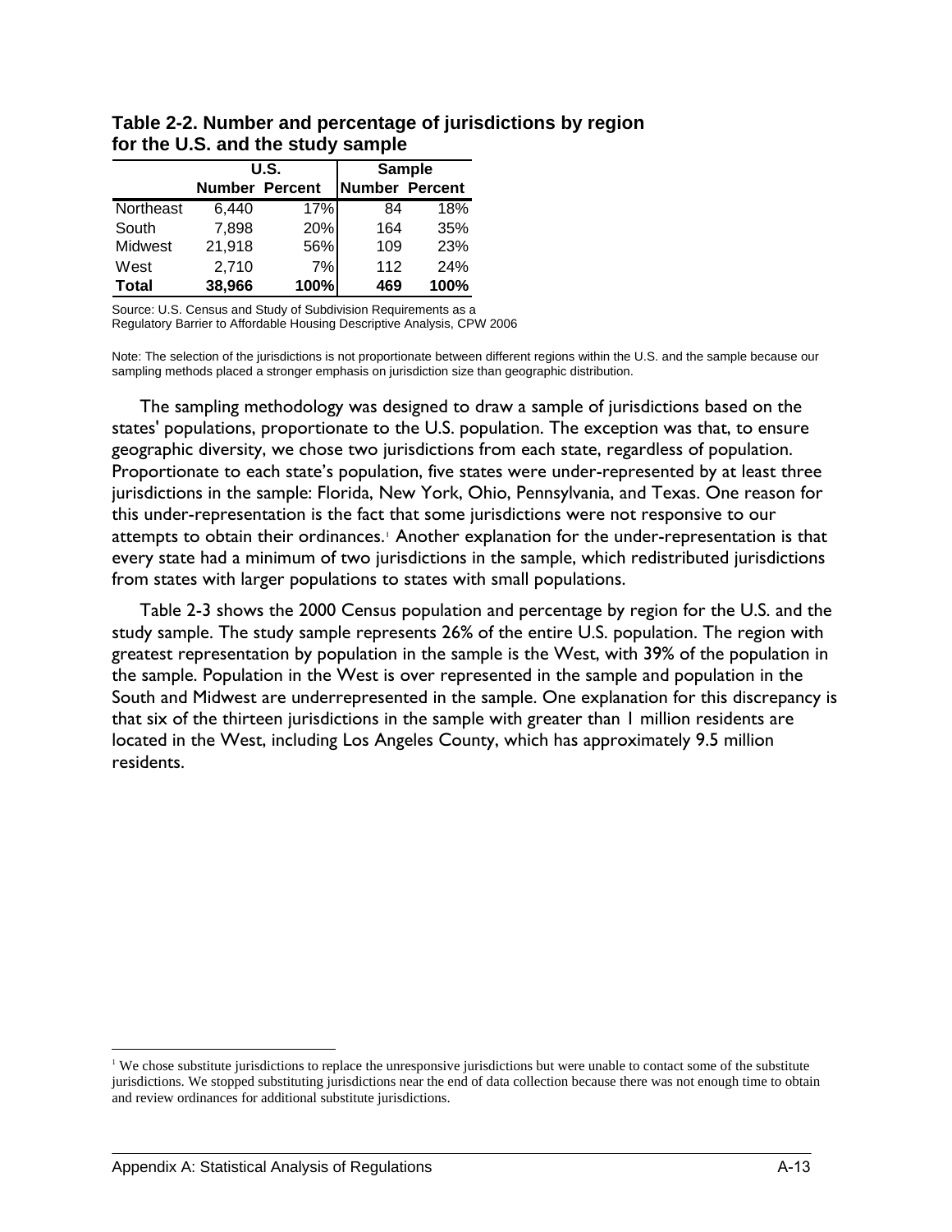**Table 2-2. Number and percentage of jurisdictions by region for the U.S. and the study sample**

| | U.S. | | Sample | |
|---|---|---|---|---|
| | Number | Percent | Number | Percent |
| Northeast | 6,440 | 17% | 84 | 18% |
| South | 7,898 | 20% | 164 | 35% |
| Midwest | 21,918 | 56% | 109 | 23% |
| West | 2,710 | 7% | 112 | 24% |
| **Total** | **38,966** | **100%** | **469** | **100%** |

Source: U.S. Census and Study of Subdivision Requirements as a Regulatory Barrier to Affordable Housing Descriptive Analysis, CPW 2006

Note: The selection of the jurisdictions is not proportionate between different regions within the U.S. and the sample because our sampling methods placed a stronger emphasis on jurisdiction size than geographic distribution.

The sampling methodology was designed to draw a sample of jurisdictions based on the states' populations, proportionate to the U.S. population. The exception was that, to ensure geographic diversity, we chose two jurisdictions from each state, regardless of population. Proportionate to each state's population, five states were under-represented by at least three jurisdictions in the sample: Florida, New York, Ohio, Pennsylvania, and Texas. One reason for this under-representation is the fact that some jurisdictions were not responsive to our attempts to obtain their ordinances.[1] Another explanation for the under-representation is that every state had a minimum of two jurisdictions in the sample, which redistributed jurisdictions from states with larger populations to states with small populations.

Table 2-3 shows the 2000 Census population and percentage by region for the U.S. and the study sample. The study sample represents 26% of the entire U.S. population. The region with greatest representation by population in the sample is the West, with 39% of the population in the sample. Population in the West is over represented in the sample and population in the South and Midwest are underrepresented in the sample. One explanation for this discrepancy is that six of the thirteen jurisdictions in the sample with greater than 1 million residents are located in the West, including Los Angeles County, which has approximately 9.5 million residents.

[1] We chose substitute jurisdictions to replace the unresponsive jurisdictions but were unable to contact some of the substitute jurisdictions. We stopped substituting jurisdictions near the end of data collection because there was not enough time to obtain and review ordinances for additional substitute jurisdictions.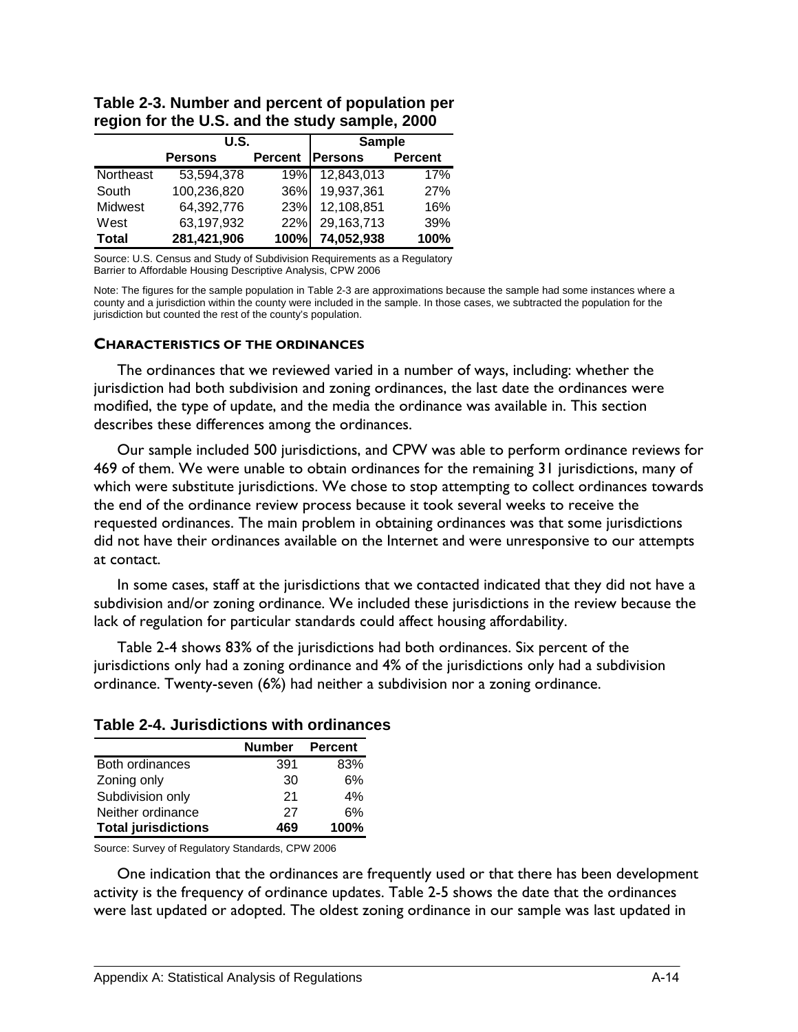**Table 2-3. Number and percent of population per region for the U.S. and the study sample, 2000**

| | U.S. | | Sample | |
|---|---|---|---|---|
| | **Persons** | **Percent** | **Persons** | **Percent** |
| Northeast | 53,594,378 | 19% | 12,843,013 | 17% |
| South | 100,236,820 | 36% | 19,937,361 | 27% |
| Midwest | 64,392,776 | 23% | 12,108,851 | 16% |
| West | 63,197,932 | 22% | 29,163,713 | 39% |
| **Total** | **281,421,906** | **100%** | **74,052,938** | **100%** |

Source: U.S. Census and Study of Subdivision Requirements as a Regulatory Barrier to Affordable Housing Descriptive Analysis, CPW 2006

Note: The figures for the sample population in Table 2-3 are approximations because the sample had some instances where a county and a jurisdiction within the county were included in the sample. In those cases, we subtracted the population for the jurisdiction but counted the rest of the county's population.

### CHARACTERISTICS OF THE ORDINANCES

The ordinances that we reviewed varied in a number of ways, including: whether the jurisdiction had both subdivision and zoning ordinances, the last date the ordinances were modified, the type of update, and the media the ordinance was available in. This section describes these differences among the ordinances.

Our sample included 500 jurisdictions, and CPW was able to perform ordinance reviews for 469 of them. We were unable to obtain ordinances for the remaining 31 jurisdictions, many of which were substitute jurisdictions. We chose to stop attempting to collect ordinances towards the end of the ordinance review process because it took several weeks to receive the requested ordinances. The main problem in obtaining ordinances was that some jurisdictions did not have their ordinances available on the Internet and were unresponsive to our attempts at contact.

In some cases, staff at the jurisdictions that we contacted indicated that they did not have a subdivision and/or zoning ordinance. We included these jurisdictions in the review because the lack of regulation for particular standards could affect housing affordability.

Table 2-4 shows 83% of the jurisdictions had both ordinances. Six percent of the jurisdictions only had a zoning ordinance and 4% of the jurisdictions only had a subdivision ordinance. Twenty-seven (6%) had neither a subdivision nor a zoning ordinance.

**Table 2-4. Jurisdictions with ordinances**

| | Number | Percent |
|---|---|---|
| Both ordinances | 391 | 83% |
| Zoning only | 30 | 6% |
| Subdivision only | 21 | 4% |
| Neither ordinance | 27 | 6% |
| **Total jurisdictions** | **469** | **100%** |

Source: Survey of Regulatory Standards, CPW 2006

One indication that the ordinances are frequently used or that there has been development activity is the frequency of ordinance updates. Table 2-5 shows the date that the ordinances were last updated or adopted. The oldest zoning ordinance in our sample was last updated in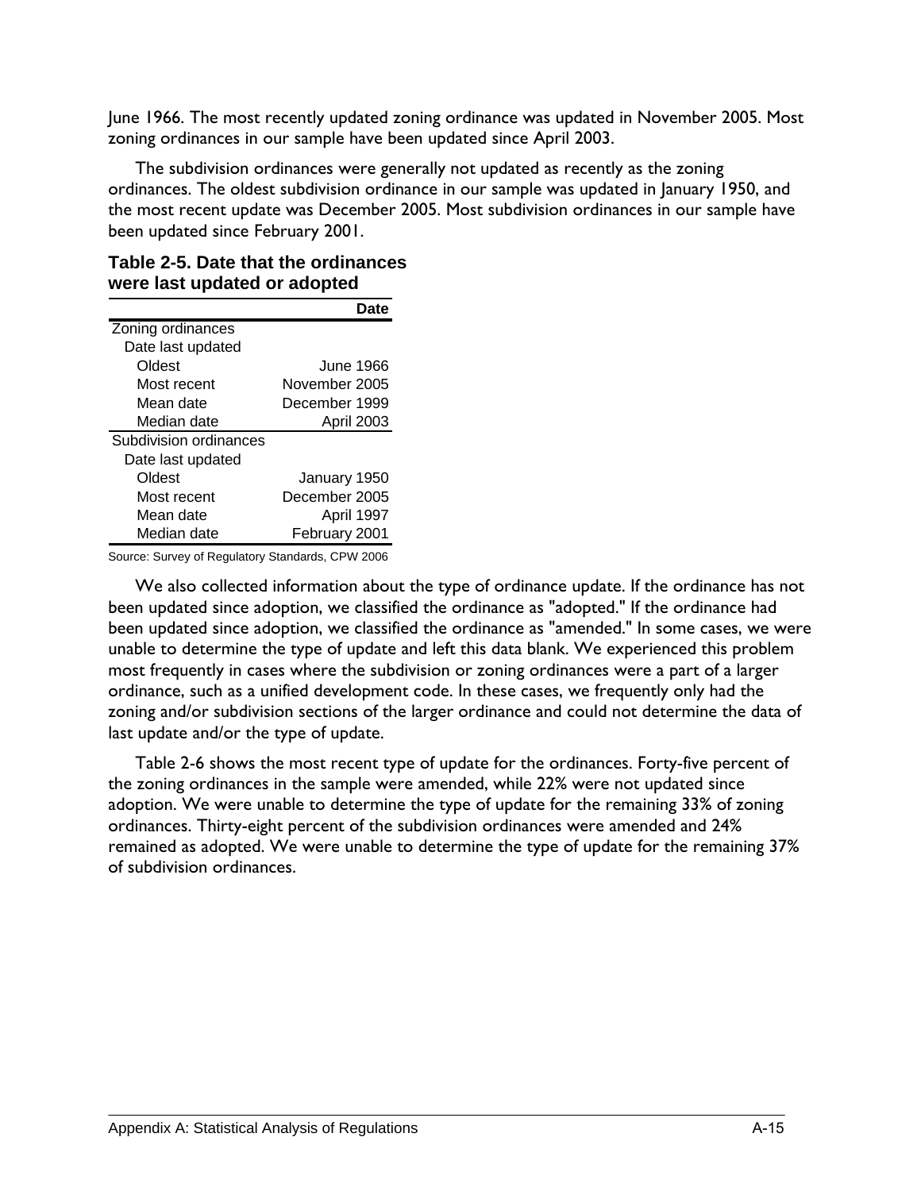June 1966. The most recently updated zoning ordinance was updated in November 2005. Most zoning ordinances in our sample have been updated since April 2003.

The subdivision ordinances were generally not updated as recently as the zoning ordinances. The oldest subdivision ordinance in our sample was updated in January 1950, and the most recent update was December 2005. Most subdivision ordinances in our sample have been updated since February 2001.

**Table 2-5. Date that the ordinances were last updated or adopted**

| | Date |
|---|---|
| Zoning ordinances | |
| Date last updated | |
| Oldest | June 1966 |
| Most recent | November 2005 |
| Mean date | December 1999 |
| Median date | April 2003 |
| Subdivision ordinances | |
| Date last updated | |
| Oldest | January 1950 |
| Most recent | December 2005 |
| Mean date | April 1997 |
| Median date | February 2001 |

Source: Survey of Regulatory Standards, CPW 2006

We also collected information about the type of ordinance update. If the ordinance has not been updated since adoption, we classified the ordinance as "adopted." If the ordinance had been updated since adoption, we classified the ordinance as "amended." In some cases, we were unable to determine the type of update and left this data blank. We experienced this problem most frequently in cases where the subdivision or zoning ordinances were a part of a larger ordinance, such as a unified development code. In these cases, we frequently only had the zoning and/or subdivision sections of the larger ordinance and could not determine the data of last update and/or the type of update.

Table 2-6 shows the most recent type of update for the ordinances. Forty-five percent of the zoning ordinances in the sample were amended, while 22% were not updated since adoption. We were unable to determine the type of update for the remaining 33% of zoning ordinances. Thirty-eight percent of the subdivision ordinances were amended and 24% remained as adopted. We were unable to determine the type of update for the remaining 37% of subdivision ordinances.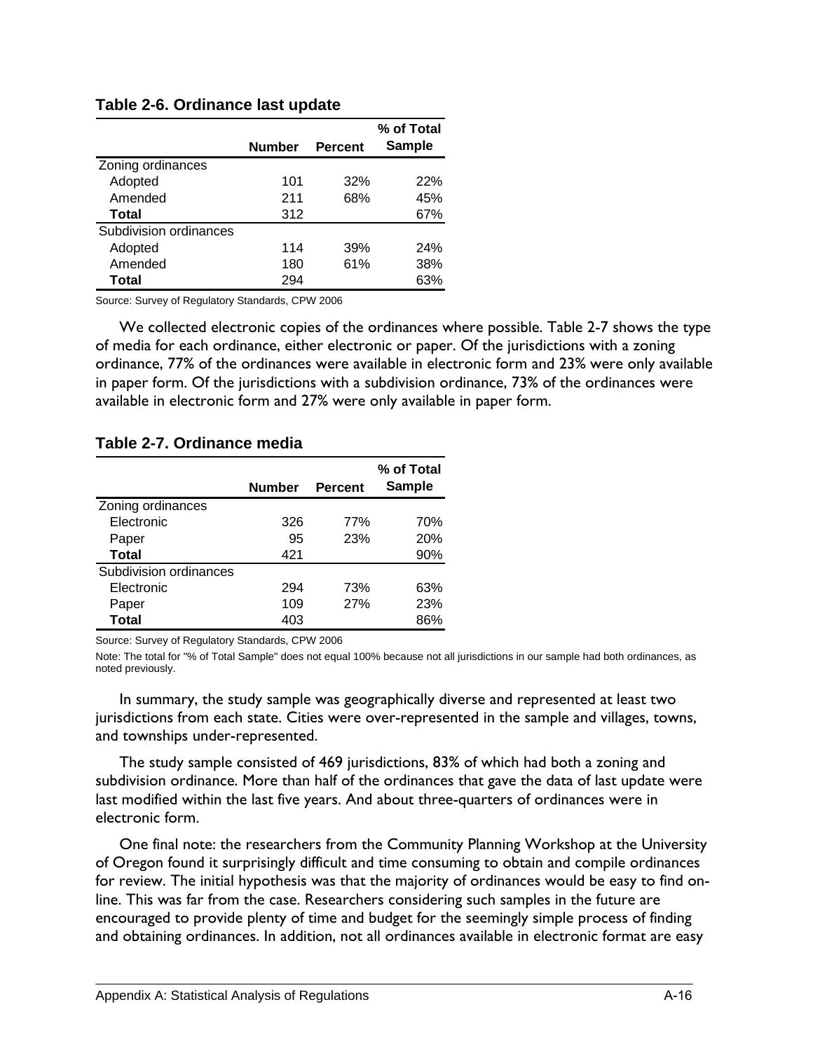**Table 2-6. Ordinance last update**

| | Number | Percent | % of Total Sample |
|---|---|---|---|
| Zoning ordinances | | | |
| Adopted | 101 | 32% | 22% |
| Amended | 211 | 68% | 45% |
| **Total** | 312 | | 67% |
| Subdivision ordinances | | | |
| Adopted | 114 | 39% | 24% |
| Amended | 180 | 61% | 38% |
| **Total** | 294 | | 63% |

Source: Survey of Regulatory Standards, CPW 2006

We collected electronic copies of the ordinances where possible. Table 2-7 shows the type of media for each ordinance, either electronic or paper. Of the jurisdictions with a zoning ordinance, 77% of the ordinances were available in electronic form and 23% were only available in paper form. Of the jurisdictions with a subdivision ordinance, 73% of the ordinances were available in electronic form and 27% were only available in paper form.

**Table 2-7. Ordinance media**

| | Number | Percent | % of Total Sample |
|---|---|---|---|
| Zoning ordinances | | | |
| Electronic | 326 | 77% | 70% |
| Paper | 95 | 23% | 20% |
| **Total** | 421 | | 90% |
| Subdivision ordinances | | | |
| Electronic | 294 | 73% | 63% |
| Paper | 109 | 27% | 23% |
| **Total** | 403 | | 86% |

Source: Survey of Regulatory Standards, CPW 2006

Note: The total for "% of Total Sample" does not equal 100% because not all jurisdictions in our sample had both ordinances, as noted previously.

In summary, the study sample was geographically diverse and represented at least two jurisdictions from each state. Cities were over-represented in the sample and villages, towns, and townships under-represented.

The study sample consisted of 469 jurisdictions, 83% of which had both a zoning and subdivision ordinance. More than half of the ordinances that gave the data of last update were last modified within the last five years. And about three-quarters of ordinances were in electronic form.

One final note: the researchers from the Community Planning Workshop at the University of Oregon found it surprisingly difficult and time consuming to obtain and compile ordinances for review. The initial hypothesis was that the majority of ordinances would be easy to find on-line. This was far from the case. Researchers considering such samples in the future are encouraged to provide plenty of time and budget for the seemingly simple process of finding and obtaining ordinances. In addition, not all ordinances available in electronic format are easy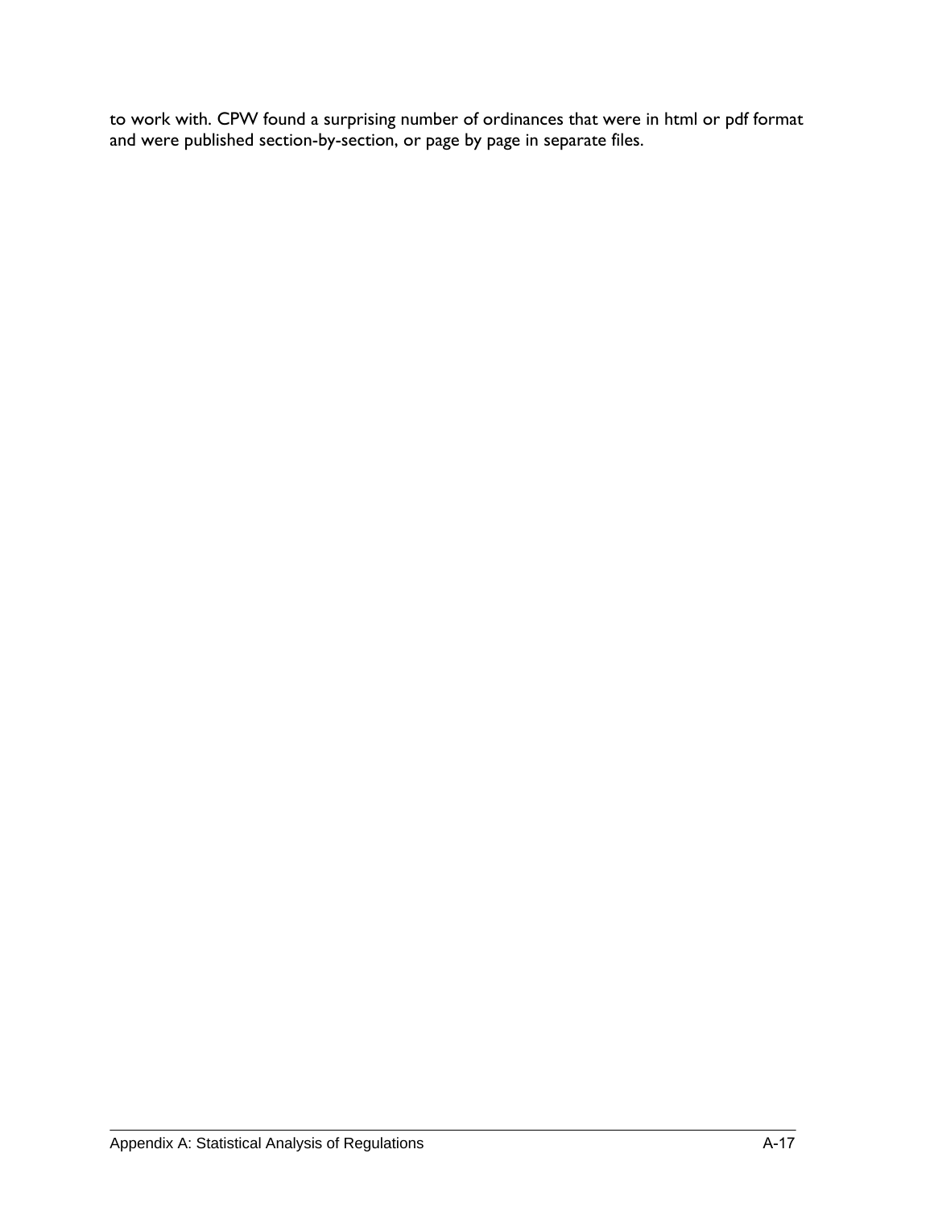to work with. CPW found a surprising number of ordinances that were in html or pdf format and were published section-by-section, or page by page in separate files.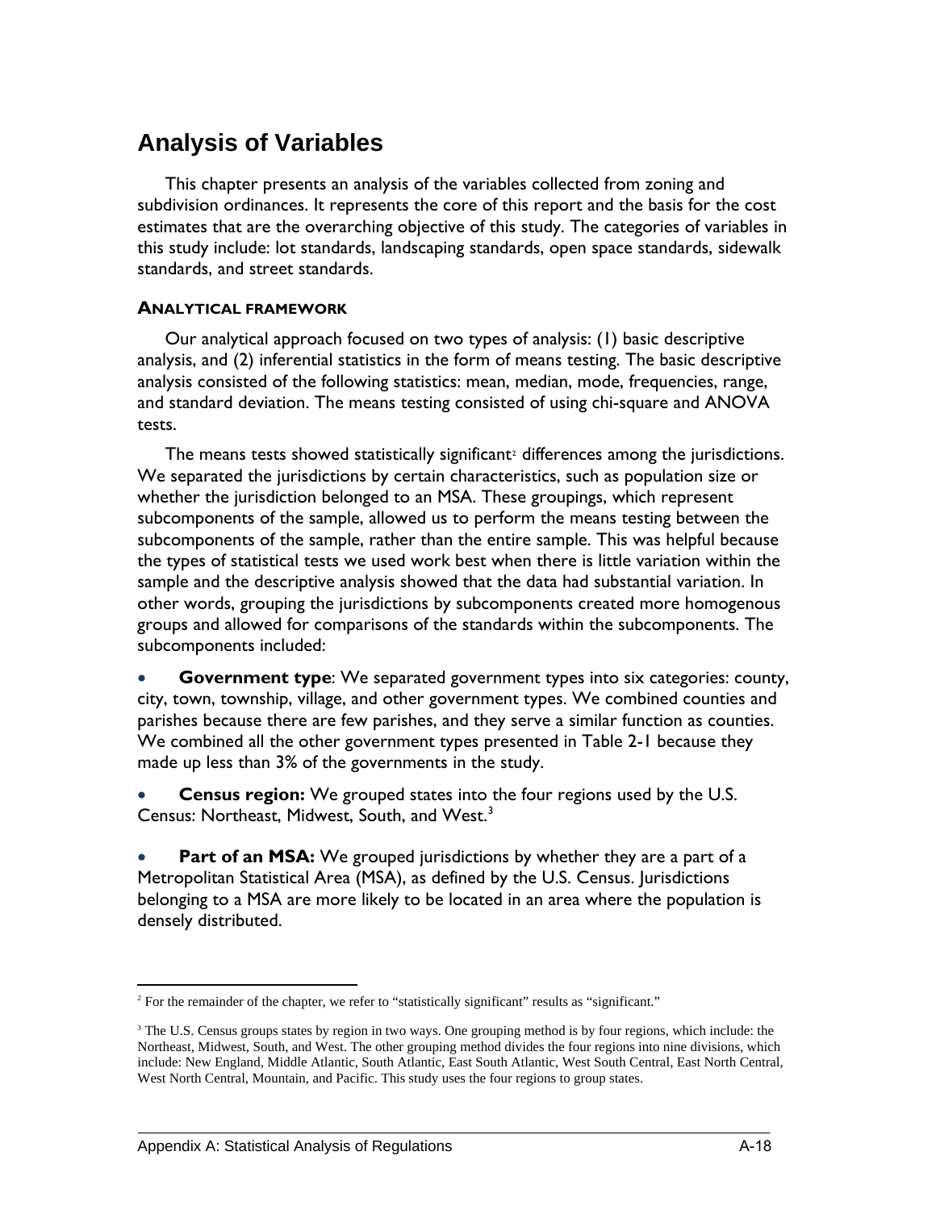## Analysis of Variables

This chapter presents an analysis of the variables collected from zoning and subdivision ordinances. It represents the core of this report and the basis for the cost estimates that are the overarching objective of this study. The categories of variables in this study include: lot standards, landscaping standards, open space standards, sidewalk standards, and street standards.

### ANALYTICAL FRAMEWORK

Our analytical approach focused on two types of analysis: (1) basic descriptive analysis, and (2) inferential statistics in the form of means testing. The basic descriptive analysis consisted of the following statistics: mean, median, mode, frequencies, range, and standard deviation. The means testing consisted of using chi-square and ANOVA tests.

The means tests showed statistically significant[2] differences among the jurisdictions. We separated the jurisdictions by certain characteristics, such as population size or whether the jurisdiction belonged to an MSA. These groupings, which represent subcomponents of the sample, allowed us to perform the means testing between the subcomponents of the sample, rather than the entire sample. This was helpful because the types of statistical tests we used work best when there is little variation within the sample and the descriptive analysis showed that the data had substantial variation. In other words, grouping the jurisdictions by subcomponents created more homogenous groups and allowed for comparisons of the standards within the subcomponents. The subcomponents included:

- **Government type**: We separated government types into six categories: county, city, town, township, village, and other government types. We combined counties and parishes because there are few parishes, and they serve a similar function as counties. We combined all the other government types presented in Table 2-1 because they made up less than 3% of the governments in the study.
- **Census region:** We grouped states into the four regions used by the U.S. Census: Northeast, Midwest, South, and West.[3]
- **Part of an MSA:** We grouped jurisdictions by whether they are a part of a Metropolitan Statistical Area (MSA), as defined by the U.S. Census. Jurisdictions belonging to a MSA are more likely to be located in an area where the population is densely distributed.

---

[2] For the remainder of the chapter, we refer to "statistically significant" results as "significant."

[3] The U.S. Census groups states by region in two ways. One grouping method is by four regions, which include: the Northeast, Midwest, South, and West. The other grouping method divides the four regions into nine divisions, which include: New England, Middle Atlantic, South Atlantic, East South Atlantic, West South Central, East North Central, West North Central, Mountain, and Pacific. This study uses the four regions to group states.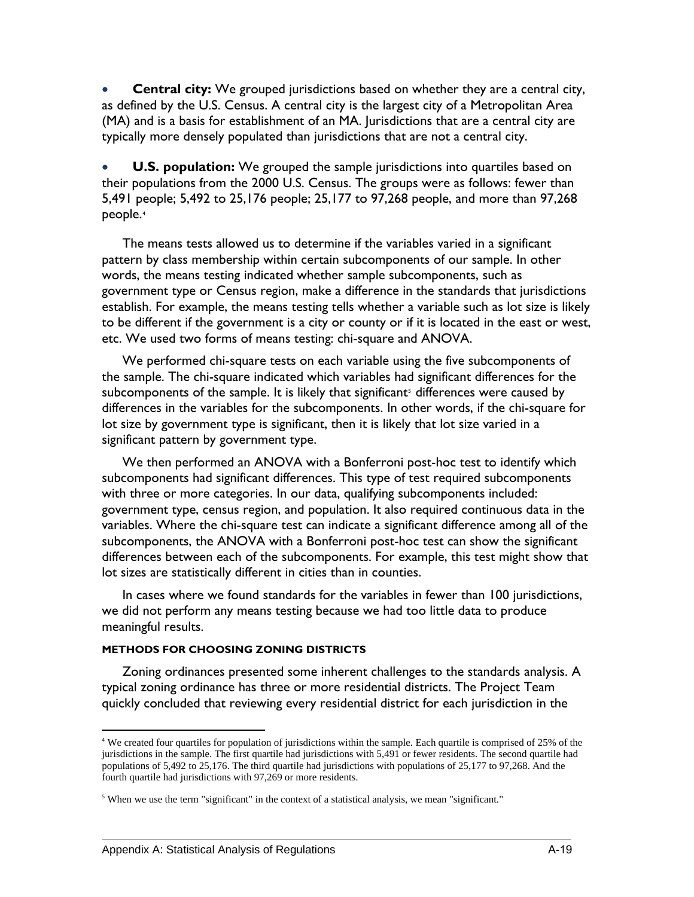- **Central city:** We grouped jurisdictions based on whether they are a central city, as defined by the U.S. Census. A central city is the largest city of a Metropolitan Area (MA) and is a basis for establishment of an MA. Jurisdictions that are a central city are typically more densely populated than jurisdictions that are not a central city.

- **U.S. population:** We grouped the sample jurisdictions into quartiles based on their populations from the 2000 U.S. Census. The groups were as follows: fewer than 5,491 people; 5,492 to 25,176 people; 25,177 to 97,268 people, and more than 97,268 people.[4]

The means tests allowed us to determine if the variables varied in a significant pattern by class membership within certain subcomponents of our sample. In other words, the means testing indicated whether sample subcomponents, such as government type or Census region, make a difference in the standards that jurisdictions establish. For example, the means testing tells whether a variable such as lot size is likely to be different if the government is a city or county or if it is located in the east or west, etc. We used two forms of means testing: chi-square and ANOVA.

We performed chi-square tests on each variable using the five subcomponents of the sample. The chi-square indicated which variables had significant differences for the subcomponents of the sample. It is likely that significant[5] differences were caused by differences in the variables for the subcomponents. In other words, if the chi-square for lot size by government type is significant, then it is likely that lot size varied in a significant pattern by government type.

We then performed an ANOVA with a Bonferroni post-hoc test to identify which subcomponents had significant differences. This type of test required subcomponents with three or more categories. In our data, qualifying subcomponents included: government type, census region, and population. It also required continuous data in the variables. Where the chi-square test can indicate a significant difference among all of the subcomponents, the ANOVA with a Bonferroni post-hoc test can show the significant differences between each of the subcomponents. For example, this test might show that lot sizes are statistically different in cities than in counties.

In cases where we found standards for the variables in fewer than 100 jurisdictions, we did not perform any means testing because we had too little data to produce meaningful results.

#### METHODS FOR CHOOSING ZONING DISTRICTS

Zoning ordinances presented some inherent challenges to the standards analysis. A typical zoning ordinance has three or more residential districts. The Project Team quickly concluded that reviewing every residential district for each jurisdiction in the

---

[4] We created four quartiles for population of jurisdictions within the sample. Each quartile is comprised of 25% of the jurisdictions in the sample. The first quartile had jurisdictions with 5,491 or fewer residents. The second quartile had populations of 5,492 to 25,176. The third quartile had jurisdictions with populations of 25,177 to 97,268. And the fourth quartile had jurisdictions with 97,269 or more residents.

[5] When we use the term "significant" in the context of a statistical analysis, we mean "significant."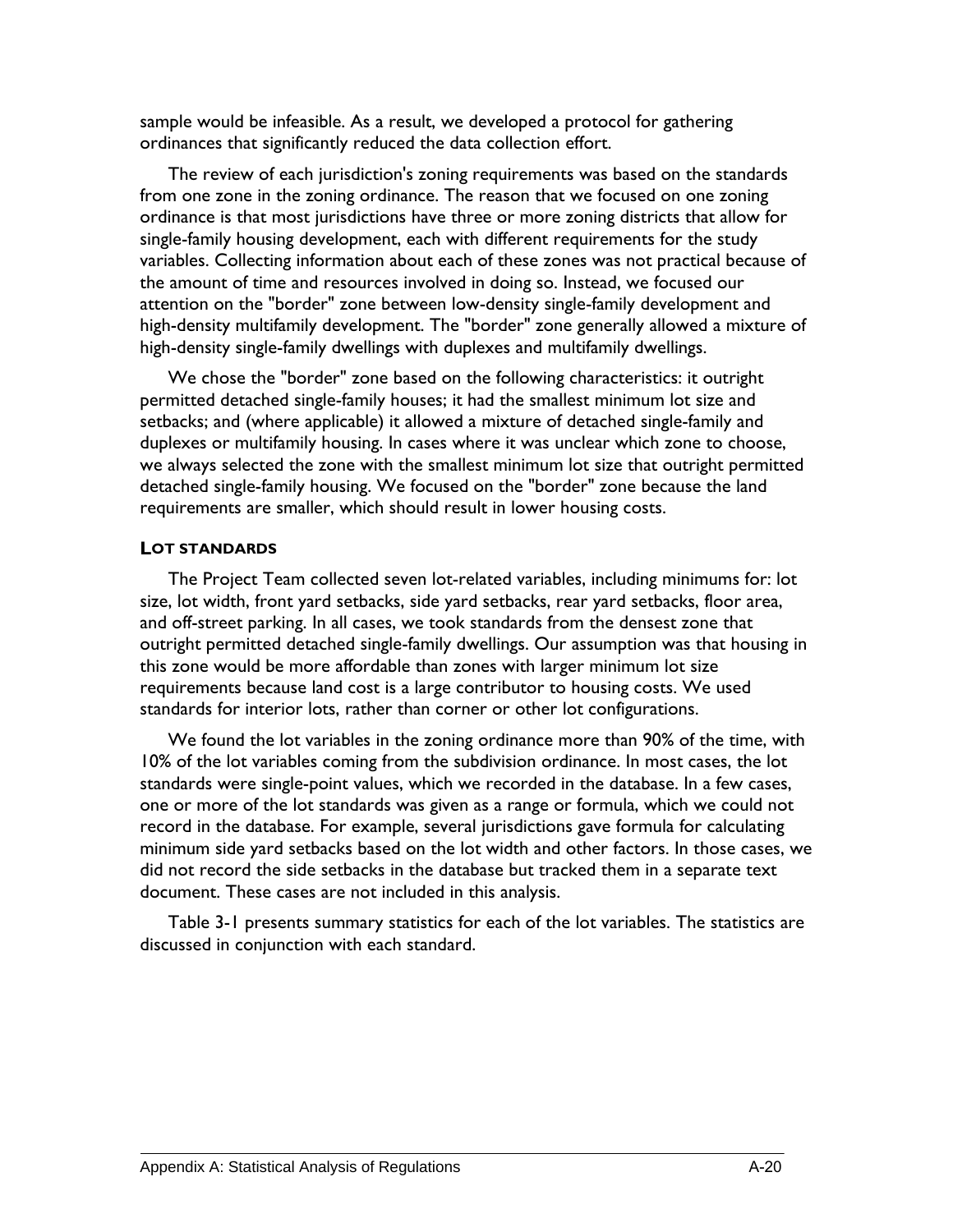sample would be infeasible. As a result, we developed a protocol for gathering ordinances that significantly reduced the data collection effort.

The review of each jurisdiction's zoning requirements was based on the standards from one zone in the zoning ordinance. The reason that we focused on one zoning ordinance is that most jurisdictions have three or more zoning districts that allow for single-family housing development, each with different requirements for the study variables. Collecting information about each of these zones was not practical because of the amount of time and resources involved in doing so. Instead, we focused our attention on the "border" zone between low-density single-family development and high-density multifamily development. The "border" zone generally allowed a mixture of high-density single-family dwellings with duplexes and multifamily dwellings.

We chose the "border" zone based on the following characteristics: it outright permitted detached single-family houses; it had the smallest minimum lot size and setbacks; and (where applicable) it allowed a mixture of detached single-family and duplexes or multifamily housing. In cases where it was unclear which zone to choose, we always selected the zone with the smallest minimum lot size that outright permitted detached single-family housing. We focused on the "border" zone because the land requirements are smaller, which should result in lower housing costs.

### LOT STANDARDS

The Project Team collected seven lot-related variables, including minimums for: lot size, lot width, front yard setbacks, side yard setbacks, rear yard setbacks, floor area, and off-street parking. In all cases, we took standards from the densest zone that outright permitted detached single-family dwellings. Our assumption was that housing in this zone would be more affordable than zones with larger minimum lot size requirements because land cost is a large contributor to housing costs. We used standards for interior lots, rather than corner or other lot configurations.

We found the lot variables in the zoning ordinance more than 90% of the time, with 10% of the lot variables coming from the subdivision ordinance. In most cases, the lot standards were single-point values, which we recorded in the database. In a few cases, one or more of the lot standards was given as a range or formula, which we could not record in the database. For example, several jurisdictions gave formula for calculating minimum side yard setbacks based on the lot width and other factors. In those cases, we did not record the side setbacks in the database but tracked them in a separate text document. These cases are not included in this analysis.

Table 3-1 presents summary statistics for each of the lot variables. The statistics are discussed in conjunction with each standard.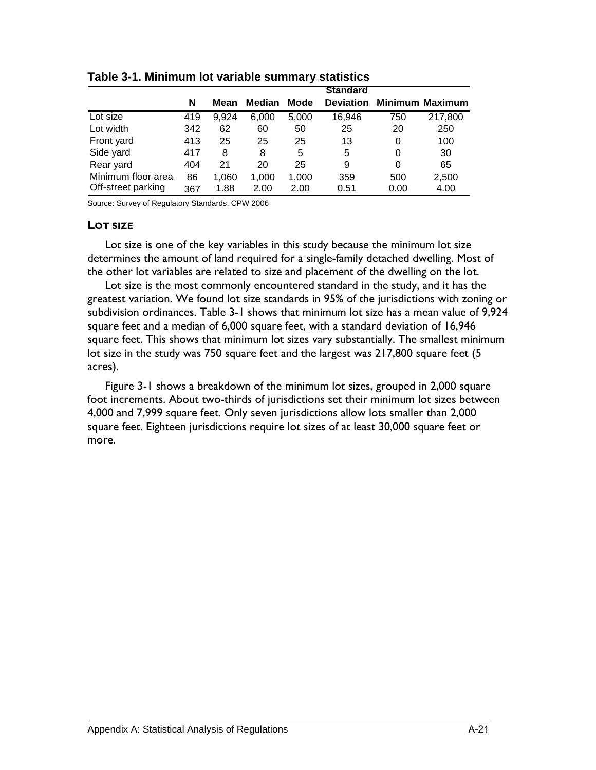**Table 3-1. Minimum lot variable summary statistics**

| | N | Mean | Median | Mode | Standard Deviation | Minimum | Maximum |
|---|---|---|---|---|---|---|---|
| Lot size | 419 | 9,924 | 6,000 | 5,000 | 16,946 | 750 | 217,800 |
| Lot width | 342 | 62 | 60 | 50 | 25 | 20 | 250 |
| Front yard | 413 | 25 | 25 | 25 | 13 | 0 | 100 |
| Side yard | 417 | 8 | 8 | 5 | 5 | 0 | 30 |
| Rear yard | 404 | 21 | 20 | 25 | 9 | 0 | 65 |
| Minimum floor area | 86 | 1,060 | 1,000 | 1,000 | 359 | 500 | 2,500 |
| Off-street parking | 367 | 1.88 | 2.00 | 2.00 | 0.51 | 0.00 | 4.00 |

Source: Survey of Regulatory Standards, CPW 2006

### LOT SIZE

Lot size is one of the key variables in this study because the minimum lot size determines the amount of land required for a single-family detached dwelling. Most of the other lot variables are related to size and placement of the dwelling on the lot.

Lot size is the most commonly encountered standard in the study, and it has the greatest variation. We found lot size standards in 95% of the jurisdictions with zoning or subdivision ordinances. Table 3-1 shows that minimum lot size has a mean value of 9,924 square feet and a median of 6,000 square feet, with a standard deviation of 16,946 square feet. This shows that minimum lot sizes vary substantially. The smallest minimum lot size in the study was 750 square feet and the largest was 217,800 square feet (5 acres).

Figure 3-1 shows a breakdown of the minimum lot sizes, grouped in 2,000 square foot increments. About two-thirds of jurisdictions set their minimum lot sizes between 4,000 and 7,999 square feet. Only seven jurisdictions allow lots smaller than 2,000 square feet. Eighteen jurisdictions require lot sizes of at least 30,000 square feet or more.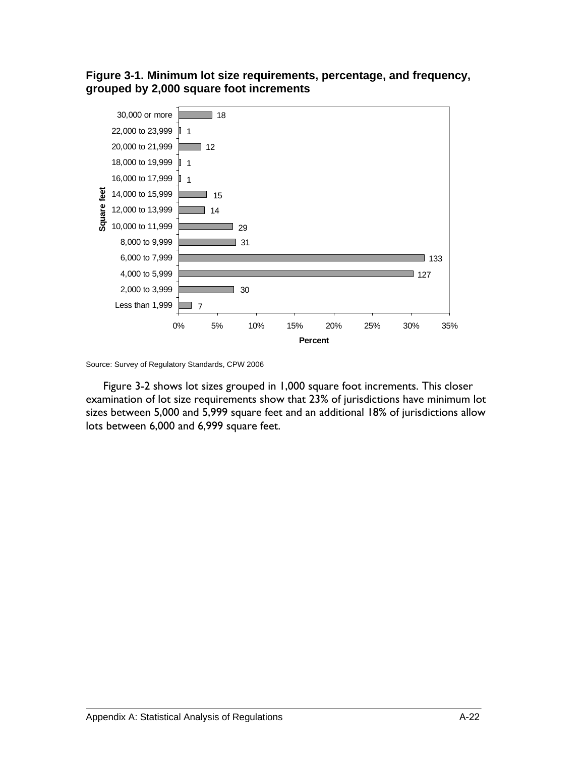**Figure 3-1. Minimum lot size requirements, percentage, and frequency, grouped by 2,000 square foot increments**

| Square feet | Frequency |
|---|---|
| 30,000 or more | 18 |
| 22,000 to 23,999 | 1 |
| 20,000 to 21,999 | 12 |
| 18,000 to 19,999 | 1 |
| 16,000 to 17,999 | 1 |
| 14,000 to 15,999 | 15 |
| 12,000 to 13,999 | 14 |
| 10,000 to 11,999 | 29 |
| 8,000 to 9,999 | 31 |
| 6,000 to 7,999 | 133 |
| 4,000 to 5,999 | 127 |
| 2,000 to 3,999 | 30 |
| Less than 1,999 | 7 |

Source: Survey of Regulatory Standards, CPW 2006

Figure 3-2 shows lot sizes grouped in 1,000 square foot increments. This closer examination of lot size requirements show that 23% of jurisdictions have minimum lot sizes between 5,000 and 5,999 square feet and an additional 18% of jurisdictions allow lots between 6,000 and 6,999 square feet.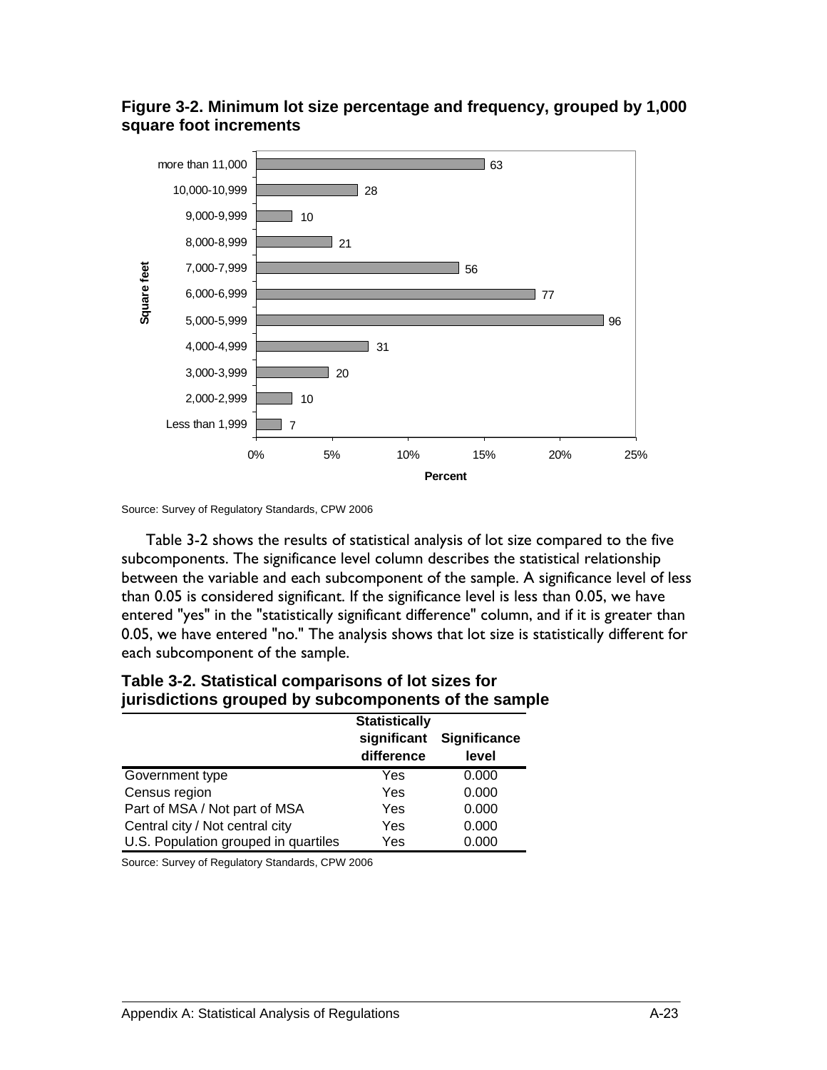**Figure 3-2. Minimum lot size percentage and frequency, grouped by 1,000 square foot increments**

| Square feet | Frequency |
|---|---|
| more than 11,000 | 63 |
| 10,000-10,999 | 28 |
| 9,000-9,999 | 10 |
| 8,000-8,999 | 21 |
| 7,000-7,999 | 56 |
| 6,000-6,999 | 77 |
| 5,000-5,999 | 96 |
| 4,000-4,999 | 31 |
| 3,000-3,999 | 20 |
| 2,000-2,999 | 10 |
| Less than 1,999 | 7 |

Source: Survey of Regulatory Standards, CPW 2006

Table 3-2 shows the results of statistical analysis of lot size compared to the five subcomponents. The significance level column describes the statistical relationship between the variable and each subcomponent of the sample. A significance level of less than 0.05 is considered significant. If the significance level is less than 0.05, we have entered "yes" in the "statistically significant difference" column, and if it is greater than 0.05, we have entered "no." The analysis shows that lot size is statistically different for each subcomponent of the sample.

**Table 3-2. Statistical comparisons of lot sizes for jurisdictions grouped by subcomponents of the sample**

| | Statistically significant difference | Significance level |
|---|---|---|
| Government type | Yes | 0.000 |
| Census region | Yes | 0.000 |
| Part of MSA / Not part of MSA | Yes | 0.000 |
| Central city / Not central city | Yes | 0.000 |
| U.S. Population grouped in quartiles | Yes | 0.000 |

Source: Survey of Regulatory Standards, CPW 2006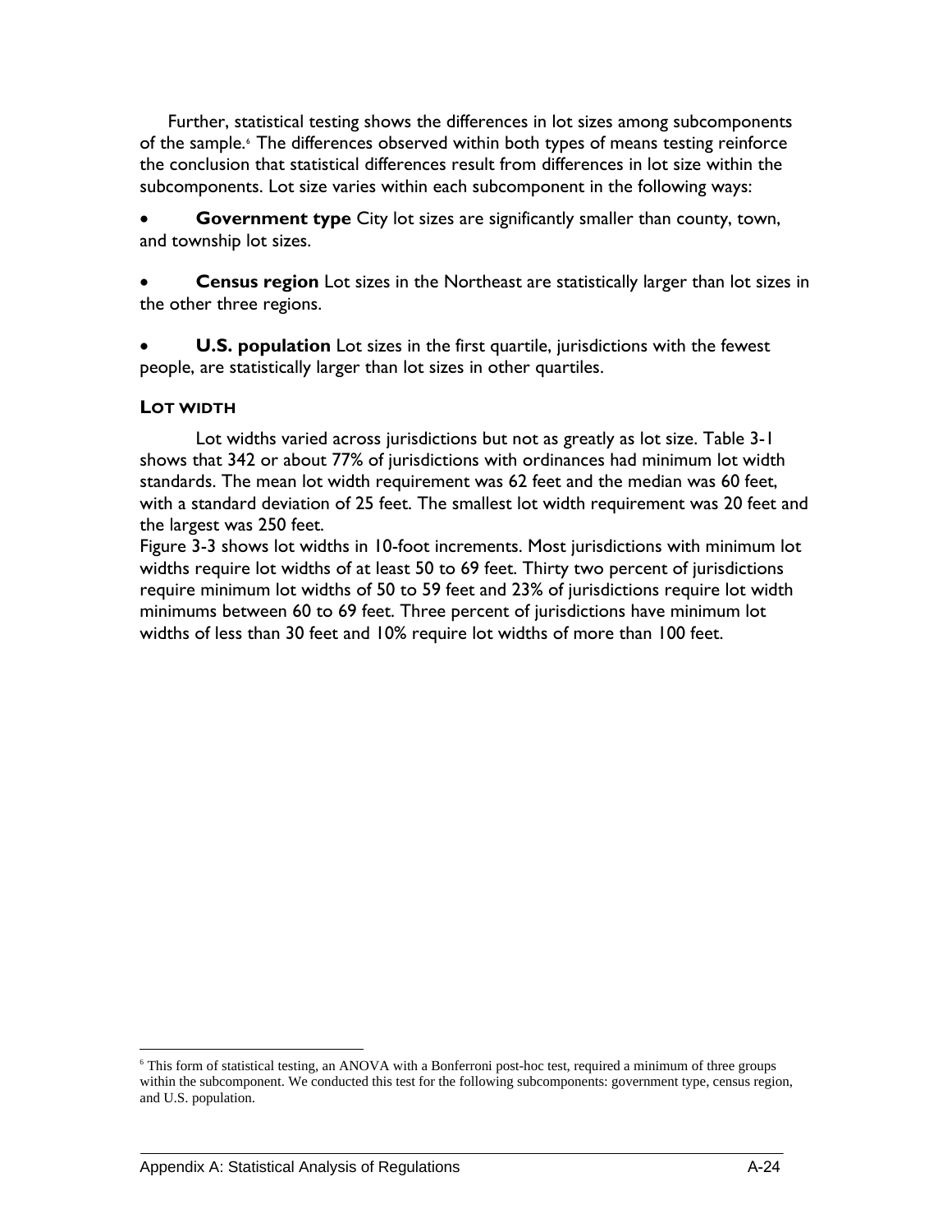Further, statistical testing shows the differences in lot sizes among subcomponents of the sample.[6] The differences observed within both types of means testing reinforce the conclusion that statistical differences result from differences in lot size within the subcomponents. Lot size varies within each subcomponent in the following ways:

- **Government type** City lot sizes are significantly smaller than county, town, and township lot sizes.

- **Census region** Lot sizes in the Northeast are statistically larger than lot sizes in the other three regions.

- **U.S. population** Lot sizes in the first quartile, jurisdictions with the fewest people, are statistically larger than lot sizes in other quartiles.

### LOT WIDTH

Lot widths varied across jurisdictions but not as greatly as lot size. Table 3-1 shows that 342 or about 77% of jurisdictions with ordinances had minimum lot width standards. The mean lot width requirement was 62 feet and the median was 60 feet, with a standard deviation of 25 feet. The smallest lot width requirement was 20 feet and the largest was 250 feet.

Figure 3-3 shows lot widths in 10-foot increments. Most jurisdictions with minimum lot widths require lot widths of at least 50 to 69 feet. Thirty two percent of jurisdictions require minimum lot widths of 50 to 59 feet and 23% of jurisdictions require lot width minimums between 60 to 69 feet. Three percent of jurisdictions have minimum lot widths of less than 30 feet and 10% require lot widths of more than 100 feet.

---

[6] This form of statistical testing, an ANOVA with a Bonferroni post-hoc test, required a minimum of three groups within the subcomponent. We conducted this test for the following subcomponents: government type, census region, and U.S. population.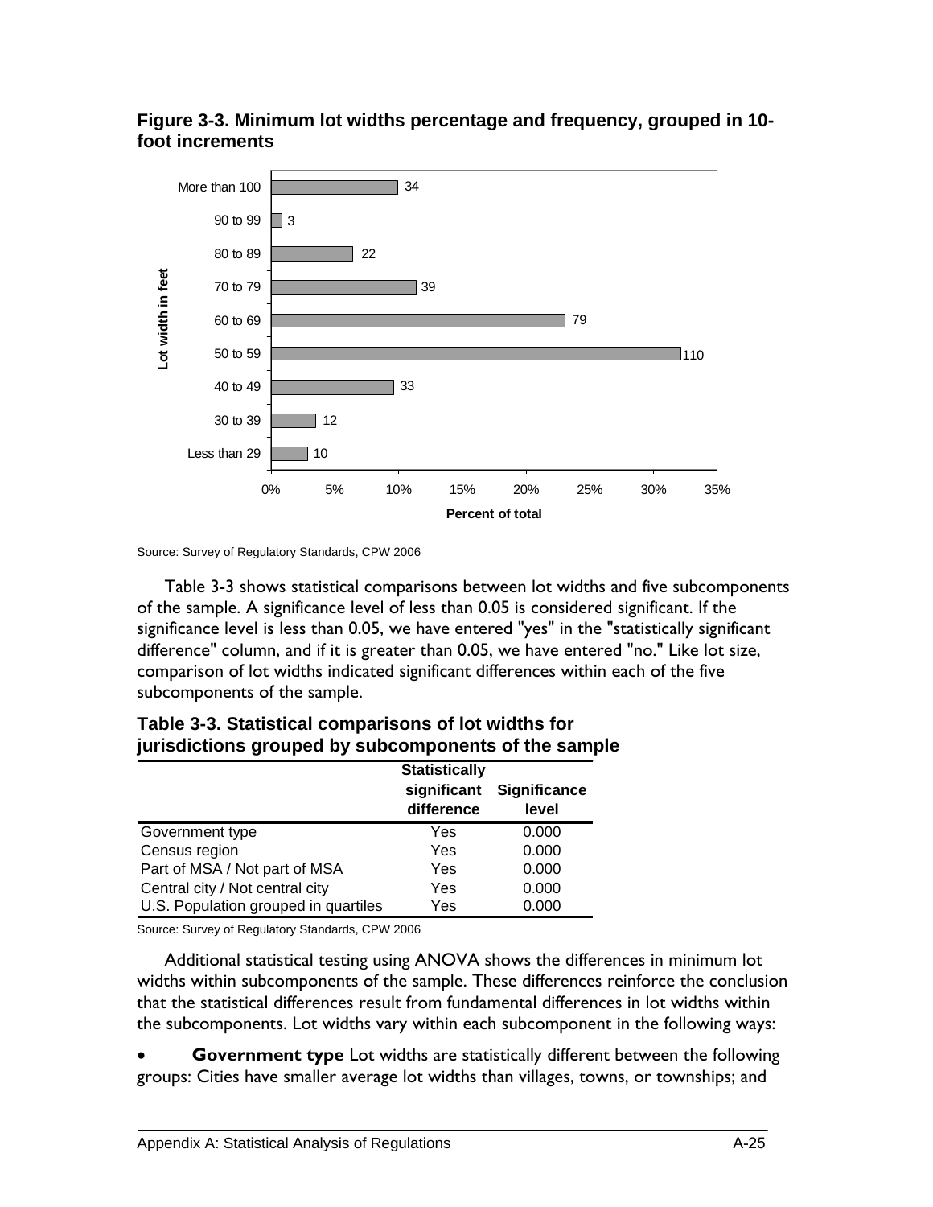**Figure 3-3. Minimum lot widths percentage and frequency, grouped in 10-foot increments**

| Lot width in feet | Frequency |
|---|---|
| More than 100 | 34 |
| 90 to 99 | 3 |
| 80 to 89 | 22 |
| 70 to 79 | 39 |
| 60 to 69 | 79 |
| 50 to 59 | 110 |
| 40 to 49 | 33 |
| 30 to 39 | 12 |
| Less than 29 | 10 |

Percent of total

Source: Survey of Regulatory Standards, CPW 2006

Table 3-3 shows statistical comparisons between lot widths and five subcomponents of the sample. A significance level of less than 0.05 is considered significant. If the significance level is less than 0.05, we have entered "yes" in the "statistically significant difference" column, and if it is greater than 0.05, we have entered "no." Like lot size, comparison of lot widths indicated significant differences within each of the five subcomponents of the sample.

**Table 3-3. Statistical comparisons of lot widths for jurisdictions grouped by subcomponents of the sample**

| | Statistically significant difference | Significance level |
|---|---|---|
| Government type | Yes | 0.000 |
| Census region | Yes | 0.000 |
| Part of MSA / Not part of MSA | Yes | 0.000 |
| Central city / Not central city | Yes | 0.000 |
| U.S. Population grouped in quartiles | Yes | 0.000 |

Source: Survey of Regulatory Standards, CPW 2006

Additional statistical testing using ANOVA shows the differences in minimum lot widths within subcomponents of the sample. These differences reinforce the conclusion that the statistical differences result from fundamental differences in lot widths within the subcomponents. Lot widths vary within each subcomponent in the following ways:

- **Government type** Lot widths are statistically different between the following groups: Cities have smaller average lot widths than villages, towns, or townships; and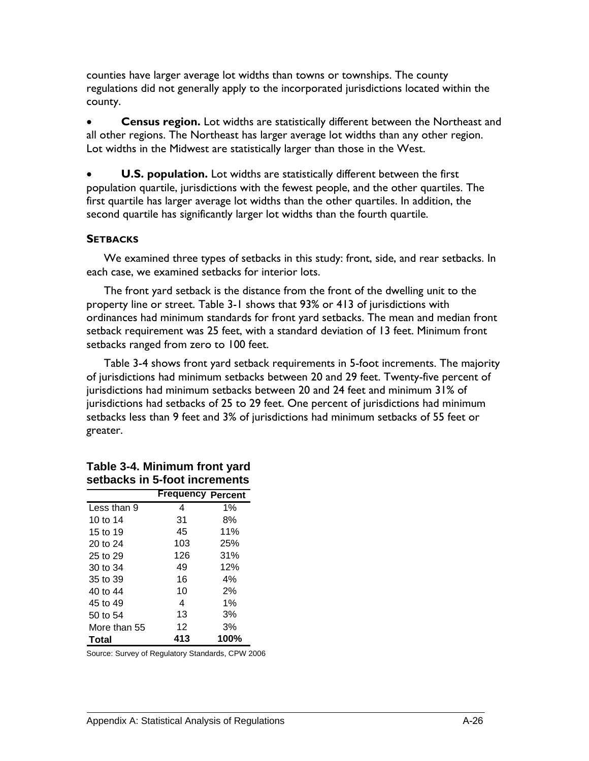counties have larger average lot widths than towns or townships. The county regulations did not generally apply to the incorporated jurisdictions located within the county.

- **Census region.** Lot widths are statistically different between the Northeast and all other regions. The Northeast has larger average lot widths than any other region. Lot widths in the Midwest are statistically larger than those in the West.

- **U.S. population.** Lot widths are statistically different between the first population quartile, jurisdictions with the fewest people, and the other quartiles. The first quartile has larger average lot widths than the other quartiles. In addition, the second quartile has significantly larger lot widths than the fourth quartile.

### SETBACKS

We examined three types of setbacks in this study: front, side, and rear setbacks. In each case, we examined setbacks for interior lots.

The front yard setback is the distance from the front of the dwelling unit to the property line or street. Table 3-1 shows that 93% or 413 of jurisdictions with ordinances had minimum standards for front yard setbacks. The mean and median front setback requirement was 25 feet, with a standard deviation of 13 feet. Minimum front setbacks ranged from zero to 100 feet.

Table 3-4 shows front yard setback requirements in 5-foot increments. The majority of jurisdictions had minimum setbacks between 20 and 29 feet. Twenty-five percent of jurisdictions had minimum setbacks between 20 and 24 feet and minimum 31% of jurisdictions had setbacks of 25 to 29 feet. One percent of jurisdictions had minimum setbacks less than 9 feet and 3% of jurisdictions had minimum setbacks of 55 feet or greater.

**Table 3-4. Minimum front yard setbacks in 5-foot increments**

| | Frequency | Percent |
|---|---|---|
| Less than 9 | 4 | 1% |
| 10 to 14 | 31 | 8% |
| 15 to 19 | 45 | 11% |
| 20 to 24 | 103 | 25% |
| 25 to 29 | 126 | 31% |
| 30 to 34 | 49 | 12% |
| 35 to 39 | 16 | 4% |
| 40 to 44 | 10 | 2% |
| 45 to 49 | 4 | 1% |
| 50 to 54 | 13 | 3% |
| More than 55 | 12 | 3% |
| **Total** | **413** | **100%** |

Source: Survey of Regulatory Standards, CPW 2006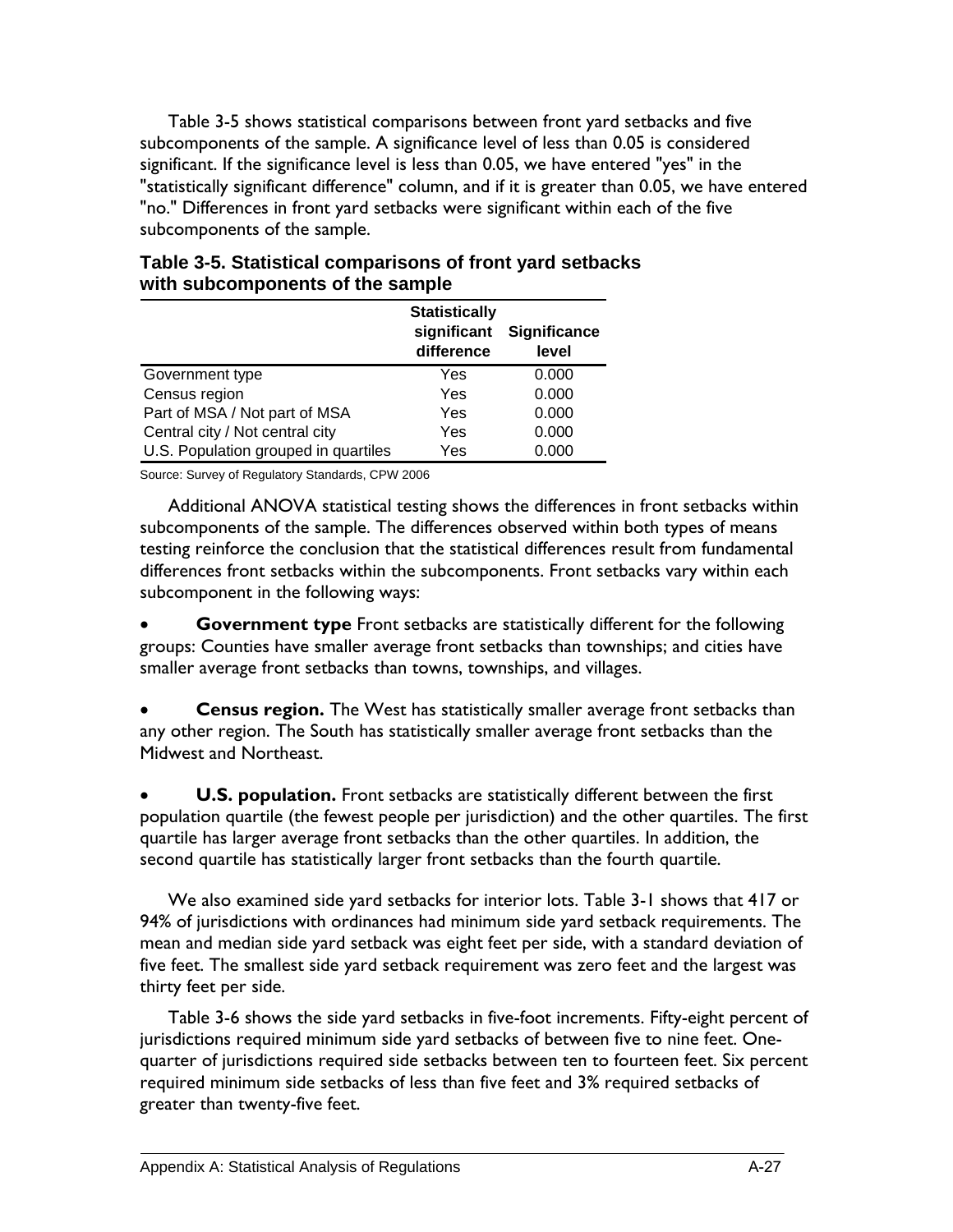Table 3-5 shows statistical comparisons between front yard setbacks and five subcomponents of the sample. A significance level of less than 0.05 is considered significant. If the significance level is less than 0.05, we have entered "yes" in the "statistically significant difference" column, and if it is greater than 0.05, we have entered "no." Differences in front yard setbacks were significant within each of the five subcomponents of the sample.

**Table 3-5. Statistical comparisons of front yard setbacks with subcomponents of the sample**

| | Statistically significant difference | Significance level |
|---|---|---|
| Government type | Yes | 0.000 |
| Census region | Yes | 0.000 |
| Part of MSA / Not part of MSA | Yes | 0.000 |
| Central city / Not central city | Yes | 0.000 |
| U.S. Population grouped in quartiles | Yes | 0.000 |

Source: Survey of Regulatory Standards, CPW 2006

Additional ANOVA statistical testing shows the differences in front setbacks within subcomponents of the sample. The differences observed within both types of means testing reinforce the conclusion that the statistical differences result from fundamental differences front setbacks within the subcomponents. Front setbacks vary within each subcomponent in the following ways:

- **Government type** Front setbacks are statistically different for the following groups: Counties have smaller average front setbacks than townships; and cities have smaller average front setbacks than towns, townships, and villages.

- **Census region.** The West has statistically smaller average front setbacks than any other region. The South has statistically smaller average front setbacks than the Midwest and Northeast.

- **U.S. population.** Front setbacks are statistically different between the first population quartile (the fewest people per jurisdiction) and the other quartiles. The first quartile has larger average front setbacks than the other quartiles. In addition, the second quartile has statistically larger front setbacks than the fourth quartile.

We also examined side yard setbacks for interior lots. Table 3-1 shows that 417 or 94% of jurisdictions with ordinances had minimum side yard setback requirements. The mean and median side yard setback was eight feet per side, with a standard deviation of five feet. The smallest side yard setback requirement was zero feet and the largest was thirty feet per side.

Table 3-6 shows the side yard setbacks in five-foot increments. Fifty-eight percent of jurisdictions required minimum side yard setbacks of between five to nine feet. One-quarter of jurisdictions required side setbacks between ten to fourteen feet. Six percent required minimum side setbacks of less than five feet and 3% required setbacks of greater than twenty-five feet.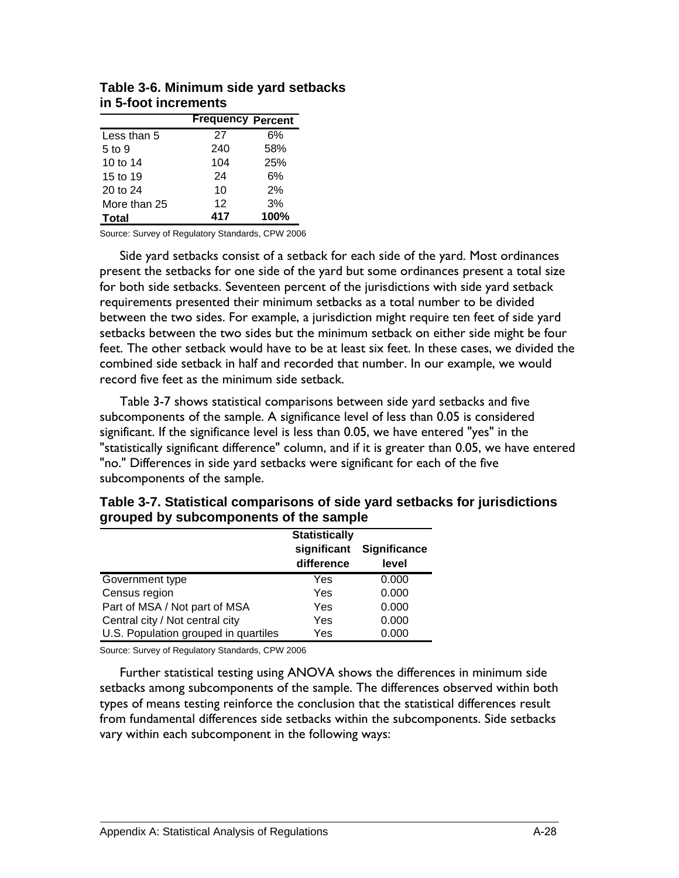**Table 3-6. Minimum side yard setbacks in 5-foot increments**

| | Frequency | Percent |
|---|---|---|
| Less than 5 | 27 | 6% |
| 5 to 9 | 240 | 58% |
| 10 to 14 | 104 | 25% |
| 15 to 19 | 24 | 6% |
| 20 to 24 | 10 | 2% |
| More than 25 | 12 | 3% |
| **Total** | **417** | **100%** |

Source: Survey of Regulatory Standards, CPW 2006

Side yard setbacks consist of a setback for each side of the yard. Most ordinances present the setbacks for one side of the yard but some ordinances present a total size for both side setbacks. Seventeen percent of the jurisdictions with side yard setback requirements presented their minimum setbacks as a total number to be divided between the two sides. For example, a jurisdiction might require ten feet of side yard setbacks between the two sides but the minimum setback on either side might be four feet. The other setback would have to be at least six feet. In these cases, we divided the combined side setback in half and recorded that number. In our example, we would record five feet as the minimum side setback.

Table 3-7 shows statistical comparisons between side yard setbacks and five subcomponents of the sample. A significance level of less than 0.05 is considered significant. If the significance level is less than 0.05, we have entered "yes" in the "statistically significant difference" column, and if it is greater than 0.05, we have entered "no." Differences in side yard setbacks were significant for each of the five subcomponents of the sample.

**Table 3-7. Statistical comparisons of side yard setbacks for jurisdictions grouped by subcomponents of the sample**

| | Statistically significant difference | Significance level |
|---|---|---|
| Government type | Yes | 0.000 |
| Census region | Yes | 0.000 |
| Part of MSA / Not part of MSA | Yes | 0.000 |
| Central city / Not central city | Yes | 0.000 |
| U.S. Population grouped in quartiles | Yes | 0.000 |

Source: Survey of Regulatory Standards, CPW 2006

Further statistical testing using ANOVA shows the differences in minimum side setbacks among subcomponents of the sample. The differences observed within both types of means testing reinforce the conclusion that the statistical differences result from fundamental differences side setbacks within the subcomponents. Side setbacks vary within each subcomponent in the following ways: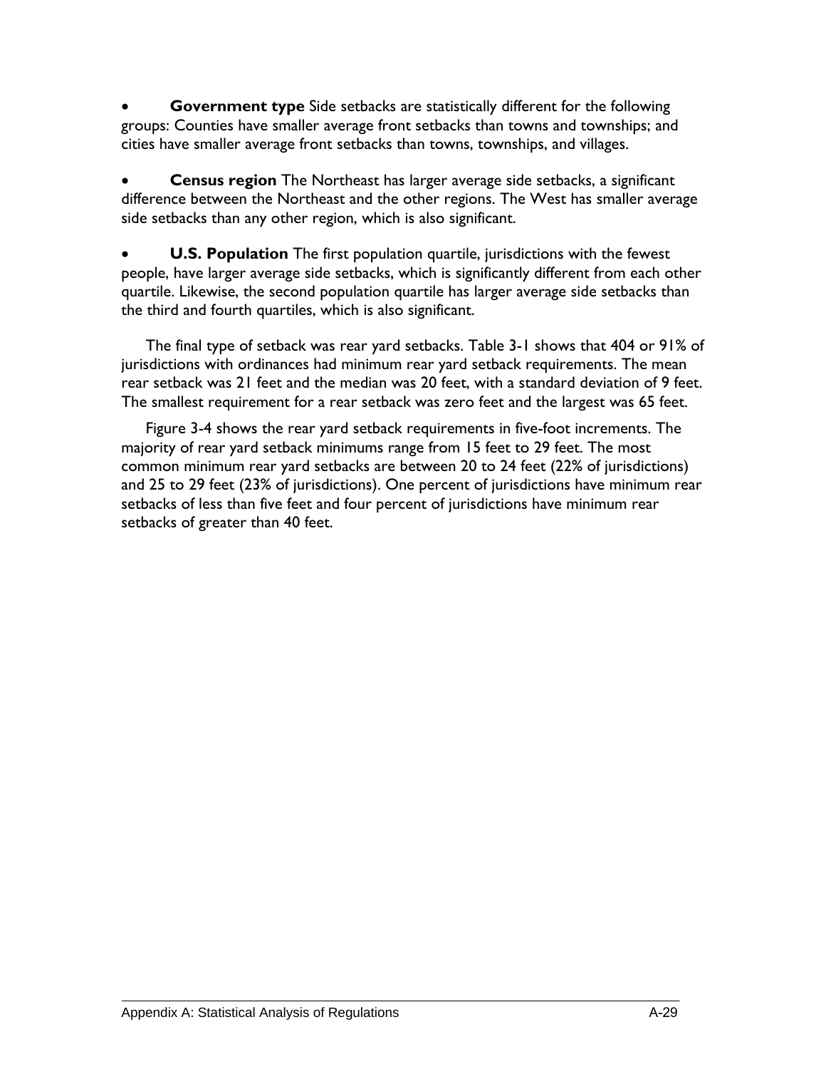- **Government type** Side setbacks are statistically different for the following groups: Counties have smaller average front setbacks than towns and townships; and cities have smaller average front setbacks than towns, townships, and villages.

- **Census region** The Northeast has larger average side setbacks, a significant difference between the Northeast and the other regions. The West has smaller average side setbacks than any other region, which is also significant.

- **U.S. Population** The first population quartile, jurisdictions with the fewest people, have larger average side setbacks, which is significantly different from each other quartile. Likewise, the second population quartile has larger average side setbacks than the third and fourth quartiles, which is also significant.

The final type of setback was rear yard setbacks. Table 3-1 shows that 404 or 91% of jurisdictions with ordinances had minimum rear yard setback requirements. The mean rear setback was 21 feet and the median was 20 feet, with a standard deviation of 9 feet. The smallest requirement for a rear setback was zero feet and the largest was 65 feet.

Figure 3-4 shows the rear yard setback requirements in five-foot increments. The majority of rear yard setback minimums range from 15 feet to 29 feet. The most common minimum rear yard setbacks are between 20 to 24 feet (22% of jurisdictions) and 25 to 29 feet (23% of jurisdictions). One percent of jurisdictions have minimum rear setbacks of less than five feet and four percent of jurisdictions have minimum rear setbacks of greater than 40 feet.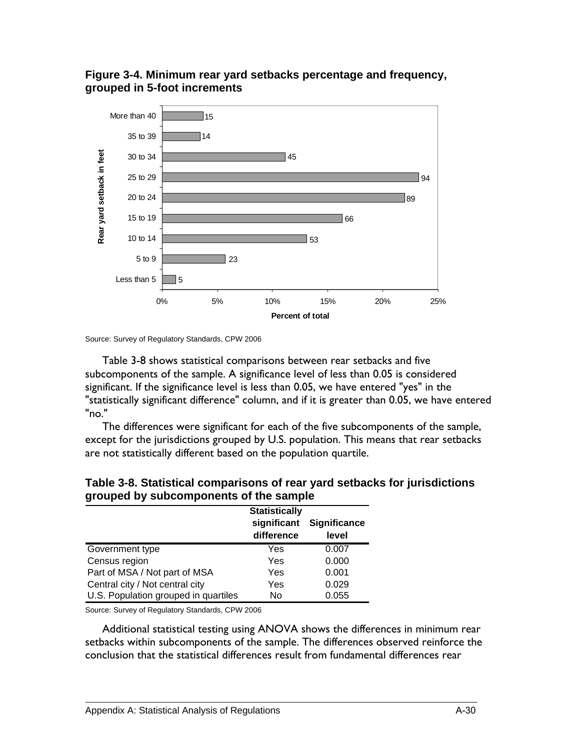**Figure 3-4. Minimum rear yard setbacks percentage and frequency, grouped in 5-foot increments**

| Rear yard setback in feet | Frequency |
|---|---|
| More than 40 | 15 |
| 35 to 39 | 14 |
| 30 to 34 | 45 |
| 25 to 29 | 94 |
| 20 to 24 | 89 |
| 15 to 19 | 66 |
| 10 to 14 | 53 |
| 5 to 9 | 23 |
| Less than 5 | 5 |

Source: Survey of Regulatory Standards, CPW 2006

Table 3-8 shows statistical comparisons between rear setbacks and five subcomponents of the sample. A significance level of less than 0.05 is considered significant. If the significance level is less than 0.05, we have entered "yes" in the "statistically significant difference" column, and if it is greater than 0.05, we have entered "no."

The differences were significant for each of the five subcomponents of the sample, except for the jurisdictions grouped by U.S. population. This means that rear setbacks are not statistically different based on the population quartile.

**Table 3-8. Statistical comparisons of rear yard setbacks for jurisdictions grouped by subcomponents of the sample**

| | Statistically significant difference | Significance level |
|---|---|---|
| Government type | Yes | 0.007 |
| Census region | Yes | 0.000 |
| Part of MSA / Not part of MSA | Yes | 0.001 |
| Central city / Not central city | Yes | 0.029 |
| U.S. Population grouped in quartiles | No | 0.055 |

Source: Survey of Regulatory Standards, CPW 2006

Additional statistical testing using ANOVA shows the differences in minimum rear setbacks within subcomponents of the sample. The differences observed reinforce the conclusion that the statistical differences result from fundamental differences rear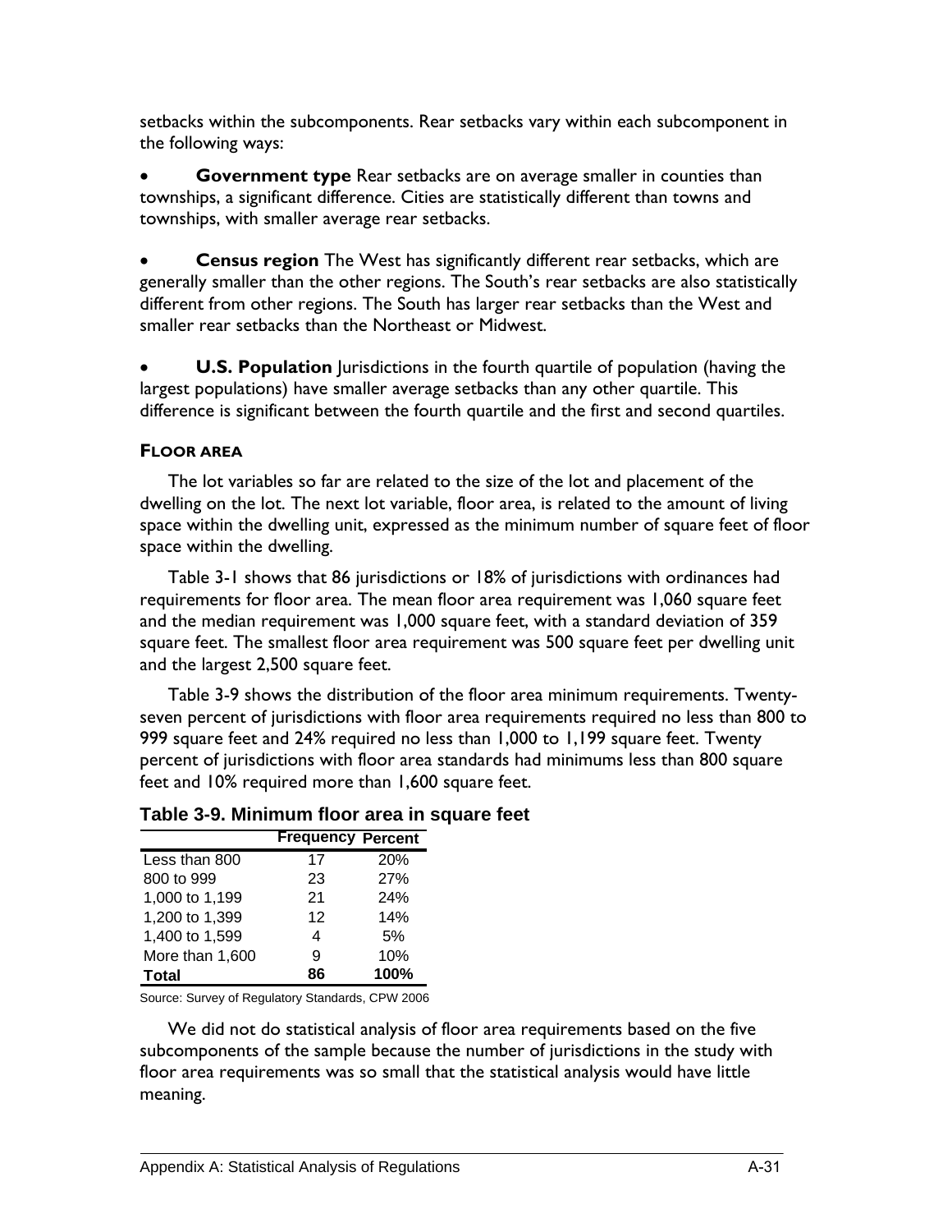setbacks within the subcomponents. Rear setbacks vary within each subcomponent in the following ways:

- **Government type** Rear setbacks are on average smaller in counties than townships, a significant difference. Cities are statistically different than towns and townships, with smaller average rear setbacks.

- **Census region** The West has significantly different rear setbacks, which are generally smaller than the other regions. The South's rear setbacks are also statistically different from other regions. The South has larger rear setbacks than the West and smaller rear setbacks than the Northeast or Midwest.

- **U.S. Population** Jurisdictions in the fourth quartile of population (having the largest populations) have smaller average setbacks than any other quartile. This difference is significant between the fourth quartile and the first and second quartiles.

### FLOOR AREA

The lot variables so far are related to the size of the lot and placement of the dwelling on the lot. The next lot variable, floor area, is related to the amount of living space within the dwelling unit, expressed as the minimum number of square feet of floor space within the dwelling.

Table 3-1 shows that 86 jurisdictions or 18% of jurisdictions with ordinances had requirements for floor area. The mean floor area requirement was 1,060 square feet and the median requirement was 1,000 square feet, with a standard deviation of 359 square feet. The smallest floor area requirement was 500 square feet per dwelling unit and the largest 2,500 square feet.

Table 3-9 shows the distribution of the floor area minimum requirements. Twenty-seven percent of jurisdictions with floor area requirements required no less than 800 to 999 square feet and 24% required no less than 1,000 to 1,199 square feet. Twenty percent of jurisdictions with floor area standards had minimums less than 800 square feet and 10% required more than 1,600 square feet.

**Table 3-9. Minimum floor area in square feet**

| | Frequency | Percent |
|---|---|---|
| Less than 800 | 17 | 20% |
| 800 to 999 | 23 | 27% |
| 1,000 to 1,199 | 21 | 24% |
| 1,200 to 1,399 | 12 | 14% |
| 1,400 to 1,599 | 4 | 5% |
| More than 1,600 | 9 | 10% |
| **Total** | **86** | **100%** |

Source: Survey of Regulatory Standards, CPW 2006

We did not do statistical analysis of floor area requirements based on the five subcomponents of the sample because the number of jurisdictions in the study with floor area requirements was so small that the statistical analysis would have little meaning.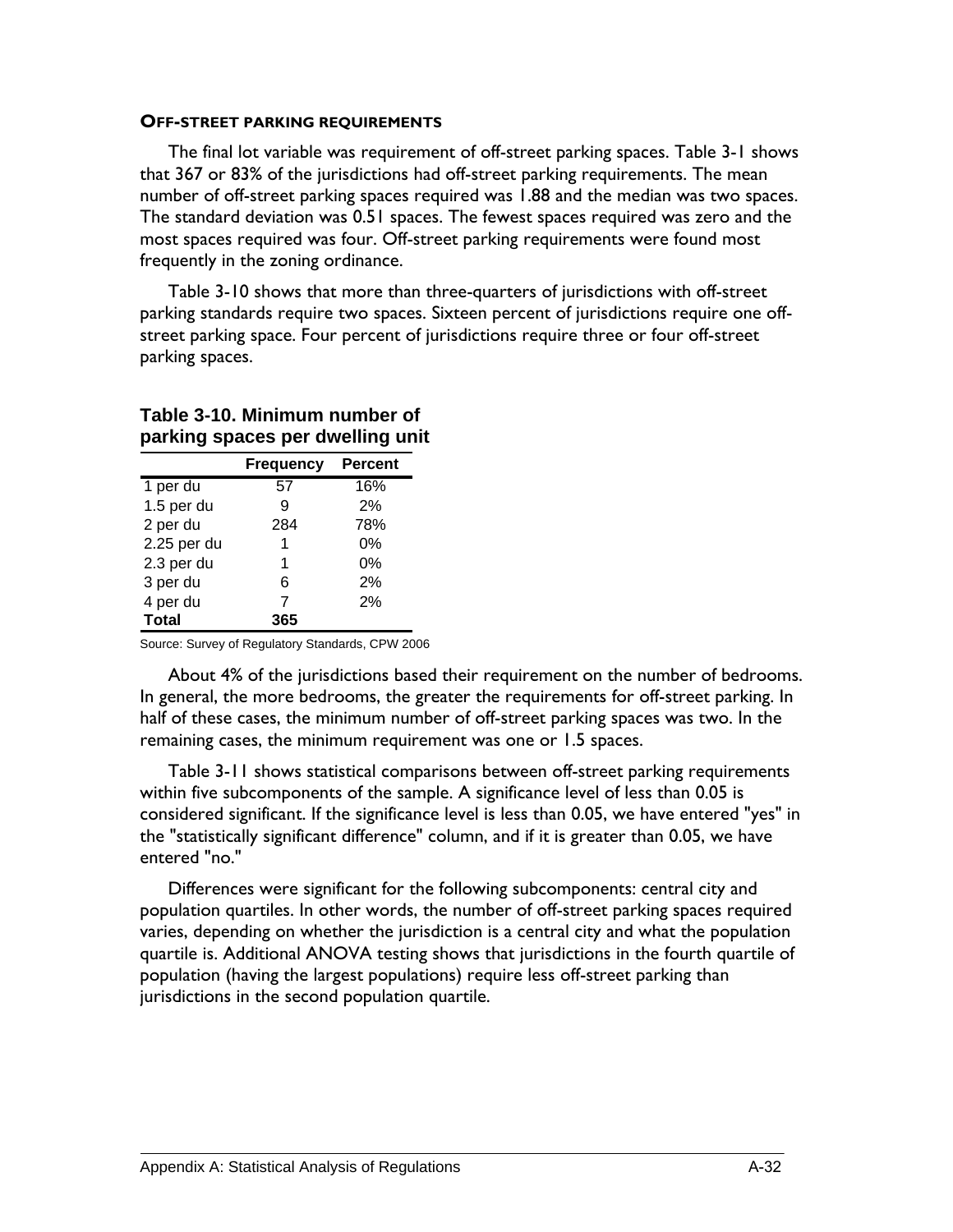### OFF-STREET PARKING REQUIREMENTS

The final lot variable was requirement of off-street parking spaces. Table 3-1 shows that 367 or 83% of the jurisdictions had off-street parking requirements. The mean number of off-street parking spaces required was 1.88 and the median was two spaces. The standard deviation was 0.51 spaces. The fewest spaces required was zero and the most spaces required was four. Off-street parking requirements were found most frequently in the zoning ordinance.

Table 3-10 shows that more than three-quarters of jurisdictions with off-street parking standards require two spaces. Sixteen percent of jurisdictions require one off-street parking space. Four percent of jurisdictions require three or four off-street parking spaces.

**Table 3-10. Minimum number of parking spaces per dwelling unit**

| | Frequency | Percent |
|---|---|---|
| 1 per du | 57 | 16% |
| 1.5 per du | 9 | 2% |
| 2 per du | 284 | 78% |
| 2.25 per du | 1 | 0% |
| 2.3 per du | 1 | 0% |
| 3 per du | 6 | 2% |
| 4 per du | 7 | 2% |
| **Total** | **365** | |

Source: Survey of Regulatory Standards, CPW 2006

About 4% of the jurisdictions based their requirement on the number of bedrooms. In general, the more bedrooms, the greater the requirements for off-street parking. In half of these cases, the minimum number of off-street parking spaces was two. In the remaining cases, the minimum requirement was one or 1.5 spaces.

Table 3-11 shows statistical comparisons between off-street parking requirements within five subcomponents of the sample. A significance level of less than 0.05 is considered significant. If the significance level is less than 0.05, we have entered "yes" in the "statistically significant difference" column, and if it is greater than 0.05, we have entered "no."

Differences were significant for the following subcomponents: central city and population quartiles. In other words, the number of off-street parking spaces required varies, depending on whether the jurisdiction is a central city and what the population quartile is. Additional ANOVA testing shows that jurisdictions in the fourth quartile of population (having the largest populations) require less off-street parking than jurisdictions in the second population quartile.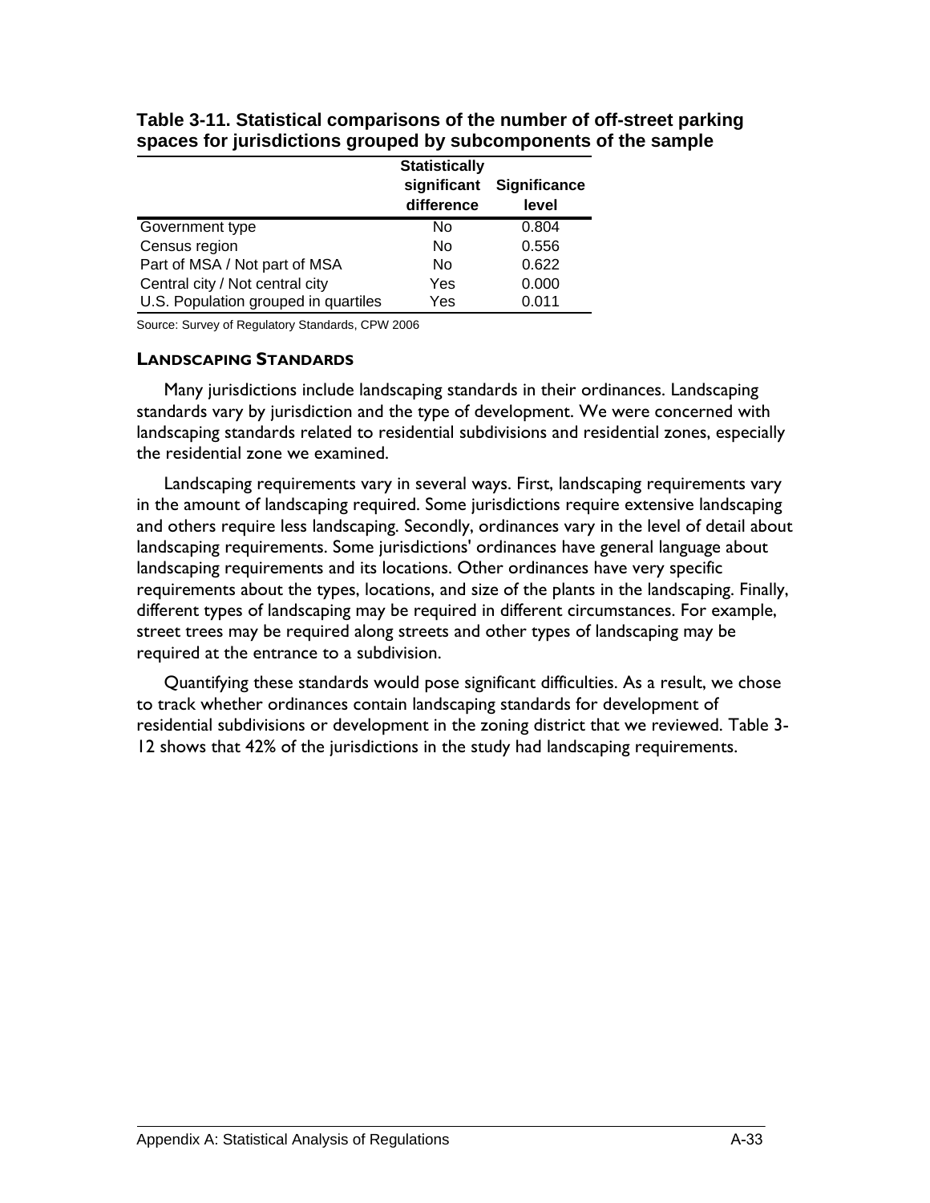**Table 3-11. Statistical comparisons of the number of off-street parking spaces for jurisdictions grouped by subcomponents of the sample**

| | Statistically significant difference | Significance level |
|---|---|---|
| Government type | No | 0.804 |
| Census region | No | 0.556 |
| Part of MSA / Not part of MSA | No | 0.622 |
| Central city / Not central city | Yes | 0.000 |
| U.S. Population grouped in quartiles | Yes | 0.011 |

Source: Survey of Regulatory Standards, CPW 2006

### LANDSCAPING STANDARDS

Many jurisdictions include landscaping standards in their ordinances. Landscaping standards vary by jurisdiction and the type of development. We were concerned with landscaping standards related to residential subdivisions and residential zones, especially the residential zone we examined.

Landscaping requirements vary in several ways. First, landscaping requirements vary in the amount of landscaping required. Some jurisdictions require extensive landscaping and others require less landscaping. Secondly, ordinances vary in the level of detail about landscaping requirements. Some jurisdictions' ordinances have general language about landscaping requirements and its locations. Other ordinances have very specific requirements about the types, locations, and size of the plants in the landscaping. Finally, different types of landscaping may be required in different circumstances. For example, street trees may be required along streets and other types of landscaping may be required at the entrance to a subdivision.

Quantifying these standards would pose significant difficulties. As a result, we chose to track whether ordinances contain landscaping standards for development of residential subdivisions or development in the zoning district that we reviewed. Table 3-12 shows that 42% of the jurisdictions in the study had landscaping requirements.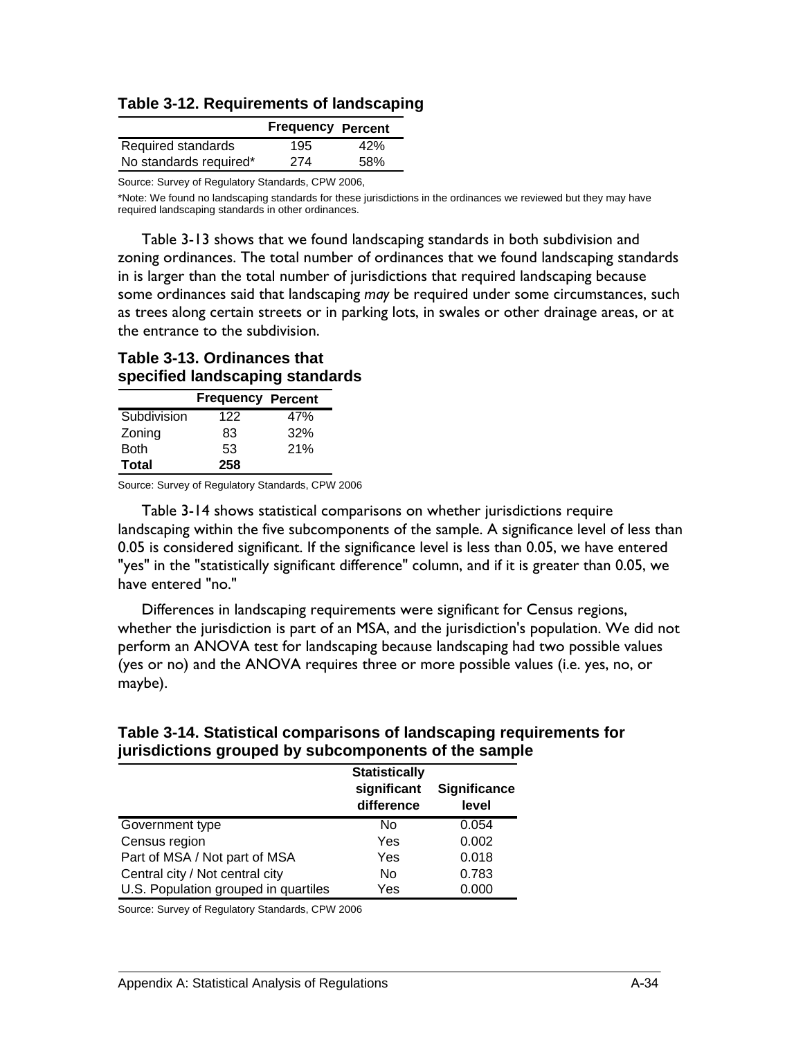**Table 3-12. Requirements of landscaping**

| | Frequency | Percent |
|---|---|---|
| Required standards | 195 | 42% |
| No standards required* | 274 | 58% |

Source: Survey of Regulatory Standards, CPW 2006,

*Note: We found no landscaping standards for these jurisdictions in the ordinances we reviewed but they may have required landscaping standards in other ordinances.

Table 3-13 shows that we found landscaping standards in both subdivision and zoning ordinances. The total number of ordinances that we found landscaping standards in is larger than the total number of jurisdictions that required landscaping because some ordinances said that landscaping *may* be required under some circumstances, such as trees along certain streets or in parking lots, in swales or other drainage areas, or at the entrance to the subdivision.

**Table 3-13. Ordinances that specified landscaping standards**

| | Frequency | Percent |
|---|---|---|
| Subdivision | 122 | 47% |
| Zoning | 83 | 32% |
| Both | 53 | 21% |
| **Total** | **258** | |

Source: Survey of Regulatory Standards, CPW 2006

Table 3-14 shows statistical comparisons on whether jurisdictions require landscaping within the five subcomponents of the sample. A significance level of less than 0.05 is considered significant. If the significance level is less than 0.05, we have entered "yes" in the "statistically significant difference" column, and if it is greater than 0.05, we have entered "no."

Differences in landscaping requirements were significant for Census regions, whether the jurisdiction is part of an MSA, and the jurisdiction's population. We did not perform an ANOVA test for landscaping because landscaping had two possible values (yes or no) and the ANOVA requires three or more possible values (i.e. yes, no, or maybe).

**Table 3-14. Statistical comparisons of landscaping requirements for jurisdictions grouped by subcomponents of the sample**

| | Statistically significant difference | Significance level |
|---|---|---|
| Government type | No | 0.054 |
| Census region | Yes | 0.002 |
| Part of MSA / Not part of MSA | Yes | 0.018 |
| Central city / Not central city | No | 0.783 |
| U.S. Population grouped in quartiles | Yes | 0.000 |

Source: Survey of Regulatory Standards, CPW 2006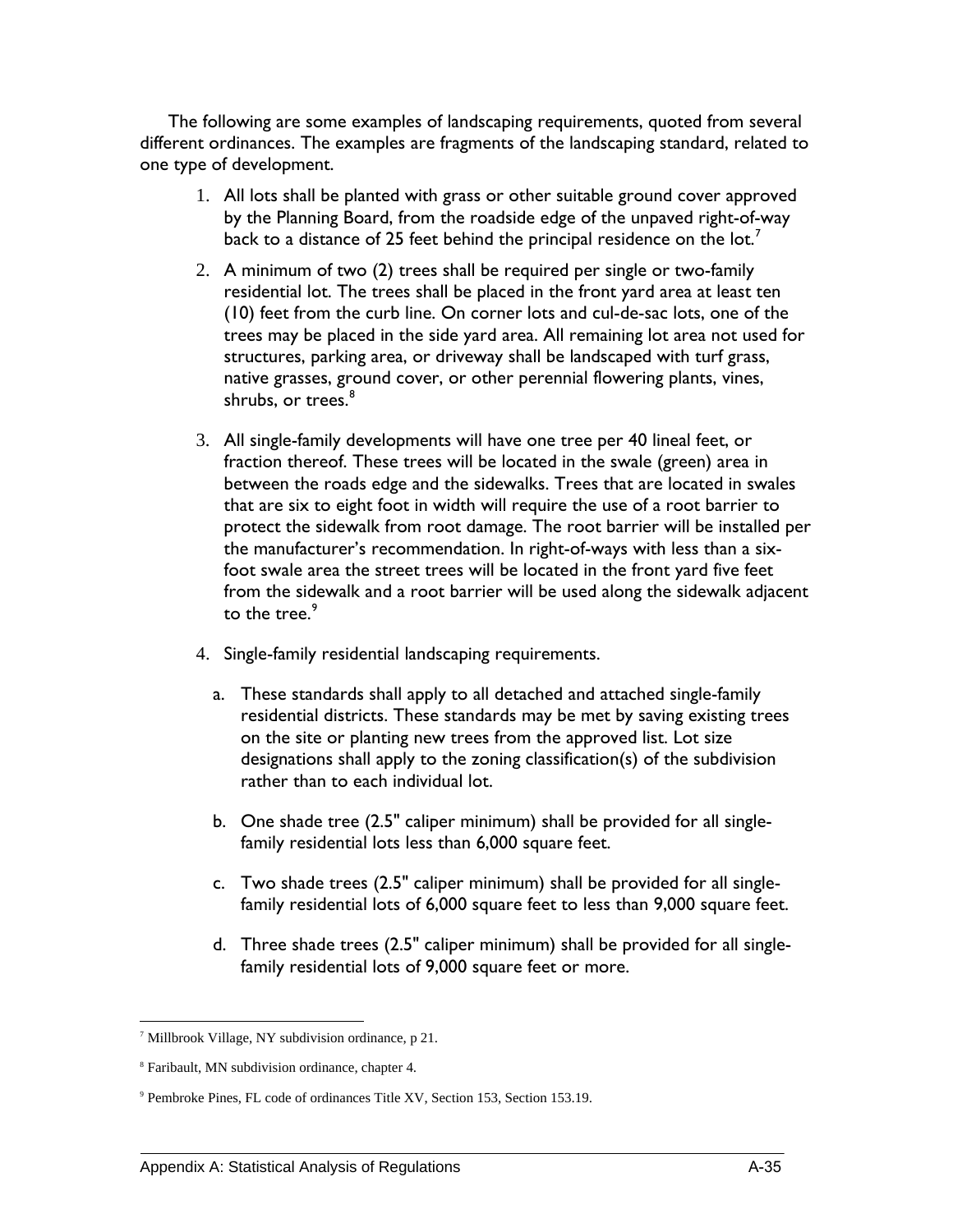The following are some examples of landscaping requirements, quoted from several different ordinances. The examples are fragments of the landscaping standard, related to one type of development.

1. All lots shall be planted with grass or other suitable ground cover approved by the Planning Board, from the roadside edge of the unpaved right-of-way back to a distance of 25 feet behind the principal residence on the lot.[7]

2. A minimum of two (2) trees shall be required per single or two-family residential lot. The trees shall be placed in the front yard area at least ten (10) feet from the curb line. On corner lots and cul-de-sac lots, one of the trees may be placed in the side yard area. All remaining lot area not used for structures, parking area, or driveway shall be landscaped with turf grass, native grasses, ground cover, or other perennial flowering plants, vines, shrubs, or trees.[8]

3. All single-family developments will have one tree per 40 lineal feet, or fraction thereof. These trees will be located in the swale (green) area in between the roads edge and the sidewalks. Trees that are located in swales that are six to eight foot in width will require the use of a root barrier to protect the sidewalk from root damage. The root barrier will be installed per the manufacturer's recommendation. In right-of-ways with less than a six-foot swale area the street trees will be located in the front yard five feet from the sidewalk and a root barrier will be used along the sidewalk adjacent to the tree.[9]

4. Single-family residential landscaping requirements.

   a. These standards shall apply to all detached and attached single-family residential districts. These standards may be met by saving existing trees on the site or planting new trees from the approved list. Lot size designations shall apply to the zoning classification(s) of the subdivision rather than to each individual lot.

   b. One shade tree (2.5" caliper minimum) shall be provided for all single-family residential lots less than 6,000 square feet.

   c. Two shade trees (2.5" caliper minimum) shall be provided for all single-family residential lots of 6,000 square feet to less than 9,000 square feet.

   d. Three shade trees (2.5" caliper minimum) shall be provided for all single-family residential lots of 9,000 square feet or more.

---

[7] Millbrook Village, NY subdivision ordinance, p 21.

[8] Faribault, MN subdivision ordinance, chapter 4.

[9] Pembroke Pines, FL code of ordinances Title XV, Section 153, Section 153.19.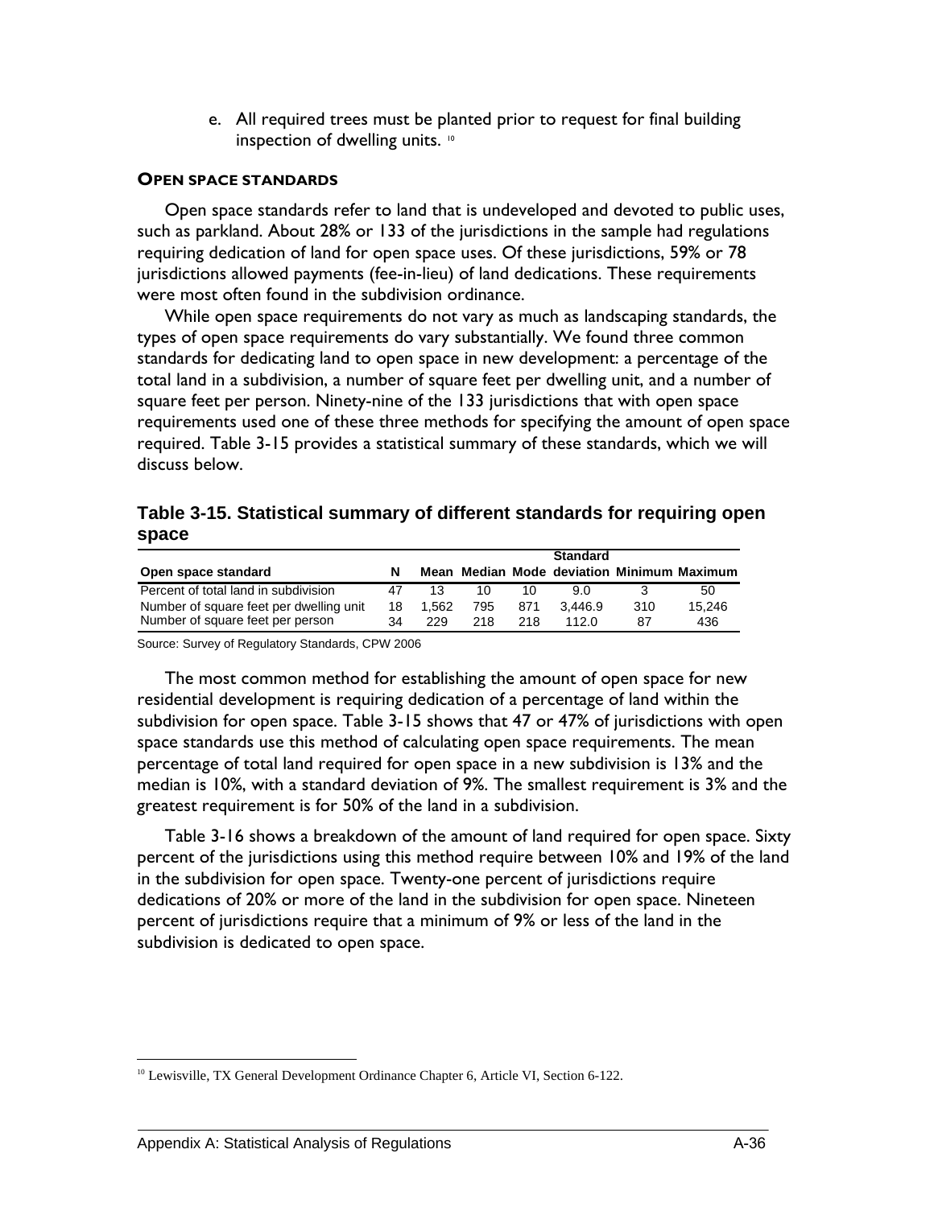e. All required trees must be planted prior to request for final building inspection of dwelling units. [10]

**OPEN SPACE STANDARDS**

Open space standards refer to land that is undeveloped and devoted to public uses, such as parkland. About 28% or 133 of the jurisdictions in the sample had regulations requiring dedication of land for open space uses. Of these jurisdictions, 59% or 78 jurisdictions allowed payments (fee-in-lieu) of land dedications. These requirements were most often found in the subdivision ordinance.

While open space requirements do not vary as much as landscaping standards, the types of open space requirements do vary substantially. We found three common standards for dedicating land to open space in new development: a percentage of the total land in a subdivision, a number of square feet per dwelling unit, and a number of square feet per person. Ninety-nine of the 133 jurisdictions that with open space requirements used one of these three methods for specifying the amount of open space required. Table 3-15 provides a statistical summary of these standards, which we will discuss below.

**Table 3-15. Statistical summary of different standards for requiring open space**

| Open space standard | N | Mean | Median | Mode | Standard deviation | Minimum | Maximum |
|---|---|---|---|---|---|---|---|
| Percent of total land in subdivision | 47 | 13 | 10 | 10 | 9.0 | 3 | 50 |
| Number of square feet per dwelling unit | 18 | 1,562 | 795 | 871 | 3,446.9 | 310 | 15,246 |
| Number of square feet per person | 34 | 229 | 218 | 218 | 112.0 | 87 | 436 |

Source: Survey of Regulatory Standards, CPW 2006

The most common method for establishing the amount of open space for new residential development is requiring dedication of a percentage of land within the subdivision for open space. Table 3-15 shows that 47 or 47% of jurisdictions with open space standards use this method of calculating open space requirements. The mean percentage of total land required for open space in a new subdivision is 13% and the median is 10%, with a standard deviation of 9%. The smallest requirement is 3% and the greatest requirement is for 50% of the land in a subdivision.

Table 3-16 shows a breakdown of the amount of land required for open space. Sixty percent of the jurisdictions using this method require between 10% and 19% of the land in the subdivision for open space. Twenty-one percent of jurisdictions require dedications of 20% or more of the land in the subdivision for open space. Nineteen percent of jurisdictions require that a minimum of 9% or less of the land in the subdivision is dedicated to open space.

[10] Lewisville, TX General Development Ordinance Chapter 6, Article VI, Section 6-122.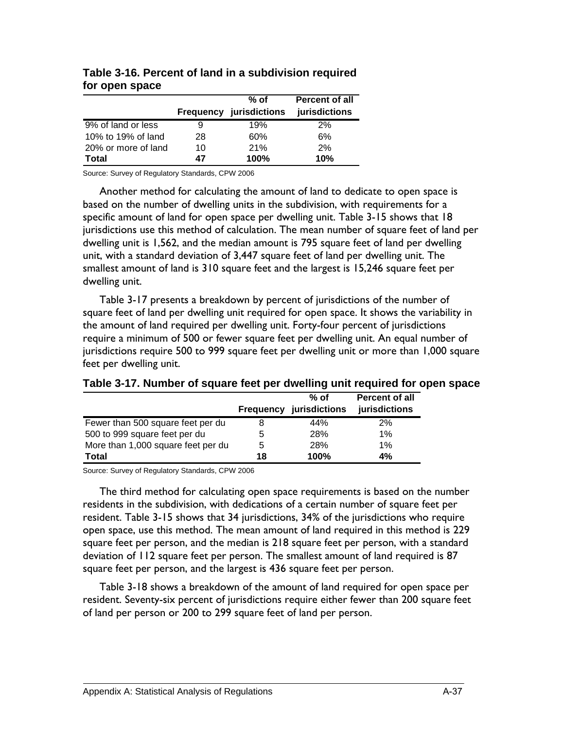**Table 3-16. Percent of land in a subdivision required for open space**

| | Frequency | % of jurisdictions | Percent of all jurisdictions |
|---|---|---|---|
| 9% of land or less | 9 | 19% | 2% |
| 10% to 19% of land | 28 | 60% | 6% |
| 20% or more of land | 10 | 21% | 2% |
| **Total** | **47** | **100%** | **10%** |

Source: Survey of Regulatory Standards, CPW 2006

Another method for calculating the amount of land to dedicate to open space is based on the number of dwelling units in the subdivision, with requirements for a specific amount of land for open space per dwelling unit. Table 3-15 shows that 18 jurisdictions use this method of calculation. The mean number of square feet of land per dwelling unit is 1,562, and the median amount is 795 square feet of land per dwelling unit, with a standard deviation of 3,447 square feet of land per dwelling unit. The smallest amount of land is 310 square feet and the largest is 15,246 square feet per dwelling unit.

Table 3-17 presents a breakdown by percent of jurisdictions of the number of square feet of land per dwelling unit required for open space. It shows the variability in the amount of land required per dwelling unit. Forty-four percent of jurisdictions require a minimum of 500 or fewer square feet per dwelling unit. An equal number of jurisdictions require 500 to 999 square feet per dwelling unit or more than 1,000 square feet per dwelling unit.

**Table 3-17. Number of square feet per dwelling unit required for open space**

| | Frequency | % of jurisdictions | Percent of all jurisdictions |
|---|---|---|---|
| Fewer than 500 square feet per du | 8 | 44% | 2% |
| 500 to 999 square feet per du | 5 | 28% | 1% |
| More than 1,000 square feet per du | 5 | 28% | 1% |
| **Total** | **18** | **100%** | **4%** |

Source: Survey of Regulatory Standards, CPW 2006

The third method for calculating open space requirements is based on the number residents in the subdivision, with dedications of a certain number of square feet per resident. Table 3-15 shows that 34 jurisdictions, 34% of the jurisdictions who require open space, use this method. The mean amount of land required in this method is 229 square feet per person, and the median is 218 square feet per person, with a standard deviation of 112 square feet per person. The smallest amount of land required is 87 square feet per person, and the largest is 436 square feet per person.

Table 3-18 shows a breakdown of the amount of land required for open space per resident. Seventy-six percent of jurisdictions require either fewer than 200 square feet of land per person or 200 to 299 square feet of land per person.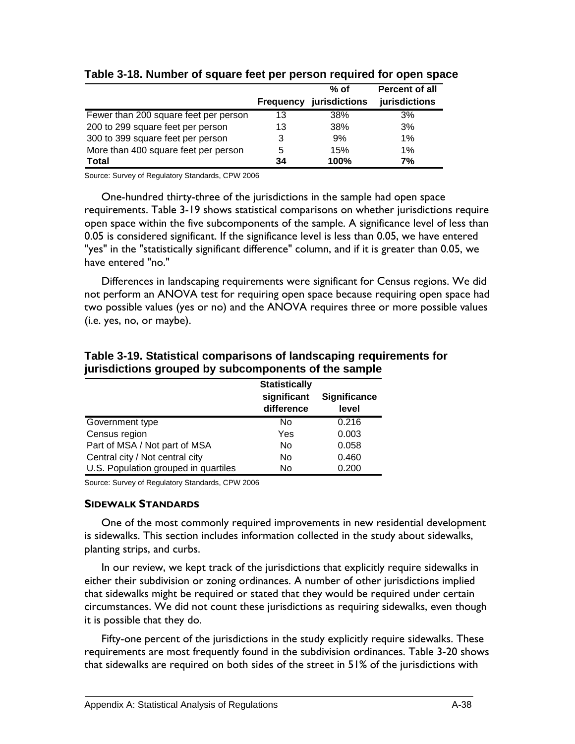**Table 3-18. Number of square feet per person required for open space**

| | Frequency | % of jurisdictions | Percent of all jurisdictions |
|---|---|---|---|
| Fewer than 200 square feet per person | 13 | 38% | 3% |
| 200 to 299 square feet per person | 13 | 38% | 3% |
| 300 to 399 square feet per person | 3 | 9% | 1% |
| More than 400 square feet per person | 5 | 15% | 1% |
| **Total** | **34** | **100%** | **7%** |

Source: Survey of Regulatory Standards, CPW 2006

One-hundred thirty-three of the jurisdictions in the sample had open space requirements. Table 3-19 shows statistical comparisons on whether jurisdictions require open space within the five subcomponents of the sample. A significance level of less than 0.05 is considered significant. If the significance level is less than 0.05, we have entered "yes" in the "statistically significant difference" column, and if it is greater than 0.05, we have entered "no."

Differences in landscaping requirements were significant for Census regions. We did not perform an ANOVA test for requiring open space because requiring open space had two possible values (yes or no) and the ANOVA requires three or more possible values (i.e. yes, no, or maybe).

**Table 3-19. Statistical comparisons of landscaping requirements for jurisdictions grouped by subcomponents of the sample**

| | Statistically significant difference | Significance level |
|---|---|---|
| Government type | No | 0.216 |
| Census region | Yes | 0.003 |
| Part of MSA / Not part of MSA | No | 0.058 |
| Central city / Not central city | No | 0.460 |
| U.S. Population grouped in quartiles | No | 0.200 |

Source: Survey of Regulatory Standards, CPW 2006

### SIDEWALK STANDARDS

One of the most commonly required improvements in new residential development is sidewalks. This section includes information collected in the study about sidewalks, planting strips, and curbs.

In our review, we kept track of the jurisdictions that explicitly require sidewalks in either their subdivision or zoning ordinances. A number of other jurisdictions implied that sidewalks might be required or stated that they would be required under certain circumstances. We did not count these jurisdictions as requiring sidewalks, even though it is possible that they do.

Fifty-one percent of the jurisdictions in the study explicitly require sidewalks. These requirements are most frequently found in the subdivision ordinances. Table 3-20 shows that sidewalks are required on both sides of the street in 51% of the jurisdictions with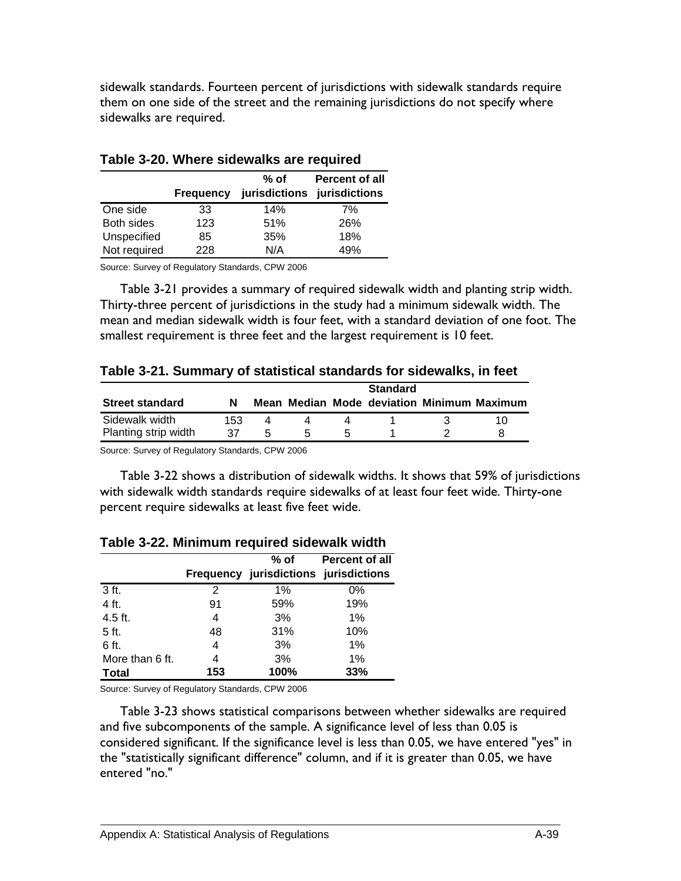sidewalk standards. Fourteen percent of jurisdictions with sidewalk standards require them on one side of the street and the remaining jurisdictions do not specify where sidewalks are required.

**Table 3-20. Where sidewalks are required**

| | Frequency | % of jurisdictions | Percent of all jurisdictions |
|---|---|---|---|
| One side | 33 | 14% | 7% |
| Both sides | 123 | 51% | 26% |
| Unspecified | 85 | 35% | 18% |
| Not required | 228 | N/A | 49% |

Source: Survey of Regulatory Standards, CPW 2006

Table 3-21 provides a summary of required sidewalk width and planting strip width. Thirty-three percent of jurisdictions in the study had a minimum sidewalk width. The mean and median sidewalk width is four feet, with a standard deviation of one foot. The smallest requirement is three feet and the largest requirement is 10 feet.

**Table 3-21. Summary of statistical standards for sidewalks, in feet**

| Street standard | N | Mean | Median | Mode | Standard deviation | Minimum | Maximum |
|---|---|---|---|---|---|---|---|
| Sidewalk width | 153 | 4 | 4 | 4 | 1 | 3 | 10 |
| Planting strip width | 37 | 5 | 5 | 5 | 1 | 2 | 8 |

Source: Survey of Regulatory Standards, CPW 2006

Table 3-22 shows a distribution of sidewalk widths. It shows that 59% of jurisdictions with sidewalk width standards require sidewalks of at least four feet wide. Thirty-one percent require sidewalks at least five feet wide.

**Table 3-22. Minimum required sidewalk width**

| | Frequency | % of jurisdictions | Percent of all jurisdictions |
|---|---|---|---|
| 3 ft. | 2 | 1% | 0% |
| 4 ft. | 91 | 59% | 19% |
| 4.5 ft. | 4 | 3% | 1% |
| 5 ft. | 48 | 31% | 10% |
| 6 ft. | 4 | 3% | 1% |
| More than 6 ft. | 4 | 3% | 1% |
| **Total** | **153** | **100%** | **33%** |

Source: Survey of Regulatory Standards, CPW 2006

Table 3-23 shows statistical comparisons between whether sidewalks are required and five subcomponents of the sample. A significance level of less than 0.05 is considered significant. If the significance level is less than 0.05, we have entered "yes" in the "statistically significant difference" column, and if it is greater than 0.05, we have entered "no."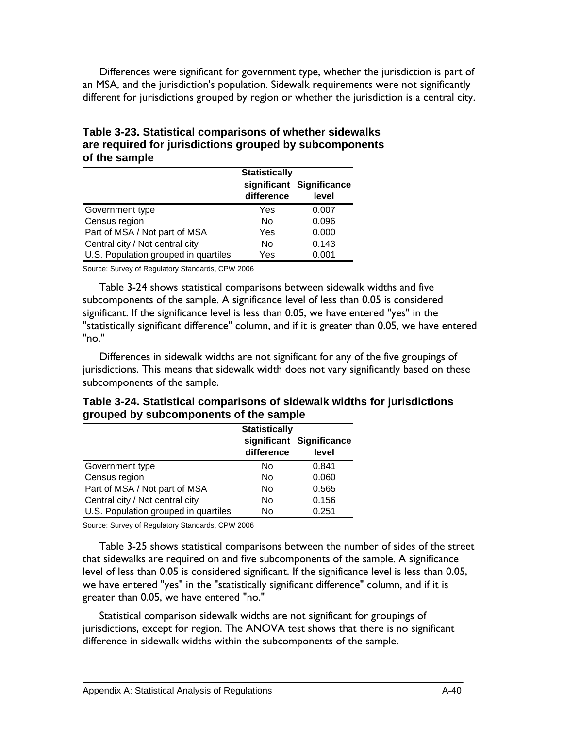Differences were significant for government type, whether the jurisdiction is part of an MSA, and the jurisdiction's population. Sidewalk requirements were not significantly different for jurisdictions grouped by region or whether the jurisdiction is a central city.

**Table 3-23. Statistical comparisons of whether sidewalks are required for jurisdictions grouped by subcomponents of the sample**

| | Statistically significant difference | Significance level |
|---|---|---|
| Government type | Yes | 0.007 |
| Census region | No | 0.096 |
| Part of MSA / Not part of MSA | Yes | 0.000 |
| Central city / Not central city | No | 0.143 |
| U.S. Population grouped in quartiles | Yes | 0.001 |

Source: Survey of Regulatory Standards, CPW 2006

Table 3-24 shows statistical comparisons between sidewalk widths and five subcomponents of the sample. A significance level of less than 0.05 is considered significant. If the significance level is less than 0.05, we have entered "yes" in the "statistically significant difference" column, and if it is greater than 0.05, we have entered "no."

Differences in sidewalk widths are not significant for any of the five groupings of jurisdictions. This means that sidewalk width does not vary significantly based on these subcomponents of the sample.

**Table 3-24. Statistical comparisons of sidewalk widths for jurisdictions grouped by subcomponents of the sample**

| | Statistically significant difference | Significance level |
|---|---|---|
| Government type | No | 0.841 |
| Census region | No | 0.060 |
| Part of MSA / Not part of MSA | No | 0.565 |
| Central city / Not central city | No | 0.156 |
| U.S. Population grouped in quartiles | No | 0.251 |

Source: Survey of Regulatory Standards, CPW 2006

Table 3-25 shows statistical comparisons between the number of sides of the street that sidewalks are required on and five subcomponents of the sample. A significance level of less than 0.05 is considered significant. If the significance level is less than 0.05, we have entered "yes" in the "statistically significant difference" column, and if it is greater than 0.05, we have entered "no."

Statistical comparison sidewalk widths are not significant for groupings of jurisdictions, except for region. The ANOVA test shows that there is no significant difference in sidewalk widths within the subcomponents of the sample.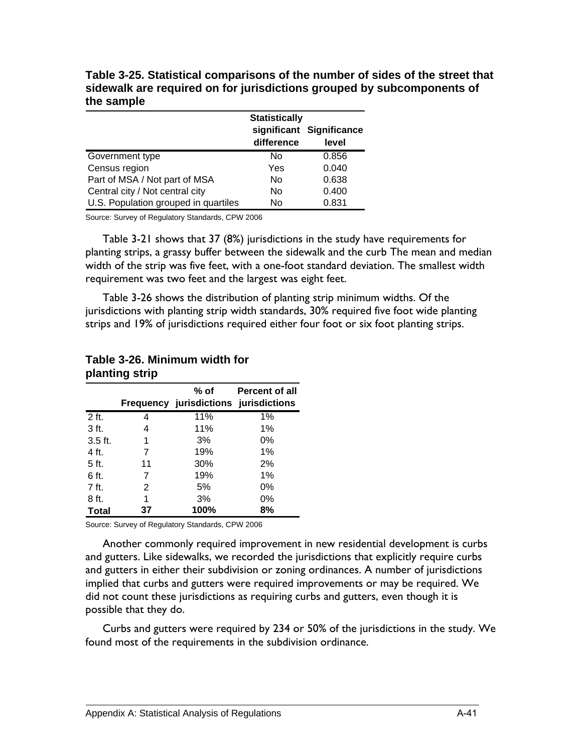**Table 3-25. Statistical comparisons of the number of sides of the street that sidewalk are required on for jurisdictions grouped by subcomponents of the sample**

| | Statistically significant difference | Significance level |
|---|---|---|
| Government type | No | 0.856 |
| Census region | Yes | 0.040 |
| Part of MSA / Not part of MSA | No | 0.638 |
| Central city / Not central city | No | 0.400 |
| U.S. Population grouped in quartiles | No | 0.831 |

Source: Survey of Regulatory Standards, CPW 2006

Table 3-21 shows that 37 (8%) jurisdictions in the study have requirements for planting strips, a grassy buffer between the sidewalk and the curb The mean and median width of the strip was five feet, with a one-foot standard deviation. The smallest width requirement was two feet and the largest was eight feet.

Table 3-26 shows the distribution of planting strip minimum widths. Of the jurisdictions with planting strip width standards, 30% required five foot wide planting strips and 19% of jurisdictions required either four foot or six foot planting strips.

**Table 3-26. Minimum width for planting strip**

| | Frequency | % of jurisdictions | Percent of all jurisdictions |
|---|---|---|---|
| 2 ft. | 4 | 11% | 1% |
| 3 ft. | 4 | 11% | 1% |
| 3.5 ft. | 1 | 3% | 0% |
| 4 ft. | 7 | 19% | 1% |
| 5 ft. | 11 | 30% | 2% |
| 6 ft. | 7 | 19% | 1% |
| 7 ft. | 2 | 5% | 0% |
| 8 ft. | 1 | 3% | 0% |
| **Total** | **37** | **100%** | **8%** |

Source: Survey of Regulatory Standards, CPW 2006

Another commonly required improvement in new residential development is curbs and gutters. Like sidewalks, we recorded the jurisdictions that explicitly require curbs and gutters in either their subdivision or zoning ordinances. A number of jurisdictions implied that curbs and gutters were required improvements or may be required. We did not count these jurisdictions as requiring curbs and gutters, even though it is possible that they do.

Curbs and gutters were required by 234 or 50% of the jurisdictions in the study. We found most of the requirements in the subdivision ordinance.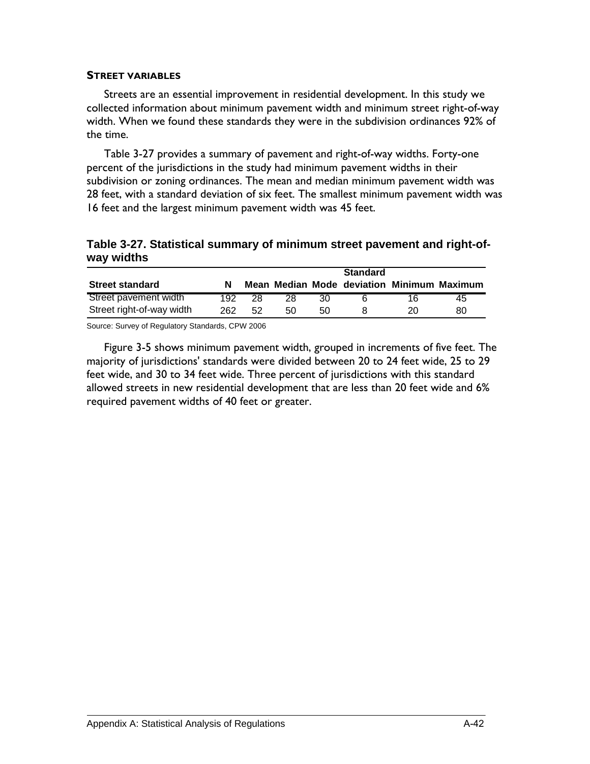### STREET VARIABLES

Streets are an essential improvement in residential development. In this study we collected information about minimum pavement width and minimum street right-of-way width. When we found these standards they were in the subdivision ordinances 92% of the time.

Table 3-27 provides a summary of pavement and right-of-way widths. Forty-one percent of the jurisdictions in the study had minimum pavement widths in their subdivision or zoning ordinances. The mean and median minimum pavement width was 28 feet, with a standard deviation of six feet. The smallest minimum pavement width was 16 feet and the largest minimum pavement width was 45 feet.

**Table 3-27. Statistical summary of minimum street pavement and right-of-way widths**

| Street standard | N | Mean | Median | Mode | Standard deviation | Minimum | Maximum |
|---|---|---|---|---|---|---|---|
| Street pavement width | 192 | 28 | 28 | 30 | 6 | 16 | 45 |
| Street right-of-way width | 262 | 52 | 50 | 50 | 8 | 20 | 80 |

Source: Survey of Regulatory Standards, CPW 2006

Figure 3-5 shows minimum pavement width, grouped in increments of five feet. The majority of jurisdictions' standards were divided between 20 to 24 feet wide, 25 to 29 feet wide, and 30 to 34 feet wide. Three percent of jurisdictions with this standard allowed streets in new residential development that are less than 20 feet wide and 6% required pavement widths of 40 feet or greater.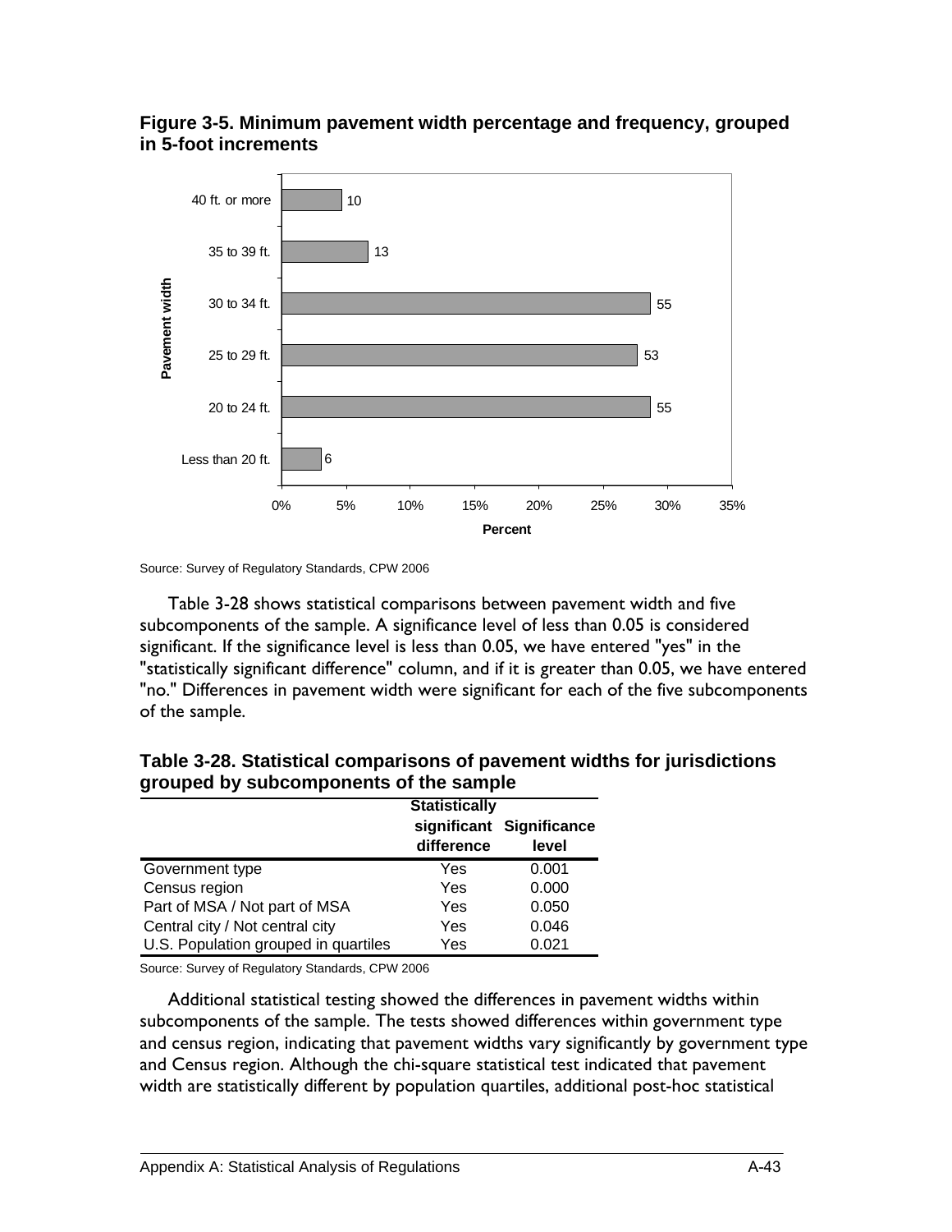**Figure 3-5. Minimum pavement width percentage and frequency, grouped in 5-foot increments**

| Pavement width | Frequency |
|---|---|
| 40 ft. or more | 10 |
| 35 to 39 ft. | 13 |
| 30 to 34 ft. | 55 |
| 25 to 29 ft. | 53 |
| 20 to 24 ft. | 55 |
| Less than 20 ft. | 6 |

Source: Survey of Regulatory Standards, CPW 2006

Table 3-28 shows statistical comparisons between pavement width and five subcomponents of the sample. A significance level of less than 0.05 is considered significant. If the significance level is less than 0.05, we have entered "yes" in the "statistically significant difference" column, and if it is greater than 0.05, we have entered "no." Differences in pavement width were significant for each of the five subcomponents of the sample.

**Table 3-28. Statistical comparisons of pavement widths for jurisdictions grouped by subcomponents of the sample**

| | Statistically significant difference | Significance level |
|---|---|---|
| Government type | Yes | 0.001 |
| Census region | Yes | 0.000 |
| Part of MSA / Not part of MSA | Yes | 0.050 |
| Central city / Not central city | Yes | 0.046 |
| U.S. Population grouped in quartiles | Yes | 0.021 |

Source: Survey of Regulatory Standards, CPW 2006

Additional statistical testing showed the differences in pavement widths within subcomponents of the sample. The tests showed differences within government type and census region, indicating that pavement widths vary significantly by government type and Census region. Although the chi-square statistical test indicated that pavement width are statistically different by population quartiles, additional post-hoc statistical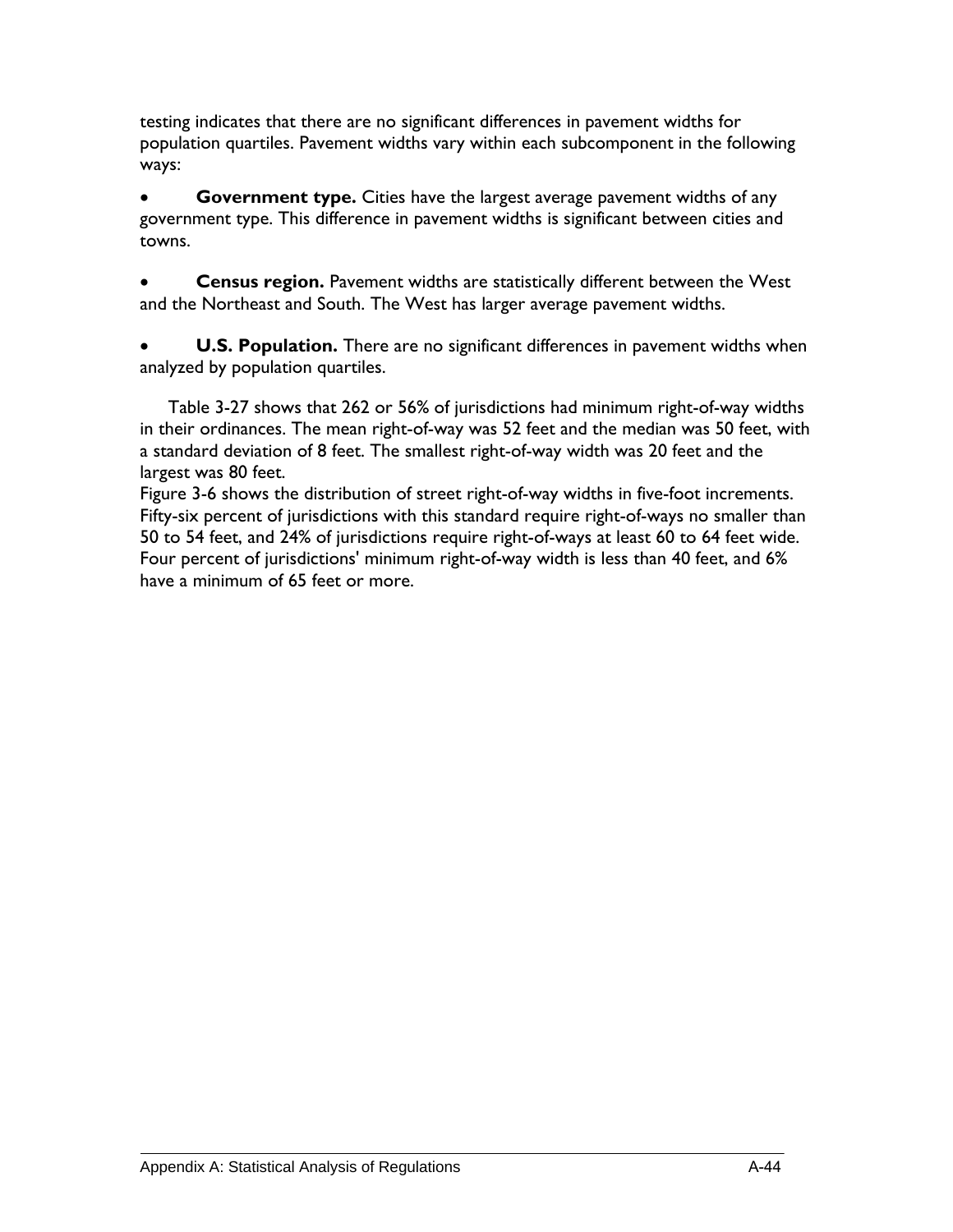testing indicates that there are no significant differences in pavement widths for population quartiles. Pavement widths vary within each subcomponent in the following ways:

- **Government type.** Cities have the largest average pavement widths of any government type. This difference in pavement widths is significant between cities and towns.

- **Census region.** Pavement widths are statistically different between the West and the Northeast and South. The West has larger average pavement widths.

- **U.S. Population.** There are no significant differences in pavement widths when analyzed by population quartiles.

Table 3-27 shows that 262 or 56% of jurisdictions had minimum right-of-way widths in their ordinances. The mean right-of-way was 52 feet and the median was 50 feet, with a standard deviation of 8 feet. The smallest right-of-way width was 20 feet and the largest was 80 feet.

Figure 3-6 shows the distribution of street right-of-way widths in five-foot increments. Fifty-six percent of jurisdictions with this standard require right-of-ways no smaller than 50 to 54 feet, and 24% of jurisdictions require right-of-ways at least 60 to 64 feet wide. Four percent of jurisdictions' minimum right-of-way width is less than 40 feet, and 6% have a minimum of 65 feet or more.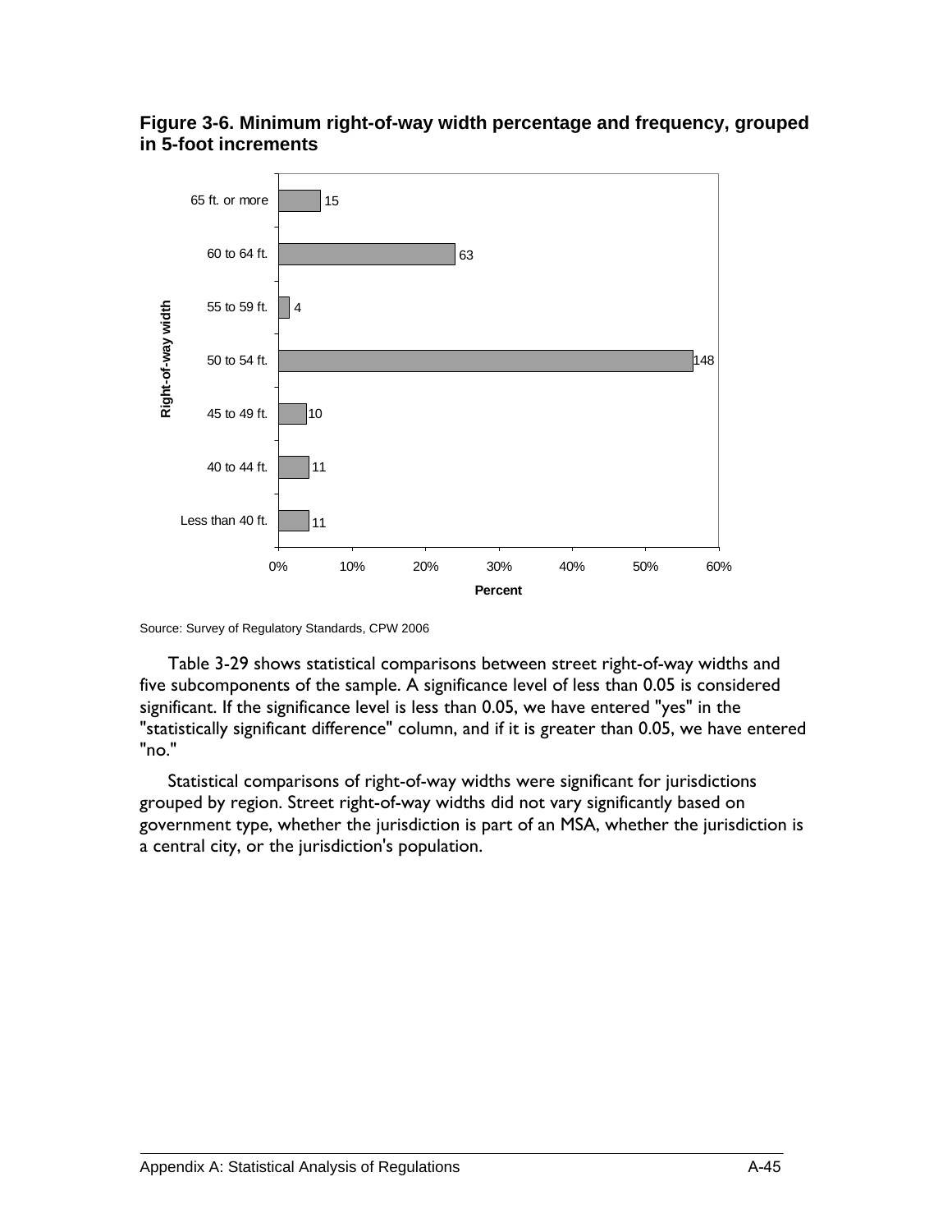**Figure 3-6. Minimum right-of-way width percentage and frequency, grouped in 5-foot increments**

| Right-of-way width | Frequency |
|---|---|
| 65 ft. or more | 15 |
| 60 to 64 ft. | 63 |
| 55 to 59 ft. | 4 |
| 50 to 54 ft. | 148 |
| 45 to 49 ft. | 10 |
| 40 to 44 ft. | 11 |
| Less than 40 ft. | 11 |

Source: Survey of Regulatory Standards, CPW 2006

Table 3-29 shows statistical comparisons between street right-of-way widths and five subcomponents of the sample. A significance level of less than 0.05 is considered significant. If the significance level is less than 0.05, we have entered "yes" in the "statistically significant difference" column, and if it is greater than 0.05, we have entered "no."

Statistical comparisons of right-of-way widths were significant for jurisdictions grouped by region. Street right-of-way widths did not vary significantly based on government type, whether the jurisdiction is part of an MSA, whether the jurisdiction is a central city, or the jurisdiction's population.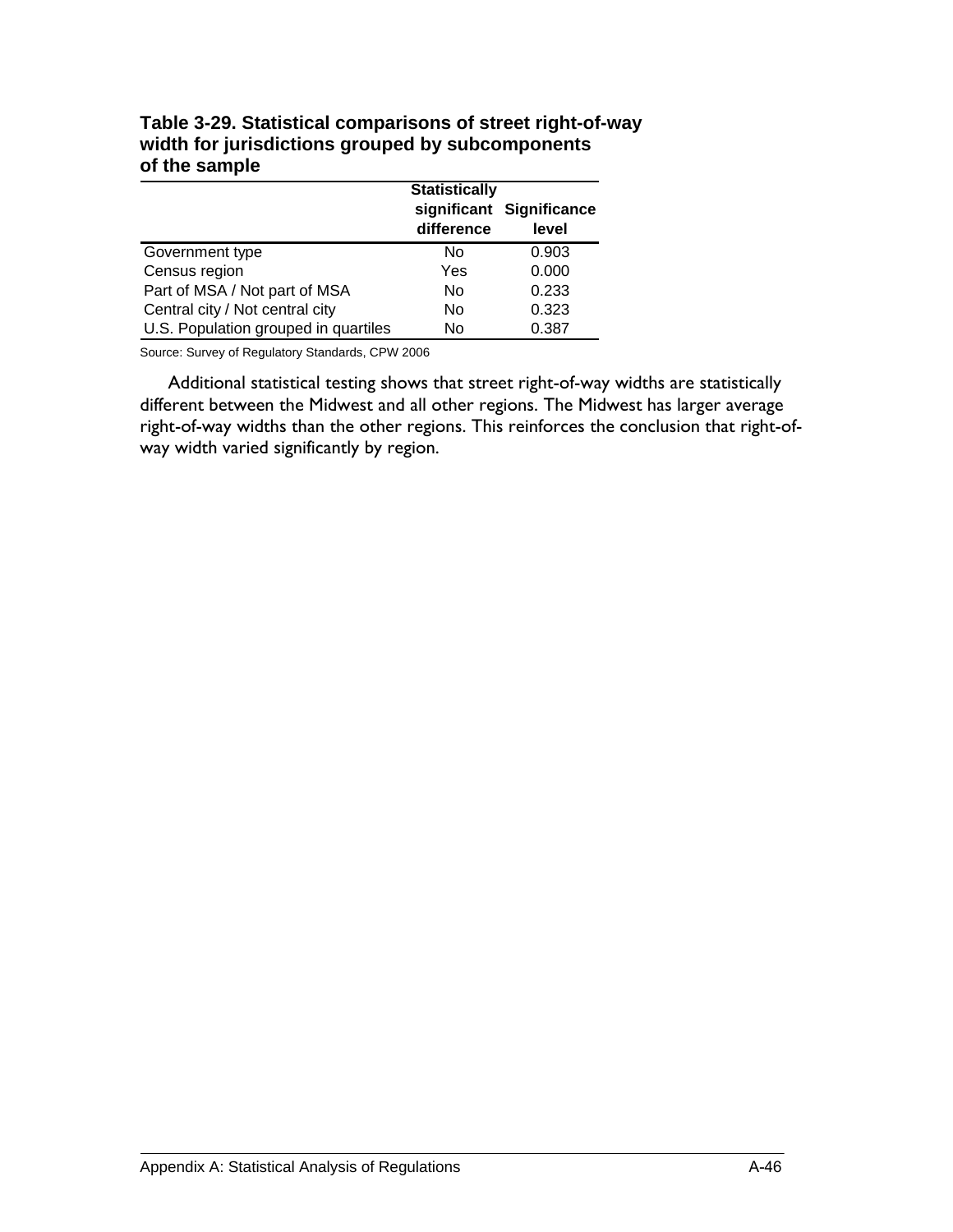**Table 3-29. Statistical comparisons of street right-of-way width for jurisdictions grouped by subcomponents of the sample**

| | Statistically significant difference | Significance level |
|---|---|---|
| Government type | No | 0.903 |
| Census region | Yes | 0.000 |
| Part of MSA / Not part of MSA | No | 0.233 |
| Central city / Not central city | No | 0.323 |
| U.S. Population grouped in quartiles | No | 0.387 |

Source: Survey of Regulatory Standards, CPW 2006

Additional statistical testing shows that street right-of-way widths are statistically different between the Midwest and all other regions. The Midwest has larger average right-of-way widths than the other regions. This reinforces the conclusion that right-of-way width varied significantly by region.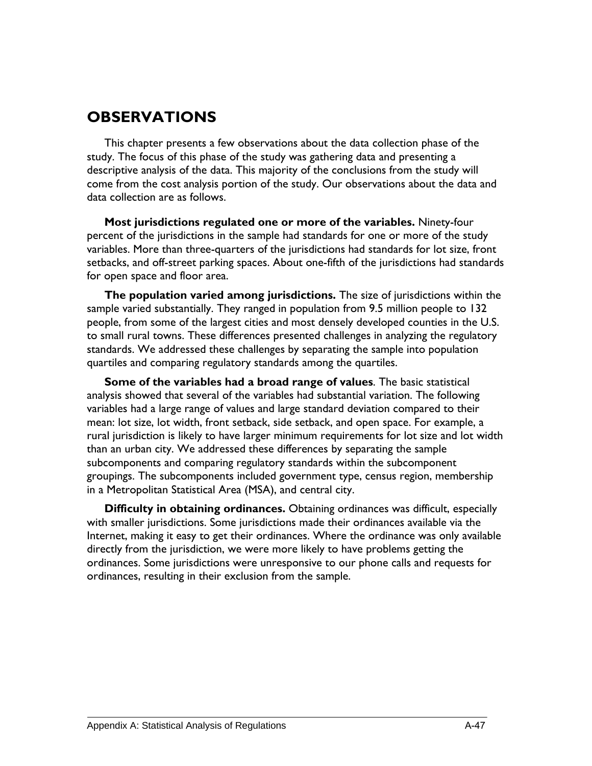## OBSERVATIONS

This chapter presents a few observations about the data collection phase of the study. The focus of this phase of the study was gathering data and presenting a descriptive analysis of the data. This majority of the conclusions from the study will come from the cost analysis portion of the study. Our observations about the data and data collection are as follows.

**Most jurisdictions regulated one or more of the variables.** Ninety-four percent of the jurisdictions in the sample had standards for one or more of the study variables. More than three-quarters of the jurisdictions had standards for lot size, front setbacks, and off-street parking spaces. About one-fifth of the jurisdictions had standards for open space and floor area.

**The population varied among jurisdictions.** The size of jurisdictions within the sample varied substantially. They ranged in population from 9.5 million people to 132 people, from some of the largest cities and most densely developed counties in the U.S. to small rural towns. These differences presented challenges in analyzing the regulatory standards. We addressed these challenges by separating the sample into population quartiles and comparing regulatory standards among the quartiles.

**Some of the variables had a broad range of values**. The basic statistical analysis showed that several of the variables had substantial variation. The following variables had a large range of values and large standard deviation compared to their mean: lot size, lot width, front setback, side setback, and open space. For example, a rural jurisdiction is likely to have larger minimum requirements for lot size and lot width than an urban city. We addressed these differences by separating the sample subcomponents and comparing regulatory standards within the subcomponent groupings. The subcomponents included government type, census region, membership in a Metropolitan Statistical Area (MSA), and central city.

**Difficulty in obtaining ordinances.** Obtaining ordinances was difficult, especially with smaller jurisdictions. Some jurisdictions made their ordinances available via the Internet, making it easy to get their ordinances. Where the ordinance was only available directly from the jurisdiction, we were more likely to have problems getting the ordinances. Some jurisdictions were unresponsive to our phone calls and requests for ordinances, resulting in their exclusion from the sample.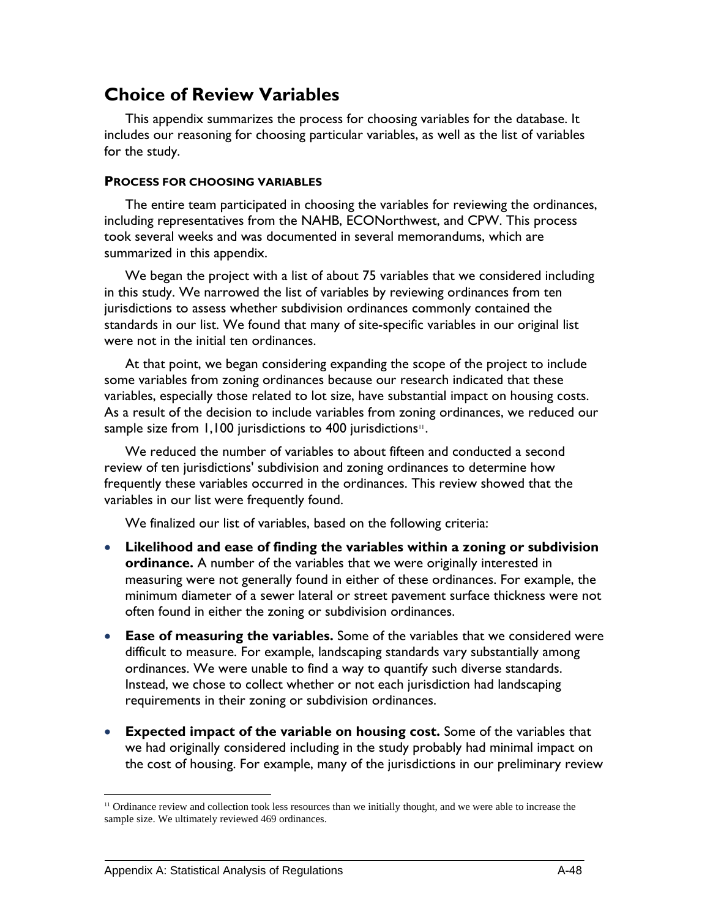## Choice of Review Variables

This appendix summarizes the process for choosing variables for the database. It includes our reasoning for choosing particular variables, as well as the list of variables for the study.

#### PROCESS FOR CHOOSING VARIABLES

The entire team participated in choosing the variables for reviewing the ordinances, including representatives from the NAHB, ECONorthwest, and CPW. This process took several weeks and was documented in several memorandums, which are summarized in this appendix.

We began the project with a list of about 75 variables that we considered including in this study. We narrowed the list of variables by reviewing ordinances from ten jurisdictions to assess whether subdivision ordinances commonly contained the standards in our list. We found that many of site-specific variables in our original list were not in the initial ten ordinances.

At that point, we began considering expanding the scope of the project to include some variables from zoning ordinances because our research indicated that these variables, especially those related to lot size, have substantial impact on housing costs. As a result of the decision to include variables from zoning ordinances, we reduced our sample size from 1,100 jurisdictions to 400 jurisdictions[11].

We reduced the number of variables to about fifteen and conducted a second review of ten jurisdictions' subdivision and zoning ordinances to determine how frequently these variables occurred in the ordinances. This review showed that the variables in our list were frequently found.

We finalized our list of variables, based on the following criteria:

- **Likelihood and ease of finding the variables within a zoning or subdivision ordinance.** A number of the variables that we were originally interested in measuring were not generally found in either of these ordinances. For example, the minimum diameter of a sewer lateral or street pavement surface thickness were not often found in either the zoning or subdivision ordinances.
- **Ease of measuring the variables.** Some of the variables that we considered were difficult to measure. For example, landscaping standards vary substantially among ordinances. We were unable to find a way to quantify such diverse standards. Instead, we chose to collect whether or not each jurisdiction had landscaping requirements in their zoning or subdivision ordinances.
- **Expected impact of the variable on housing cost.** Some of the variables that we had originally considered including in the study probably had minimal impact on the cost of housing. For example, many of the jurisdictions in our preliminary review

[11] Ordinance review and collection took less resources than we initially thought, and we were able to increase the sample size. We ultimately reviewed 469 ordinances.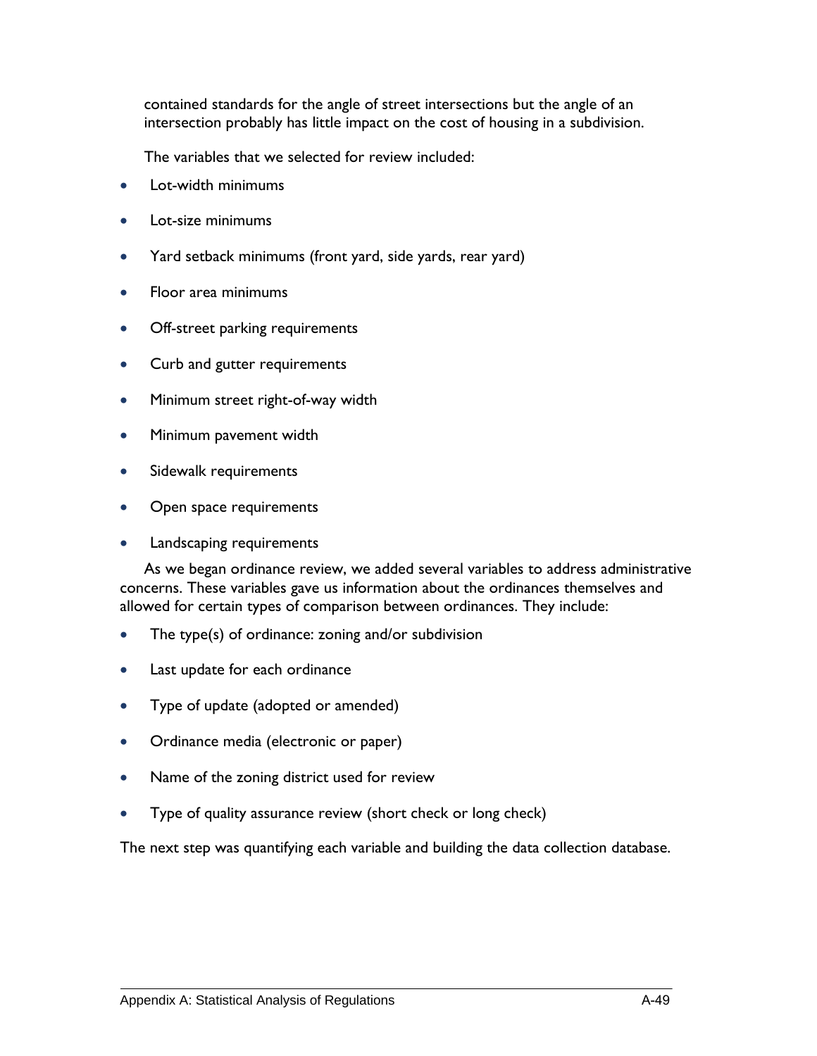contained standards for the angle of street intersections but the angle of an intersection probably has little impact on the cost of housing in a subdivision.

The variables that we selected for review included:

- Lot-width minimums
- Lot-size minimums
- Yard setback minimums (front yard, side yards, rear yard)
- Floor area minimums
- Off-street parking requirements
- Curb and gutter requirements
- Minimum street right-of-way width
- Minimum pavement width
- Sidewalk requirements
- Open space requirements
- Landscaping requirements

As we began ordinance review, we added several variables to address administrative concerns. These variables gave us information about the ordinances themselves and allowed for certain types of comparison between ordinances. They include:

- The type(s) of ordinance: zoning and/or subdivision
- Last update for each ordinance
- Type of update (adopted or amended)
- Ordinance media (electronic or paper)
- Name of the zoning district used for review
- Type of quality assurance review (short check or long check)

The next step was quantifying each variable and building the data collection database.